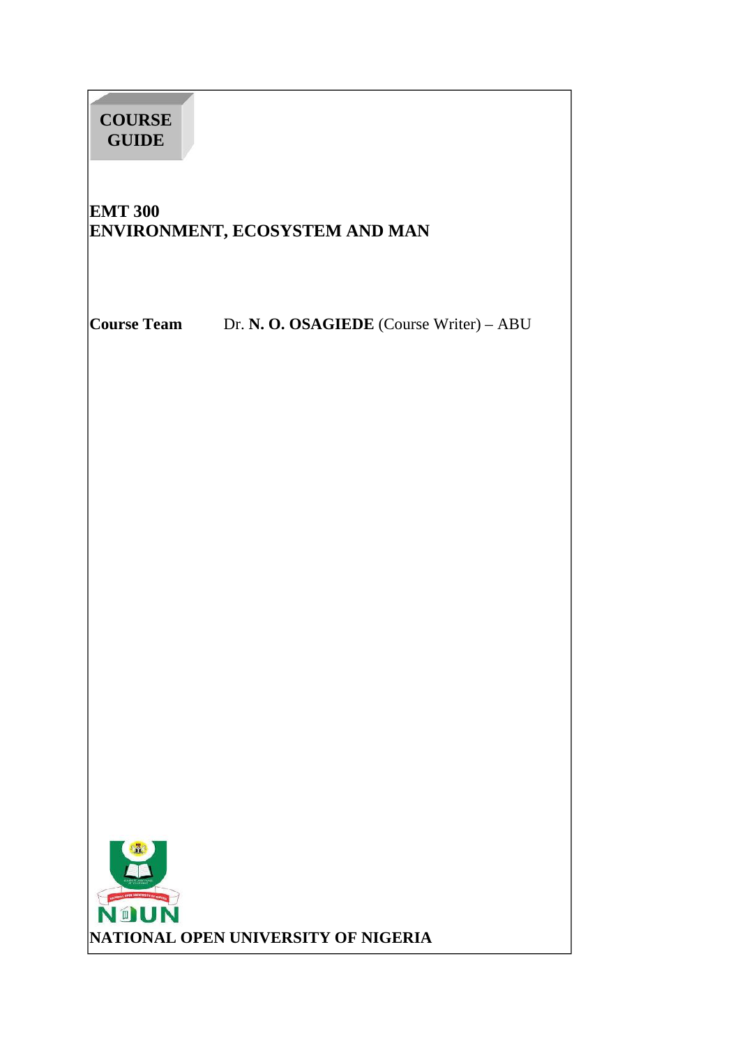**COURSE GUIDE**

# EMT 300
# ENVIRONMENT, ECOSYSTEM AND MAN

**Course Team** Dr. **N. O. OSAGIEDE** (Course Writer) – ABU

NOUN

**NATIONAL OPEN UNIVERSITY OF NIGERIA**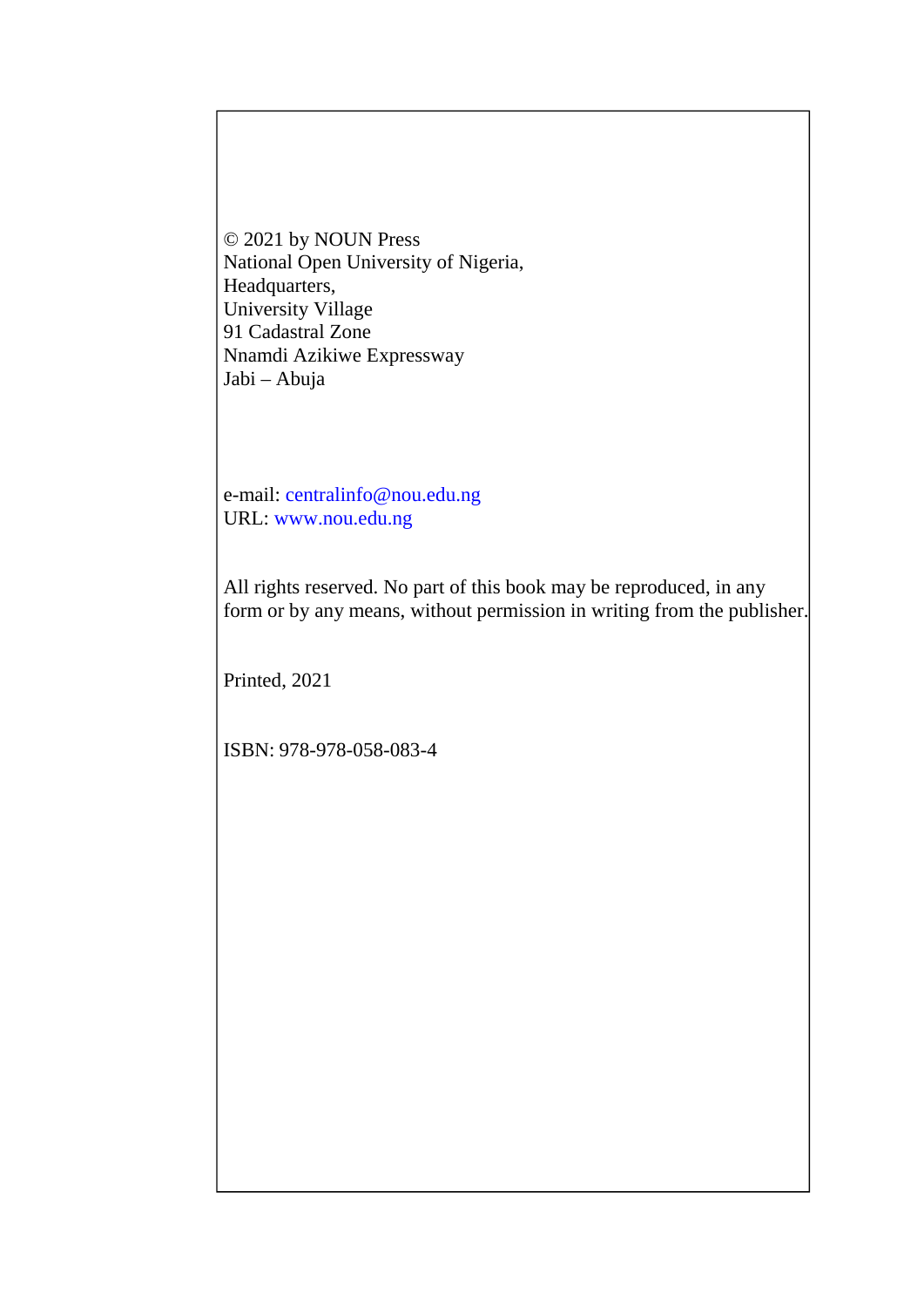© 2021 by NOUN Press
National Open University of Nigeria,
Headquarters,
University Village
91 Cadastral Zone
Nnamdi Azikiwe Expressway
Jabi – Abuja

e-mail: centralinfo@nou.edu.ng
URL: www.nou.edu.ng

All rights reserved. No part of this book may be reproduced, in any form or by any means, without permission in writing from the publisher.

Printed, 2021

ISBN: 978-978-058-083-4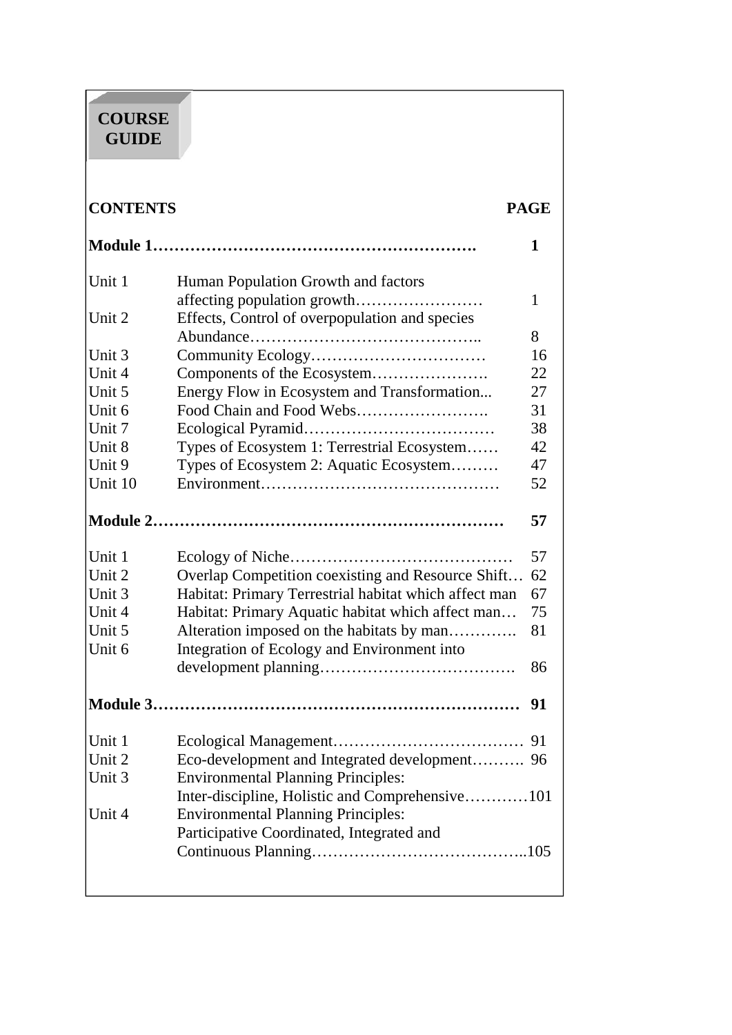# COURSE GUIDE

| CONTENTS | | PAGE |
|---|---|---|
| **Module 1……………………………………………………** | | **1** |
| Unit 1 | Human Population Growth and factors affecting population growth…………………… | 1 |
| Unit 2 | Effects, Control of overpopulation and species Abundance…………………………………….. | 8 |
| Unit 3 | Community Ecology…………………………… | 16 |
| Unit 4 | Components of the Ecosystem…………………. | 22 |
| Unit 5 | Energy Flow in Ecosystem and Transformation... | 27 |
| Unit 6 | Food Chain and Food Webs……………………. | 31 |
| Unit 7 | Ecological Pyramid……………………………… | 38 |
| Unit 8 | Types of Ecosystem 1: Terrestrial Ecosystem…… | 42 |
| Unit 9 | Types of Ecosystem 2: Aquatic Ecosystem……… | 47 |
| Unit 10 | Environment……………………………………… | 52 |
| **Module 2…………………………………………………………** | | **57** |
| Unit 1 | Ecology of Niche…………………………………… | 57 |
| Unit 2 | Overlap Competition coexisting and Resource Shift… | 62 |
| Unit 3 | Habitat: Primary Terrestrial habitat which affect man | 67 |
| Unit 4 | Habitat: Primary Aquatic habitat which affect man… | 75 |
| Unit 5 | Alteration imposed on the habitats by man…………. | 81 |
| Unit 6 | Integration of Ecology and Environment into development planning………………………………. | 86 |
| **Module 3……………………………………………………………** | | **91** |
| Unit 1 | Ecological Management……………………………… | 91 |
| Unit 2 | Eco-development and Integrated development………. | 96 |
| Unit 3 | Environmental Planning Principles: Inter-discipline, Holistic and Comprehensive………… | 101 |
| Unit 4 | Environmental Planning Principles: Participative Coordinated, Integrated and Continuous Planning………………………………….. | 105 |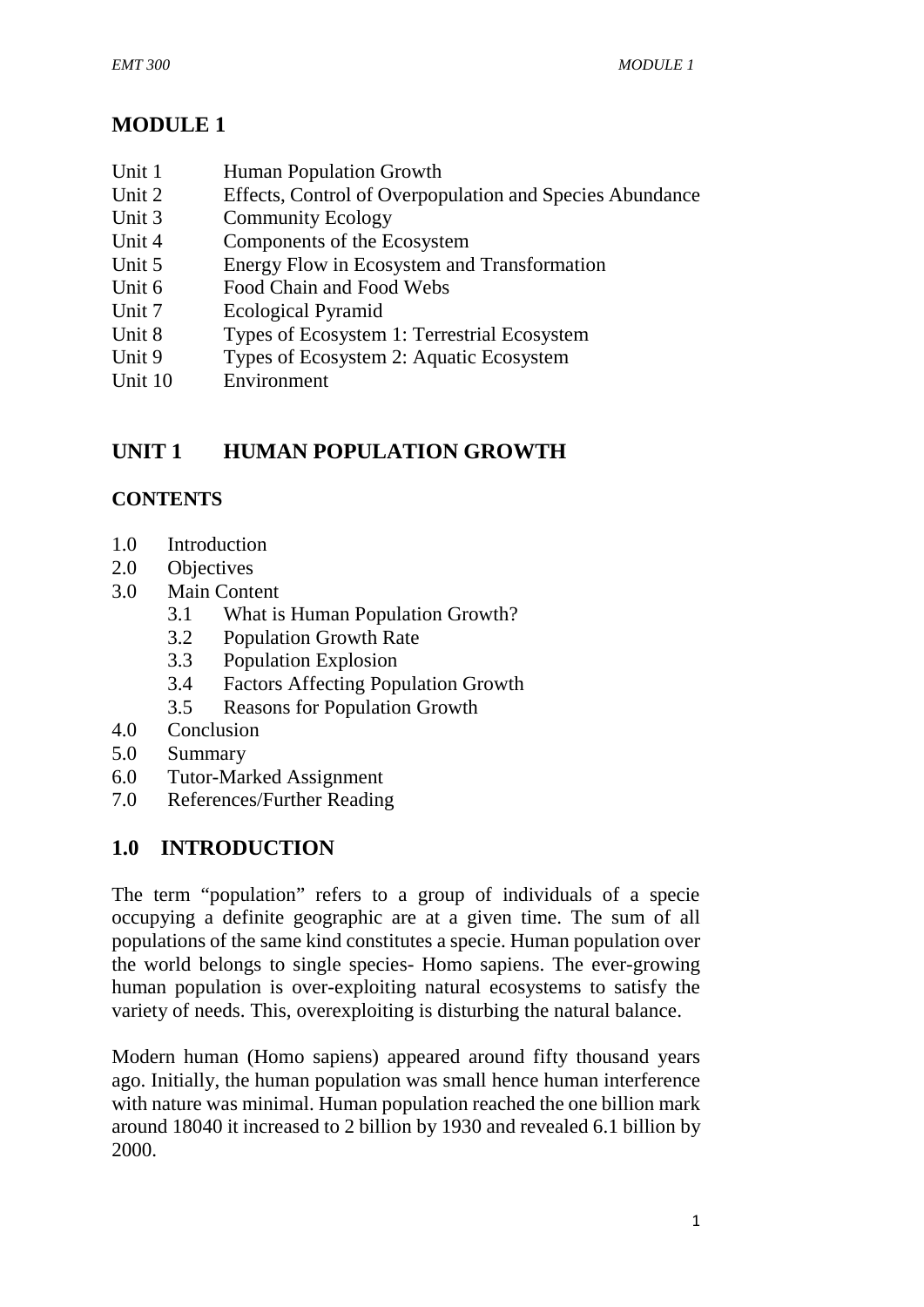# MODULE 1

| | |
|---|---|
| Unit 1 | Human Population Growth |
| Unit 2 | Effects, Control of Overpopulation and Species Abundance |
| Unit 3 | Community Ecology |
| Unit 4 | Components of the Ecosystem |
| Unit 5 | Energy Flow in Ecosystem and Transformation |
| Unit 6 | Food Chain and Food Webs |
| Unit 7 | Ecological Pyramid |
| Unit 8 | Types of Ecosystem 1: Terrestrial Ecosystem |
| Unit 9 | Types of Ecosystem 2: Aquatic Ecosystem |
| Unit 10 | Environment |

## UNIT 1 HUMAN POPULATION GROWTH

### CONTENTS

- 1.0 Introduction
- 2.0 Objectives
- 3.0 Main Content
  - 3.1 What is Human Population Growth?
  - 3.2 Population Growth Rate
  - 3.3 Population Explosion
  - 3.4 Factors Affecting Population Growth
  - 3.5 Reasons for Population Growth
- 4.0 Conclusion
- 5.0 Summary
- 6.0 Tutor-Marked Assignment
- 7.0 References/Further Reading

## 1.0 INTRODUCTION

The term "population" refers to a group of individuals of a specie occupying a definite geographic are at a given time. The sum of all populations of the same kind constitutes a specie. Human population over the world belongs to single species- Homo sapiens. The ever-growing human population is over-exploiting natural ecosystems to satisfy the variety of needs. This, overexploiting is disturbing the natural balance.

Modern human (Homo sapiens) appeared around fifty thousand years ago. Initially, the human population was small hence human interference with nature was minimal. Human population reached the one billion mark around 18040 it increased to 2 billion by 1930 and revealed 6.1 billion by 2000.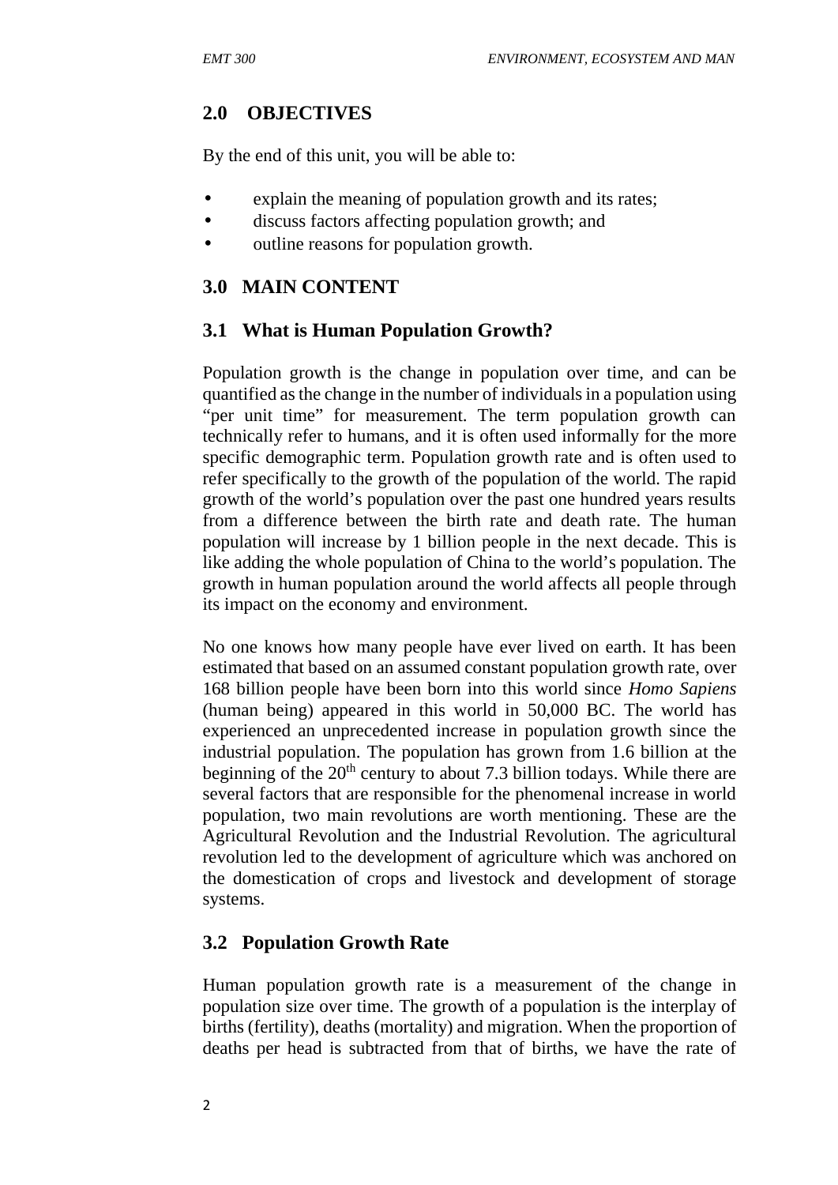## 2.0 OBJECTIVES

By the end of this unit, you will be able to:

- explain the meaning of population growth and its rates;
- discuss factors affecting population growth; and
- outline reasons for population growth.

## 3.0 MAIN CONTENT

### 3.1 What is Human Population Growth?

Population growth is the change in population over time, and can be quantified as the change in the number of individuals in a population using "per unit time" for measurement. The term population growth can technically refer to humans, and it is often used informally for the more specific demographic term. Population growth rate and is often used to refer specifically to the growth of the population of the world. The rapid growth of the world's population over the past one hundred years results from a difference between the birth rate and death rate. The human population will increase by 1 billion people in the next decade. This is like adding the whole population of China to the world's population. The growth in human population around the world affects all people through its impact on the economy and environment.

No one knows how many people have ever lived on earth. It has been estimated that based on an assumed constant population growth rate, over 168 billion people have been born into this world since *Homo Sapiens* (human being) appeared in this world in 50,000 BC. The world has experienced an unprecedented increase in population growth since the industrial population. The population has grown from 1.6 billion at the beginning of the 20th century to about 7.3 billion todays. While there are several factors that are responsible for the phenomenal increase in world population, two main revolutions are worth mentioning. These are the Agricultural Revolution and the Industrial Revolution. The agricultural revolution led to the development of agriculture which was anchored on the domestication of crops and livestock and development of storage systems.

### 3.2 Population Growth Rate

Human population growth rate is a measurement of the change in population size over time. The growth of a population is the interplay of births (fertility), deaths (mortality) and migration. When the proportion of deaths per head is subtracted from that of births, we have the rate of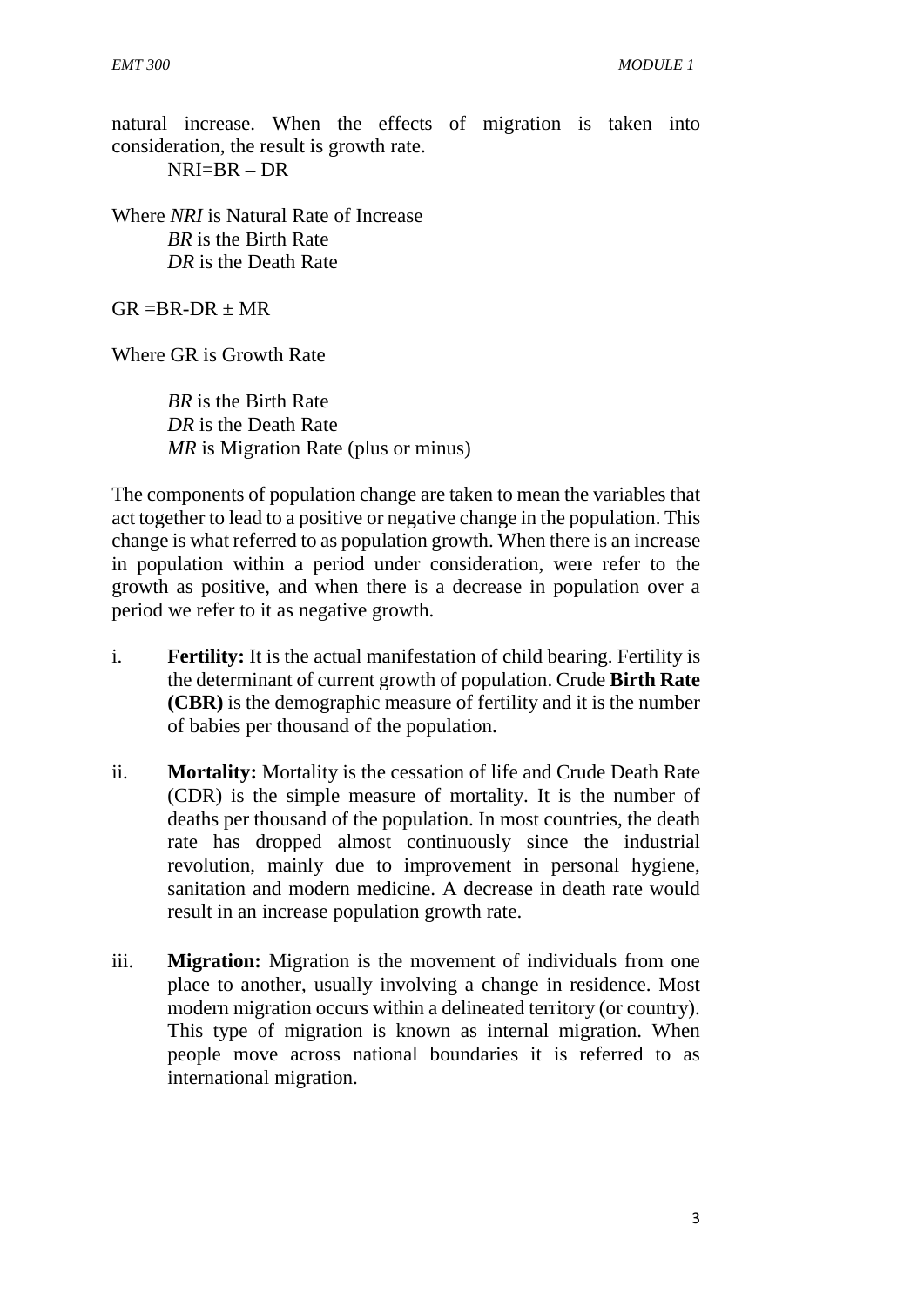natural increase. When the effects of migration is taken into consideration, the result is growth rate.

$$NRI = BR - DR$$

Where *NRI* is Natural Rate of Increase
*BR* is the Birth Rate
*DR* is the Death Rate

$$GR = BR - DR \pm MR$$

Where GR is Growth Rate

*BR* is the Birth Rate
*DR* is the Death Rate
*MR* is Migration Rate (plus or minus)

The components of population change are taken to mean the variables that act together to lead to a positive or negative change in the population. This change is what referred to as population growth. When there is an increase in population within a period under consideration, were refer to the growth as positive, and when there is a decrease in population over a period we refer to it as negative growth.

i. **Fertility:** It is the actual manifestation of child bearing. Fertility is the determinant of current growth of population. Crude **Birth Rate (CBR)** is the demographic measure of fertility and it is the number of babies per thousand of the population.

ii. **Mortality:** Mortality is the cessation of life and Crude Death Rate (CDR) is the simple measure of mortality. It is the number of deaths per thousand of the population. In most countries, the death rate has dropped almost continuously since the industrial revolution, mainly due to improvement in personal hygiene, sanitation and modern medicine. A decrease in death rate would result in an increase population growth rate.

iii. **Migration:** Migration is the movement of individuals from one place to another, usually involving a change in residence. Most modern migration occurs within a delineated territory (or country). This type of migration is known as internal migration. When people move across national boundaries it is referred to as international migration.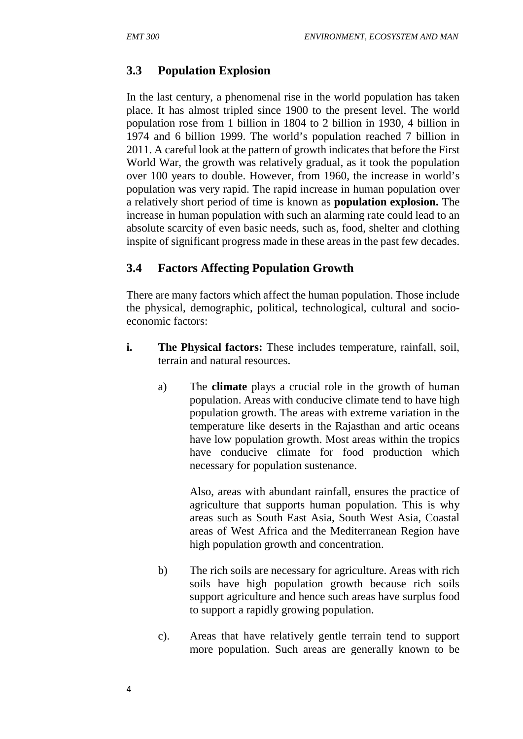## 3.3 Population Explosion

In the last century, a phenomenal rise in the world population has taken place. It has almost tripled since 1900 to the present level. The world population rose from 1 billion in 1804 to 2 billion in 1930, 4 billion in 1974 and 6 billion 1999. The world's population reached 7 billion in 2011. A careful look at the pattern of growth indicates that before the First World War, the growth was relatively gradual, as it took the population over 100 years to double. However, from 1960, the increase in world's population was very rapid. The rapid increase in human population over a relatively short period of time is known as **population explosion.** The increase in human population with such an alarming rate could lead to an absolute scarcity of even basic needs, such as, food, shelter and clothing inspite of significant progress made in these areas in the past few decades.

## 3.4 Factors Affecting Population Growth

There are many factors which affect the human population. Those include the physical, demographic, political, technological, cultural and socio-economic factors:

**i. The Physical factors:** These includes temperature, rainfall, soil, terrain and natural resources.

a) The **climate** plays a crucial role in the growth of human population. Areas with conducive climate tend to have high population growth. The areas with extreme variation in the temperature like deserts in the Rajasthan and artic oceans have low population growth. Most areas within the tropics have conducive climate for food production which necessary for population sustenance.

Also, areas with abundant rainfall, ensures the practice of agriculture that supports human population. This is why areas such as South East Asia, South West Asia, Coastal areas of West Africa and the Mediterranean Region have high population growth and concentration.

b) The rich soils are necessary for agriculture. Areas with rich soils have high population growth because rich soils support agriculture and hence such areas have surplus food to support a rapidly growing population.

c). Areas that have relatively gentle terrain tend to support more population. Such areas are generally known to be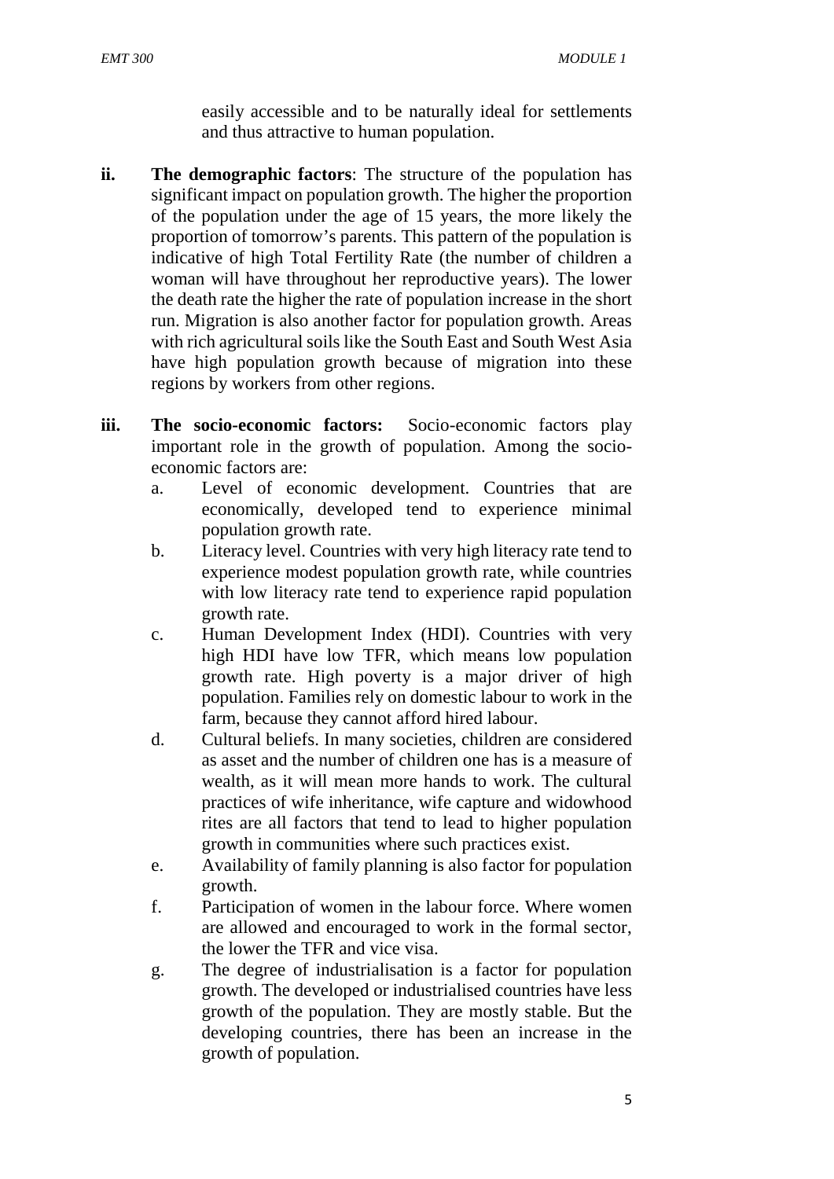easily accessible and to be naturally ideal for settlements and thus attractive to human population.

**ii.** **The demographic factors**: The structure of the population has significant impact on population growth. The higher the proportion of the population under the age of 15 years, the more likely the proportion of tomorrow's parents. This pattern of the population is indicative of high Total Fertility Rate (the number of children a woman will have throughout her reproductive years). The lower the death rate the higher the rate of population increase in the short run. Migration is also another factor for population growth. Areas with rich agricultural soils like the South East and South West Asia have high population growth because of migration into these regions by workers from other regions.

**iii.** **The socio-economic factors:** Socio-economic factors play important role in the growth of population. Among the socio-economic factors are:

a. Level of economic development. Countries that are economically, developed tend to experience minimal population growth rate.

b. Literacy level. Countries with very high literacy rate tend to experience modest population growth rate, while countries with low literacy rate tend to experience rapid population growth rate.

c. Human Development Index (HDI). Countries with very high HDI have low TFR, which means low population growth rate. High poverty is a major driver of high population. Families rely on domestic labour to work in the farm, because they cannot afford hired labour.

d. Cultural beliefs. In many societies, children are considered as asset and the number of children one has is a measure of wealth, as it will mean more hands to work. The cultural practices of wife inheritance, wife capture and widowhood rites are all factors that tend to lead to higher population growth in communities where such practices exist.

e. Availability of family planning is also factor for population growth.

f. Participation of women in the labour force. Where women are allowed and encouraged to work in the formal sector, the lower the TFR and vice visa.

g. The degree of industrialisation is a factor for population growth. The developed or industrialised countries have less growth of the population. They are mostly stable. But the developing countries, there has been an increase in the growth of population.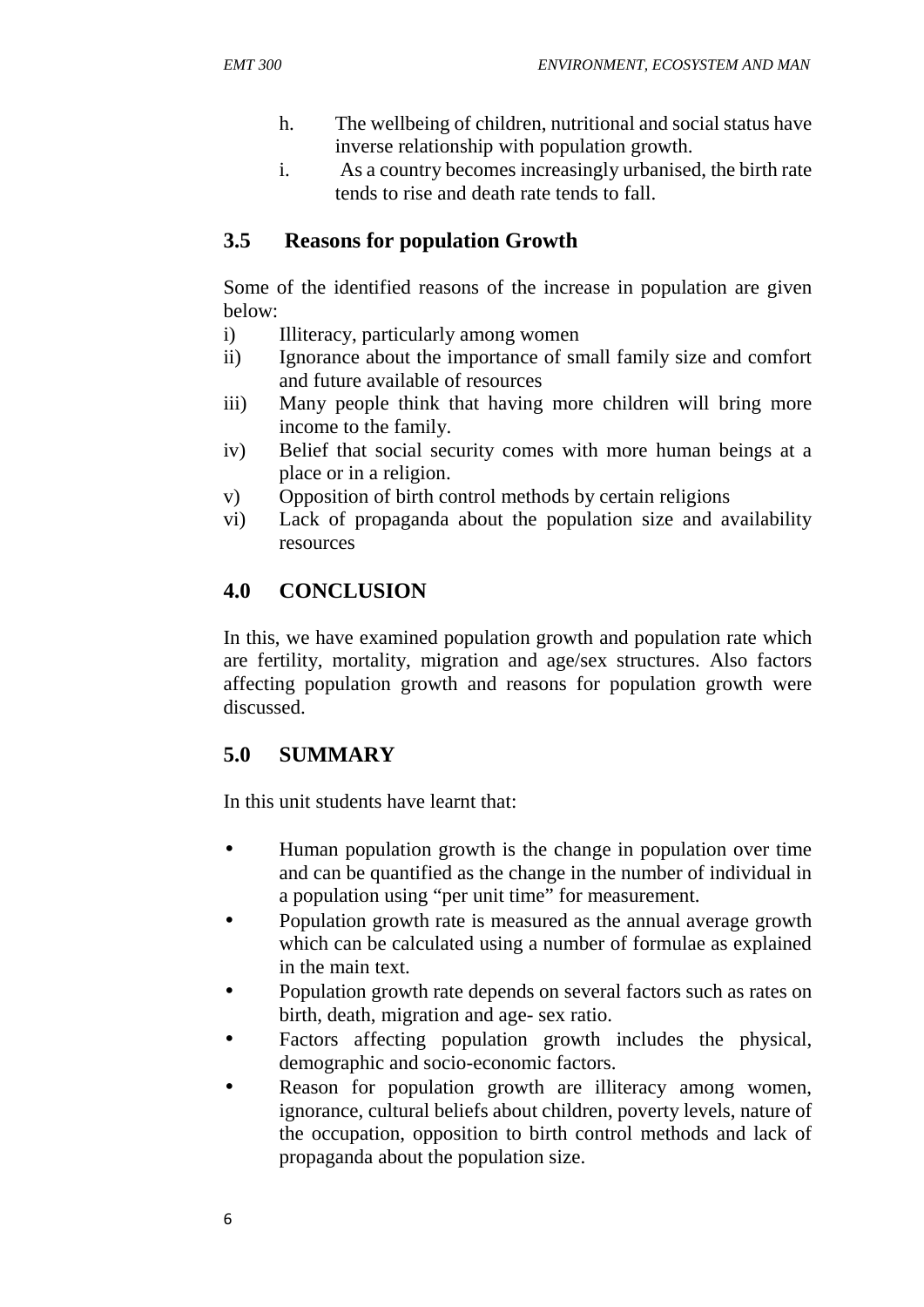h. The wellbeing of children, nutritional and social status have inverse relationship with population growth.

i. As a country becomes increasingly urbanised, the birth rate tends to rise and death rate tends to fall.

## 3.5 Reasons for population Growth

Some of the identified reasons of the increase in population are given below:

i) Illiteracy, particularly among women

ii) Ignorance about the importance of small family size and comfort and future available of resources

iii) Many people think that having more children will bring more income to the family.

iv) Belief that social security comes with more human beings at a place or in a religion.

v) Opposition of birth control methods by certain religions

vi) Lack of propaganda about the population size and availability resources

## 4.0 CONCLUSION

In this, we have examined population growth and population rate which are fertility, mortality, migration and age/sex structures. Also factors affecting population growth and reasons for population growth were discussed.

## 5.0 SUMMARY

In this unit students have learnt that:

- Human population growth is the change in population over time and can be quantified as the change in the number of individual in a population using "per unit time" for measurement.
- Population growth rate is measured as the annual average growth which can be calculated using a number of formulae as explained in the main text.
- Population growth rate depends on several factors such as rates on birth, death, migration and age- sex ratio.
- Factors affecting population growth includes the physical, demographic and socio-economic factors.
- Reason for population growth are illiteracy among women, ignorance, cultural beliefs about children, poverty levels, nature of the occupation, opposition to birth control methods and lack of propaganda about the population size.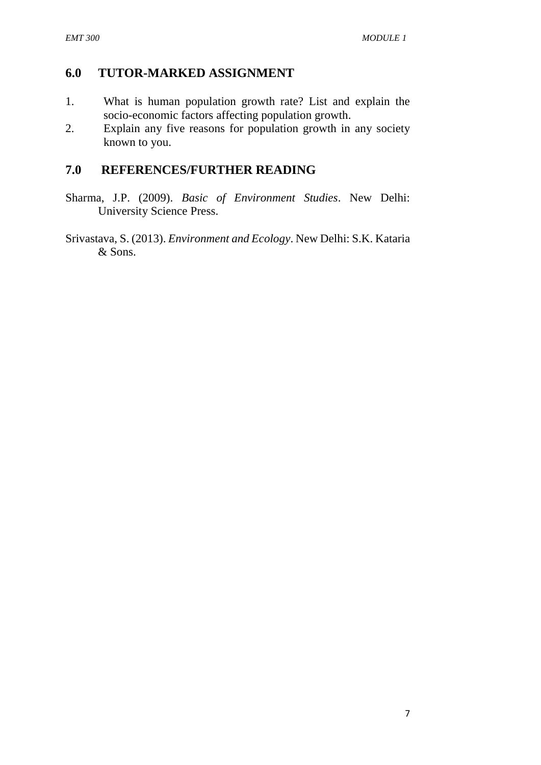## 6.0 TUTOR-MARKED ASSIGNMENT

1. What is human population growth rate? List and explain the socio-economic factors affecting population growth.
2. Explain any five reasons for population growth in any society known to you.

## 7.0 REFERENCES/FURTHER READING

Sharma, J.P. (2009). *Basic of Environment Studies*. New Delhi: University Science Press.

Srivastava, S. (2013). *Environment and Ecology*. New Delhi: S.K. Kataria & Sons.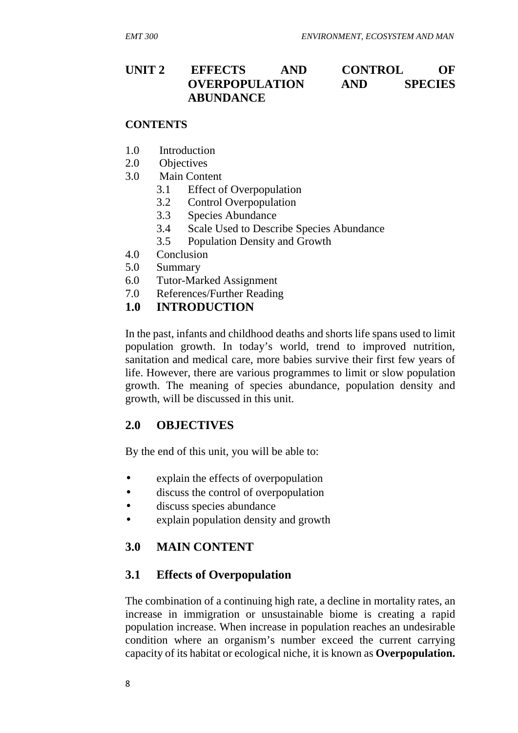# UNIT 2 EFFECTS AND CONTROL OF OVERPOPULATION AND SPECIES ABUNDANCE

**CONTENTS**

1.0 Introduction
2.0 Objectives
3.0 Main Content
   3.1 Effect of Overpopulation
   3.2 Control Overpopulation
   3.3 Species Abundance
   3.4 Scale Used to Describe Species Abundance
   3.5 Population Density and Growth
4.0 Conclusion
5.0 Summary
6.0 Tutor-Marked Assignment
7.0 References/Further Reading

## 1.0 INTRODUCTION

In the past, infants and childhood deaths and shorts life spans used to limit population growth. In today's world, trend to improved nutrition, sanitation and medical care, more babies survive their first few years of life. However, there are various programmes to limit or slow population growth. The meaning of species abundance, population density and growth, will be discussed in this unit.

## 2.0 OBJECTIVES

By the end of this unit, you will be able to:

- explain the effects of overpopulation
- discuss the control of overpopulation
- discuss species abundance
- explain population density and growth

## 3.0 MAIN CONTENT

### 3.1 Effects of Overpopulation

The combination of a continuing high rate, a decline in mortality rates, an increase in immigration or unsustainable biome is creating a rapid population increase. When increase in population reaches an undesirable condition where an organism's number exceed the current carrying capacity of its habitat or ecological niche, it is known as **Overpopulation.**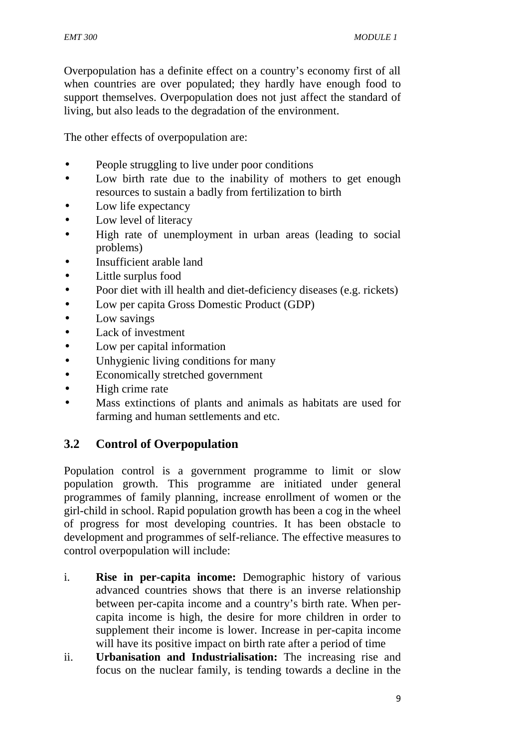Overpopulation has a definite effect on a country's economy first of all when countries are over populated; they hardly have enough food to support themselves. Overpopulation does not just affect the standard of living, but also leads to the degradation of the environment.

The other effects of overpopulation are:

- People struggling to live under poor conditions
- Low birth rate due to the inability of mothers to get enough resources to sustain a badly from fertilization to birth
- Low life expectancy
- Low level of literacy
- High rate of unemployment in urban areas (leading to social problems)
- Insufficient arable land
- Little surplus food
- Poor diet with ill health and diet-deficiency diseases (e.g. rickets)
- Low per capita Gross Domestic Product (GDP)
- Low savings
- Lack of investment
- Low per capital information
- Unhygienic living conditions for many
- Economically stretched government
- High crime rate
- Mass extinctions of plants and animals as habitats are used for farming and human settlements and etc.

## 3.2 Control of Overpopulation

Population control is a government programme to limit or slow population growth. This programme are initiated under general programmes of family planning, increase enrollment of women or the girl-child in school. Rapid population growth has been a cog in the wheel of progress for most developing countries. It has been obstacle to development and programmes of self-reliance. The effective measures to control overpopulation will include:

i. **Rise in per-capita income:** Demographic history of various advanced countries shows that there is an inverse relationship between per-capita income and a country's birth rate. When per-capita income is high, the desire for more children in order to supplement their income is lower. Increase in per-capita income will have its positive impact on birth rate after a period of time

ii. **Urbanisation and Industrialisation:** The increasing rise and focus on the nuclear family, is tending towards a decline in the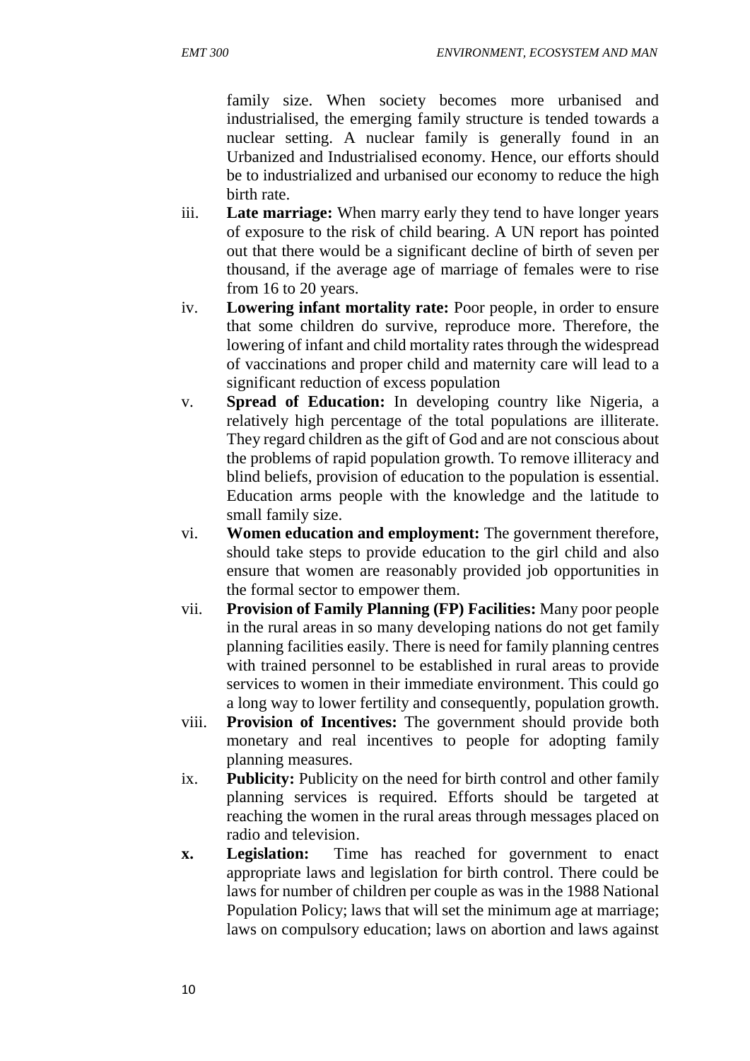family size. When society becomes more urbanised and industrialised, the emerging family structure is tended towards a nuclear setting. A nuclear family is generally found in an Urbanized and Industrialised economy. Hence, our efforts should be to industrialized and urbanised our economy to reduce the high birth rate.

iii. **Late marriage:** When marry early they tend to have longer years of exposure to the risk of child bearing. A UN report has pointed out that there would be a significant decline of birth of seven per thousand, if the average age of marriage of females were to rise from 16 to 20 years.

iv. **Lowering infant mortality rate:** Poor people, in order to ensure that some children do survive, reproduce more. Therefore, the lowering of infant and child mortality rates through the widespread of vaccinations and proper child and maternity care will lead to a significant reduction of excess population

v. **Spread of Education:** In developing country like Nigeria, a relatively high percentage of the total populations are illiterate. They regard children as the gift of God and are not conscious about the problems of rapid population growth. To remove illiteracy and blind beliefs, provision of education to the population is essential. Education arms people with the knowledge and the latitude to small family size.

vi. **Women education and employment:** The government therefore, should take steps to provide education to the girl child and also ensure that women are reasonably provided job opportunities in the formal sector to empower them.

vii. **Provision of Family Planning (FP) Facilities:** Many poor people in the rural areas in so many developing nations do not get family planning facilities easily. There is need for family planning centres with trained personnel to be established in rural areas to provide services to women in their immediate environment. This could go a long way to lower fertility and consequently, population growth.

viii. **Provision of Incentives:** The government should provide both monetary and real incentives to people for adopting family planning measures.

ix. **Publicity:** Publicity on the need for birth control and other family planning services is required. Efforts should be targeted at reaching the women in the rural areas through messages placed on radio and television.

**x. Legislation:** Time has reached for government to enact appropriate laws and legislation for birth control. There could be laws for number of children per couple as was in the 1988 National Population Policy; laws that will set the minimum age at marriage; laws on compulsory education; laws on abortion and laws against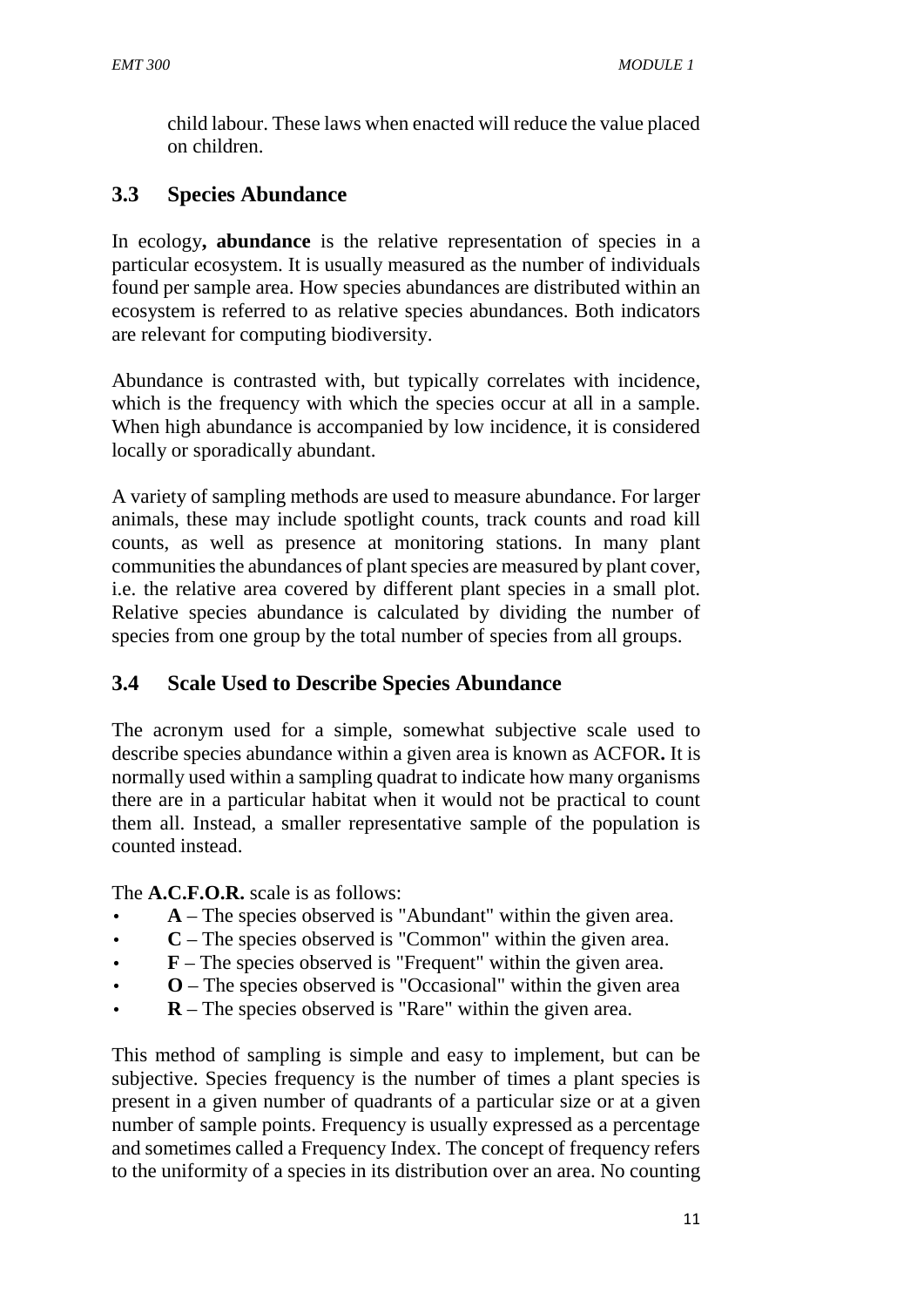child labour. These laws when enacted will reduce the value placed on children.

## 3.3 Species Abundance

In ecology**,** **abundance** is the relative representation of species in a particular ecosystem. It is usually measured as the number of individuals found per sample area. How species abundances are distributed within an ecosystem is referred to as relative species abundances. Both indicators are relevant for computing biodiversity.

Abundance is contrasted with, but typically correlates with incidence, which is the frequency with which the species occur at all in a sample. When high abundance is accompanied by low incidence, it is considered locally or sporadically abundant.

A variety of sampling methods are used to measure abundance. For larger animals, these may include spotlight counts, track counts and road kill counts, as well as presence at monitoring stations. In many plant communities the abundances of plant species are measured by plant cover, i.e. the relative area covered by different plant species in a small plot. Relative species abundance is calculated by dividing the number of species from one group by the total number of species from all groups.

## 3.4 Scale Used to Describe Species Abundance

The acronym used for a simple, somewhat subjective scale used to describe species abundance within a given area is known as ACFOR**.** It is normally used within a sampling quadrat to indicate how many organisms there are in a particular habitat when it would not be practical to count them all. Instead, a smaller representative sample of the population is counted instead.

The **A.C.F.O.R.** scale is as follows:

- **A** – The species observed is "Abundant" within the given area.
- **C** – The species observed is "Common" within the given area.
- **F** – The species observed is "Frequent" within the given area.
- **O** – The species observed is "Occasional" within the given area
- **R** – The species observed is "Rare" within the given area.

This method of sampling is simple and easy to implement, but can be subjective. Species frequency is the number of times a plant species is present in a given number of quadrants of a particular size or at a given number of sample points. Frequency is usually expressed as a percentage and sometimes called a Frequency Index. The concept of frequency refers to the uniformity of a species in its distribution over an area. No counting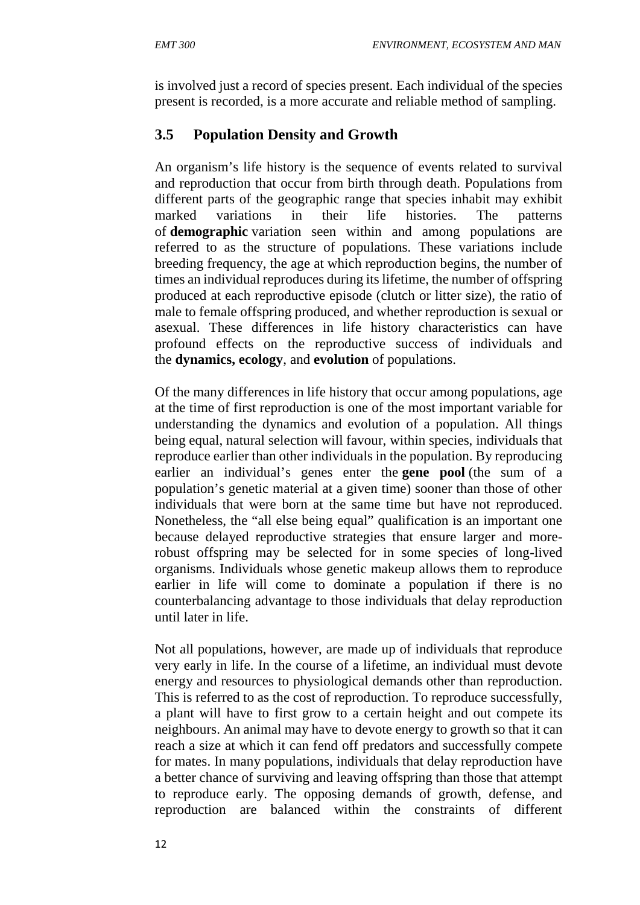is involved just a record of species present. Each individual of the species present is recorded, is a more accurate and reliable method of sampling.

## 3.5 Population Density and Growth

An organism's life history is the sequence of events related to survival and reproduction that occur from birth through death. Populations from different parts of the geographic range that species inhabit may exhibit marked variations in their life histories. The patterns of **demographic** variation seen within and among populations are referred to as the structure of populations. These variations include breeding frequency, the age at which reproduction begins, the number of times an individual reproduces during its lifetime, the number of offspring produced at each reproductive episode (clutch or litter size), the ratio of male to female offspring produced, and whether reproduction is sexual or asexual. These differences in life history characteristics can have profound effects on the reproductive success of individuals and the **dynamics, ecology**, and **evolution** of populations.

Of the many differences in life history that occur among populations, age at the time of first reproduction is one of the most important variable for understanding the dynamics and evolution of a population. All things being equal, natural selection will favour, within species, individuals that reproduce earlier than other individuals in the population. By reproducing earlier an individual's genes enter the **gene pool** (the sum of a population's genetic material at a given time) sooner than those of other individuals that were born at the same time but have not reproduced. Nonetheless, the "all else being equal" qualification is an important one because delayed reproductive strategies that ensure larger and more-robust offspring may be selected for in some species of long-lived organisms. Individuals whose genetic makeup allows them to reproduce earlier in life will come to dominate a population if there is no counterbalancing advantage to those individuals that delay reproduction until later in life.

Not all populations, however, are made up of individuals that reproduce very early in life. In the course of a lifetime, an individual must devote energy and resources to physiological demands other than reproduction. This is referred to as the cost of reproduction. To reproduce successfully, a plant will have to first grow to a certain height and out compete its neighbours. An animal may have to devote energy to growth so that it can reach a size at which it can fend off predators and successfully compete for mates. In many populations, individuals that delay reproduction have a better chance of surviving and leaving offspring than those that attempt to reproduce early. The opposing demands of growth, defense, and reproduction are balanced within the constraints of different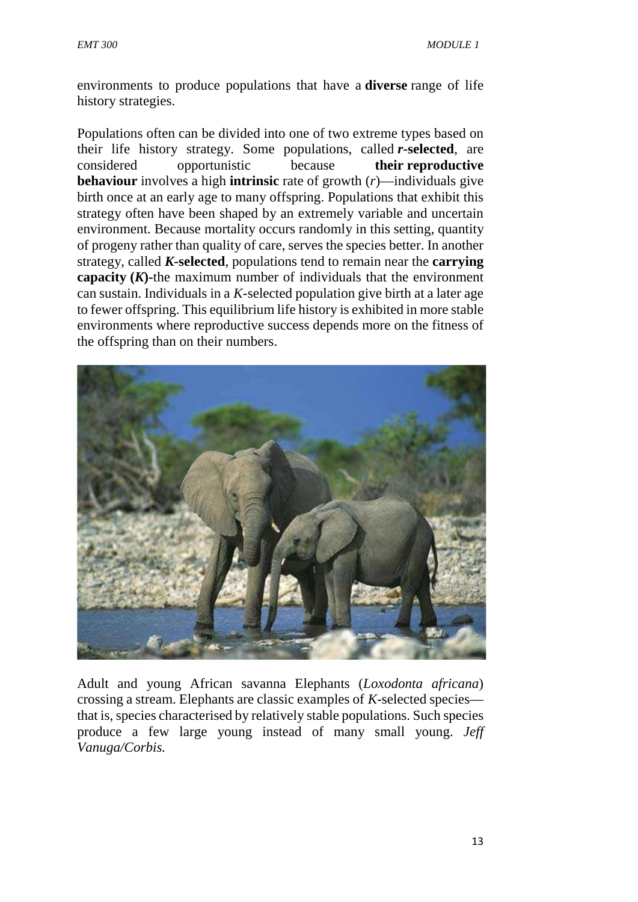environments to produce populations that have a **diverse** range of life history strategies.

Populations often can be divided into one of two extreme types based on their life history strategy. Some populations, called ***r*-selected**, are considered opportunistic because **their reproductive behaviour** involves a high **intrinsic** rate of growth (*r*)—individuals give birth once at an early age to many offspring. Populations that exhibit this strategy often have been shaped by an extremely variable and uncertain environment. Because mortality occurs randomly in this setting, quantity of progeny rather than quality of care, serves the species better. In another strategy, called ***K*-selected**, populations tend to remain near the **carrying capacity (*K*)**-the maximum number of individuals that the environment can sustain. Individuals in a *K*-selected population give birth at a later age to fewer offspring. This equilibrium life history is exhibited in more stable environments where reproductive success depends more on the fitness of the offspring than on their numbers.

Adult and young African savanna Elephants (*Loxodonta africana*) crossing a stream. Elephants are classic examples of *K*-selected species—that is, species characterised by relatively stable populations. Such species produce a few large young instead of many small young. *Jeff Vanuga/Corbis.*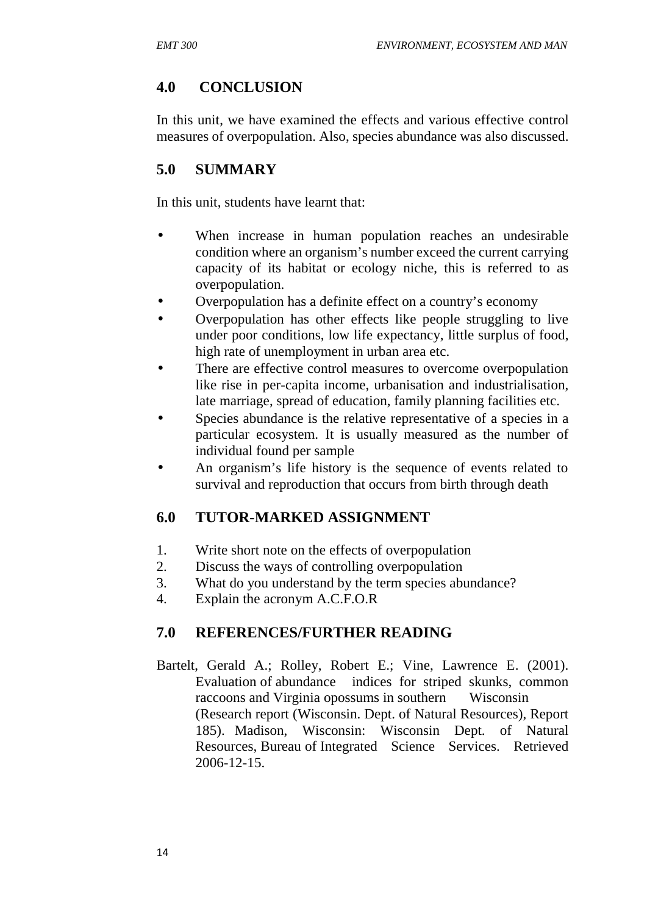## 4.0 CONCLUSION

In this unit, we have examined the effects and various effective control measures of overpopulation. Also, species abundance was also discussed.

## 5.0 SUMMARY

In this unit, students have learnt that:

- When increase in human population reaches an undesirable condition where an organism's number exceed the current carrying capacity of its habitat or ecology niche, this is referred to as overpopulation.
- Overpopulation has a definite effect on a country's economy
- Overpopulation has other effects like people struggling to live under poor conditions, low life expectancy, little surplus of food, high rate of unemployment in urban area etc.
- There are effective control measures to overcome overpopulation like rise in per-capita income, urbanisation and industrialisation, late marriage, spread of education, family planning facilities etc.
- Species abundance is the relative representative of a species in a particular ecosystem. It is usually measured as the number of individual found per sample
- An organism's life history is the sequence of events related to survival and reproduction that occurs from birth through death

## 6.0 TUTOR-MARKED ASSIGNMENT

1. Write short note on the effects of overpopulation
2. Discuss the ways of controlling overpopulation
3. What do you understand by the term species abundance?
4. Explain the acronym A.C.F.O.R

## 7.0 REFERENCES/FURTHER READING

Bartelt, Gerald A.; Rolley, Robert E.; Vine, Lawrence E. (2001). Evaluation of abundance indices for striped skunks, common raccoons and Virginia opossums in southern Wisconsin (Research report (Wisconsin. Dept. of Natural Resources), Report 185). Madison, Wisconsin: Wisconsin Dept. of Natural Resources, Bureau of Integrated Science Services. Retrieved 2006-12-15.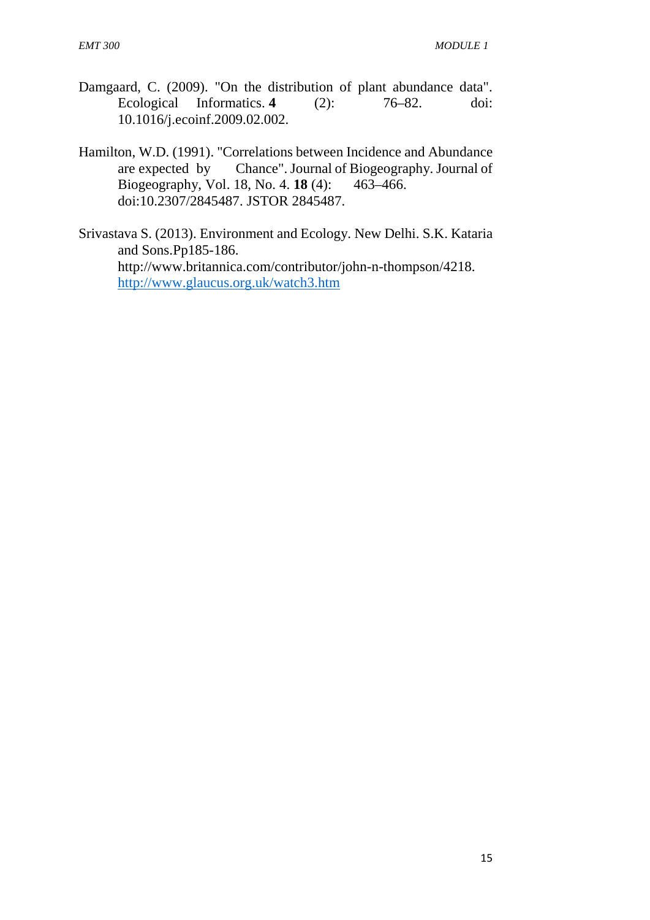Damgaard, C. (2009). "On the distribution of plant abundance data". Ecological Informatics. **4** (2): 76–82. doi: 10.1016/j.ecoinf.2009.02.002.

Hamilton, W.D. (1991). "Correlations between Incidence and Abundance are expected by Chance". Journal of Biogeography. Journal of Biogeography, Vol. 18, No. 4. **18** (4): 463–466. doi:10.2307/2845487. JSTOR 2845487.

Srivastava S. (2013). Environment and Ecology. New Delhi. S.K. Kataria and Sons.Pp185-186.
http://www.britannica.com/contributor/john-n-thompson/4218.
http://www.glaucus.org.uk/watch3.htm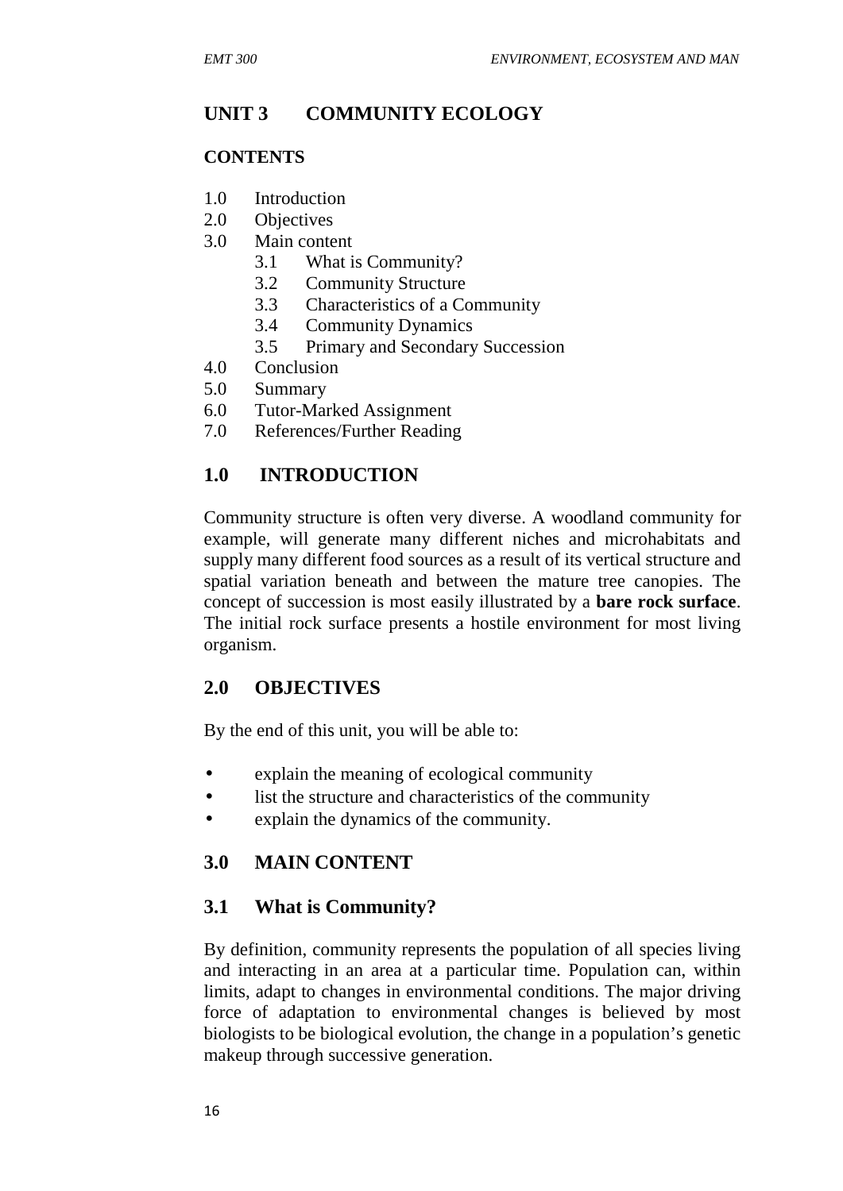# UNIT 3 COMMUNITY ECOLOGY

**CONTENTS**

1.0 Introduction
2.0 Objectives
3.0 Main content
 3.1 What is Community?
 3.2 Community Structure
 3.3 Characteristics of a Community
 3.4 Community Dynamics
 3.5 Primary and Secondary Succession
4.0 Conclusion
5.0 Summary
6.0 Tutor-Marked Assignment
7.0 References/Further Reading

## 1.0 INTRODUCTION

Community structure is often very diverse. A woodland community for example, will generate many different niches and microhabitats and supply many different food sources as a result of its vertical structure and spatial variation beneath and between the mature tree canopies. The concept of succession is most easily illustrated by a **bare rock surface**. The initial rock surface presents a hostile environment for most living organism.

## 2.0 OBJECTIVES

By the end of this unit, you will be able to:

- explain the meaning of ecological community
- list the structure and characteristics of the community
- explain the dynamics of the community.

## 3.0 MAIN CONTENT

### 3.1 What is Community?

By definition, community represents the population of all species living and interacting in an area at a particular time. Population can, within limits, adapt to changes in environmental conditions. The major driving force of adaptation to environmental changes is believed by most biologists to be biological evolution, the change in a population's genetic makeup through successive generation.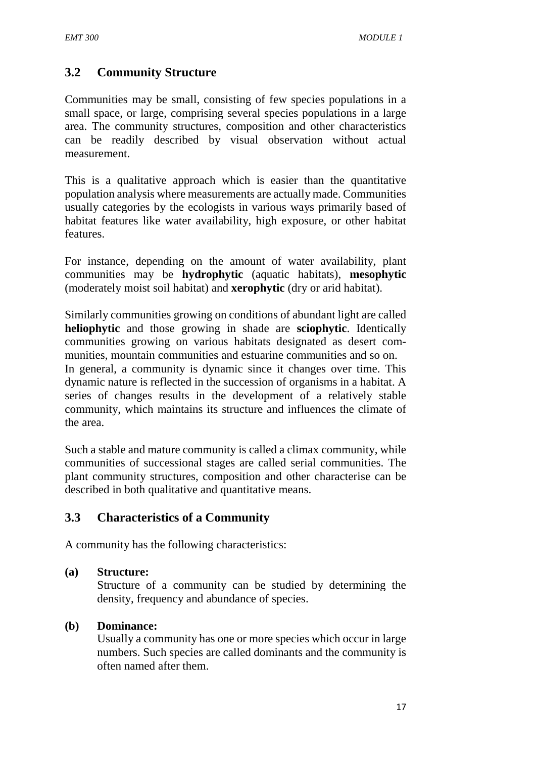## 3.2 Community Structure

Communities may be small, consisting of few species populations in a small space, or large, comprising several species populations in a large area. The community structures, composition and other characteristics can be readily described by visual observation without actual measurement.

This is a qualitative approach which is easier than the quantitative population analysis where measurements are actually made. Communities usually categories by the ecologists in various ways primarily based of habitat features like water availability, high exposure, or other habitat features.

For instance, depending on the amount of water availability, plant communities may be **hydrophytic** (aquatic habitats), **mesophytic** (moderately moist soil habitat) and **xerophytic** (dry or arid habitat).

Similarly communities growing on conditions of abundant light are called **heliophytic** and those growing in shade are **sciophytic**. Identically communities growing on various habitats designated as desert communities, mountain communities and estuarine communities and so on.
In general, a community is dynamic since it changes over time. This dynamic nature is reflected in the succession of organisms in a habitat. A series of changes results in the development of a relatively stable community, which maintains its structure and influences the climate of the area.

Such a stable and mature community is called a climax community, while communities of successional stages are called serial communities. The plant community structures, composition and other characterise can be described in both qualitative and quantitative means.

## 3.3 Characteristics of a Community

A community has the following characteristics:

**(a) Structure:**
Structure of a community can be studied by determining the density, frequency and abundance of species.

**(b) Dominance:**
Usually a community has one or more species which occur in large numbers. Such species are called dominants and the community is often named after them.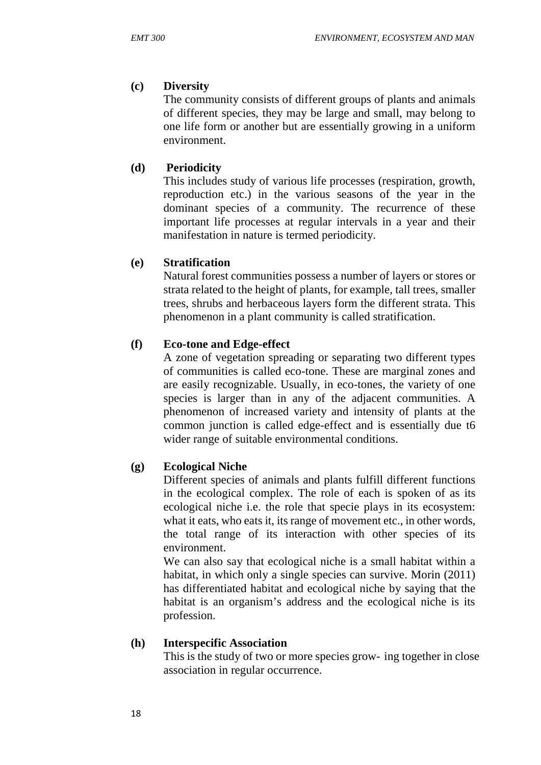**(c) Diversity**

The community consists of different groups of plants and animals of different species, they may be large and small, may belong to one life form or another but are essentially growing in a uniform environment.

**(d) Periodicity**

This includes study of various life processes (respiration, growth, reproduction etc.) in the various seasons of the year in the dominant species of a community. The recurrence of these important life processes at regular intervals in a year and their manifestation in nature is termed periodicity.

**(e) Stratification**

Natural forest communities possess a number of layers or stores or strata related to the height of plants, for example, tall trees, smaller trees, shrubs and herbaceous layers form the different strata. This phenomenon in a plant community is called stratification.

**(f) Eco-tone and Edge-effect**

A zone of vegetation spreading or separating two different types of communities is called eco-tone. These are marginal zones and are easily recognizable. Usually, in eco-tones, the variety of one species is larger than in any of the adjacent communities. A phenomenon of increased variety and intensity of plants at the common junction is called edge-effect and is essentially due t6 wider range of suitable environmental conditions.

**(g) Ecological Niche**

Different species of animals and plants fulfill different functions in the ecological complex. The role of each is spoken of as its ecological niche i.e. the role that specie plays in its ecosystem: what it eats, who eats it, its range of movement etc., in other words, the total range of its interaction with other species of its environment.

We can also say that ecological niche is a small habitat within a habitat, in which only a single species can survive. Morin (2011) has differentiated habitat and ecological niche by saying that the habitat is an organism's address and the ecological niche is its profession.

**(h) Interspecific Association**

This is the study of two or more species grow- ing together in close association in regular occurrence.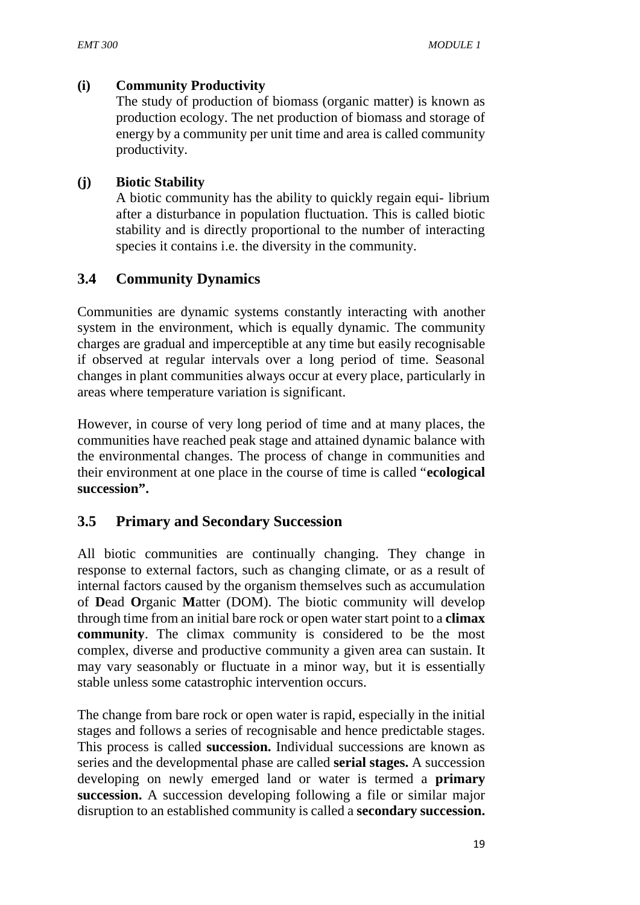**(i) Community Productivity**

The study of production of biomass (organic matter) is known as production ecology. The net production of biomass and storage of energy by a community per unit time and area is called community productivity.

**(j) Biotic Stability**

A biotic community has the ability to quickly regain equi- librium after a disturbance in population fluctuation. This is called biotic stability and is directly proportional to the number of interacting species it contains i.e. the diversity in the community.

## 3.4 Community Dynamics

Communities are dynamic systems constantly interacting with another system in the environment, which is equally dynamic. The community charges are gradual and imperceptible at any time but easily recognisable if observed at regular intervals over a long period of time. Seasonal changes in plant communities always occur at every place, particularly in areas where temperature variation is significant.

However, in course of very long period of time and at many places, the communities have reached peak stage and attained dynamic balance with the environmental changes. The process of change in communities and their environment at one place in the course of time is called "**ecological succession".**

## 3.5 Primary and Secondary Succession

All biotic communities are continually changing. They change in response to external factors, such as changing climate, or as a result of internal factors caused by the organism themselves such as accumulation of **D**ead **O**rganic **M**atter (DOM). The biotic community will develop through time from an initial bare rock or open water start point to a **climax community**. The climax community is considered to be the most complex, diverse and productive community a given area can sustain. It may vary seasonably or fluctuate in a minor way, but it is essentially stable unless some catastrophic intervention occurs.

The change from bare rock or open water is rapid, especially in the initial stages and follows a series of recognisable and hence predictable stages. This process is called **succession.** Individual successions are known as series and the developmental phase are called **serial stages.** A succession developing on newly emerged land or water is termed a **primary succession.** A succession developing following a file or similar major disruption to an established community is called a **secondary succession.**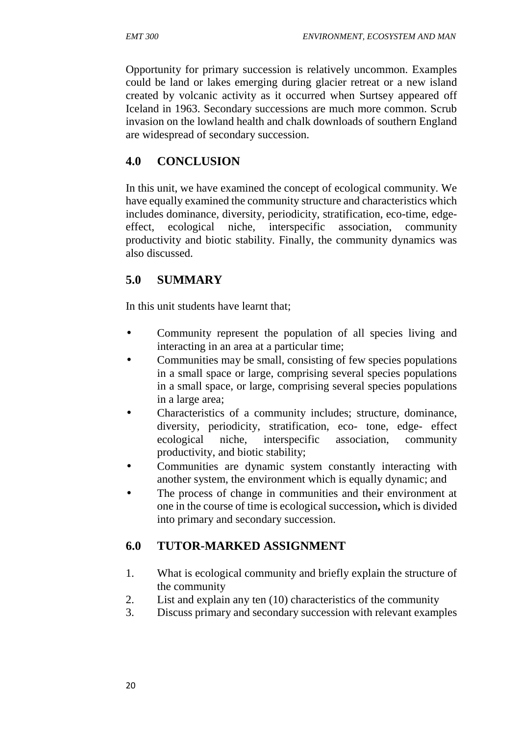Opportunity for primary succession is relatively uncommon. Examples could be land or lakes emerging during glacier retreat or a new island created by volcanic activity as it occurred when Surtsey appeared off Iceland in 1963. Secondary successions are much more common. Scrub invasion on the lowland health and chalk downloads of southern England are widespread of secondary succession.

## 4.0 CONCLUSION

In this unit, we have examined the concept of ecological community. We have equally examined the community structure and characteristics which includes dominance, diversity, periodicity, stratification, eco-time, edge-effect, ecological niche, interspecific association, community productivity and biotic stability. Finally, the community dynamics was also discussed.

## 5.0 SUMMARY

In this unit students have learnt that;

- Community represent the population of all species living and interacting in an area at a particular time;
- Communities may be small, consisting of few species populations in a small space or large, comprising several species populations in a small space, or large, comprising several species populations in a large area;
- Characteristics of a community includes; structure, dominance, diversity, periodicity, stratification, eco- tone, edge- effect ecological niche, interspecific association, community productivity, and biotic stability;
- Communities are dynamic system constantly interacting with another system, the environment which is equally dynamic; and
- The process of change in communities and their environment at one in the course of time is ecological succession**,** which is divided into primary and secondary succession.

## 6.0 TUTOR-MARKED ASSIGNMENT

1. What is ecological community and briefly explain the structure of the community
2. List and explain any ten (10) characteristics of the community
3. Discuss primary and secondary succession with relevant examples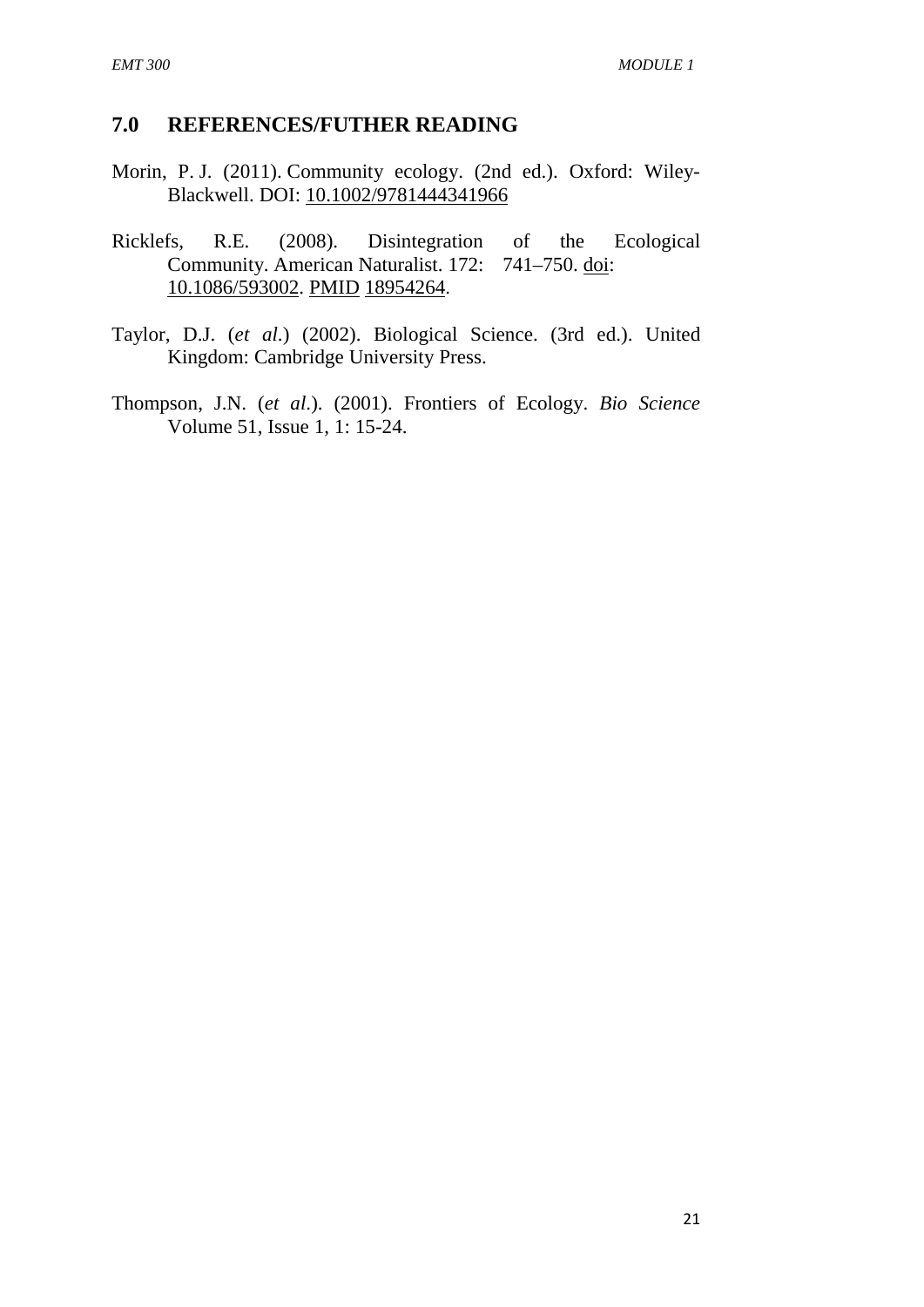## 7.0 REFERENCES/FUTHER READING

Morin, P. J. (2011). Community ecology. (2nd ed.). Oxford: Wiley-Blackwell. DOI: 10.1002/9781444341966

Ricklefs, R.E. (2008). Disintegration of the Ecological Community. American Naturalist. 172: 741–750. doi: 10.1086/593002. PMID 18954264.

Taylor, D.J. (*et al*.) (2002). Biological Science. (3rd ed.). United Kingdom: Cambridge University Press.

Thompson, J.N. (*et al*.). (2001). Frontiers of Ecology. *Bio Science* Volume 51, Issue 1, 1: 15-24.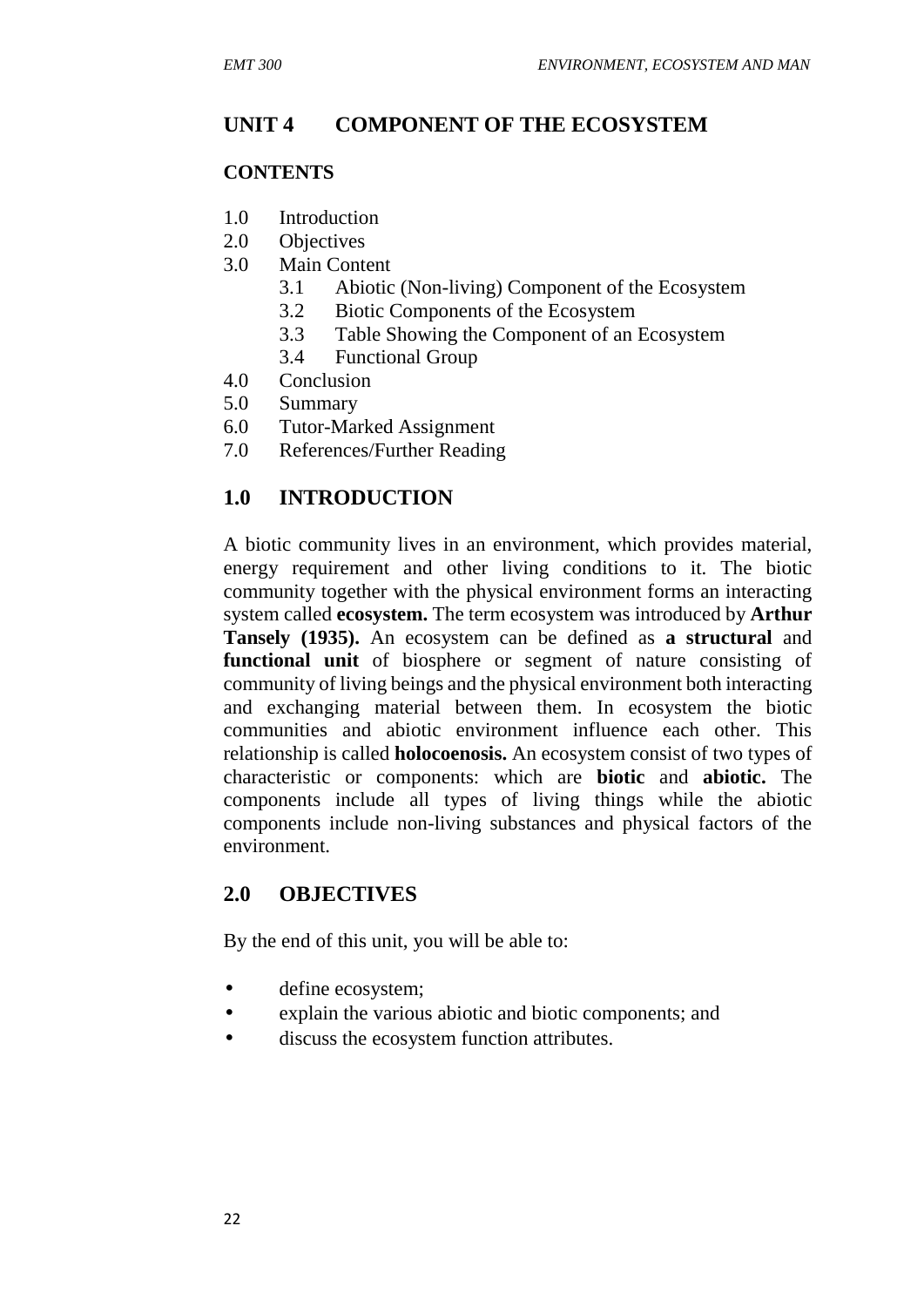# UNIT 4 COMPONENT OF THE ECOSYSTEM

**CONTENTS**

1.0 Introduction
2.0 Objectives
3.0 Main Content
    3.1 Abiotic (Non-living) Component of the Ecosystem
    3.2 Biotic Components of the Ecosystem
    3.3 Table Showing the Component of an Ecosystem
    3.4 Functional Group
4.0 Conclusion
5.0 Summary
6.0 Tutor-Marked Assignment
7.0 References/Further Reading

## 1.0 INTRODUCTION

A biotic community lives in an environment, which provides material, energy requirement and other living conditions to it. The biotic community together with the physical environment forms an interacting system called **ecosystem.** The term ecosystem was introduced by **Arthur Tansely (1935).** An ecosystem can be defined as **a structural** and **functional unit** of biosphere or segment of nature consisting of community of living beings and the physical environment both interacting and exchanging material between them. In ecosystem the biotic communities and abiotic environment influence each other. This relationship is called **holocoenosis.** An ecosystem consist of two types of characteristic or components: which are **biotic** and **abiotic.** The components include all types of living things while the abiotic components include non-living substances and physical factors of the environment.

## 2.0 OBJECTIVES

By the end of this unit, you will be able to:

- define ecosystem;
- explain the various abiotic and biotic components; and
- discuss the ecosystem function attributes.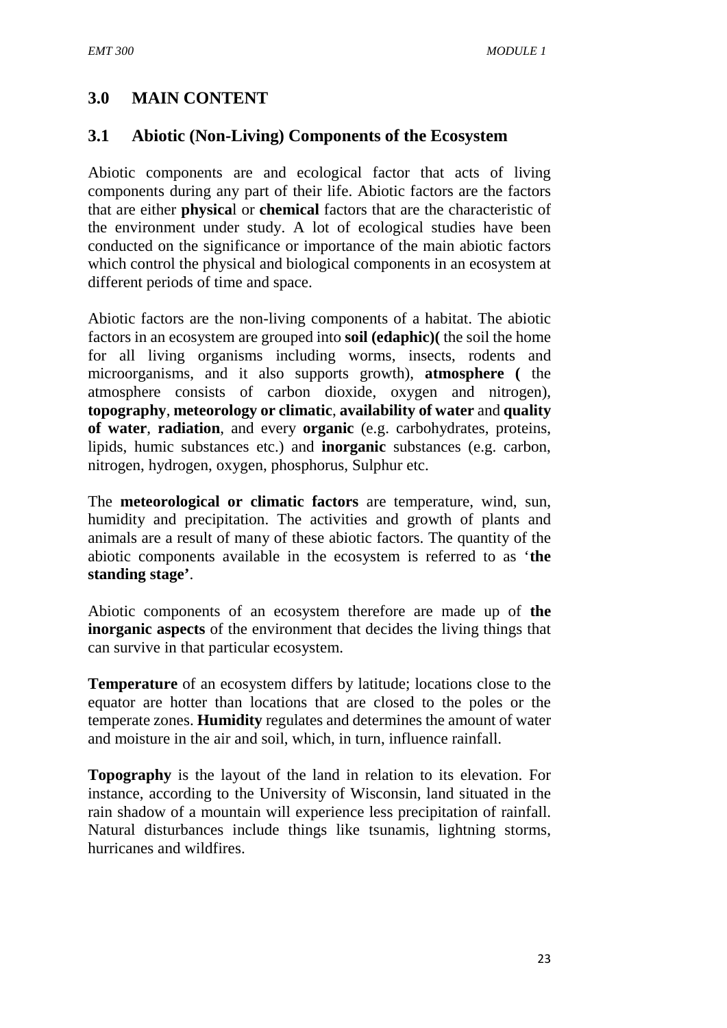## 3.0 MAIN CONTENT

### 3.1 Abiotic (Non-Living) Components of the Ecosystem

Abiotic components are and ecological factor that acts of living components during any part of their life. Abiotic factors are the factors that are either **physica**l or **chemical** factors that are the characteristic of the environment under study. A lot of ecological studies have been conducted on the significance or importance of the main abiotic factors which control the physical and biological components in an ecosystem at different periods of time and space.

Abiotic factors are the non-living components of a habitat. The abiotic factors in an ecosystem are grouped into **soil (edaphic)(** the soil the home for all living organisms including worms, insects, rodents and microorganisms, and it also supports growth), **atmosphere (** the atmosphere consists of carbon dioxide, oxygen and nitrogen), **topography**, **meteorology or climatic**, **availability of water** and **quality of water**, **radiation**, and every **organic** (e.g. carbohydrates, proteins, lipids, humic substances etc.) and **inorganic** substances (e.g. carbon, nitrogen, hydrogen, oxygen, phosphorus, Sulphur etc.

The **meteorological or climatic factors** are temperature, wind, sun, humidity and precipitation. The activities and growth of plants and animals are a result of many of these abiotic factors. The quantity of the abiotic components available in the ecosystem is referred to as '**the standing stage'**.

Abiotic components of an ecosystem therefore are made up of **the inorganic aspects** of the environment that decides the living things that can survive in that particular ecosystem.

**Temperature** of an ecosystem differs by latitude; locations close to the equator are hotter than locations that are closed to the poles or the temperate zones. **Humidity** regulates and determines the amount of water and moisture in the air and soil, which, in turn, influence rainfall.

**Topography** is the layout of the land in relation to its elevation. For instance, according to the University of Wisconsin, land situated in the rain shadow of a mountain will experience less precipitation of rainfall. Natural disturbances include things like tsunamis, lightning storms, hurricanes and wildfires.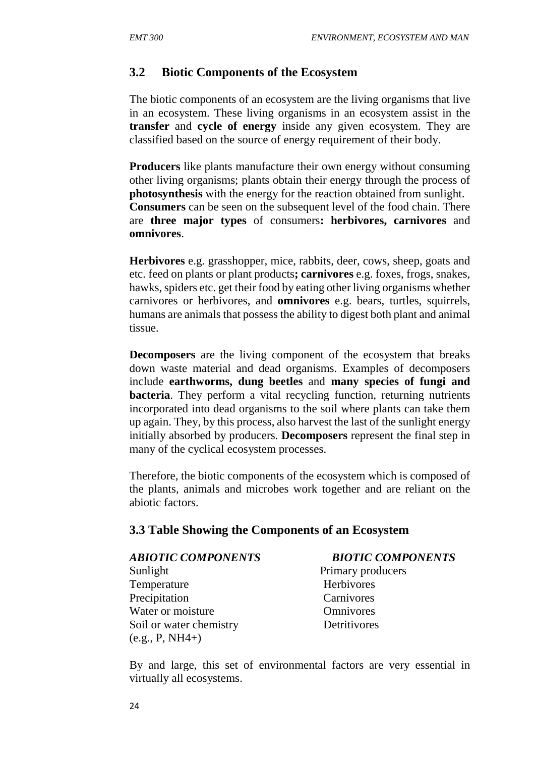## 3.2 Biotic Components of the Ecosystem

The biotic components of an ecosystem are the living organisms that live in an ecosystem. These living organisms in an ecosystem assist in the **transfer** and **cycle of energy** inside any given ecosystem. They are classified based on the source of energy requirement of their body.

**Producers** like plants manufacture their own energy without consuming other living organisms; plants obtain their energy through the process of **photosynthesis** with the energy for the reaction obtained from sunlight. **Consumers** can be seen on the subsequent level of the food chain. There are **three major types** of consumers**: herbivores, carnivores** and **omnivores**.

**Herbivores** e.g. grasshopper, mice, rabbits, deer, cows, sheep, goats and etc. feed on plants or plant products**; carnivores** e.g. foxes, frogs, snakes, hawks, spiders etc. get their food by eating other living organisms whether carnivores or herbivores, and **omnivores** e.g. bears, turtles, squirrels, humans are animals that possess the ability to digest both plant and animal tissue.

**Decomposers** are the living component of the ecosystem that breaks down waste material and dead organisms. Examples of decomposers include **earthworms, dung beetles** and **many species of fungi and bacteria**. They perform a vital recycling function, returning nutrients incorporated into dead organisms to the soil where plants can take them up again. They, by this process, also harvest the last of the sunlight energy initially absorbed by producers. **Decomposers** represent the final step in many of the cyclical ecosystem processes.

Therefore, the biotic components of the ecosystem which is composed of the plants, animals and microbes work together and are reliant on the abiotic factors.

## 3.3 Table Showing the Components of an Ecosystem

| *ABIOTIC COMPONENTS* | *BIOTIC COMPONENTS* |
|---|---|
| Sunlight | Primary producers |
| Temperature | Herbivores |
| Precipitation | Carnivores |
| Water or moisture | Omnivores |
| Soil or water chemistry (e.g., P, $NH_4^+$) | Detritivores |

By and large, this set of environmental factors are very essential in virtually all ecosystems.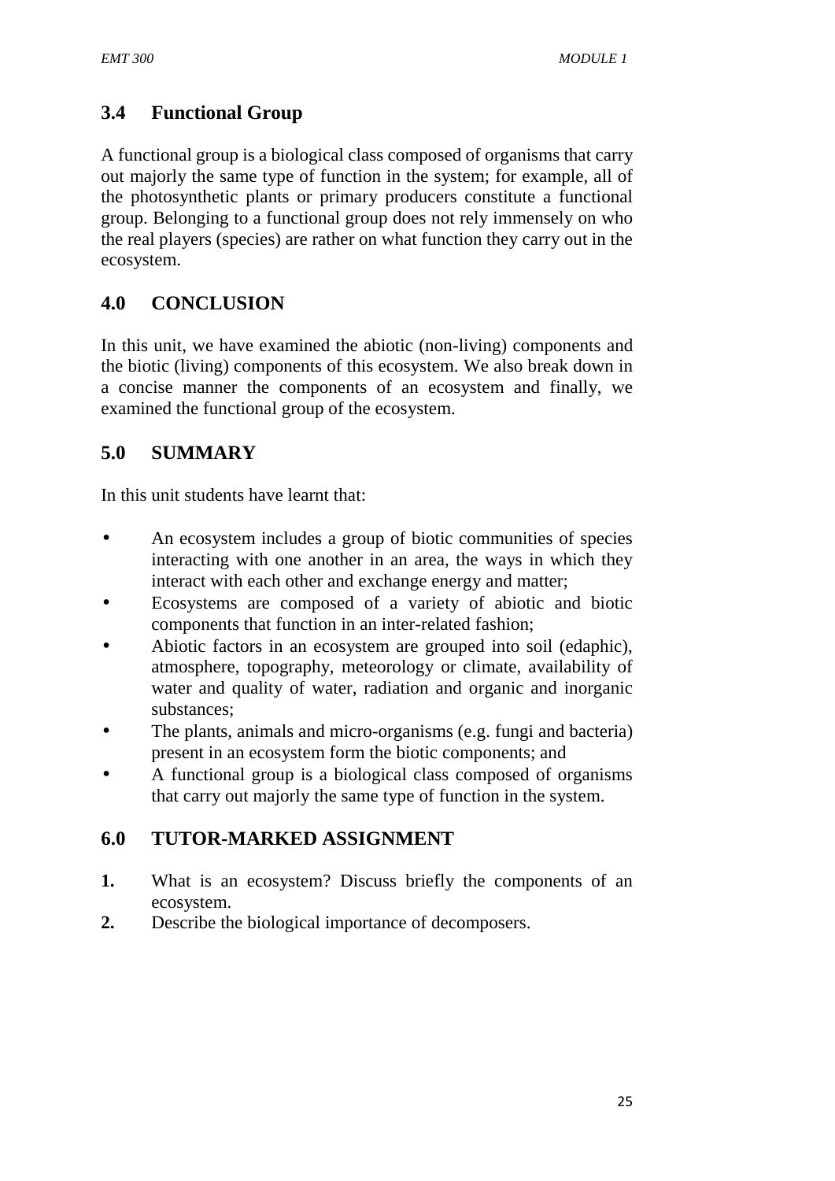## 3.4 Functional Group

A functional group is a biological class composed of organisms that carry out majorly the same type of function in the system; for example, all of the photosynthetic plants or primary producers constitute a functional group. Belonging to a functional group does not rely immensely on who the real players (species) are rather on what function they carry out in the ecosystem.

## 4.0 CONCLUSION

In this unit, we have examined the abiotic (non-living) components and the biotic (living) components of this ecosystem. We also break down in a concise manner the components of an ecosystem and finally, we examined the functional group of the ecosystem.

## 5.0 SUMMARY

In this unit students have learnt that:

- An ecosystem includes a group of biotic communities of species interacting with one another in an area, the ways in which they interact with each other and exchange energy and matter;
- Ecosystems are composed of a variety of abiotic and biotic components that function in an inter-related fashion;
- Abiotic factors in an ecosystem are grouped into soil (edaphic), atmosphere, topography, meteorology or climate, availability of water and quality of water, radiation and organic and inorganic substances;
- The plants, animals and micro-organisms (e.g. fungi and bacteria) present in an ecosystem form the biotic components; and
- A functional group is a biological class composed of organisms that carry out majorly the same type of function in the system.

## 6.0 TUTOR-MARKED ASSIGNMENT

1. What is an ecosystem? Discuss briefly the components of an ecosystem.
2. Describe the biological importance of decomposers.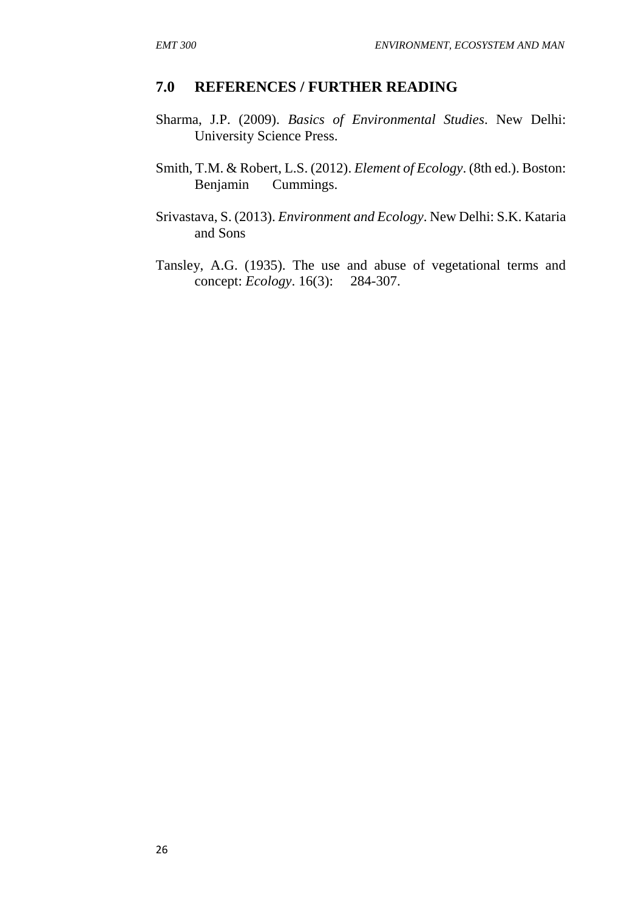## 7.0 REFERENCES / FURTHER READING

Sharma, J.P. (2009). *Basics of Environmental Studies*. New Delhi: University Science Press.

Smith, T.M. & Robert, L.S. (2012). *Element of Ecology*. (8th ed.). Boston: Benjamin Cummings.

Srivastava, S. (2013). *Environment and Ecology*. New Delhi: S.K. Kataria and Sons

Tansley, A.G. (1935). The use and abuse of vegetational terms and concept: *Ecology*. 16(3): 284-307.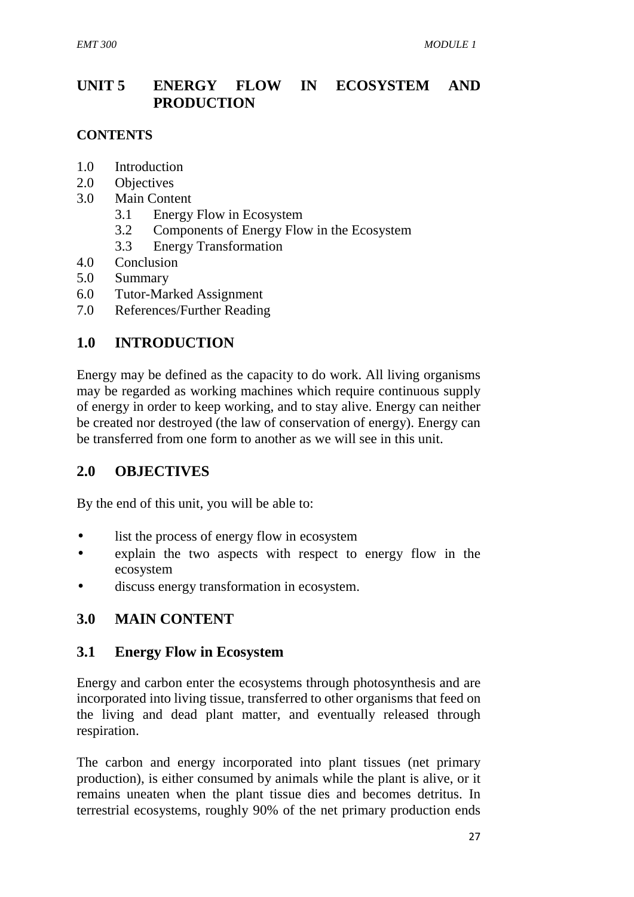# UNIT 5 ENERGY FLOW IN ECOSYSTEM AND PRODUCTION

**CONTENTS**

1.0 Introduction
2.0 Objectives
3.0 Main Content
    3.1 Energy Flow in Ecosystem
    3.2 Components of Energy Flow in the Ecosystem
    3.3 Energy Transformation
4.0 Conclusion
5.0 Summary
6.0 Tutor-Marked Assignment
7.0 References/Further Reading

## 1.0 INTRODUCTION

Energy may be defined as the capacity to do work. All living organisms may be regarded as working machines which require continuous supply of energy in order to keep working, and to stay alive. Energy can neither be created nor destroyed (the law of conservation of energy). Energy can be transferred from one form to another as we will see in this unit.

## 2.0 OBJECTIVES

By the end of this unit, you will be able to:

- list the process of energy flow in ecosystem
- explain the two aspects with respect to energy flow in the ecosystem
- discuss energy transformation in ecosystem.

## 3.0 MAIN CONTENT

### 3.1 Energy Flow in Ecosystem

Energy and carbon enter the ecosystems through photosynthesis and are incorporated into living tissue, transferred to other organisms that feed on the living and dead plant matter, and eventually released through respiration.

The carbon and energy incorporated into plant tissues (net primary production), is either consumed by animals while the plant is alive, or it remains uneaten when the plant tissue dies and becomes detritus. In terrestrial ecosystems, roughly 90% of the net primary production ends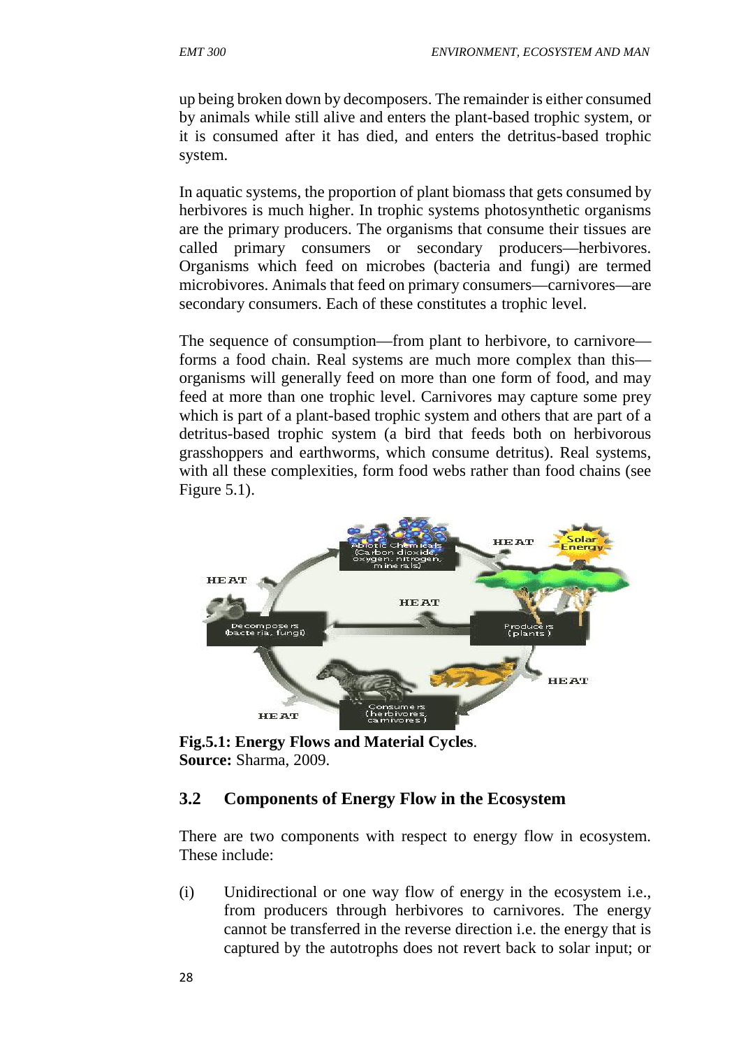up being broken down by decomposers. The remainder is either consumed by animals while still alive and enters the plant-based trophic system, or it is consumed after it has died, and enters the detritus-based trophic system.

In aquatic systems, the proportion of plant biomass that gets consumed by herbivores is much higher. In trophic systems photosynthetic organisms are the primary producers. The organisms that consume their tissues are called primary consumers or secondary producers—herbivores. Organisms which feed on microbes (bacteria and fungi) are termed microbivores. Animals that feed on primary consumers—carnivores—are secondary consumers. Each of these constitutes a trophic level.

The sequence of consumption—from plant to herbivore, to carnivore—forms a food chain. Real systems are much more complex than this—organisms will generally feed on more than one form of food, and may feed at more than one trophic level. Carnivores may capture some prey which is part of a plant-based trophic system and others that are part of a detritus-based trophic system (a bird that feeds both on herbivorous grasshoppers and earthworms, which consume detritus). Real systems, with all these complexities, form food webs rather than food chains (see Figure 5.1).

**Fig.5.1: Energy Flows and Material Cycles**.
**Source:** Sharma, 2009.

## 3.2 Components of Energy Flow in the Ecosystem

There are two components with respect to energy flow in ecosystem. These include:

(i) Unidirectional or one way flow of energy in the ecosystem i.e., from producers through herbivores to carnivores. The energy cannot be transferred in the reverse direction i.e. the energy that is captured by the autotrophs does not revert back to solar input; or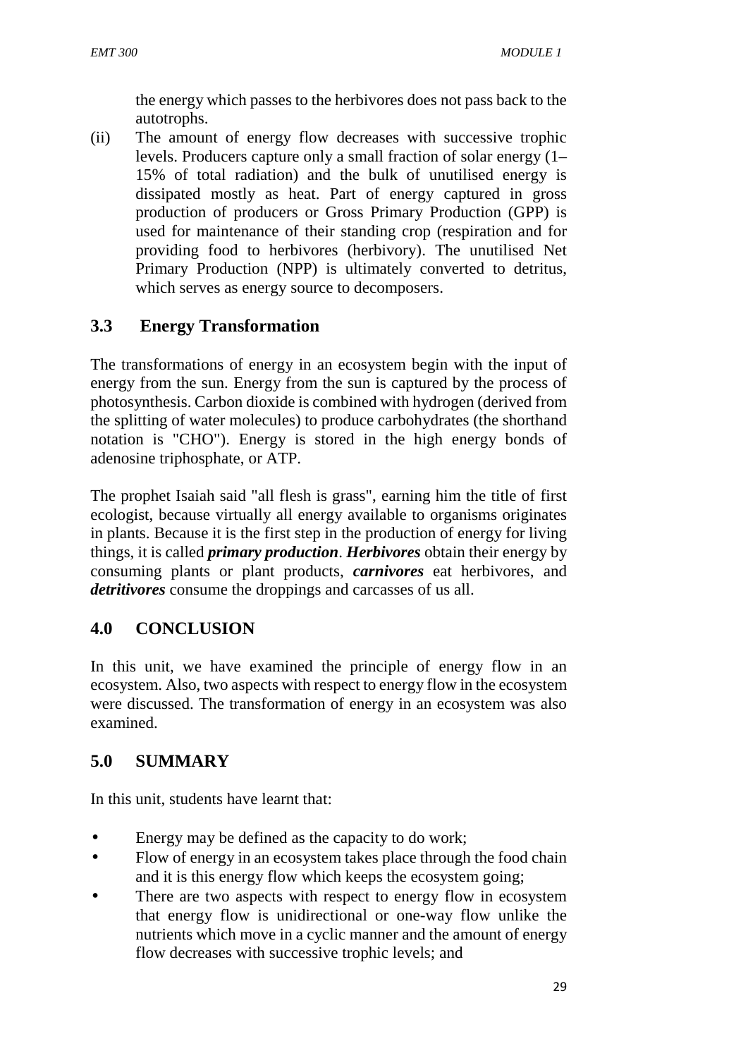the energy which passes to the herbivores does not pass back to the autotrophs.

(ii) The amount of energy flow decreases with successive trophic levels. Producers capture only a small fraction of solar energy (1–15% of total radiation) and the bulk of unutilised energy is dissipated mostly as heat. Part of energy captured in gross production of producers or Gross Primary Production (GPP) is used for maintenance of their standing crop (respiration and for providing food to herbivores (herbivory). The unutilised Net Primary Production (NPP) is ultimately converted to detritus, which serves as energy source to decomposers.

## 3.3 Energy Transformation

The transformations of energy in an ecosystem begin with the input of energy from the sun. Energy from the sun is captured by the process of photosynthesis. Carbon dioxide is combined with hydrogen (derived from the splitting of water molecules) to produce carbohydrates (the shorthand notation is "CHO"). Energy is stored in the high energy bonds of adenosine triphosphate, or ATP.

The prophet Isaiah said "all flesh is grass", earning him the title of first ecologist, because virtually all energy available to organisms originates in plants. Because it is the first step in the production of energy for living things, it is called ***primary production***. ***Herbivores*** obtain their energy by consuming plants or plant products, ***carnivores*** eat herbivores, and ***detritivores*** consume the droppings and carcasses of us all.

## 4.0 CONCLUSION

In this unit, we have examined the principle of energy flow in an ecosystem. Also, two aspects with respect to energy flow in the ecosystem were discussed. The transformation of energy in an ecosystem was also examined.

## 5.0 SUMMARY

In this unit, students have learnt that:

- Energy may be defined as the capacity to do work;
- Flow of energy in an ecosystem takes place through the food chain and it is this energy flow which keeps the ecosystem going;
- There are two aspects with respect to energy flow in ecosystem that energy flow is unidirectional or one-way flow unlike the nutrients which move in a cyclic manner and the amount of energy flow decreases with successive trophic levels; and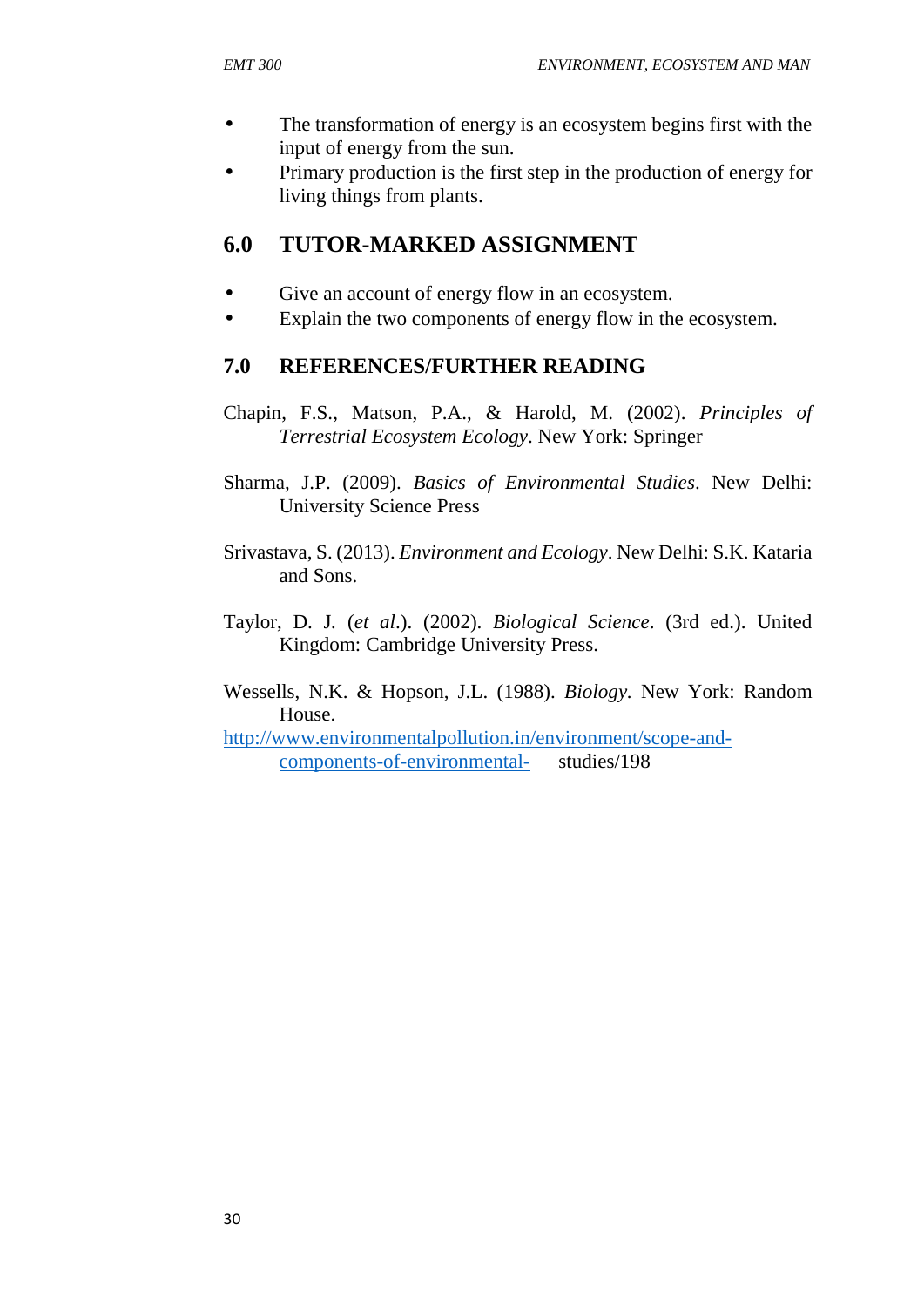- The transformation of energy is an ecosystem begins first with the input of energy from the sun.
- Primary production is the first step in the production of energy for living things from plants.

## 6.0 TUTOR-MARKED ASSIGNMENT

- Give an account of energy flow in an ecosystem.
- Explain the two components of energy flow in the ecosystem.

## 7.0 REFERENCES/FURTHER READING

Chapin, F.S., Matson, P.A., & Harold, M. (2002). *Principles of Terrestrial Ecosystem Ecology*. New York: Springer

Sharma, J.P. (2009). *Basics of Environmental Studies*. New Delhi: University Science Press

Srivastava, S. (2013). *Environment and Ecology*. New Delhi: S.K. Kataria and Sons.

Taylor, D. J. (*et al*.). (2002). *Biological Science*. (3rd ed.). United Kingdom: Cambridge University Press.

Wessells, N.K. & Hopson, J.L. (1988). *Biology*. New York: Random House.

http://www.environmentalpollution.in/environment/scope-and-components-of-environmental- studies/198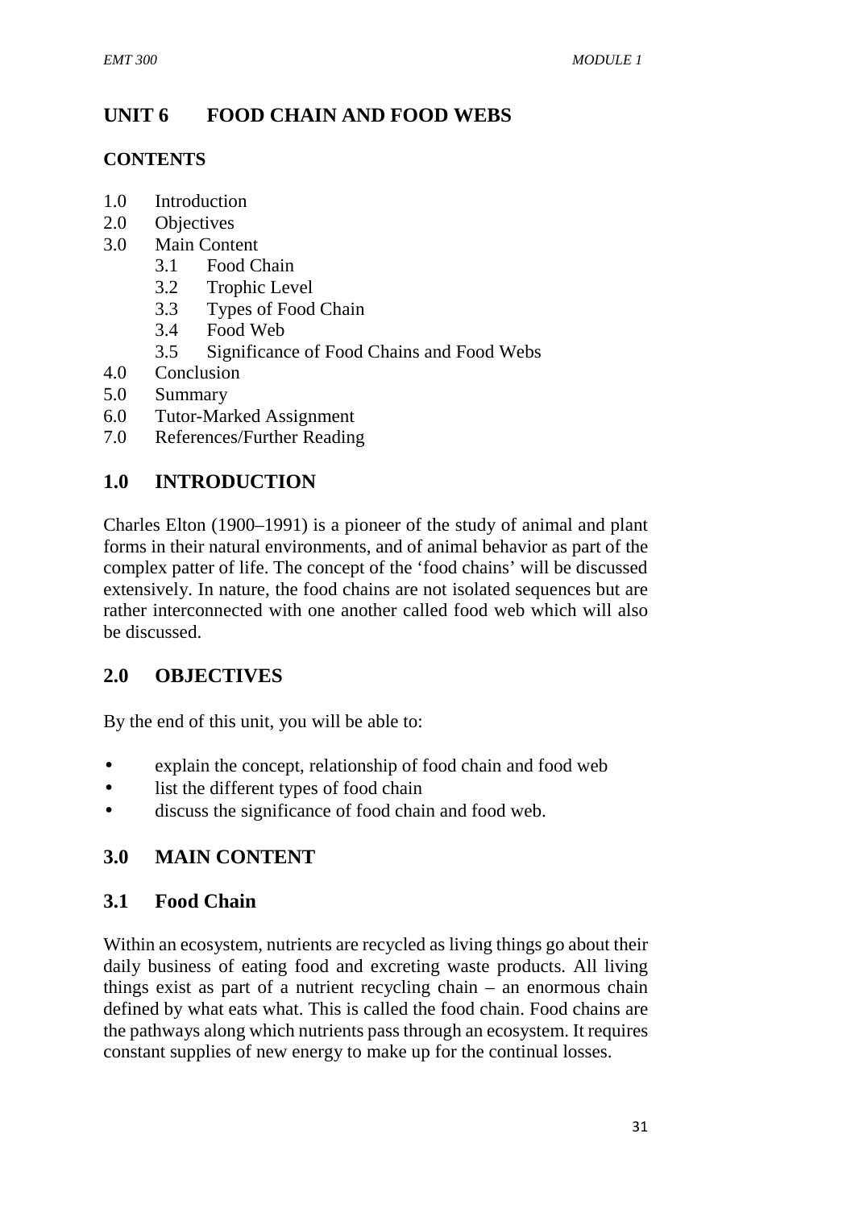# UNIT 6 FOOD CHAIN AND FOOD WEBS

## CONTENTS

1.0 Introduction
2.0 Objectives
3.0 Main Content
  3.1 Food Chain
  3.2 Trophic Level
  3.3 Types of Food Chain
  3.4 Food Web
  3.5 Significance of Food Chains and Food Webs
4.0 Conclusion
5.0 Summary
6.0 Tutor-Marked Assignment
7.0 References/Further Reading

## 1.0 INTRODUCTION

Charles Elton (1900–1991) is a pioneer of the study of animal and plant forms in their natural environments, and of animal behavior as part of the complex patter of life. The concept of the 'food chains' will be discussed extensively. In nature, the food chains are not isolated sequences but are rather interconnected with one another called food web which will also be discussed.

## 2.0 OBJECTIVES

By the end of this unit, you will be able to:

- explain the concept, relationship of food chain and food web
- list the different types of food chain
- discuss the significance of food chain and food web.

## 3.0 MAIN CONTENT

### 3.1 Food Chain

Within an ecosystem, nutrients are recycled as living things go about their daily business of eating food and excreting waste products. All living things exist as part of a nutrient recycling chain – an enormous chain defined by what eats what. This is called the food chain. Food chains are the pathways along which nutrients pass through an ecosystem. It requires constant supplies of new energy to make up for the continual losses.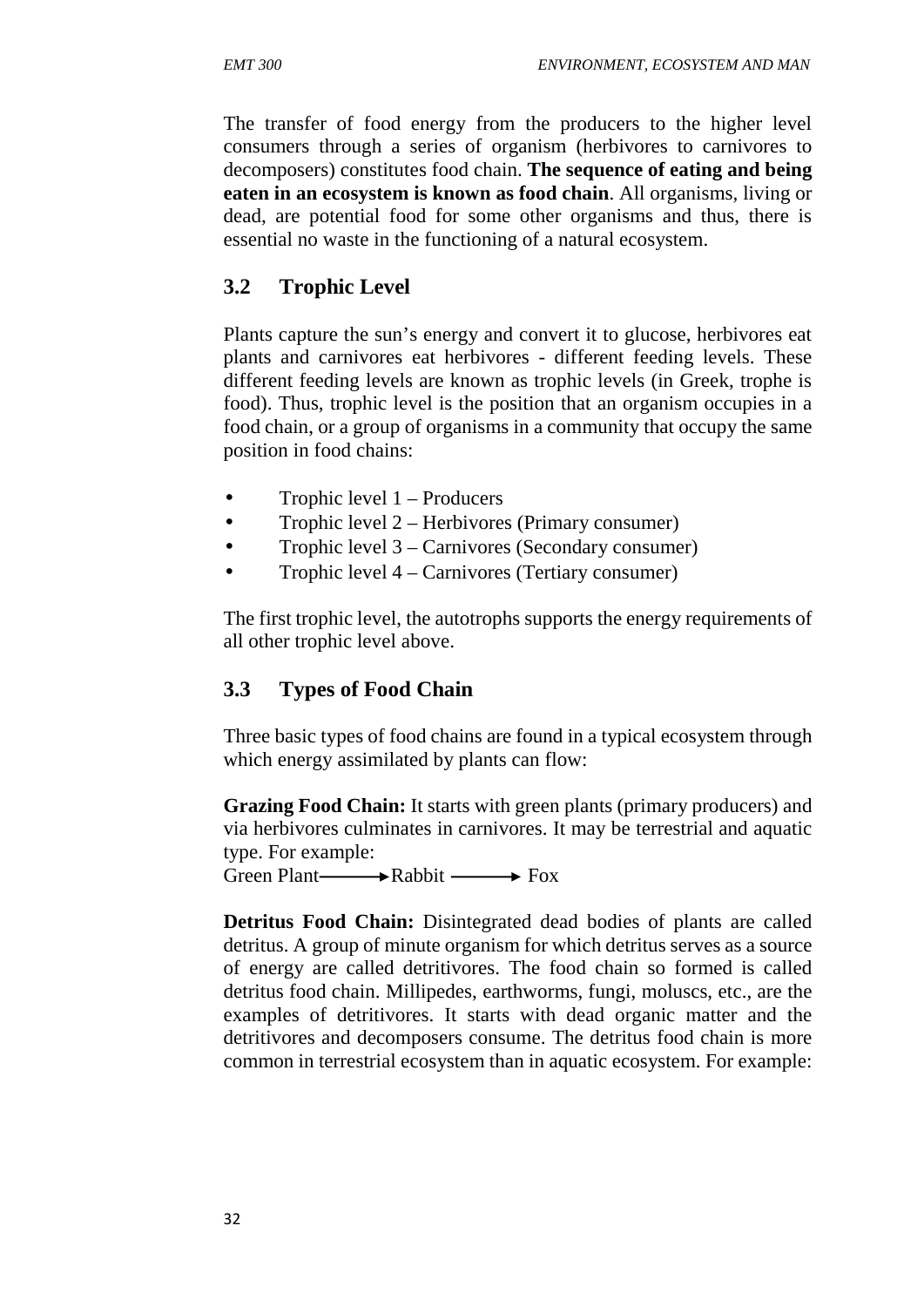The transfer of food energy from the producers to the higher level consumers through a series of organism (herbivores to carnivores to decomposers) constitutes food chain. **The sequence of eating and being eaten in an ecosystem is known as food chain**. All organisms, living or dead, are potential food for some other organisms and thus, there is essential no waste in the functioning of a natural ecosystem.

## 3.2 Trophic Level

Plants capture the sun's energy and convert it to glucose, herbivores eat plants and carnivores eat herbivores - different feeding levels. These different feeding levels are known as trophic levels (in Greek, trophe is food). Thus, trophic level is the position that an organism occupies in a food chain, or a group of organisms in a community that occupy the same position in food chains:

- Trophic level 1 – Producers
- Trophic level 2 – Herbivores (Primary consumer)
- Trophic level 3 – Carnivores (Secondary consumer)
- Trophic level 4 – Carnivores (Tertiary consumer)

The first trophic level, the autotrophs supports the energy requirements of all other trophic level above.

## 3.3 Types of Food Chain

Three basic types of food chains are found in a typical ecosystem through which energy assimilated by plants can flow:

**Grazing Food Chain:** It starts with green plants (primary producers) and via herbivores culminates in carnivores. It may be terrestrial and aquatic type. For example:
Green Plant ⟶ Rabbit ⟶ Fox

**Detritus Food Chain:** Disintegrated dead bodies of plants are called detritus. A group of minute organism for which detritus serves as a source of energy are called detritivores. The food chain so formed is called detritus food chain. Millipedes, earthworms, fungi, moluscs, etc., are the examples of detritivores. It starts with dead organic matter and the detritivores and decomposers consume. The detritus food chain is more common in terrestrial ecosystem than in aquatic ecosystem. For example: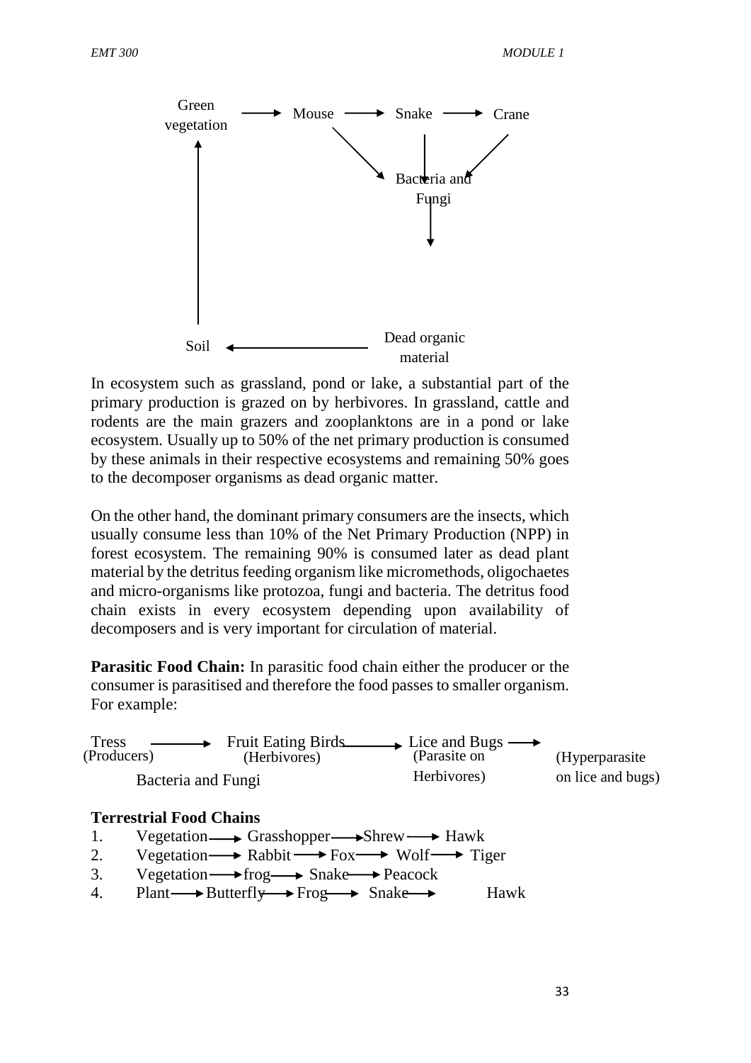Green vegetation → Mouse → Snake → Crane

Mouse, Snake, Crane → Bacteria and Fungi → Dead organic material → Soil → Green vegetation

In ecosystem such as grassland, pond or lake, a substantial part of the primary production is grazed on by herbivores. In grassland, cattle and rodents are the main grazers and zooplanktons are in a pond or lake ecosystem. Usually up to 50% of the net primary production is consumed by these animals in their respective ecosystems and remaining 50% goes to the decomposer organisms as dead organic matter.

On the other hand, the dominant primary consumers are the insects, which usually consume less than 10% of the Net Primary Production (NPP) in forest ecosystem. The remaining 90% is consumed later as dead plant material by the detritus feeding organism like micromethods, oligochaetes and micro-organisms like protozoa, fungi and bacteria. The detritus food chain exists in every ecosystem depending upon availability of decomposers and is very important for circulation of material.

**Parasitic Food Chain:** In parasitic food chain either the producer or the consumer is parasitised and therefore the food passes to smaller organism. For example:

Tress (Producers) → Fruit Eating Birds (Herbivores) → Lice and Bugs (Parasite on Herbivores) → Bacteria and Fungi (Hyperparasite on lice and bugs)

**Terrestrial Food Chains**

1. Vegetation → Grasshopper → Shrew → Hawk
2. Vegetation → Rabbit → Fox → Wolf → Tiger
3. Vegetation → frog → Snake → Peacock
4. Plant → Butterfly → Frog → Snake → Hawk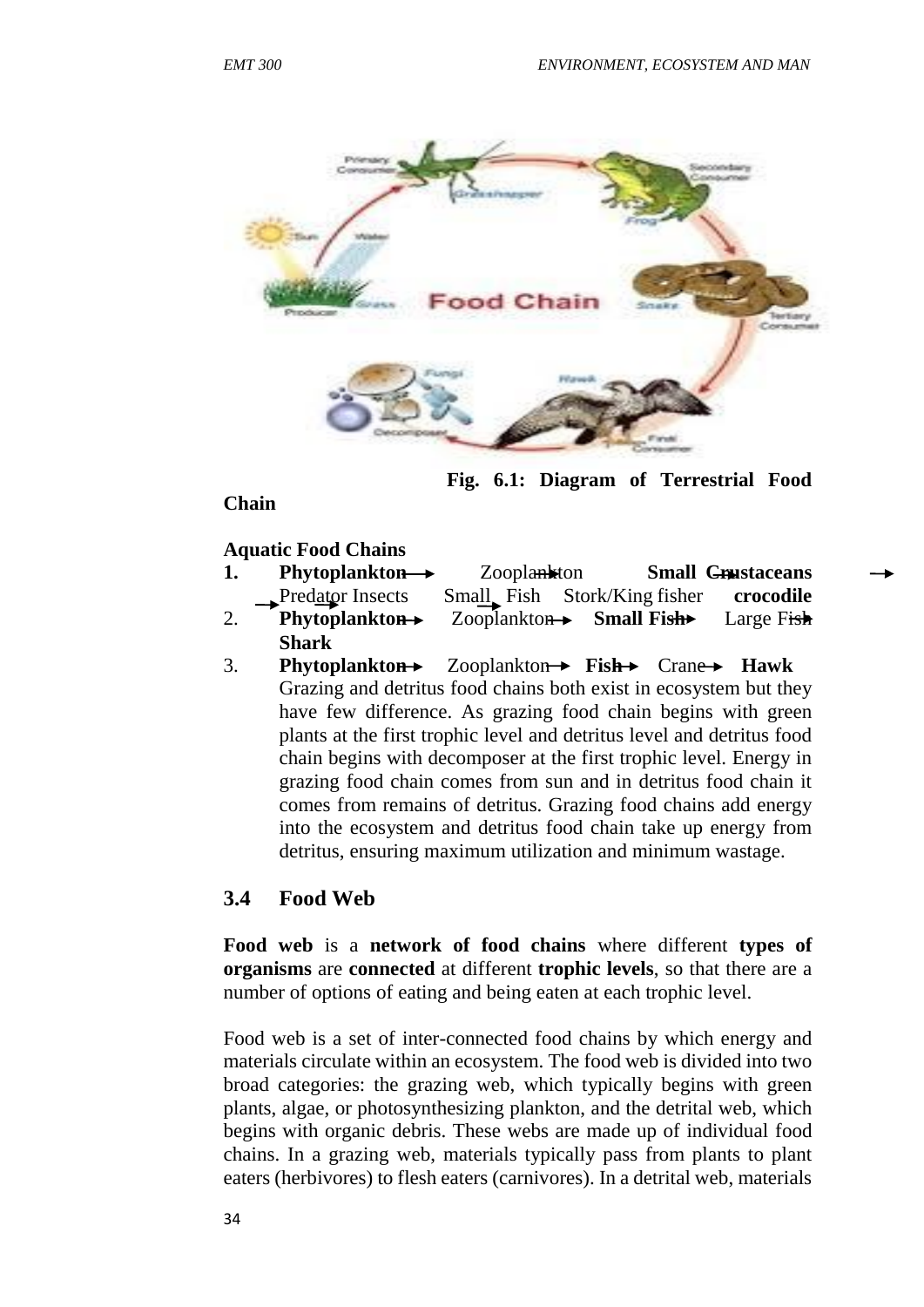**Fig. 6.1: Diagram of Terrestrial Food Chain**

**Aquatic Food Chains**

1. **Phytoplankton** → Zooplankton → **Small Crustaceans** → Predator Insects → Small Fish → Stork/King fisher → **crocodile**
2. **Phytoplankton** → Zooplankton → **Small Fish** → Large Fish → **Shark**
3. **Phytoplankton** → Zooplankton → **Fish** → Crane → **Hawk**

   Grazing and detritus food chains both exist in ecosystem but they have few difference. As grazing food chain begins with green plants at the first trophic level and detritus level and detritus food chain begins with decomposer at the first trophic level. Energy in grazing food chain comes from sun and in detritus food chain it comes from remains of detritus. Grazing food chains add energy into the ecosystem and detritus food chain take up energy from detritus, ensuring maximum utilization and minimum wastage.

## 3.4 Food Web

**Food web** is a **network of food chains** where different **types of organisms** are **connected** at different **trophic levels**, so that there are a number of options of eating and being eaten at each trophic level.

Food web is a set of inter-connected food chains by which energy and materials circulate within an ecosystem. The food web is divided into two broad categories: the grazing web, which typically begins with green plants, algae, or photosynthesizing plankton, and the detrital web, which begins with organic debris. These webs are made up of individual food chains. In a grazing web, materials typically pass from plants to plant eaters (herbivores) to flesh eaters (carnivores). In a detrital web, materials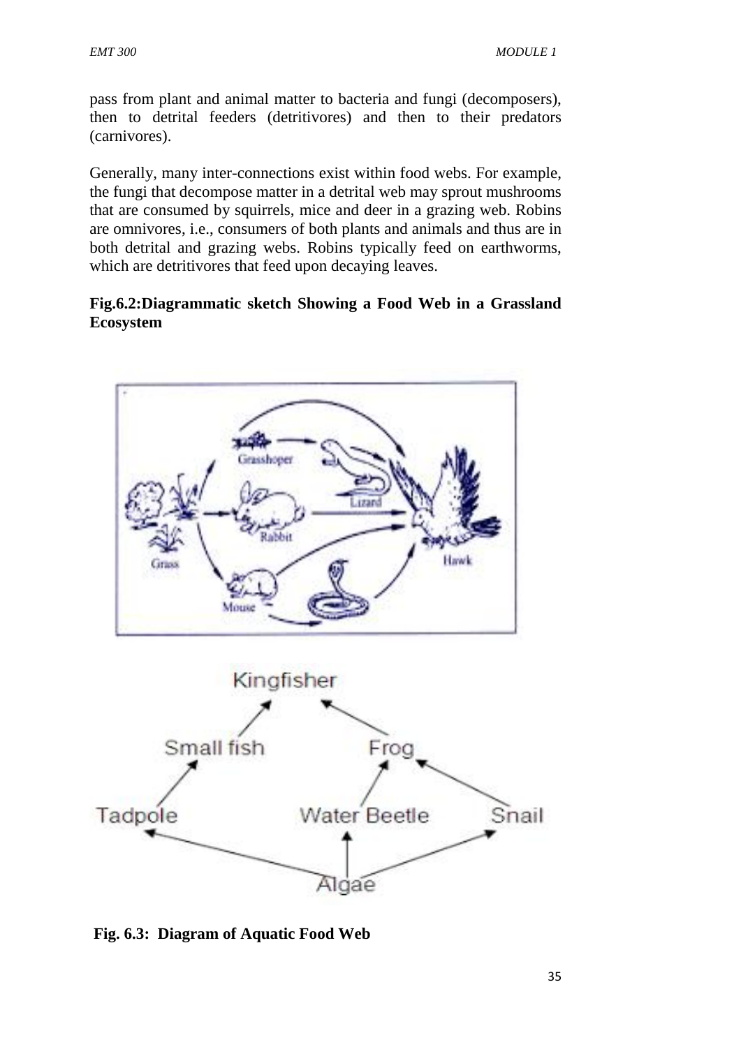pass from plant and animal matter to bacteria and fungi (decomposers), then to detrital feeders (detritivores) and then to their predators (carnivores).

Generally, many inter-connections exist within food webs. For example, the fungi that decompose matter in a detrital web may sprout mushrooms that are consumed by squirrels, mice and deer in a grazing web. Robins are omnivores, i.e., consumers of both plants and animals and thus are in both detrital and grazing webs. Robins typically feed on earthworms, which are detritivores that feed upon decaying leaves.

**Fig.6.2:Diagrammatic sketch Showing a Food Web in a Grassland Ecosystem**

**Fig. 6.3: Diagram of Aquatic Food Web**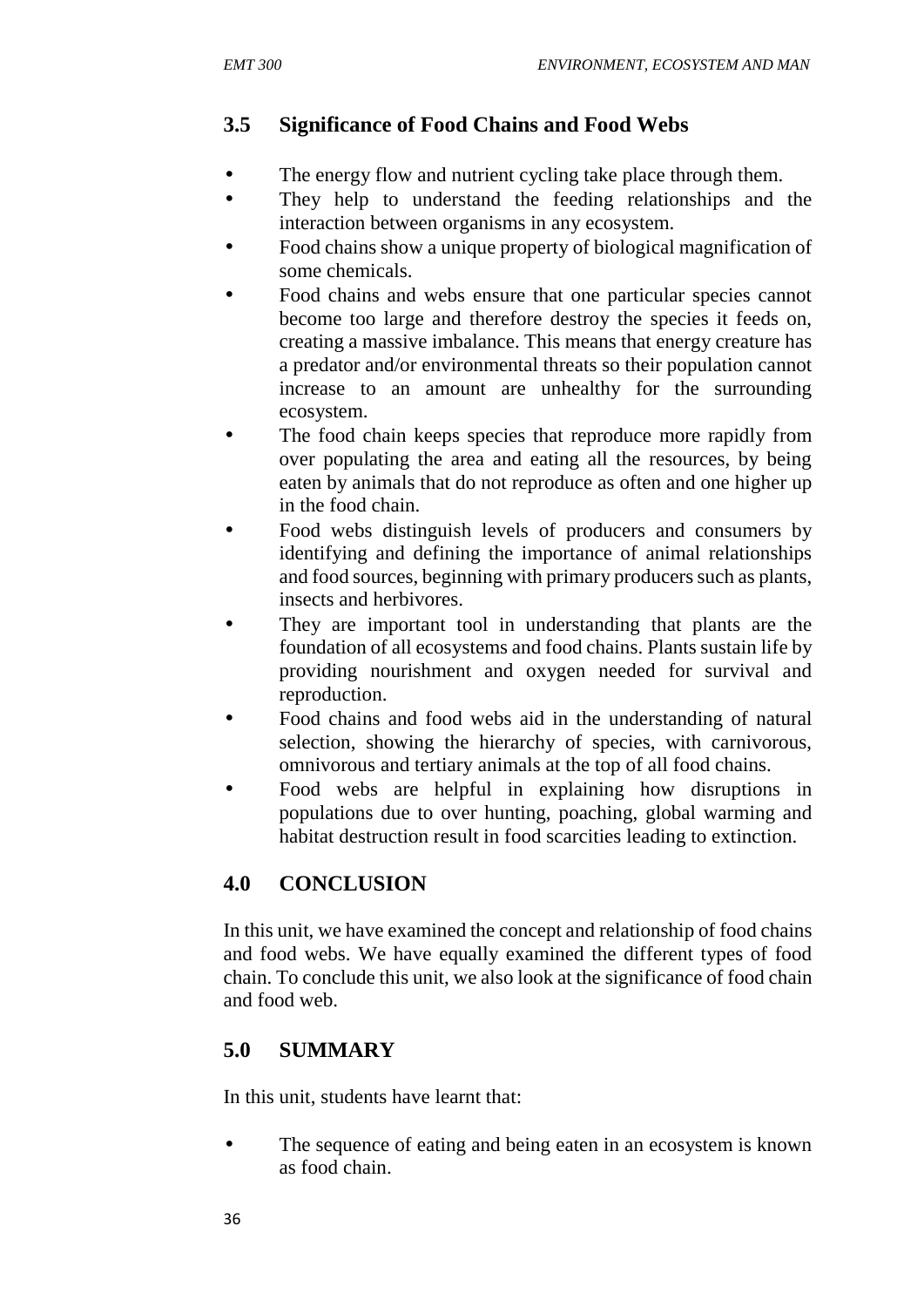## 3.5 Significance of Food Chains and Food Webs

- The energy flow and nutrient cycling take place through them.
- They help to understand the feeding relationships and the interaction between organisms in any ecosystem.
- Food chains show a unique property of biological magnification of some chemicals.
- Food chains and webs ensure that one particular species cannot become too large and therefore destroy the species it feeds on, creating a massive imbalance. This means that energy creature has a predator and/or environmental threats so their population cannot increase to an amount are unhealthy for the surrounding ecosystem.
- The food chain keeps species that reproduce more rapidly from over populating the area and eating all the resources, by being eaten by animals that do not reproduce as often and one higher up in the food chain.
- Food webs distinguish levels of producers and consumers by identifying and defining the importance of animal relationships and food sources, beginning with primary producers such as plants, insects and herbivores.
- They are important tool in understanding that plants are the foundation of all ecosystems and food chains. Plants sustain life by providing nourishment and oxygen needed for survival and reproduction.
- Food chains and food webs aid in the understanding of natural selection, showing the hierarchy of species, with carnivorous, omnivorous and tertiary animals at the top of all food chains.
- Food webs are helpful in explaining how disruptions in populations due to over hunting, poaching, global warming and habitat destruction result in food scarcities leading to extinction.

# 4.0 CONCLUSION

In this unit, we have examined the concept and relationship of food chains and food webs. We have equally examined the different types of food chain. To conclude this unit, we also look at the significance of food chain and food web.

# 5.0 SUMMARY

In this unit, students have learnt that:

- The sequence of eating and being eaten in an ecosystem is known as food chain.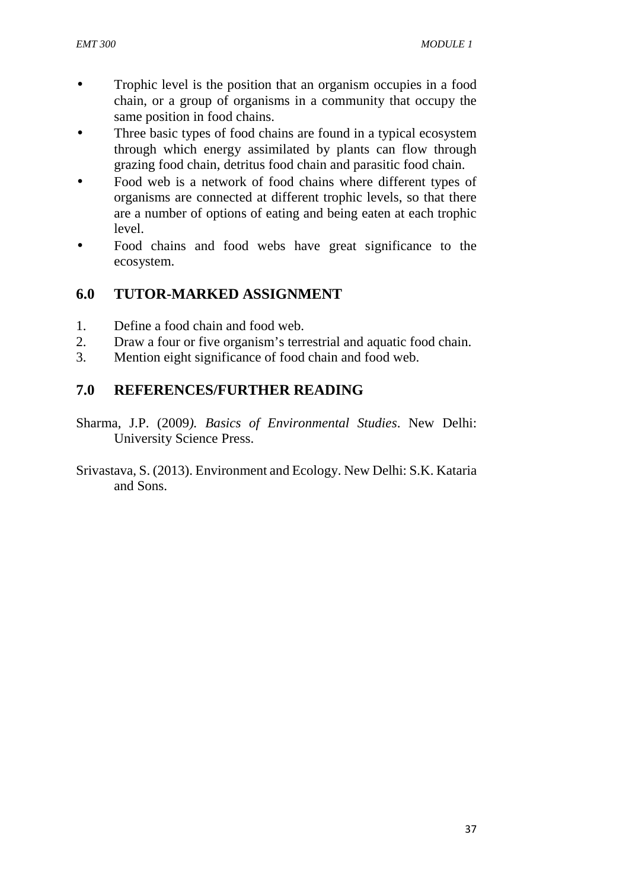- Trophic level is the position that an organism occupies in a food chain, or a group of organisms in a community that occupy the same position in food chains.
- Three basic types of food chains are found in a typical ecosystem through which energy assimilated by plants can flow through grazing food chain, detritus food chain and parasitic food chain.
- Food web is a network of food chains where different types of organisms are connected at different trophic levels, so that there are a number of options of eating and being eaten at each trophic level.
- Food chains and food webs have great significance to the ecosystem.

## 6.0 TUTOR-MARKED ASSIGNMENT

1. Define a food chain and food web.
2. Draw a four or five organism's terrestrial and aquatic food chain.
3. Mention eight significance of food chain and food web.

## 7.0 REFERENCES/FURTHER READING

Sharma, J.P. (2009). *Basics of Environmental Studies*. New Delhi: University Science Press.

Srivastava, S. (2013). Environment and Ecology. New Delhi: S.K. Kataria and Sons.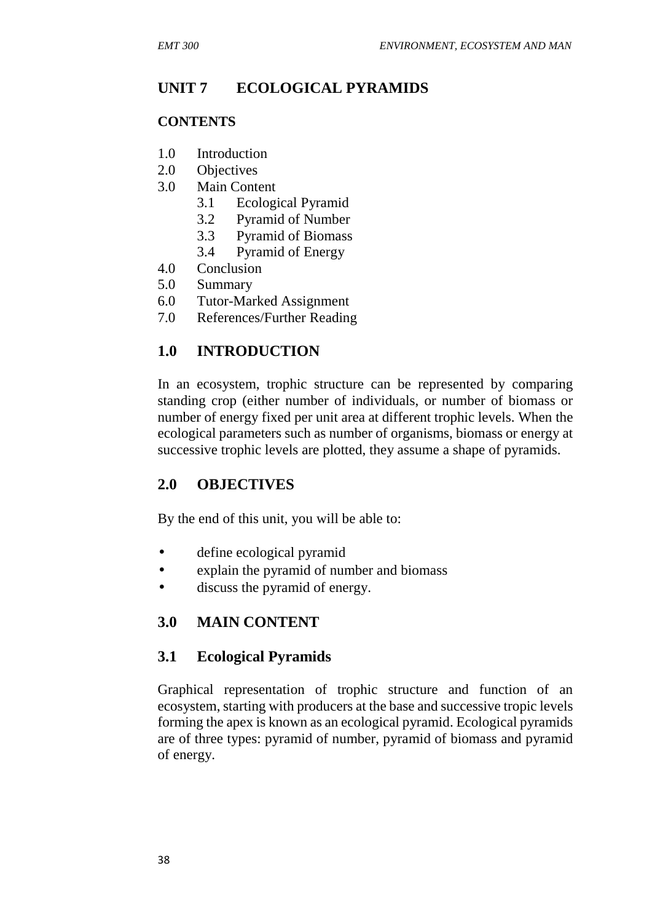## UNIT 7 ECOLOGICAL PYRAMIDS

### CONTENTS

1.0 Introduction
2.0 Objectives
3.0 Main Content
   3.1 Ecological Pyramid
   3.2 Pyramid of Number
   3.3 Pyramid of Biomass
   3.4 Pyramid of Energy
4.0 Conclusion
5.0 Summary
6.0 Tutor-Marked Assignment
7.0 References/Further Reading

## 1.0 INTRODUCTION

In an ecosystem, trophic structure can be represented by comparing standing crop (either number of individuals, or number of biomass or number of energy fixed per unit area at different trophic levels. When the ecological parameters such as number of organisms, biomass or energy at successive trophic levels are plotted, they assume a shape of pyramids.

## 2.0 OBJECTIVES

By the end of this unit, you will be able to:

- define ecological pyramid
- explain the pyramid of number and biomass
- discuss the pyramid of energy.

## 3.0 MAIN CONTENT

### 3.1 Ecological Pyramids

Graphical representation of trophic structure and function of an ecosystem, starting with producers at the base and successive tropic levels forming the apex is known as an ecological pyramid. Ecological pyramids are of three types: pyramid of number, pyramid of biomass and pyramid of energy.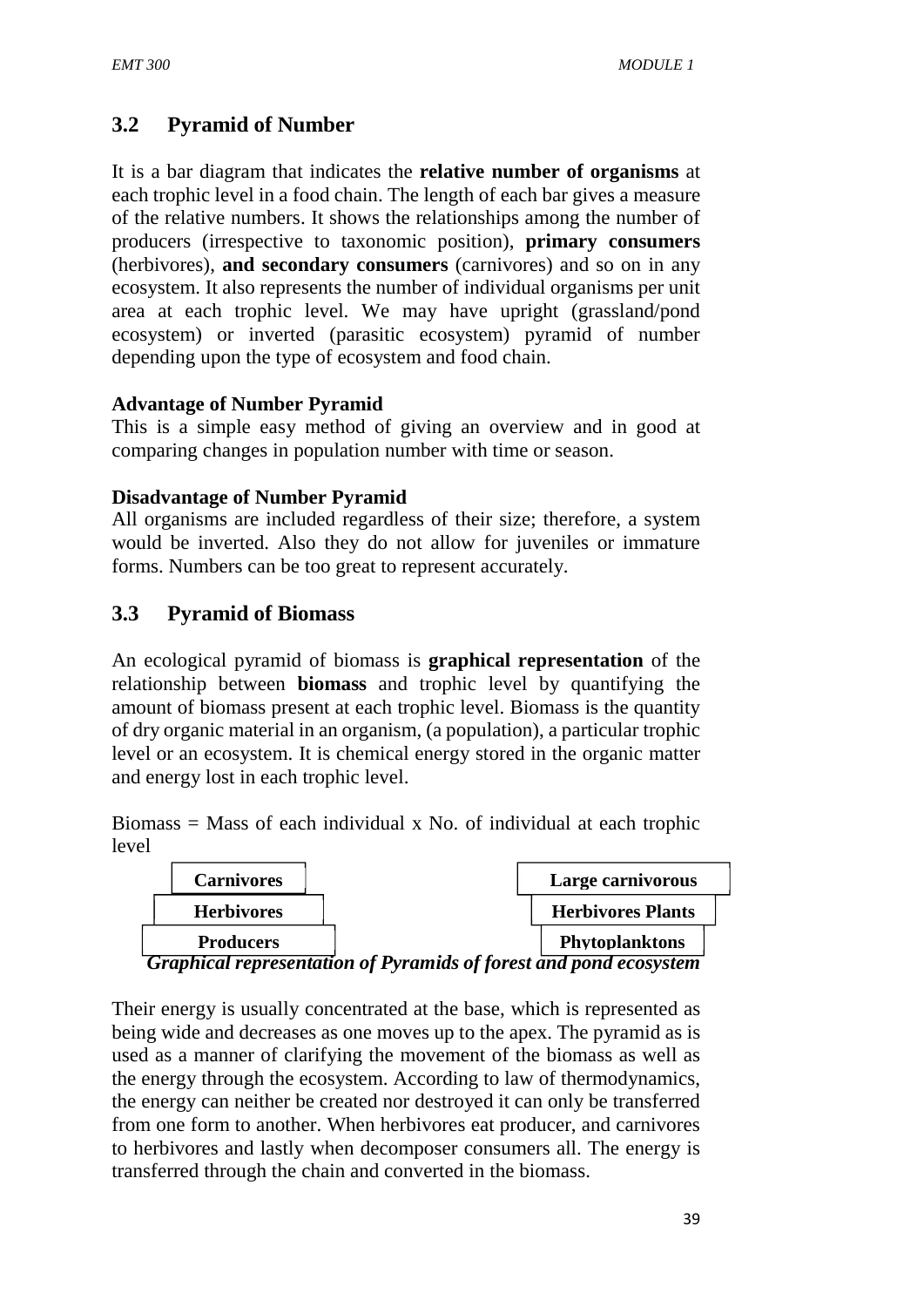## 3.2 Pyramid of Number

It is a bar diagram that indicates the **relative number of organisms** at each trophic level in a food chain. The length of each bar gives a measure of the relative numbers. It shows the relationships among the number of producers (irrespective to taxonomic position), **primary consumers** (herbivores), **and secondary consumers** (carnivores) and so on in any ecosystem. It also represents the number of individual organisms per unit area at each trophic level. We may have upright (grassland/pond ecosystem) or inverted (parasitic ecosystem) pyramid of number depending upon the type of ecosystem and food chain.

**Advantage of Number Pyramid**

This is a simple easy method of giving an overview and in good at comparing changes in population number with time or season.

**Disadvantage of Number Pyramid**

All organisms are included regardless of their size; therefore, a system would be inverted. Also they do not allow for juveniles or immature forms. Numbers can be too great to represent accurately.

## 3.3 Pyramid of Biomass

An ecological pyramid of biomass is **graphical representation** of the relationship between **biomass** and trophic level by quantifying the amount of biomass present at each trophic level. Biomass is the quantity of dry organic material in an organism, (a population), a particular trophic level or an ecosystem. It is chemical energy stored in the organic matter and energy lost in each trophic level.

Biomass = Mass of each individual x No. of individual at each trophic level

| Forest ecosystem | Pond ecosystem |
|---|---|
| **Carnivores** | **Large carnivorous** |
| **Herbivores** | **Herbivores Plants** |
| **Producers** | **Phytoplanktons** |

***Graphical representation of Pyramids of forest and pond ecosystem***

Their energy is usually concentrated at the base, which is represented as being wide and decreases as one moves up to the apex. The pyramid as is used as a manner of clarifying the movement of the biomass as well as the energy through the ecosystem. According to law of thermodynamics, the energy can neither be created nor destroyed it can only be transferred from one form to another. When herbivores eat producer, and carnivores to herbivores and lastly when decomposer consumers all. The energy is transferred through the chain and converted in the biomass.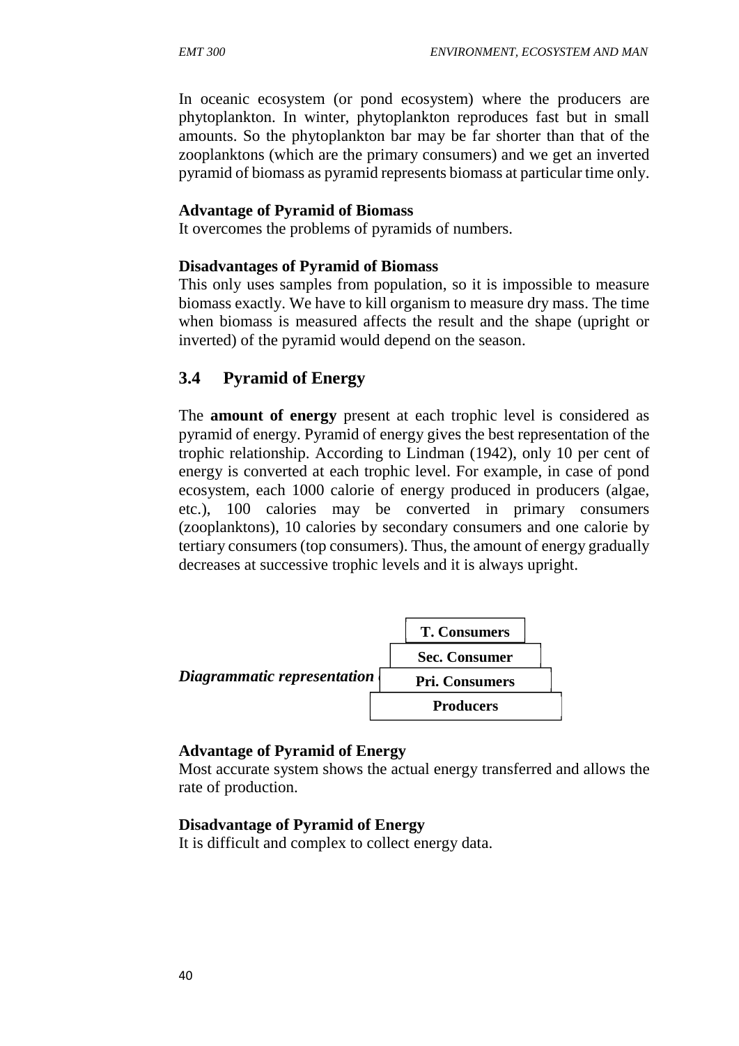In oceanic ecosystem (or pond ecosystem) where the producers are phytoplankton. In winter, phytoplankton reproduces fast but in small amounts. So the phytoplankton bar may be far shorter than that of the zooplanktons (which are the primary consumers) and we get an inverted pyramid of biomass as pyramid represents biomass at particular time only.

**Advantage of Pyramid of Biomass**

It overcomes the problems of pyramids of numbers.

**Disadvantages of Pyramid of Biomass**

This only uses samples from population, so it is impossible to measure biomass exactly. We have to kill organism to measure dry mass. The time when biomass is measured affects the result and the shape (upright or inverted) of the pyramid would depend on the season.

## 3.4 Pyramid of Energy

The **amount of energy** present at each trophic level is considered as pyramid of energy. Pyramid of energy gives the best representation of the trophic relationship. According to Lindman (1942), only 10 per cent of energy is converted at each trophic level. For example, in case of pond ecosystem, each 1000 calorie of energy produced in producers (algae, etc.), 100 calories may be converted in primary consumers (zooplanktons), 10 calories by secondary consumers and one calorie by tertiary consumers (top consumers). Thus, the amount of energy gradually decreases at successive trophic levels and it is always upright.

***Diagrammatic representation***

| **T. Consumers** |
| --- |
| **Sec. Consumer** |
| **Pri. Consumers** |
| **Producers** |

**Advantage of Pyramid of Energy**

Most accurate system shows the actual energy transferred and allows the rate of production.

**Disadvantage of Pyramid of Energy**

It is difficult and complex to collect energy data.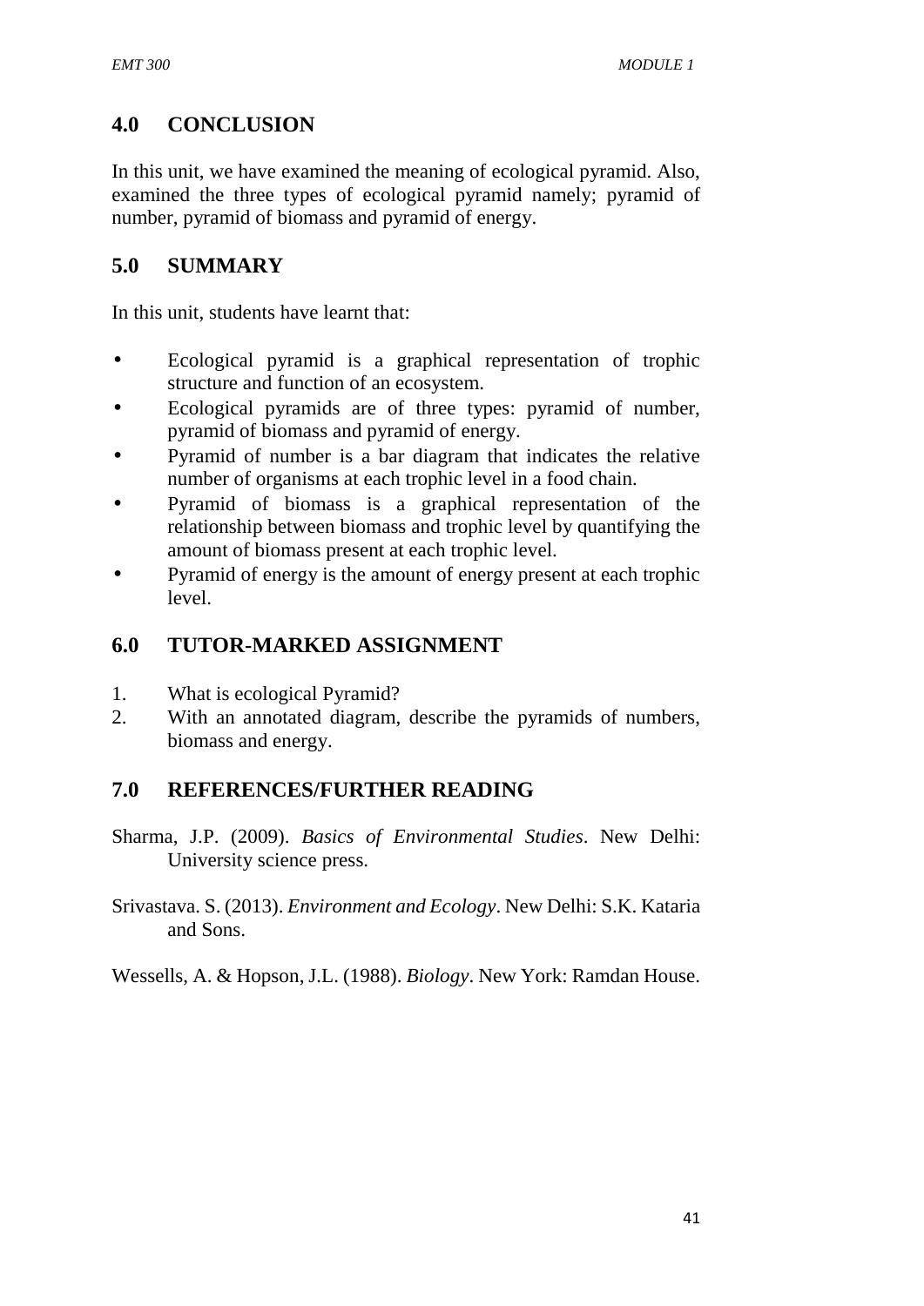## 4.0 CONCLUSION

In this unit, we have examined the meaning of ecological pyramid. Also, examined the three types of ecological pyramid namely; pyramid of number, pyramid of biomass and pyramid of energy.

## 5.0 SUMMARY

In this unit, students have learnt that:

- Ecological pyramid is a graphical representation of trophic structure and function of an ecosystem.
- Ecological pyramids are of three types: pyramid of number, pyramid of biomass and pyramid of energy.
- Pyramid of number is a bar diagram that indicates the relative number of organisms at each trophic level in a food chain.
- Pyramid of biomass is a graphical representation of the relationship between biomass and trophic level by quantifying the amount of biomass present at each trophic level.
- Pyramid of energy is the amount of energy present at each trophic level.

## 6.0 TUTOR-MARKED ASSIGNMENT

1. What is ecological Pyramid?
2. With an annotated diagram, describe the pyramids of numbers, biomass and energy.

## 7.0 REFERENCES/FURTHER READING

Sharma, J.P. (2009). *Basics of Environmental Studies*. New Delhi: University science press.

Srivastava. S. (2013). *Environment and Ecology*. New Delhi: S.K. Kataria and Sons.

Wessells, A. & Hopson, J.L. (1988). *Biology*. New York: Ramdan House.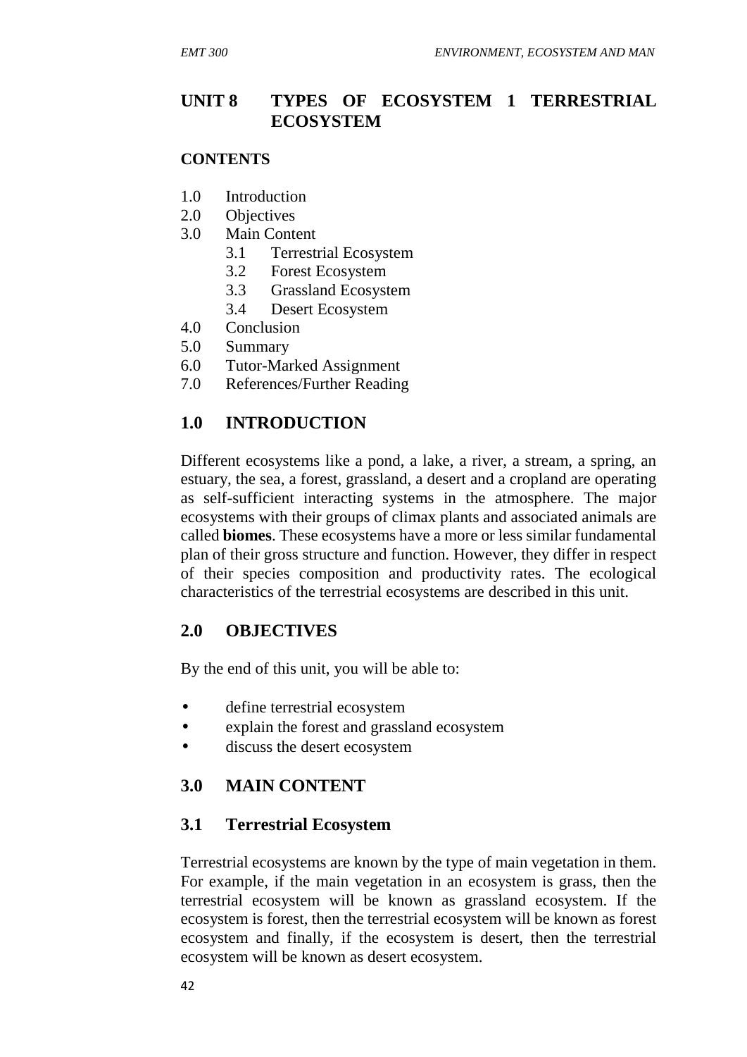# UNIT 8 TYPES OF ECOSYSTEM 1 TERRESTRIAL ECOSYSTEM

**CONTENTS**

1.0 Introduction
2.0 Objectives
3.0 Main Content
  3.1 Terrestrial Ecosystem
  3.2 Forest Ecosystem
  3.3 Grassland Ecosystem
  3.4 Desert Ecosystem
4.0 Conclusion
5.0 Summary
6.0 Tutor-Marked Assignment
7.0 References/Further Reading

## 1.0 INTRODUCTION

Different ecosystems like a pond, a lake, a river, a stream, a spring, an estuary, the sea, a forest, grassland, a desert and a cropland are operating as self-sufficient interacting systems in the atmosphere. The major ecosystems with their groups of climax plants and associated animals are called **biomes**. These ecosystems have a more or less similar fundamental plan of their gross structure and function. However, they differ in respect of their species composition and productivity rates. The ecological characteristics of the terrestrial ecosystems are described in this unit.

## 2.0 OBJECTIVES

By the end of this unit, you will be able to:

- define terrestrial ecosystem
- explain the forest and grassland ecosystem
- discuss the desert ecosystem

## 3.0 MAIN CONTENT

### 3.1 Terrestrial Ecosystem

Terrestrial ecosystems are known by the type of main vegetation in them. For example, if the main vegetation in an ecosystem is grass, then the terrestrial ecosystem will be known as grassland ecosystem. If the ecosystem is forest, then the terrestrial ecosystem will be known as forest ecosystem and finally, if the ecosystem is desert, then the terrestrial ecosystem will be known as desert ecosystem.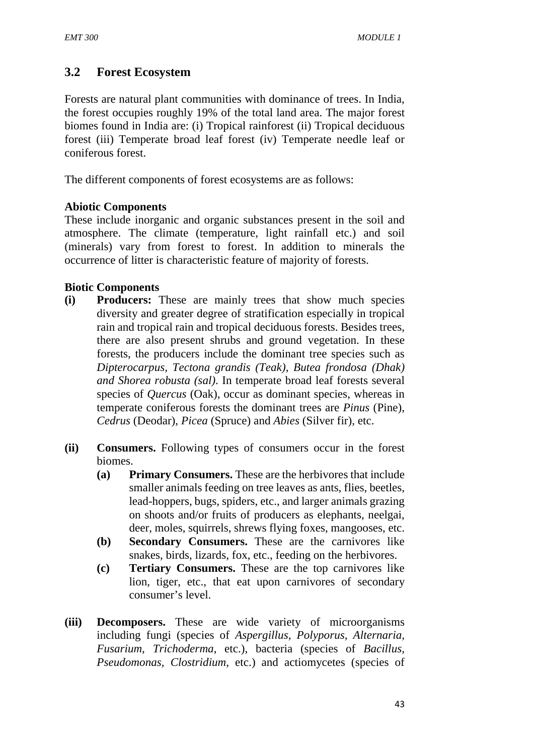## 3.2 Forest Ecosystem

Forests are natural plant communities with dominance of trees. In India, the forest occupies roughly 19% of the total land area. The major forest biomes found in India are: (i) Tropical rainforest (ii) Tropical deciduous forest (iii) Temperate broad leaf forest (iv) Temperate needle leaf or coniferous forest.

The different components of forest ecosystems are as follows:

**Abiotic Components**

These include inorganic and organic substances present in the soil and atmosphere. The climate (temperature, light rainfall etc.) and soil (minerals) vary from forest to forest. In addition to minerals the occurrence of litter is characteristic feature of majority of forests.

**Biotic Components**

**(i) Producers:** These are mainly trees that show much species diversity and greater degree of stratification especially in tropical rain and tropical deciduous forests. Besides trees, there are also present shrubs and ground vegetation. In these forests, the producers include the dominant tree species such as *Dipterocarpus, Tectona grandis (Teak), Butea frondosa (Dhak) and Shorea robusta (sal)*. In temperate broad leaf forests several species of *Quercus* (Oak), occur as dominant species, whereas in temperate coniferous forests the dominant trees are *Pinus* (Pine), *Cedrus* (Deodar), *Picea* (Spruce) and *Abies* (Silver fir), etc.

**(ii) Consumers.** Following types of consumers occur in the forest biomes.

- **(a) Primary Consumers.** These are the herbivores that include smaller animals feeding on tree leaves as ants, flies, beetles, lead-hoppers, bugs, spiders, etc., and larger animals grazing on shoots and/or fruits of producers as elephants, neelgai, deer, moles, squirrels, shrews flying foxes, mangooses, etc.
- **(b) Secondary Consumers.** These are the carnivores like snakes, birds, lizards, fox, etc., feeding on the herbivores.
- **(c) Tertiary Consumers.** These are the top carnivores like lion, tiger, etc., that eat upon carnivores of secondary consumer's level.

**(iii) Decomposers.** These are wide variety of microorganisms including fungi (species of *Aspergillus, Polyporus, Alternaria, Fusarium, Trichoderma*, etc.), bacteria (species of *Bacillus, Pseudomonas, Clostridium*, etc.) and actiomycetes (species of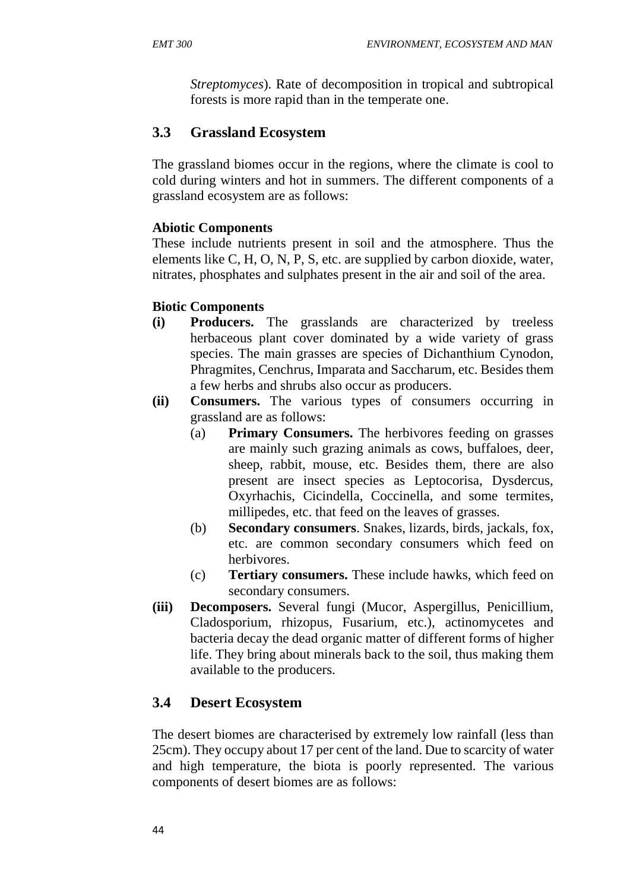*Streptomyces*). Rate of decomposition in tropical and subtropical forests is more rapid than in the temperate one.

## 3.3 Grassland Ecosystem

The grassland biomes occur in the regions, where the climate is cool to cold during winters and hot in summers. The different components of a grassland ecosystem are as follows:

**Abiotic Components**

These include nutrients present in soil and the atmosphere. Thus the elements like C, H, O, N, P, S, etc. are supplied by carbon dioxide, water, nitrates, phosphates and sulphates present in the air and soil of the area.

**Biotic Components**

**(i) Producers.** The grasslands are characterized by treeless herbaceous plant cover dominated by a wide variety of grass species. The main grasses are species of Dichanthium Cynodon, Phragmites, Cenchrus, Imparata and Saccharum, etc. Besides them a few herbs and shrubs also occur as producers.

**(ii) Consumers.** The various types of consumers occurring in grassland are as follows:

(a) **Primary Consumers.** The herbivores feeding on grasses are mainly such grazing animals as cows, buffaloes, deer, sheep, rabbit, mouse, etc. Besides them, there are also present are insect species as Leptocorisa, Dysdercus, Oxyrhachis, Cicindella, Coccinella, and some termites, millipedes, etc. that feed on the leaves of grasses.

(b) **Secondary consumers**. Snakes, lizards, birds, jackals, fox, etc. are common secondary consumers which feed on herbivores.

(c) **Tertiary consumers.** These include hawks, which feed on secondary consumers.

**(iii) Decomposers.** Several fungi (Mucor, Aspergillus, Penicillium, Cladosporium, rhizopus, Fusarium, etc.), actinomycetes and bacteria decay the dead organic matter of different forms of higher life. They bring about minerals back to the soil, thus making them available to the producers.

## 3.4 Desert Ecosystem

The desert biomes are characterised by extremely low rainfall (less than 25cm). They occupy about 17 per cent of the land. Due to scarcity of water and high temperature, the biota is poorly represented. The various components of desert biomes are as follows: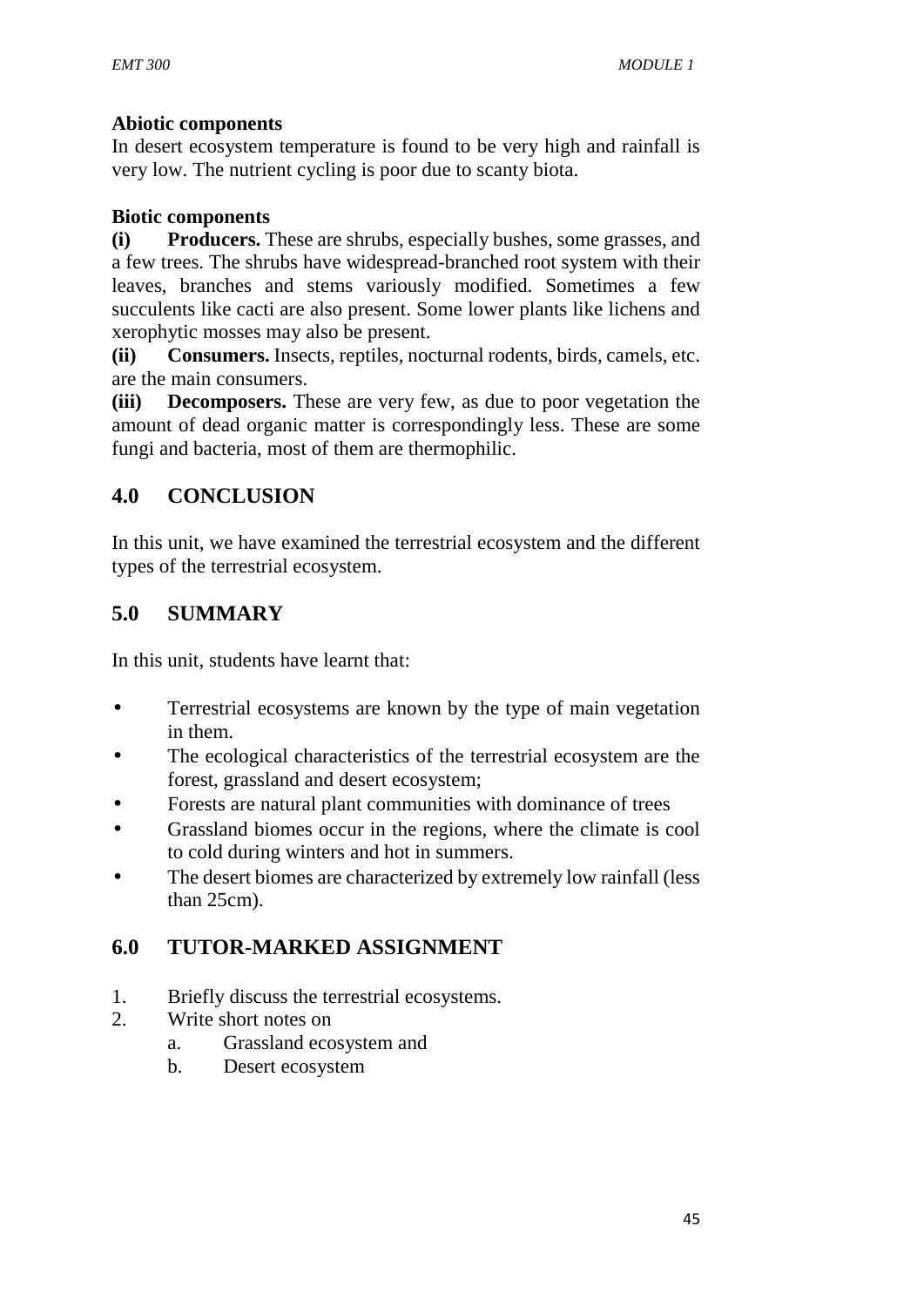**Abiotic components**

In desert ecosystem temperature is found to be very high and rainfall is very low. The nutrient cycling is poor due to scanty biota.

**Biotic components**

**(i) Producers.** These are shrubs, especially bushes, some grasses, and a few trees. The shrubs have widespread-branched root system with their leaves, branches and stems variously modified. Sometimes a few succulents like cacti are also present. Some lower plants like lichens and xerophytic mosses may also be present.

**(ii) Consumers.** Insects, reptiles, nocturnal rodents, birds, camels, etc. are the main consumers.

**(iii) Decomposers.** These are very few, as due to poor vegetation the amount of dead organic matter is correspondingly less. These are some fungi and bacteria, most of them are thermophilic.

## 4.0 CONCLUSION

In this unit, we have examined the terrestrial ecosystem and the different types of the terrestrial ecosystem.

## 5.0 SUMMARY

In this unit, students have learnt that:

- Terrestrial ecosystems are known by the type of main vegetation in them.
- The ecological characteristics of the terrestrial ecosystem are the forest, grassland and desert ecosystem;
- Forests are natural plant communities with dominance of trees
- Grassland biomes occur in the regions, where the climate is cool to cold during winters and hot in summers.
- The desert biomes are characterized by extremely low rainfall (less than 25cm).

## 6.0 TUTOR-MARKED ASSIGNMENT

1. Briefly discuss the terrestrial ecosystems.
2. Write short notes on
   a. Grassland ecosystem and
   b. Desert ecosystem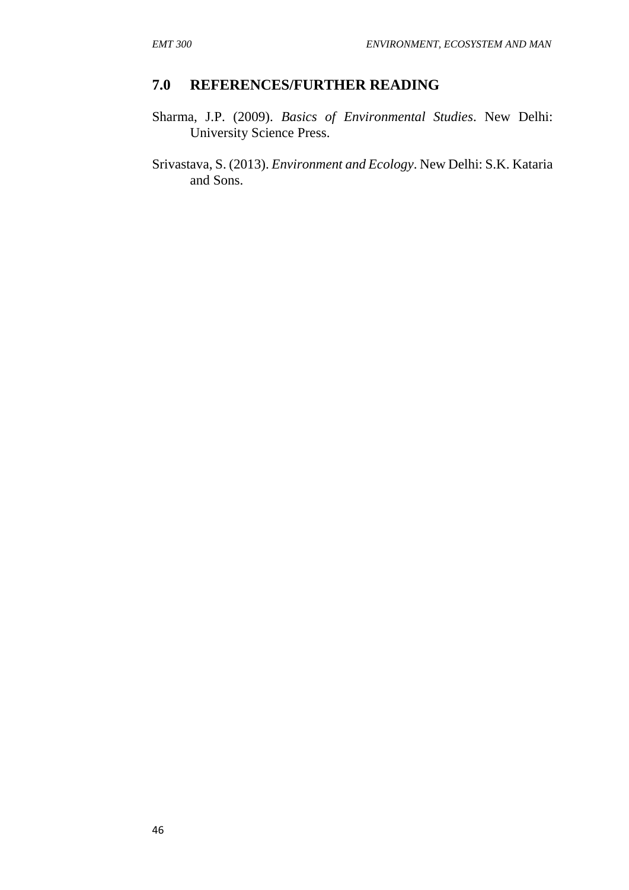## 7.0 REFERENCES/FURTHER READING

Sharma, J.P. (2009). *Basics of Environmental Studies*. New Delhi: University Science Press.

Srivastava, S. (2013). *Environment and Ecology*. New Delhi: S.K. Kataria and Sons.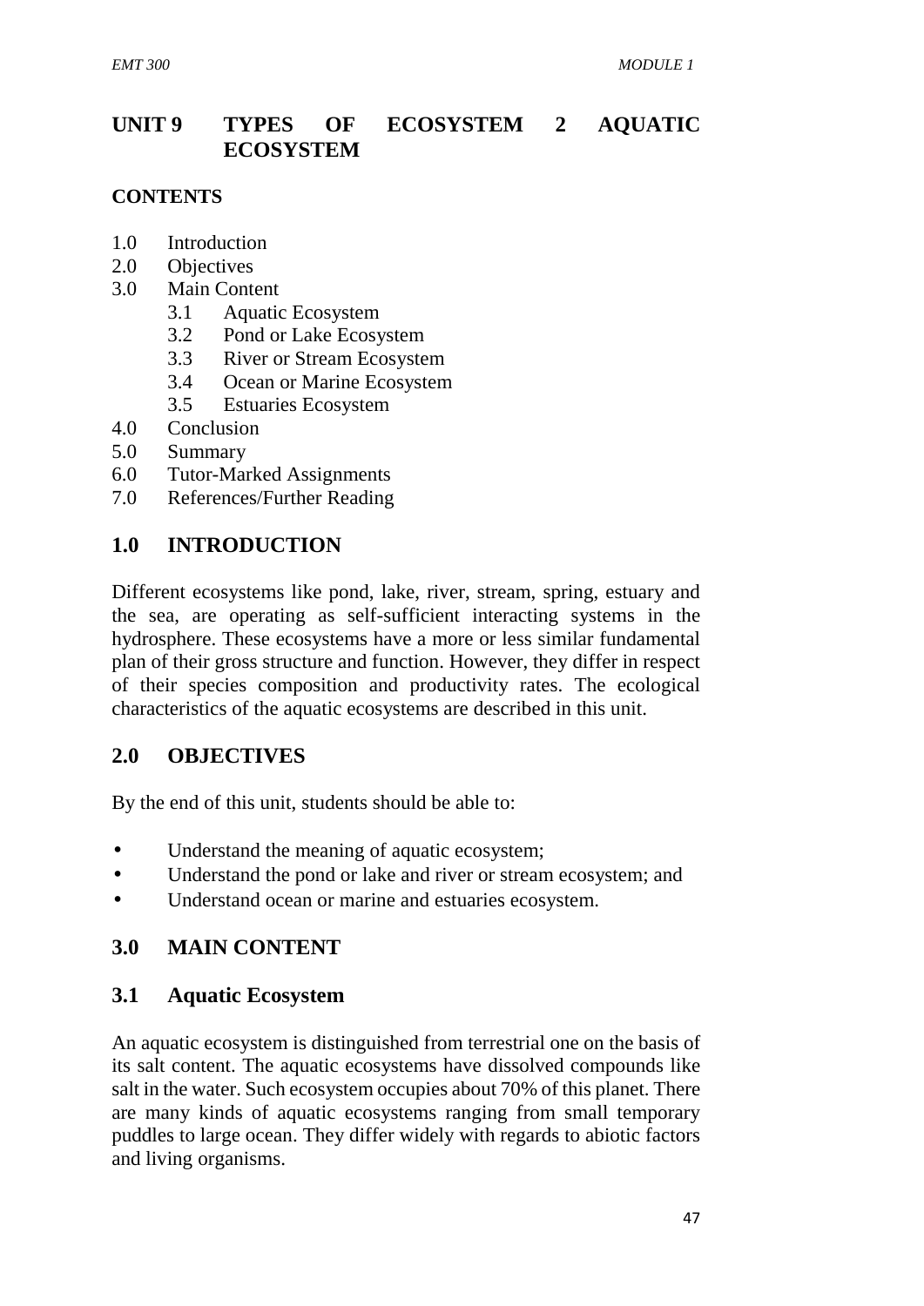# UNIT 9 TYPES OF ECOSYSTEM 2 AQUATIC ECOSYSTEM

## CONTENTS

1.0 Introduction
2.0 Objectives
3.0 Main Content
  3.1 Aquatic Ecosystem
  3.2 Pond or Lake Ecosystem
  3.3 River or Stream Ecosystem
  3.4 Ocean or Marine Ecosystem
  3.5 Estuaries Ecosystem
4.0 Conclusion
5.0 Summary
6.0 Tutor-Marked Assignments
7.0 References/Further Reading

## 1.0 INTRODUCTION

Different ecosystems like pond, lake, river, stream, spring, estuary and the sea, are operating as self-sufficient interacting systems in the hydrosphere. These ecosystems have a more or less similar fundamental plan of their gross structure and function. However, they differ in respect of their species composition and productivity rates. The ecological characteristics of the aquatic ecosystems are described in this unit.

## 2.0 OBJECTIVES

By the end of this unit, students should be able to:

- Understand the meaning of aquatic ecosystem;
- Understand the pond or lake and river or stream ecosystem; and
- Understand ocean or marine and estuaries ecosystem.

## 3.0 MAIN CONTENT

### 3.1 Aquatic Ecosystem

An aquatic ecosystem is distinguished from terrestrial one on the basis of its salt content. The aquatic ecosystems have dissolved compounds like salt in the water. Such ecosystem occupies about 70% of this planet. There are many kinds of aquatic ecosystems ranging from small temporary puddles to large ocean. They differ widely with regards to abiotic factors and living organisms.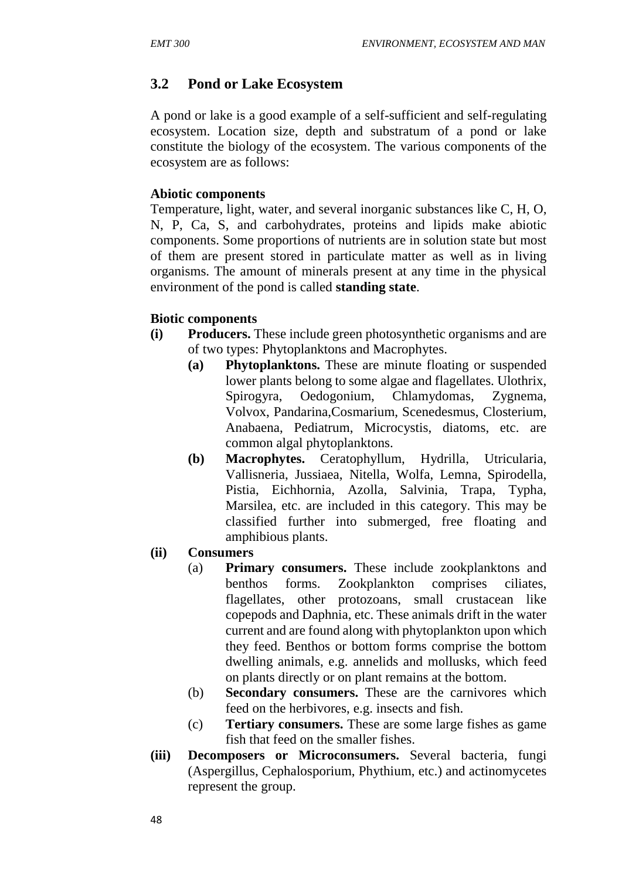## 3.2 Pond or Lake Ecosystem

A pond or lake is a good example of a self-sufficient and self-regulating ecosystem. Location size, depth and substratum of a pond or lake constitute the biology of the ecosystem. The various components of the ecosystem are as follows:

**Abiotic components**

Temperature, light, water, and several inorganic substances like C, H, O, N, P, Ca, S, and carbohydrates, proteins and lipids make abiotic components. Some proportions of nutrients are in solution state but most of them are present stored in particulate matter as well as in living organisms. The amount of minerals present at any time in the physical environment of the pond is called **standing state**.

**Biotic components**

**(i) Producers.** These include green photosynthetic organisms and are of two types: Phytoplanktons and Macrophytes.

- **(a) Phytoplanktons.** These are minute floating or suspended lower plants belong to some algae and flagellates. Ulothrix, Spirogyra, Oedogonium, Chlamydomas, Zygnema, Volvox, Pandarina,Cosmarium, Scenedesmus, Closterium, Anabaena, Pediatrum, Microcystis, diatoms, etc. are common algal phytoplanktons.
- **(b) Macrophytes.** Ceratophyllum, Hydrilla, Utricularia, Vallisneria, Jussiaea, Nitella, Wolfa, Lemna, Spirodella, Pistia, Eichhornia, Azolla, Salvinia, Trapa, Typha, Marsilea, etc. are included in this category. This may be classified further into submerged, free floating and amphibious plants.

**(ii) Consumers**

- (a) **Primary consumers.** These include zookplanktons and benthos forms. Zookplankton comprises ciliates, flagellates, other protozoans, small crustacean like copepods and Daphnia, etc. These animals drift in the water current and are found along with phytoplankton upon which they feed. Benthos or bottom forms comprise the bottom dwelling animals, e.g. annelids and mollusks, which feed on plants directly or on plant remains at the bottom.
- (b) **Secondary consumers.** These are the carnivores which feed on the herbivores, e.g. insects and fish.
- (c) **Tertiary consumers.** These are some large fishes as game fish that feed on the smaller fishes.

**(iii) Decomposers or Microconsumers.** Several bacteria, fungi (Aspergillus, Cephalosporium, Phythium, etc.) and actinomycetes represent the group.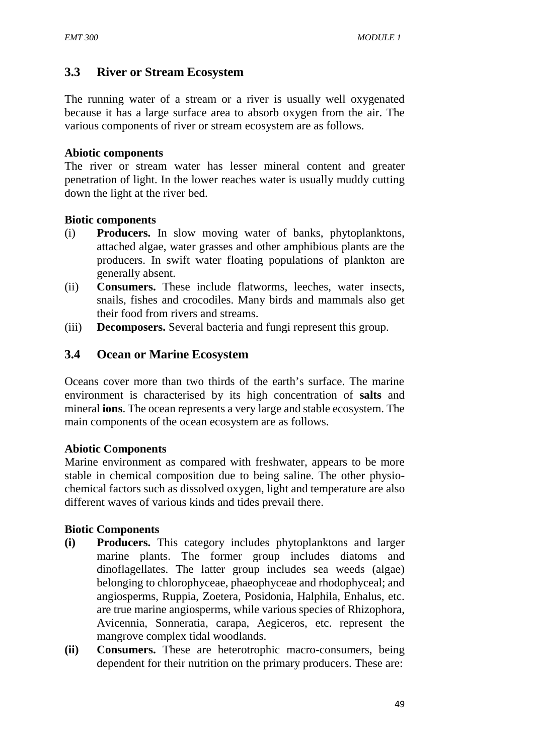## 3.3 River or Stream Ecosystem

The running water of a stream or a river is usually well oxygenated because it has a large surface area to absorb oxygen from the air. The various components of river or stream ecosystem are as follows.

**Abiotic components**

The river or stream water has lesser mineral content and greater penetration of light. In the lower reaches water is usually muddy cutting down the light at the river bed.

**Biotic components**

(i) **Producers.** In slow moving water of banks, phytoplanktons, attached algae, water grasses and other amphibious plants are the producers. In swift water floating populations of plankton are generally absent.

(ii) **Consumers.** These include flatworms, leeches, water insects, snails, fishes and crocodiles. Many birds and mammals also get their food from rivers and streams.

(iii) **Decomposers.** Several bacteria and fungi represent this group.

## 3.4 Ocean or Marine Ecosystem

Oceans cover more than two thirds of the earth's surface. The marine environment is characterised by its high concentration of **salts** and mineral **ions**. The ocean represents a very large and stable ecosystem. The main components of the ocean ecosystem are as follows.

**Abiotic Components**

Marine environment as compared with freshwater, appears to be more stable in chemical composition due to being saline. The other physio-chemical factors such as dissolved oxygen, light and temperature are also different waves of various kinds and tides prevail there.

**Biotic Components**

**(i)** **Producers.** This category includes phytoplanktons and larger marine plants. The former group includes diatoms and dinoflagellates. The latter group includes sea weeds (algae) belonging to chlorophyceae, phaeophyceae and rhodophyceal; and angiosperms, Ruppia, Zoetera, Posidonia, Halphila, Enhalus, etc. are true marine angiosperms, while various species of Rhizophora, Avicennia, Sonneratia, carapa, Aegiceros, etc. represent the mangrove complex tidal woodlands.

**(ii)** **Consumers.** These are heterotrophic macro-consumers, being dependent for their nutrition on the primary producers. These are: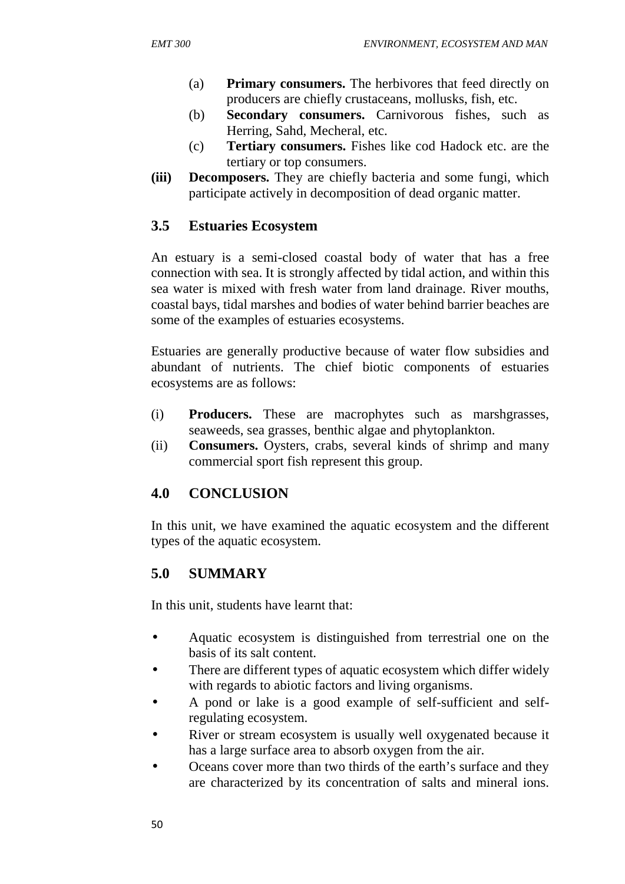(a) **Primary consumers.** The herbivores that feed directly on producers are chiefly crustaceans, mollusks, fish, etc.

(b) **Secondary consumers.** Carnivorous fishes, such as Herring, Sahd, Mecheral, etc.

(c) **Tertiary consumers.** Fishes like cod Hadock etc. are the tertiary or top consumers.

**(iii) Decomposers.** They are chiefly bacteria and some fungi, which participate actively in decomposition of dead organic matter.

## 3.5 Estuaries Ecosystem

An estuary is a semi-closed coastal body of water that has a free connection with sea. It is strongly affected by tidal action, and within this sea water is mixed with fresh water from land drainage. River mouths, coastal bays, tidal marshes and bodies of water behind barrier beaches are some of the examples of estuaries ecosystems.

Estuaries are generally productive because of water flow subsidies and abundant of nutrients. The chief biotic components of estuaries ecosystems are as follows:

(i) **Producers.** These are macrophytes such as marshgrasses, seaweeds, sea grasses, benthic algae and phytoplankton.

(ii) **Consumers.** Oysters, crabs, several kinds of shrimp and many commercial sport fish represent this group.

## 4.0 CONCLUSION

In this unit, we have examined the aquatic ecosystem and the different types of the aquatic ecosystem.

## 5.0 SUMMARY

In this unit, students have learnt that:

- Aquatic ecosystem is distinguished from terrestrial one on the basis of its salt content.
- There are different types of aquatic ecosystem which differ widely with regards to abiotic factors and living organisms.
- A pond or lake is a good example of self-sufficient and self-regulating ecosystem.
- River or stream ecosystem is usually well oxygenated because it has a large surface area to absorb oxygen from the air.
- Oceans cover more than two thirds of the earth's surface and they are characterized by its concentration of salts and mineral ions.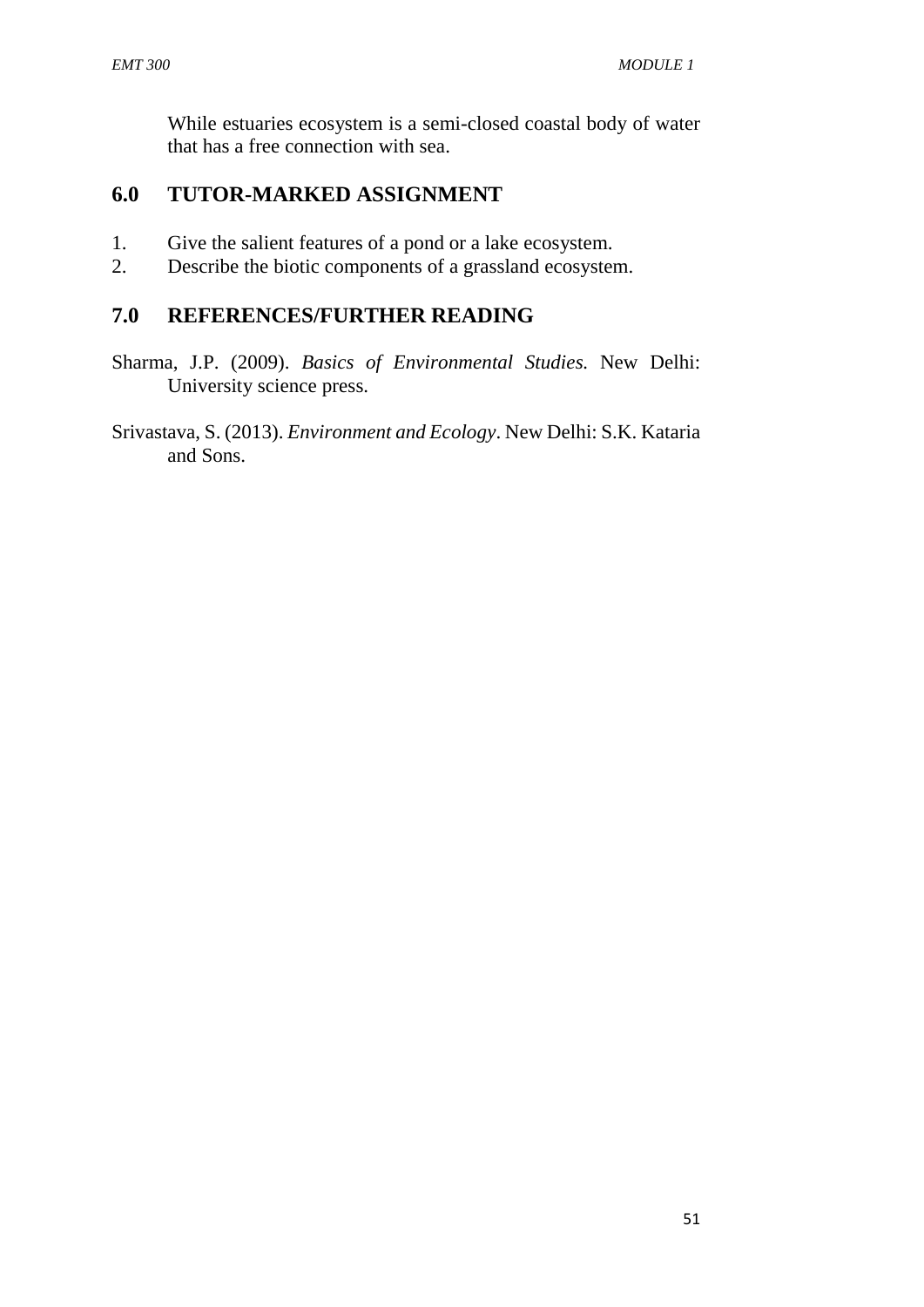While estuaries ecosystem is a semi-closed coastal body of water that has a free connection with sea.

## 6.0 TUTOR-MARKED ASSIGNMENT

1. Give the salient features of a pond or a lake ecosystem.
2. Describe the biotic components of a grassland ecosystem.

## 7.0 REFERENCES/FURTHER READING

Sharma, J.P. (2009). *Basics of Environmental Studies.* New Delhi: University science press.

Srivastava, S. (2013). *Environment and Ecology*. New Delhi: S.K. Kataria and Sons.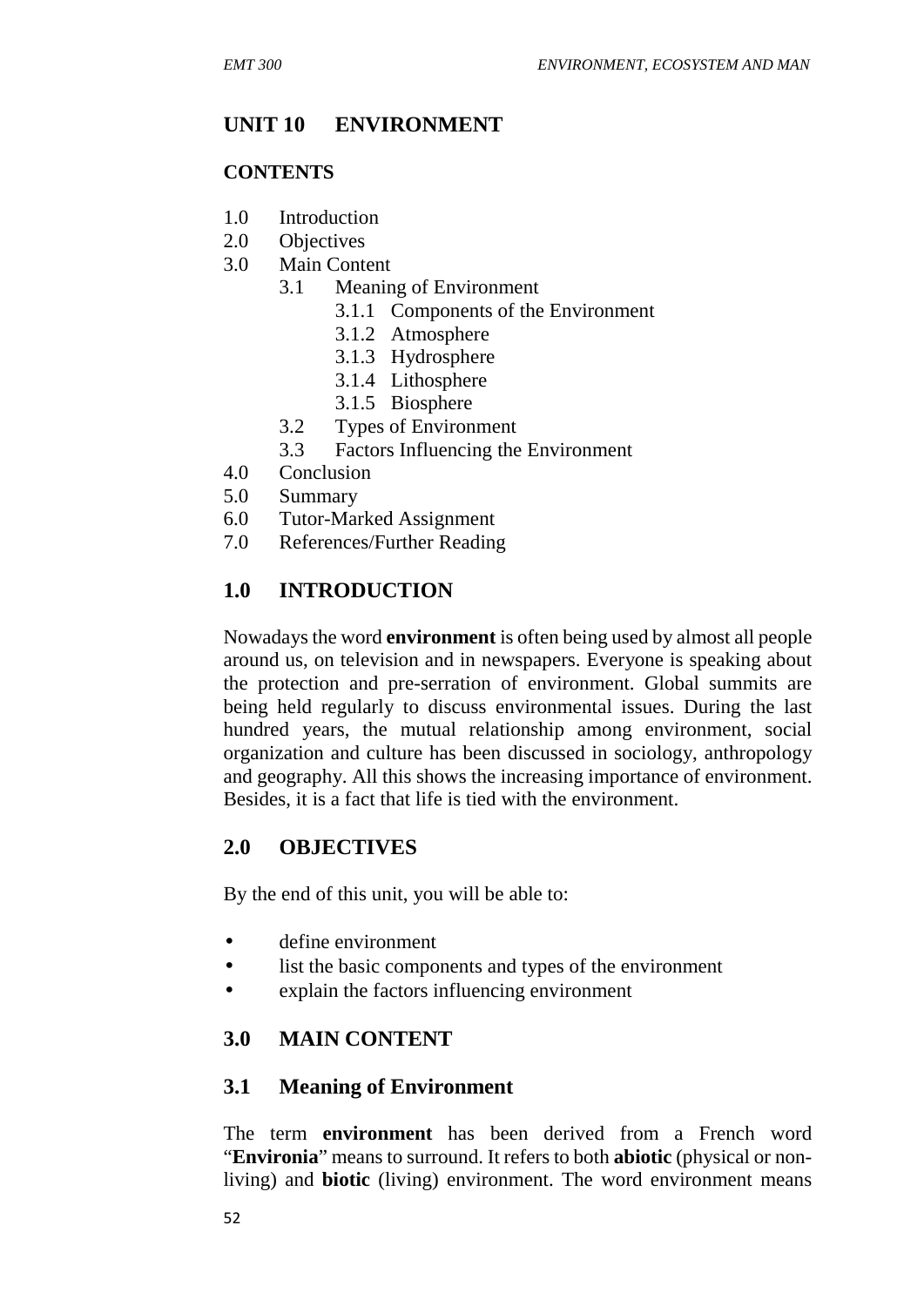# UNIT 10 ENVIRONMENT

**CONTENTS**

1.0 Introduction
2.0 Objectives
3.0 Main Content
   3.1 Meaning of Environment
      3.1.1 Components of the Environment
      3.1.2 Atmosphere
      3.1.3 Hydrosphere
      3.1.4 Lithosphere
      3.1.5 Biosphere
   3.2 Types of Environment
   3.3 Factors Influencing the Environment
4.0 Conclusion
5.0 Summary
6.0 Tutor-Marked Assignment
7.0 References/Further Reading

## 1.0 INTRODUCTION

Nowadays the word **environment** is often being used by almost all people around us, on television and in newspapers. Everyone is speaking about the protection and pre-serration of environment. Global summits are being held regularly to discuss environmental issues. During the last hundred years, the mutual relationship among environment, social organization and culture has been discussed in sociology, anthropology and geography. All this shows the increasing importance of environment. Besides, it is a fact that life is tied with the environment.

## 2.0 OBJECTIVES

By the end of this unit, you will be able to:

- define environment
- list the basic components and types of the environment
- explain the factors influencing environment

## 3.0 MAIN CONTENT

### 3.1 Meaning of Environment

The term **environment** has been derived from a French word "**Environia**" means to surround. It refers to both **abiotic** (physical or non-living) and **biotic** (living) environment. The word environment means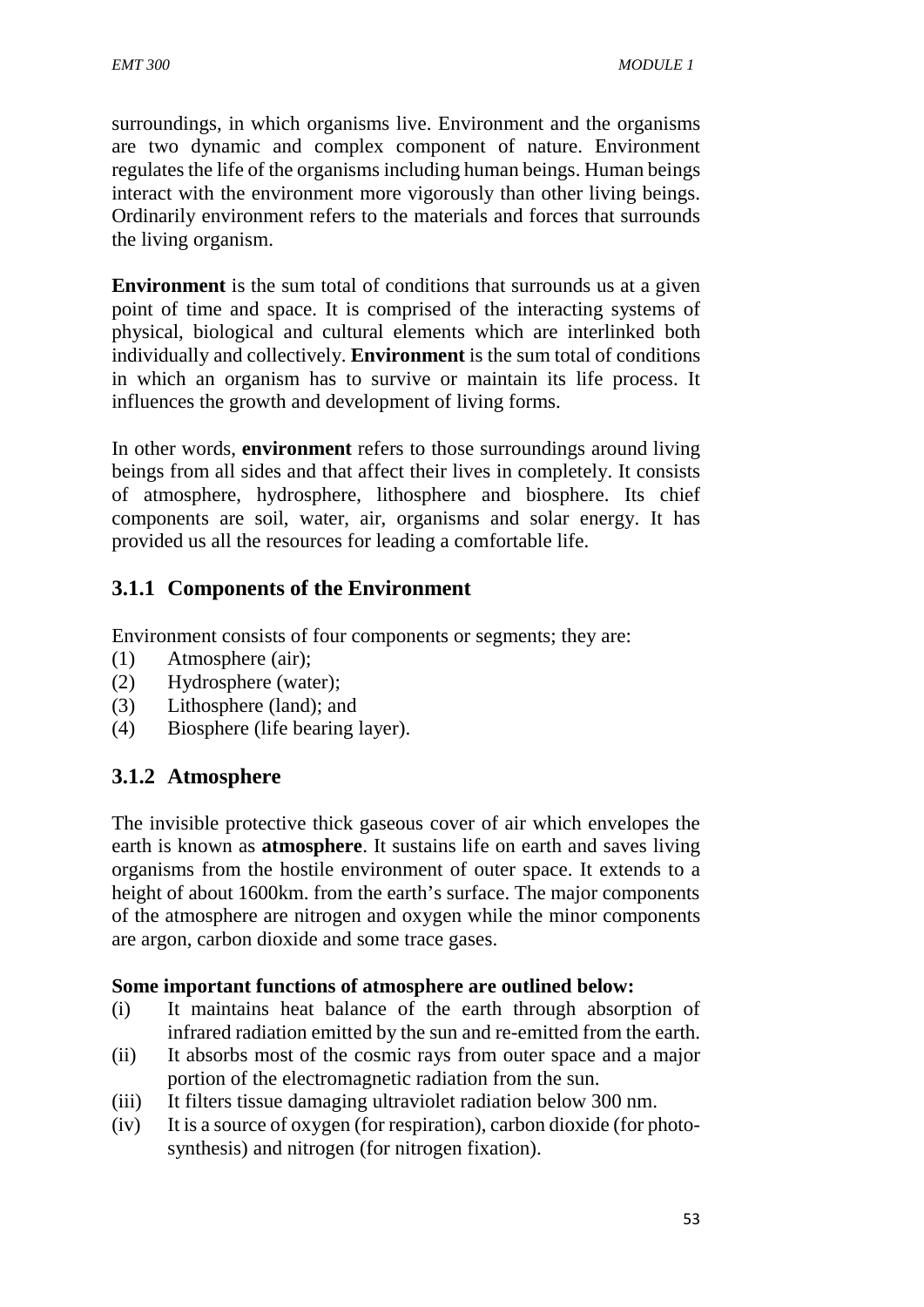surroundings, in which organisms live. Environment and the organisms are two dynamic and complex component of nature. Environment regulates the life of the organisms including human beings. Human beings interact with the environment more vigorously than other living beings. Ordinarily environment refers to the materials and forces that surrounds the living organism.

**Environment** is the sum total of conditions that surrounds us at a given point of time and space. It is comprised of the interacting systems of physical, biological and cultural elements which are interlinked both individually and collectively. **Environment** is the sum total of conditions in which an organism has to survive or maintain its life process. It influences the growth and development of living forms.

In other words, **environment** refers to those surroundings around living beings from all sides and that affect their lives in completely. It consists of atmosphere, hydrosphere, lithosphere and biosphere. Its chief components are soil, water, air, organisms and solar energy. It has provided us all the resources for leading a comfortable life.

### 3.1.1 Components of the Environment

Environment consists of four components or segments; they are:

(1) Atmosphere (air);
(2) Hydrosphere (water);
(3) Lithosphere (land); and
(4) Biosphere (life bearing layer).

### 3.1.2 Atmosphere

The invisible protective thick gaseous cover of air which envelopes the earth is known as **atmosphere**. It sustains life on earth and saves living organisms from the hostile environment of outer space. It extends to a height of about 1600km. from the earth's surface. The major components of the atmosphere are nitrogen and oxygen while the minor components are argon, carbon dioxide and some trace gases.

**Some important functions of atmosphere are outlined below:**

(i) It maintains heat balance of the earth through absorption of infrared radiation emitted by the sun and re-emitted from the earth.
(ii) It absorbs most of the cosmic rays from outer space and a major portion of the electromagnetic radiation from the sun.
(iii) It filters tissue damaging ultraviolet radiation below 300 nm.
(iv) It is a source of oxygen (for respiration), carbon dioxide (for photo-synthesis) and nitrogen (for nitrogen fixation).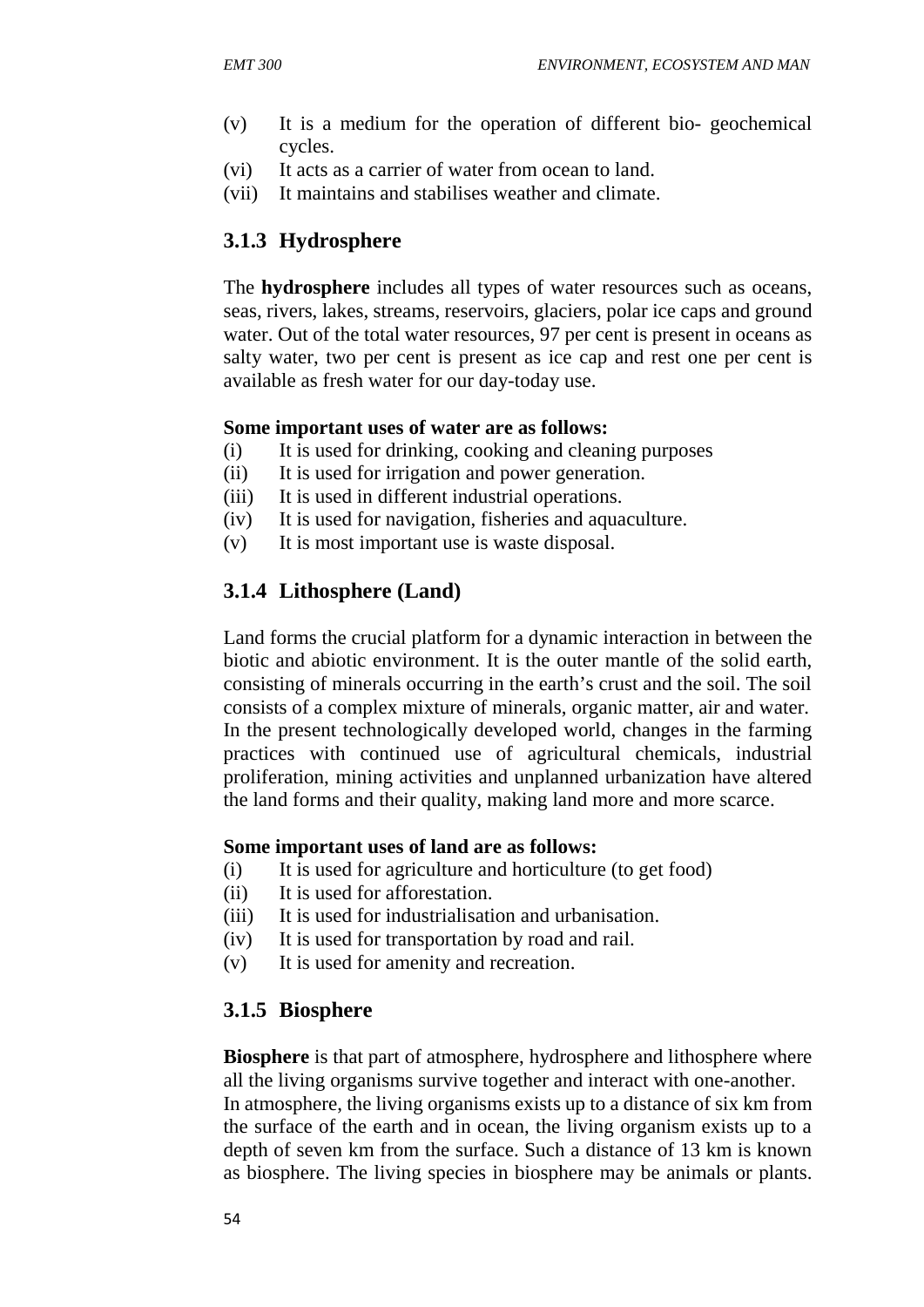(v) It is a medium for the operation of different bio- geochemical cycles.
(vi) It acts as a carrier of water from ocean to land.
(vii) It maintains and stabilises weather and climate.

### 3.1.3 Hydrosphere

The **hydrosphere** includes all types of water resources such as oceans, seas, rivers, lakes, streams, reservoirs, glaciers, polar ice caps and ground water. Out of the total water resources, 97 per cent is present in oceans as salty water, two per cent is present as ice cap and rest one per cent is available as fresh water for our day-today use.

**Some important uses of water are as follows:**

(i) It is used for drinking, cooking and cleaning purposes
(ii) It is used for irrigation and power generation.
(iii) It is used in different industrial operations.
(iv) It is used for navigation, fisheries and aquaculture.
(v) It is most important use is waste disposal.

### 3.1.4 Lithosphere (Land)

Land forms the crucial platform for a dynamic interaction in between the biotic and abiotic environment. It is the outer mantle of the solid earth, consisting of minerals occurring in the earth's crust and the soil. The soil consists of a complex mixture of minerals, organic matter, air and water. In the present technologically developed world, changes in the farming practices with continued use of agricultural chemicals, industrial proliferation, mining activities and unplanned urbanization have altered the land forms and their quality, making land more and more scarce.

**Some important uses of land are as follows:**

(i) It is used for agriculture and horticulture (to get food)
(ii) It is used for afforestation.
(iii) It is used for industrialisation and urbanisation.
(iv) It is used for transportation by road and rail.
(v) It is used for amenity and recreation.

### 3.1.5 Biosphere

**Biosphere** is that part of atmosphere, hydrosphere and lithosphere where all the living organisms survive together and interact with one-another. In atmosphere, the living organisms exists up to a distance of six km from the surface of the earth and in ocean, the living organism exists up to a depth of seven km from the surface. Such a distance of 13 km is known as biosphere. The living species in biosphere may be animals or plants.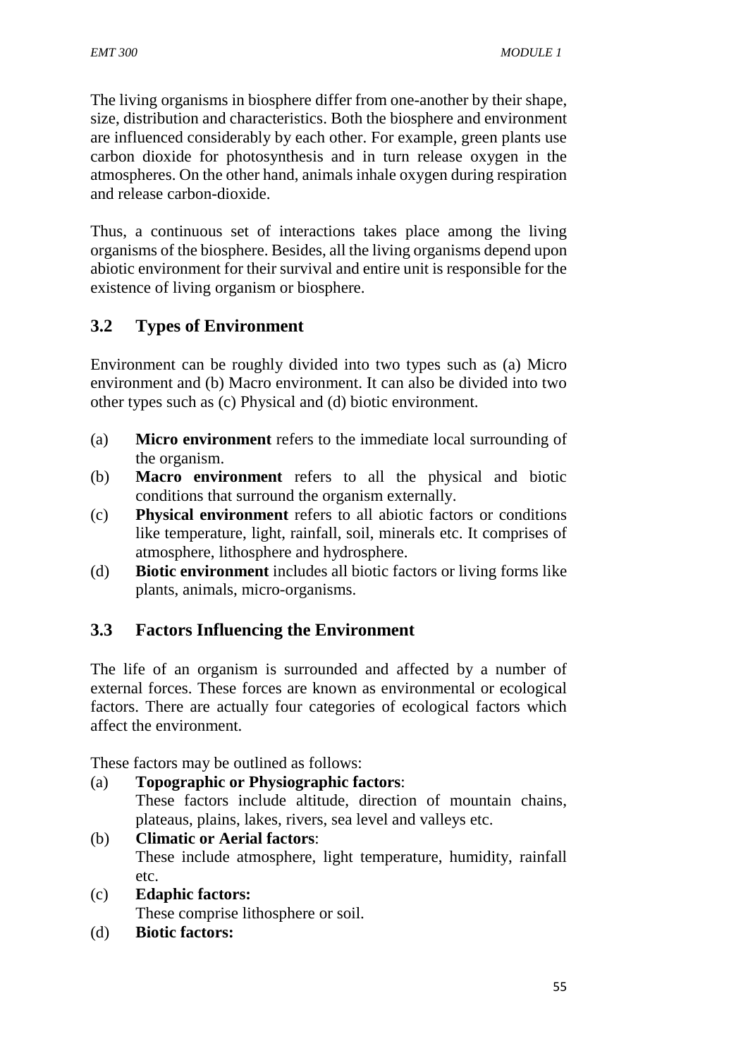The living organisms in biosphere differ from one-another by their shape, size, distribution and characteristics. Both the biosphere and environment are influenced considerably by each other. For example, green plants use carbon dioxide for photosynthesis and in turn release oxygen in the atmospheres. On the other hand, animals inhale oxygen during respiration and release carbon-dioxide.

Thus, a continuous set of interactions takes place among the living organisms of the biosphere. Besides, all the living organisms depend upon abiotic environment for their survival and entire unit is responsible for the existence of living organism or biosphere.

## 3.2 Types of Environment

Environment can be roughly divided into two types such as (a) Micro environment and (b) Macro environment. It can also be divided into two other types such as (c) Physical and (d) biotic environment.

(a) **Micro environment** refers to the immediate local surrounding of the organism.

(b) **Macro environment** refers to all the physical and biotic conditions that surround the organism externally.

(c) **Physical environment** refers to all abiotic factors or conditions like temperature, light, rainfall, soil, minerals etc. It comprises of atmosphere, lithosphere and hydrosphere.

(d) **Biotic environment** includes all biotic factors or living forms like plants, animals, micro-organisms.

## 3.3 Factors Influencing the Environment

The life of an organism is surrounded and affected by a number of external forces. These forces are known as environmental or ecological factors. There are actually four categories of ecological factors which affect the environment.

These factors may be outlined as follows:

(a) **Topographic or Physiographic factors**:
These factors include altitude, direction of mountain chains, plateaus, plains, lakes, rivers, sea level and valleys etc.

(b) **Climatic or Aerial factors**:
These include atmosphere, light temperature, humidity, rainfall etc.

(c) **Edaphic factors:**
These comprise lithosphere or soil.

(d) **Biotic factors:**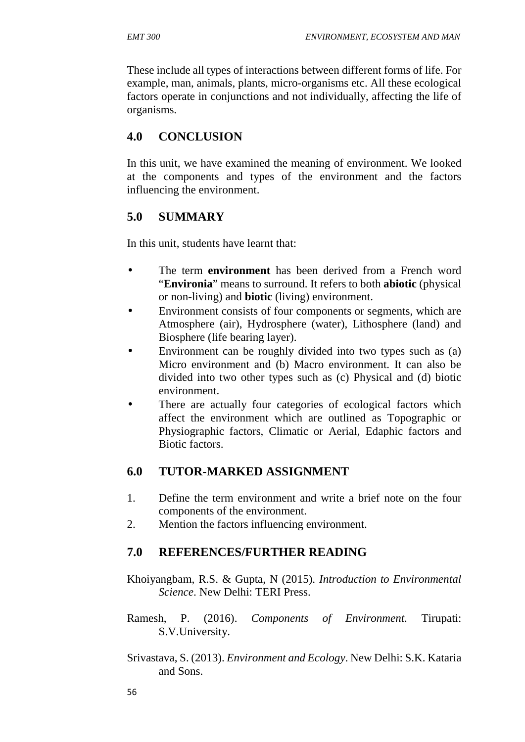These include all types of interactions between different forms of life. For example, man, animals, plants, micro-organisms etc. All these ecological factors operate in conjunctions and not individually, affecting the life of organisms.

## 4.0 CONCLUSION

In this unit, we have examined the meaning of environment. We looked at the components and types of the environment and the factors influencing the environment.

## 5.0 SUMMARY

In this unit, students have learnt that:

- The term **environment** has been derived from a French word "**Environia**" means to surround. It refers to both **abiotic** (physical or non-living) and **biotic** (living) environment.
- Environment consists of four components or segments, which are Atmosphere (air), Hydrosphere (water), Lithosphere (land) and Biosphere (life bearing layer).
- Environment can be roughly divided into two types such as (a) Micro environment and (b) Macro environment. It can also be divided into two other types such as (c) Physical and (d) biotic environment.
- There are actually four categories of ecological factors which affect the environment which are outlined as Topographic or Physiographic factors, Climatic or Aerial, Edaphic factors and Biotic factors.

## 6.0 TUTOR-MARKED ASSIGNMENT

1. Define the term environment and write a brief note on the four components of the environment.
2. Mention the factors influencing environment.

## 7.0 REFERENCES/FURTHER READING

Khoiyangbam, R.S. & Gupta, N (2015). *Introduction to Environmental Science*. New Delhi: TERI Press.

Ramesh, P. (2016). *Components of Environment*. Tirupati: S.V.University.

Srivastava, S. (2013). *Environment and Ecology*. New Delhi: S.K. Kataria and Sons.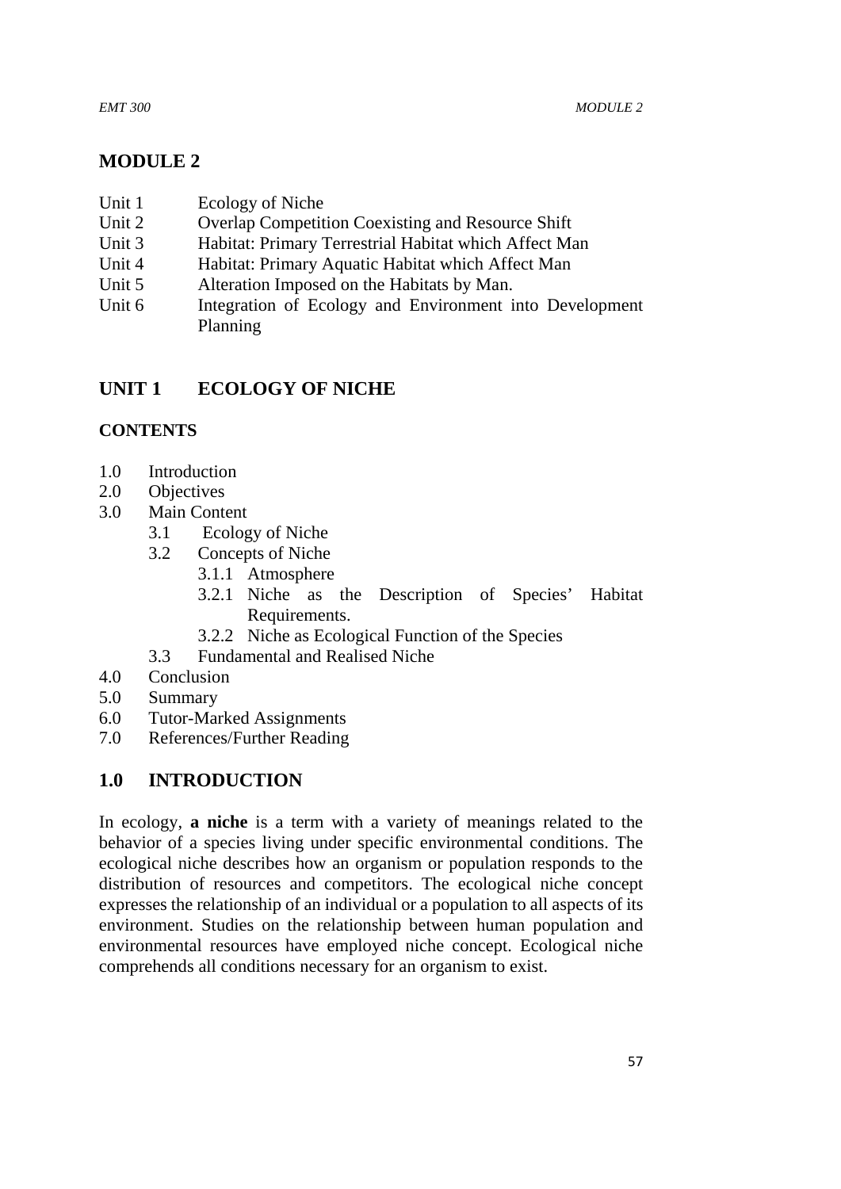# MODULE 2

Unit 1 Ecology of Niche
Unit 2 Overlap Competition Coexisting and Resource Shift
Unit 3 Habitat: Primary Terrestrial Habitat which Affect Man
Unit 4 Habitat: Primary Aquatic Habitat which Affect Man
Unit 5 Alteration Imposed on the Habitats by Man.
Unit 6 Integration of Ecology and Environment into Development Planning

## UNIT 1 ECOLOGY OF NICHE

### CONTENTS

- 1.0 Introduction
- 2.0 Objectives
- 3.0 Main Content
  - 3.1 Ecology of Niche
  - 3.2 Concepts of Niche
    - 3.1.1 Atmosphere
    - 3.2.1 Niche as the Description of Species' Habitat Requirements.
    - 3.2.2 Niche as Ecological Function of the Species
  - 3.3 Fundamental and Realised Niche
- 4.0 Conclusion
- 5.0 Summary
- 6.0 Tutor-Marked Assignments
- 7.0 References/Further Reading

## 1.0 INTRODUCTION

In ecology, **a niche** is a term with a variety of meanings related to the behavior of a species living under specific environmental conditions. The ecological niche describes how an organism or population responds to the distribution of resources and competitors. The ecological niche concept expresses the relationship of an individual or a population to all aspects of its environment. Studies on the relationship between human population and environmental resources have employed niche concept. Ecological niche comprehends all conditions necessary for an organism to exist.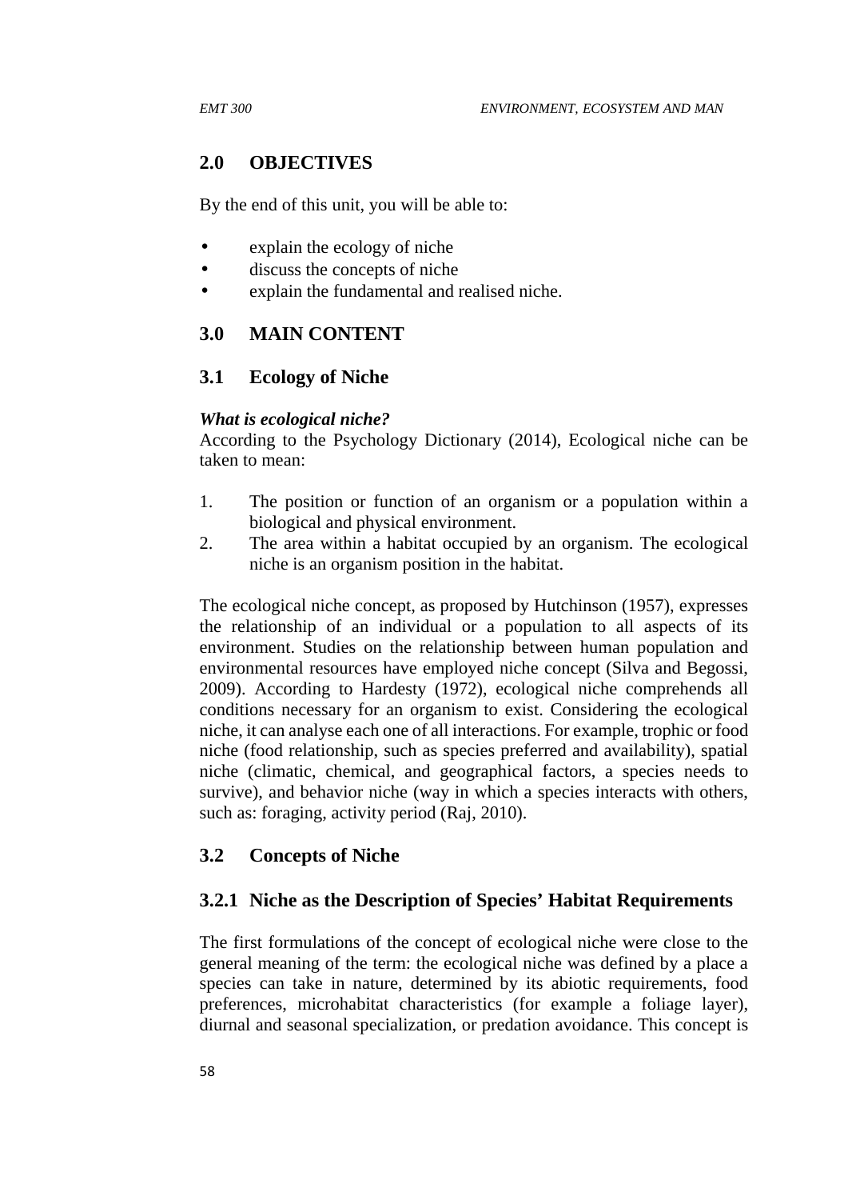## 2.0 OBJECTIVES

By the end of this unit, you will be able to:

- explain the ecology of niche
- discuss the concepts of niche
- explain the fundamental and realised niche.

## 3.0 MAIN CONTENT

### 3.1 Ecology of Niche

***What is ecological niche?***
According to the Psychology Dictionary (2014), Ecological niche can be taken to mean:

1. The position or function of an organism or a population within a biological and physical environment.
2. The area within a habitat occupied by an organism. The ecological niche is an organism position in the habitat.

The ecological niche concept, as proposed by Hutchinson (1957), expresses the relationship of an individual or a population to all aspects of its environment. Studies on the relationship between human population and environmental resources have employed niche concept (Silva and Begossi, 2009). According to Hardesty (1972), ecological niche comprehends all conditions necessary for an organism to exist. Considering the ecological niche, it can analyse each one of all interactions. For example, trophic or food niche (food relationship, such as species preferred and availability), spatial niche (climatic, chemical, and geographical factors, a species needs to survive), and behavior niche (way in which a species interacts with others, such as: foraging, activity period (Raj, 2010).

### 3.2 Concepts of Niche

#### 3.2.1 Niche as the Description of Species' Habitat Requirements

The first formulations of the concept of ecological niche were close to the general meaning of the term: the ecological niche was defined by a place a species can take in nature, determined by its abiotic requirements, food preferences, microhabitat characteristics (for example a foliage layer), diurnal and seasonal specialization, or predation avoidance. This concept is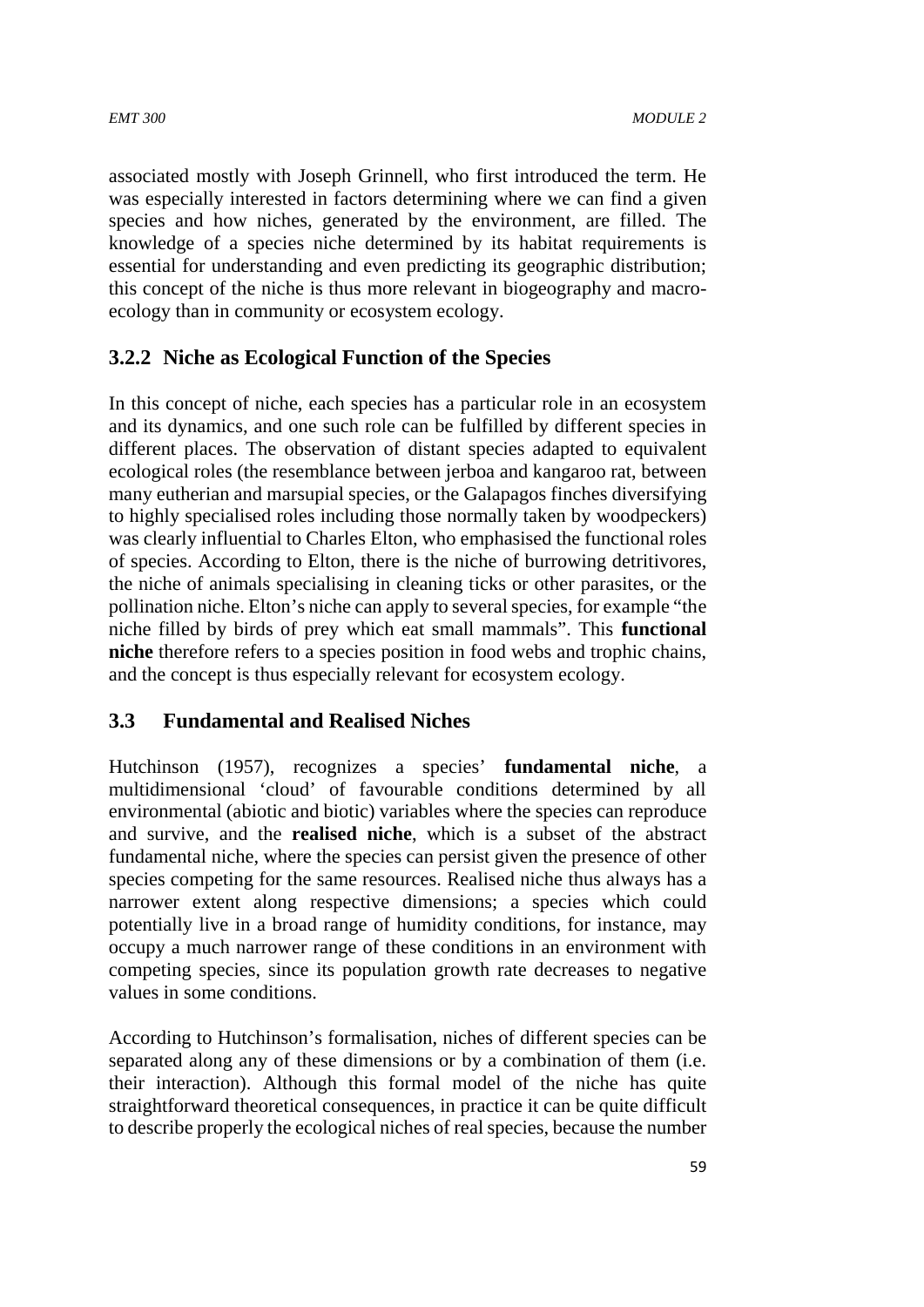associated mostly with Joseph Grinnell, who first introduced the term. He was especially interested in factors determining where we can find a given species and how niches, generated by the environment, are filled. The knowledge of a species niche determined by its habitat requirements is essential for understanding and even predicting its geographic distribution; this concept of the niche is thus more relevant in biogeography and macro-ecology than in community or ecosystem ecology.

### 3.2.2 Niche as Ecological Function of the Species

In this concept of niche, each species has a particular role in an ecosystem and its dynamics, and one such role can be fulfilled by different species in different places. The observation of distant species adapted to equivalent ecological roles (the resemblance between jerboa and kangaroo rat, between many eutherian and marsupial species, or the Galapagos finches diversifying to highly specialised roles including those normally taken by woodpeckers) was clearly influential to Charles Elton, who emphasised the functional roles of species. According to Elton, there is the niche of burrowing detritivores, the niche of animals specialising in cleaning ticks or other parasites, or the pollination niche. Elton's niche can apply to several species, for example "the niche filled by birds of prey which eat small mammals". This **functional niche** therefore refers to a species position in food webs and trophic chains, and the concept is thus especially relevant for ecosystem ecology.

## 3.3 Fundamental and Realised Niches

Hutchinson (1957), recognizes a species' **fundamental niche**, a multidimensional 'cloud' of favourable conditions determined by all environmental (abiotic and biotic) variables where the species can reproduce and survive, and the **realised niche**, which is a subset of the abstract fundamental niche, where the species can persist given the presence of other species competing for the same resources. Realised niche thus always has a narrower extent along respective dimensions; a species which could potentially live in a broad range of humidity conditions, for instance, may occupy a much narrower range of these conditions in an environment with competing species, since its population growth rate decreases to negative values in some conditions.

According to Hutchinson's formalisation, niches of different species can be separated along any of these dimensions or by a combination of them (i.e. their interaction). Although this formal model of the niche has quite straightforward theoretical consequences, in practice it can be quite difficult to describe properly the ecological niches of real species, because the number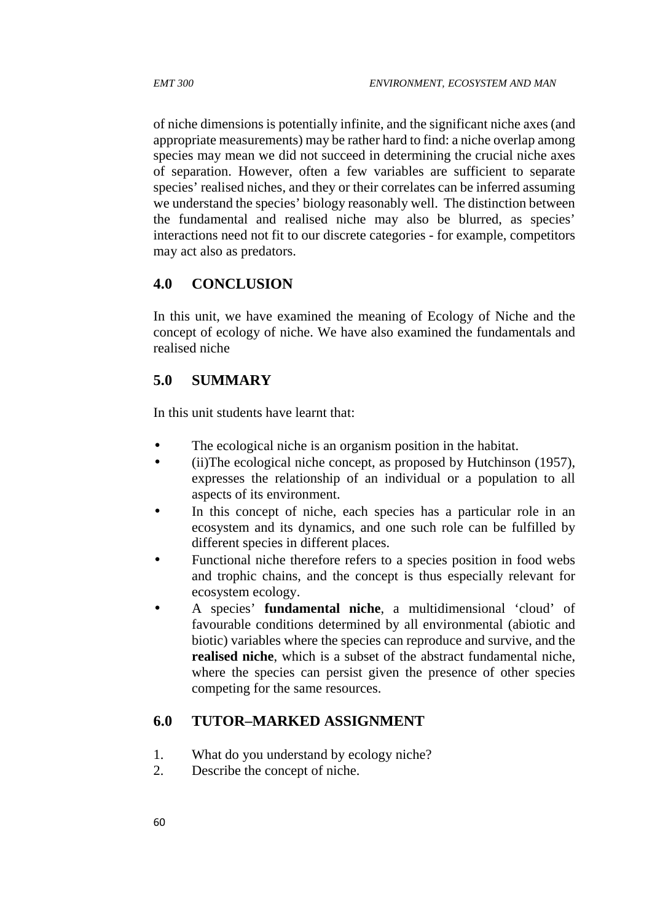of niche dimensions is potentially infinite, and the significant niche axes (and appropriate measurements) may be rather hard to find: a niche overlap among species may mean we did not succeed in determining the crucial niche axes of separation. However, often a few variables are sufficient to separate species' realised niches, and they or their correlates can be inferred assuming we understand the species' biology reasonably well. The distinction between the fundamental and realised niche may also be blurred, as species' interactions need not fit to our discrete categories - for example, competitors may act also as predators.

## 4.0 CONCLUSION

In this unit, we have examined the meaning of Ecology of Niche and the concept of ecology of niche. We have also examined the fundamentals and realised niche

## 5.0 SUMMARY

In this unit students have learnt that:

- The ecological niche is an organism position in the habitat.
- (ii)The ecological niche concept, as proposed by Hutchinson (1957), expresses the relationship of an individual or a population to all aspects of its environment.
- In this concept of niche, each species has a particular role in an ecosystem and its dynamics, and one such role can be fulfilled by different species in different places.
- Functional niche therefore refers to a species position in food webs and trophic chains, and the concept is thus especially relevant for ecosystem ecology.
- A species' **fundamental niche**, a multidimensional 'cloud' of favourable conditions determined by all environmental (abiotic and biotic) variables where the species can reproduce and survive, and the **realised niche**, which is a subset of the abstract fundamental niche, where the species can persist given the presence of other species competing for the same resources.

## 6.0 TUTOR–MARKED ASSIGNMENT

1. What do you understand by ecology niche?
2. Describe the concept of niche.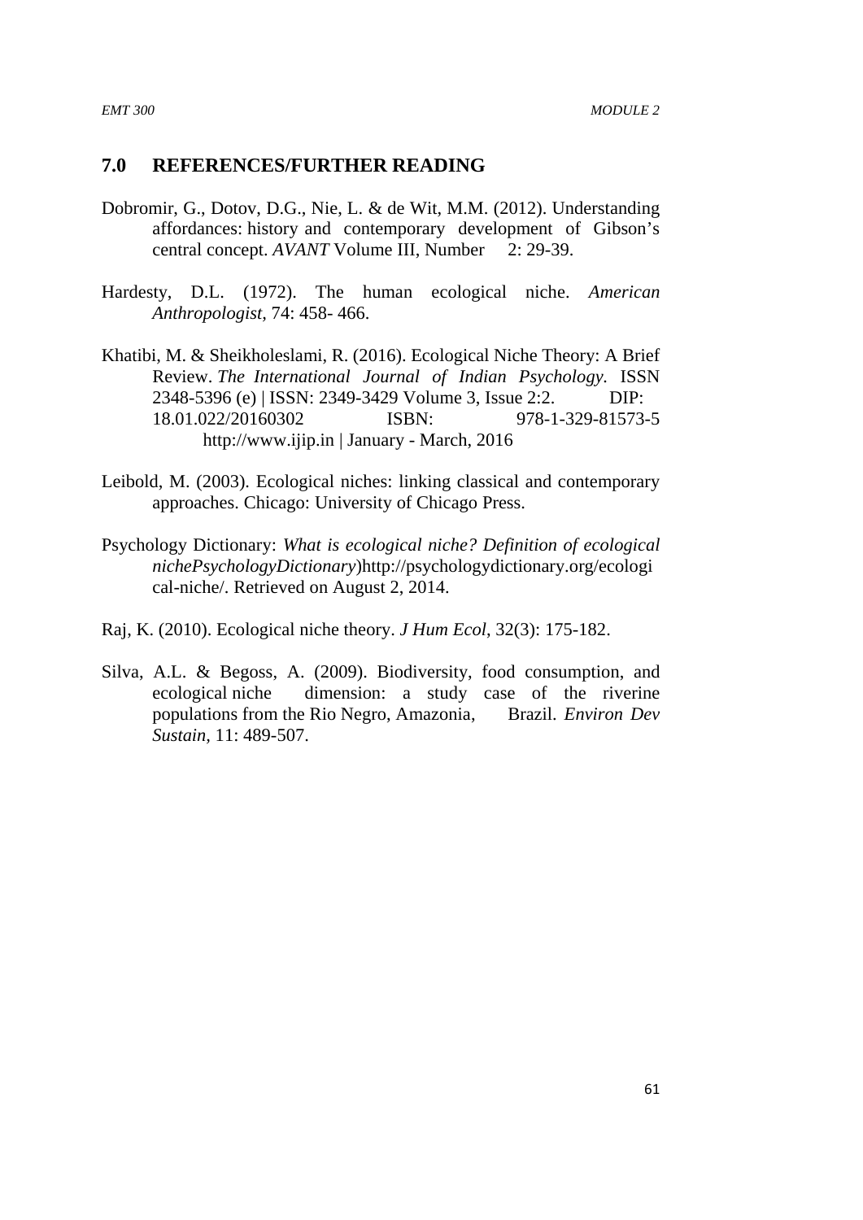## 7.0 REFERENCES/FURTHER READING

Dobromir, G., Dotov, D.G., Nie, L. & de Wit, M.M. (2012). Understanding affordances: history and contemporary development of Gibson's central concept. *AVANT* Volume III, Number 2: 29-39.

Hardesty, D.L. (1972). The human ecological niche. *American Anthropologist*, 74: 458- 466.

Khatibi, M. & Sheikholeslami, R. (2016). Ecological Niche Theory: A Brief Review. *The International Journal of Indian Psychology.* ISSN 2348-5396 (e) | ISSN: 2349-3429 Volume 3, Issue 2:2. DIP: 18.01.022/20160302 ISBN: 978-1-329-81573-5 http://www.ijip.in | January - March, 2016

Leibold, M. (2003). Ecological niches: linking classical and contemporary approaches. Chicago: University of Chicago Press.

Psychology Dictionary: *What is ecological niche? Definition of ecological nichePsychologyDictionary*)http://psychologydictionary.org/ecological-niche/. Retrieved on August 2, 2014.

Raj, K. (2010). Ecological niche theory. *J Hum Ecol*, 32(3): 175-182.

Silva, A.L. & Begoss, A. (2009). Biodiversity, food consumption, and ecological niche dimension: a study case of the riverine populations from the Rio Negro, Amazonia, Brazil. *Environ Dev Sustain*, 11: 489-507.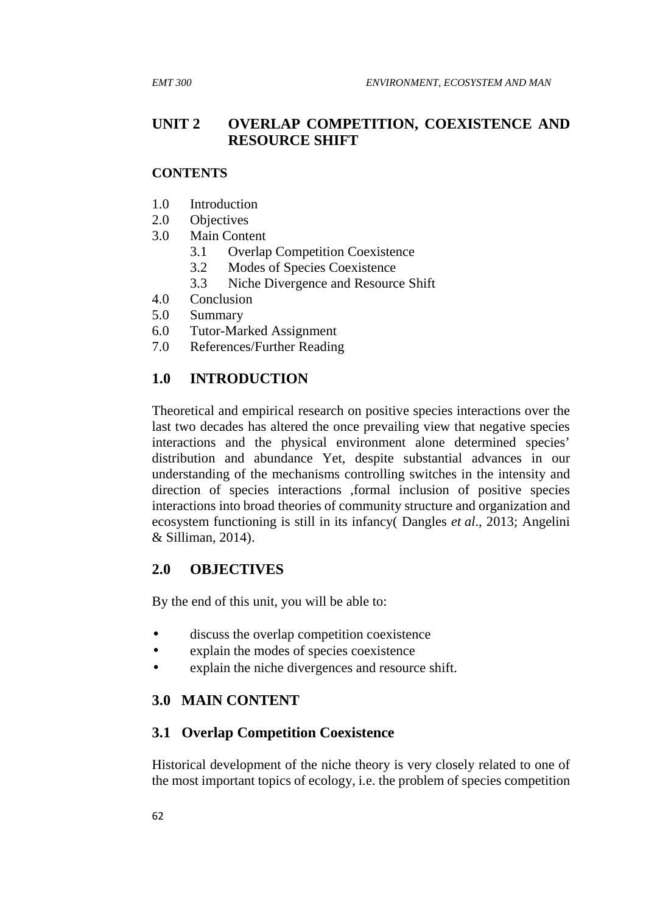## UNIT 2 OVERLAP COMPETITION, COEXISTENCE AND RESOURCE SHIFT

**CONTENTS**

1.0 Introduction
2.0 Objectives
3.0 Main Content
    3.1 Overlap Competition Coexistence
    3.2 Modes of Species Coexistence
    3.3 Niche Divergence and Resource Shift
4.0 Conclusion
5.0 Summary
6.0 Tutor-Marked Assignment
7.0 References/Further Reading

## 1.0 INTRODUCTION

Theoretical and empirical research on positive species interactions over the last two decades has altered the once prevailing view that negative species interactions and the physical environment alone determined species' distribution and abundance Yet, despite substantial advances in our understanding of the mechanisms controlling switches in the intensity and direction of species interactions ,formal inclusion of positive species interactions into broad theories of community structure and organization and ecosystem functioning is still in its infancy( Dangles *et al*., 2013; Angelini & Silliman, 2014).

## 2.0 OBJECTIVES

By the end of this unit, you will be able to:

- discuss the overlap competition coexistence
- explain the modes of species coexistence
- explain the niche divergences and resource shift.

## 3.0 MAIN CONTENT

### 3.1 Overlap Competition Coexistence

Historical development of the niche theory is very closely related to one of the most important topics of ecology, i.e. the problem of species competition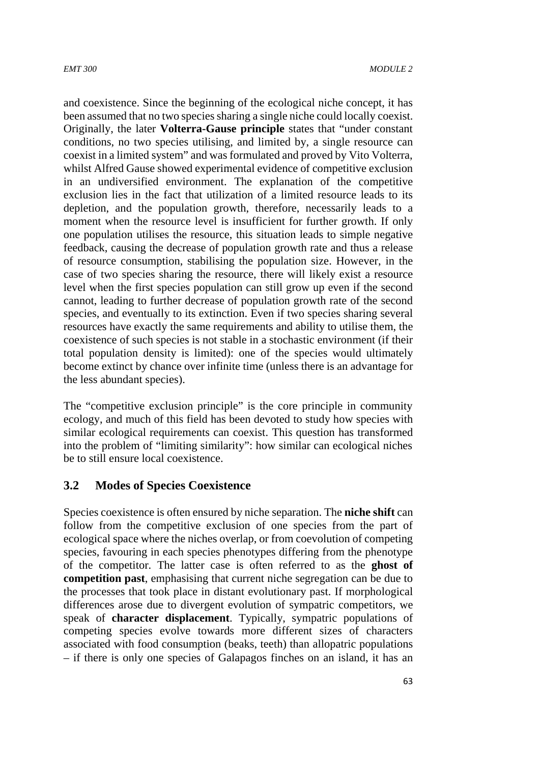and coexistence. Since the beginning of the ecological niche concept, it has been assumed that no two species sharing a single niche could locally coexist. Originally, the later **Volterra-Gause principle** states that "under constant conditions, no two species utilising, and limited by, a single resource can coexist in a limited system" and was formulated and proved by Vito Volterra, whilst Alfred Gause showed experimental evidence of competitive exclusion in an undiversified environment. The explanation of the competitive exclusion lies in the fact that utilization of a limited resource leads to its depletion, and the population growth, therefore, necessarily leads to a moment when the resource level is insufficient for further growth. If only one population utilises the resource, this situation leads to simple negative feedback, causing the decrease of population growth rate and thus a release of resource consumption, stabilising the population size. However, in the case of two species sharing the resource, there will likely exist a resource level when the first species population can still grow up even if the second cannot, leading to further decrease of population growth rate of the second species, and eventually to its extinction. Even if two species sharing several resources have exactly the same requirements and ability to utilise them, the coexistence of such species is not stable in a stochastic environment (if their total population density is limited): one of the species would ultimately become extinct by chance over infinite time (unless there is an advantage for the less abundant species).

The "competitive exclusion principle" is the core principle in community ecology, and much of this field has been devoted to study how species with similar ecological requirements can coexist. This question has transformed into the problem of "limiting similarity": how similar can ecological niches be to still ensure local coexistence.

## 3.2 Modes of Species Coexistence

Species coexistence is often ensured by niche separation. The **niche shift** can follow from the competitive exclusion of one species from the part of ecological space where the niches overlap, or from coevolution of competing species, favouring in each species phenotypes differing from the phenotype of the competitor. The latter case is often referred to as the **ghost of competition past**, emphasising that current niche segregation can be due to the processes that took place in distant evolutionary past. If morphological differences arose due to divergent evolution of sympatric competitors, we speak of **character displacement**. Typically, sympatric populations of competing species evolve towards more different sizes of characters associated with food consumption (beaks, teeth) than allopatric populations – if there is only one species of Galapagos finches on an island, it has an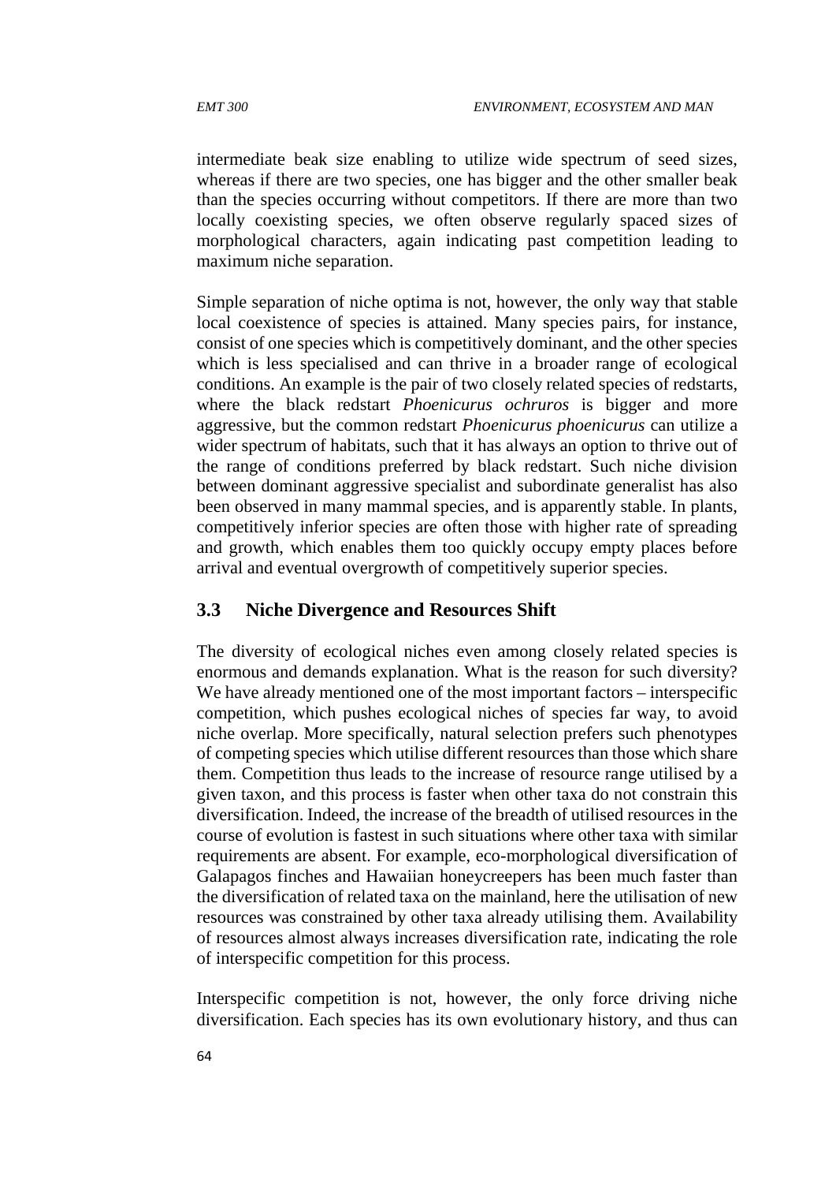intermediate beak size enabling to utilize wide spectrum of seed sizes, whereas if there are two species, one has bigger and the other smaller beak than the species occurring without competitors. If there are more than two locally coexisting species, we often observe regularly spaced sizes of morphological characters, again indicating past competition leading to maximum niche separation.

Simple separation of niche optima is not, however, the only way that stable local coexistence of species is attained. Many species pairs, for instance, consist of one species which is competitively dominant, and the other species which is less specialised and can thrive in a broader range of ecological conditions. An example is the pair of two closely related species of redstarts, where the black redstart *Phoenicurus ochruros* is bigger and more aggressive, but the common redstart *Phoenicurus phoenicurus* can utilize a wider spectrum of habitats, such that it has always an option to thrive out of the range of conditions preferred by black redstart. Such niche division between dominant aggressive specialist and subordinate generalist has also been observed in many mammal species, and is apparently stable. In plants, competitively inferior species are often those with higher rate of spreading and growth, which enables them too quickly occupy empty places before arrival and eventual overgrowth of competitively superior species.

## 3.3 Niche Divergence and Resources Shift

The diversity of ecological niches even among closely related species is enormous and demands explanation. What is the reason for such diversity? We have already mentioned one of the most important factors – interspecific competition, which pushes ecological niches of species far way, to avoid niche overlap. More specifically, natural selection prefers such phenotypes of competing species which utilise different resources than those which share them. Competition thus leads to the increase of resource range utilised by a given taxon, and this process is faster when other taxa do not constrain this diversification. Indeed, the increase of the breadth of utilised resources in the course of evolution is fastest in such situations where other taxa with similar requirements are absent. For example, eco-morphological diversification of Galapagos finches and Hawaiian honeycreepers has been much faster than the diversification of related taxa on the mainland, here the utilisation of new resources was constrained by other taxa already utilising them. Availability of resources almost always increases diversification rate, indicating the role of interspecific competition for this process.

Interspecific competition is not, however, the only force driving niche diversification. Each species has its own evolutionary history, and thus can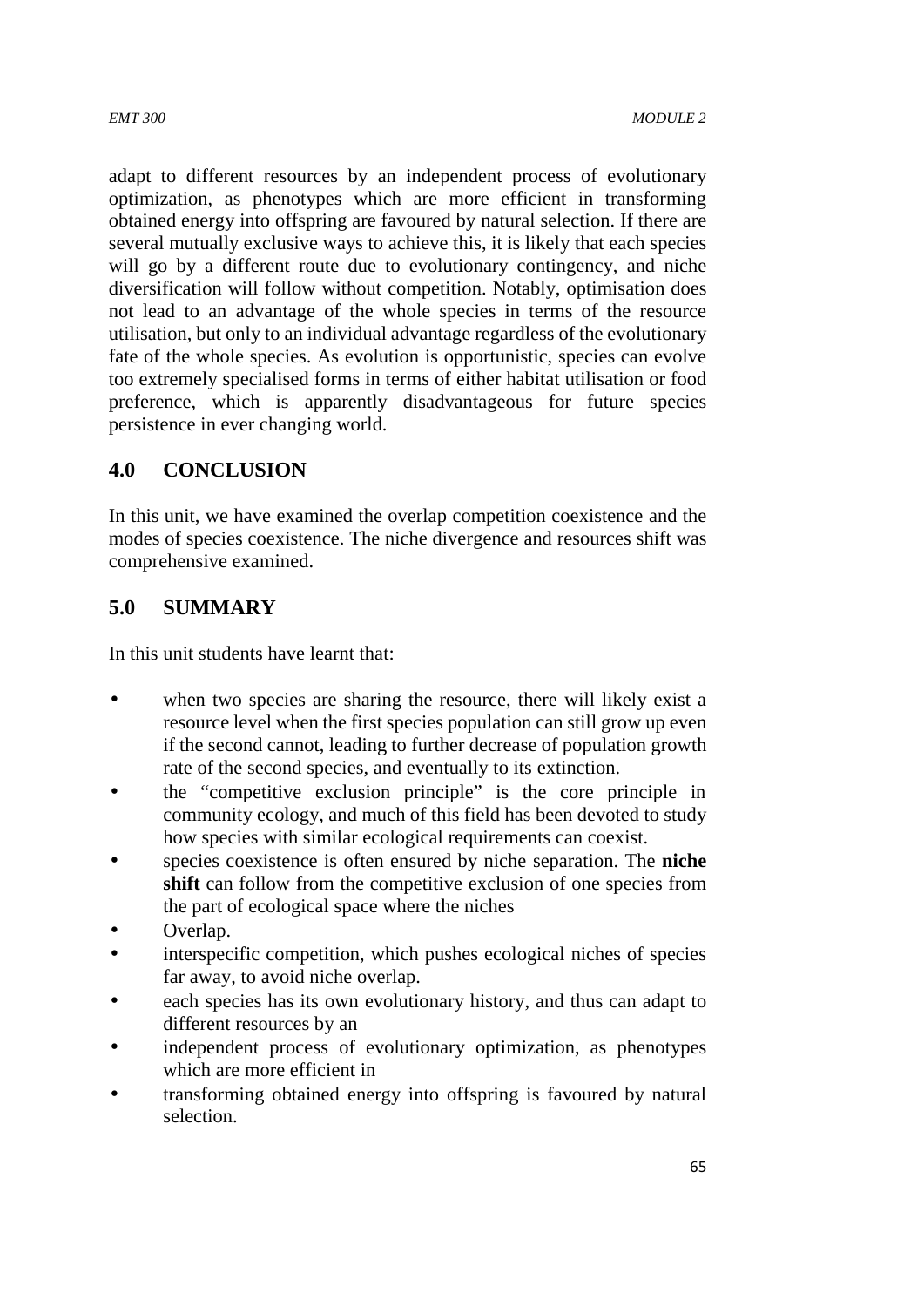adapt to different resources by an independent process of evolutionary optimization, as phenotypes which are more efficient in transforming obtained energy into offspring are favoured by natural selection. If there are several mutually exclusive ways to achieve this, it is likely that each species will go by a different route due to evolutionary contingency, and niche diversification will follow without competition. Notably, optimisation does not lead to an advantage of the whole species in terms of the resource utilisation, but only to an individual advantage regardless of the evolutionary fate of the whole species. As evolution is opportunistic, species can evolve too extremely specialised forms in terms of either habitat utilisation or food preference, which is apparently disadvantageous for future species persistence in ever changing world.

## 4.0 CONCLUSION

In this unit, we have examined the overlap competition coexistence and the modes of species coexistence. The niche divergence and resources shift was comprehensive examined.

## 5.0 SUMMARY

In this unit students have learnt that:

- when two species are sharing the resource, there will likely exist a resource level when the first species population can still grow up even if the second cannot, leading to further decrease of population growth rate of the second species, and eventually to its extinction.
- the "competitive exclusion principle" is the core principle in community ecology, and much of this field has been devoted to study how species with similar ecological requirements can coexist.
- species coexistence is often ensured by niche separation. The **niche shift** can follow from the competitive exclusion of one species from the part of ecological space where the niches
- Overlap.
- interspecific competition, which pushes ecological niches of species far away, to avoid niche overlap.
- each species has its own evolutionary history, and thus can adapt to different resources by an
- independent process of evolutionary optimization, as phenotypes which are more efficient in
- transforming obtained energy into offspring is favoured by natural selection.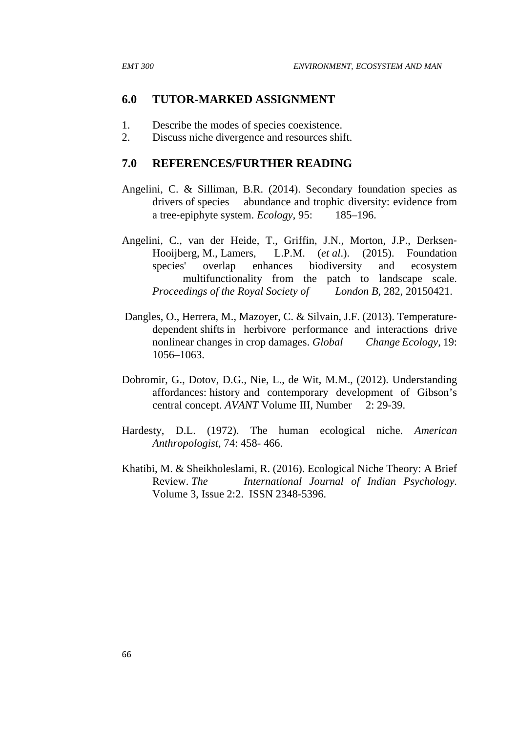## 6.0 TUTOR-MARKED ASSIGNMENT

1. Describe the modes of species coexistence.
2. Discuss niche divergence and resources shift.

## 7.0 REFERENCES/FURTHER READING

Angelini, C. & Silliman, B.R. (2014). Secondary foundation species as drivers of species abundance and trophic diversity: evidence from a tree-epiphyte system. *Ecology*, 95: 185–196.

Angelini, C., van der Heide, T., Griffin, J.N., Morton, J.P., Derksen-Hooijberg, M., Lamers, L.P.M. (*et al*.). (2015). Foundation species' overlap enhances biodiversity and ecosystem multifunctionality from the patch to landscape scale. *Proceedings of the Royal Society of London B*, 282, 20150421.

Dangles, O., Herrera, M., Mazoyer, C. & Silvain, J.F. (2013). Temperature-dependent shifts in herbivore performance and interactions drive nonlinear changes in crop damages. *Global Change Ecology*, 19: 1056–1063.

Dobromir, G., Dotov, D.G., Nie, L., de Wit, M.M., (2012). Understanding affordances: history and contemporary development of Gibson's central concept. *AVANT* Volume III, Number 2: 29-39.

Hardesty, D.L. (1972). The human ecological niche. *American Anthropologist*, 74: 458- 466.

Khatibi, M. & Sheikholeslami, R. (2016). Ecological Niche Theory: A Brief Review. *The International Journal of Indian Psychology.* Volume 3, Issue 2:2. ISSN 2348-5396.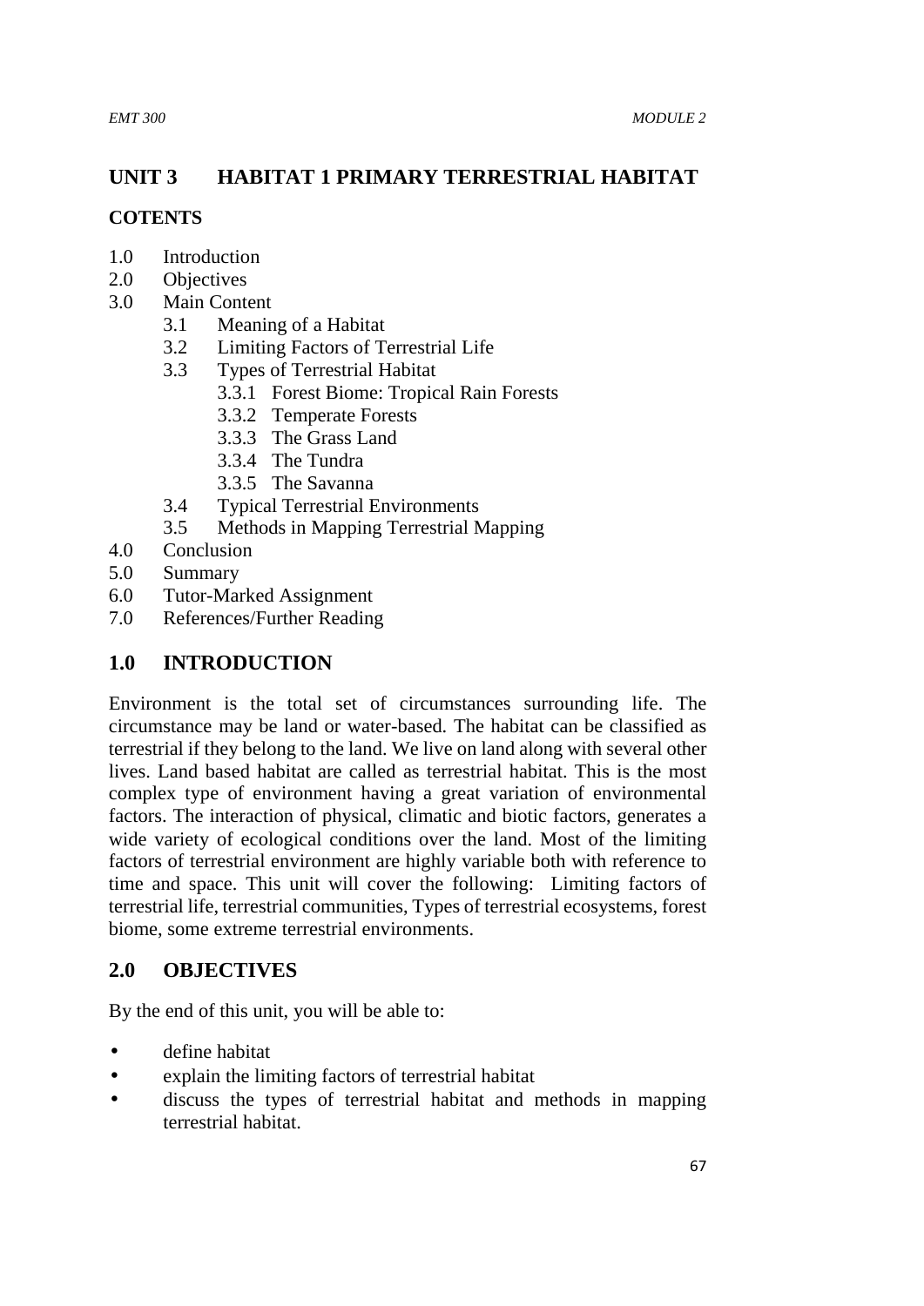# UNIT 3 HABITAT 1 PRIMARY TERRESTRIAL HABITAT

## COTENTS

- 1.0 Introduction
- 2.0 Objectives
- 3.0 Main Content
  - 3.1 Meaning of a Habitat
  - 3.2 Limiting Factors of Terrestrial Life
  - 3.3 Types of Terrestrial Habitat
    - 3.3.1 Forest Biome: Tropical Rain Forests
    - 3.3.2 Temperate Forests
    - 3.3.3 The Grass Land
    - 3.3.4 The Tundra
    - 3.3.5 The Savanna
  - 3.4 Typical Terrestrial Environments
  - 3.5 Methods in Mapping Terrestrial Mapping
- 4.0 Conclusion
- 5.0 Summary
- 6.0 Tutor-Marked Assignment
- 7.0 References/Further Reading

## 1.0 INTRODUCTION

Environment is the total set of circumstances surrounding life. The circumstance may be land or water-based. The habitat can be classified as terrestrial if they belong to the land. We live on land along with several other lives. Land based habitat are called as terrestrial habitat. This is the most complex type of environment having a great variation of environmental factors. The interaction of physical, climatic and biotic factors, generates a wide variety of ecological conditions over the land. Most of the limiting factors of terrestrial environment are highly variable both with reference to time and space. This unit will cover the following: Limiting factors of terrestrial life, terrestrial communities, Types of terrestrial ecosystems, forest biome, some extreme terrestrial environments.

## 2.0 OBJECTIVES

By the end of this unit, you will be able to:

- define habitat
- explain the limiting factors of terrestrial habitat
- discuss the types of terrestrial habitat and methods in mapping terrestrial habitat.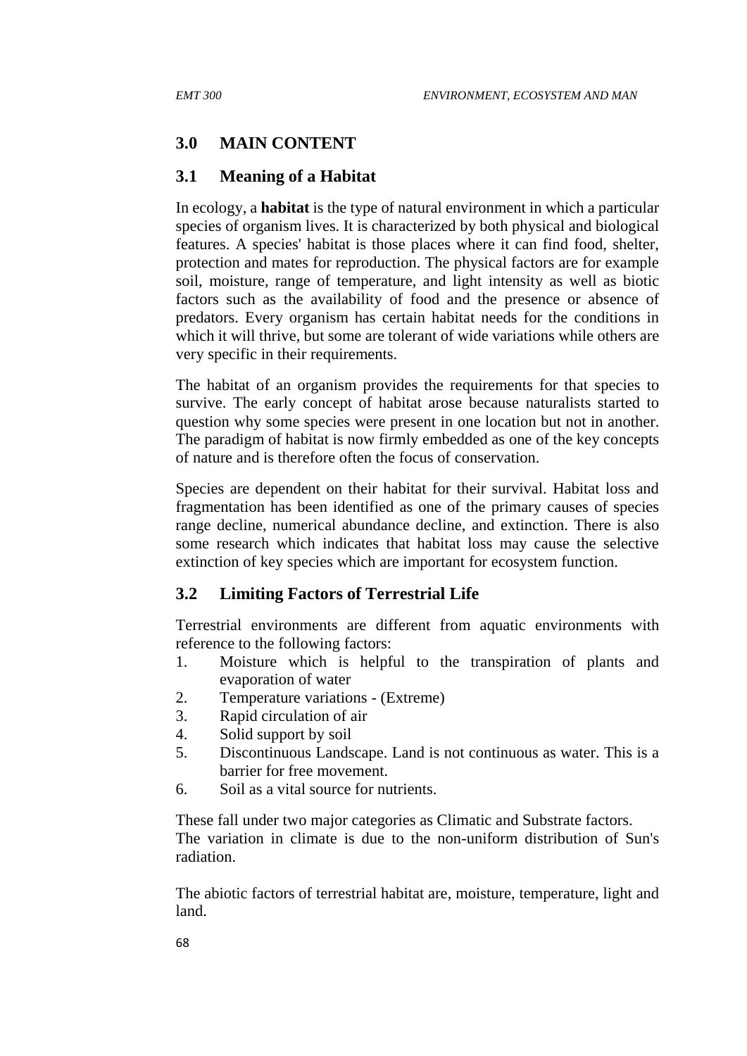## 3.0 MAIN CONTENT

### 3.1 Meaning of a Habitat

In ecology, a **habitat** is the type of natural environment in which a particular species of organism lives. It is characterized by both physical and biological features. A species' habitat is those places where it can find food, shelter, protection and mates for reproduction. The physical factors are for example soil, moisture, range of temperature, and light intensity as well as biotic factors such as the availability of food and the presence or absence of predators. Every organism has certain habitat needs for the conditions in which it will thrive, but some are tolerant of wide variations while others are very specific in their requirements.

The habitat of an organism provides the requirements for that species to survive. The early concept of habitat arose because naturalists started to question why some species were present in one location but not in another. The paradigm of habitat is now firmly embedded as one of the key concepts of nature and is therefore often the focus of conservation.

Species are dependent on their habitat for their survival. Habitat loss and fragmentation has been identified as one of the primary causes of species range decline, numerical abundance decline, and extinction. There is also some research which indicates that habitat loss may cause the selective extinction of key species which are important for ecosystem function.

### 3.2 Limiting Factors of Terrestrial Life

Terrestrial environments are different from aquatic environments with reference to the following factors:

1. Moisture which is helpful to the transpiration of plants and evaporation of water
2. Temperature variations - (Extreme)
3. Rapid circulation of air
4. Solid support by soil
5. Discontinuous Landscape. Land is not continuous as water. This is a barrier for free movement.
6. Soil as a vital source for nutrients.

These fall under two major categories as Climatic and Substrate factors.
The variation in climate is due to the non-uniform distribution of Sun's radiation.

The abiotic factors of terrestrial habitat are, moisture, temperature, light and land.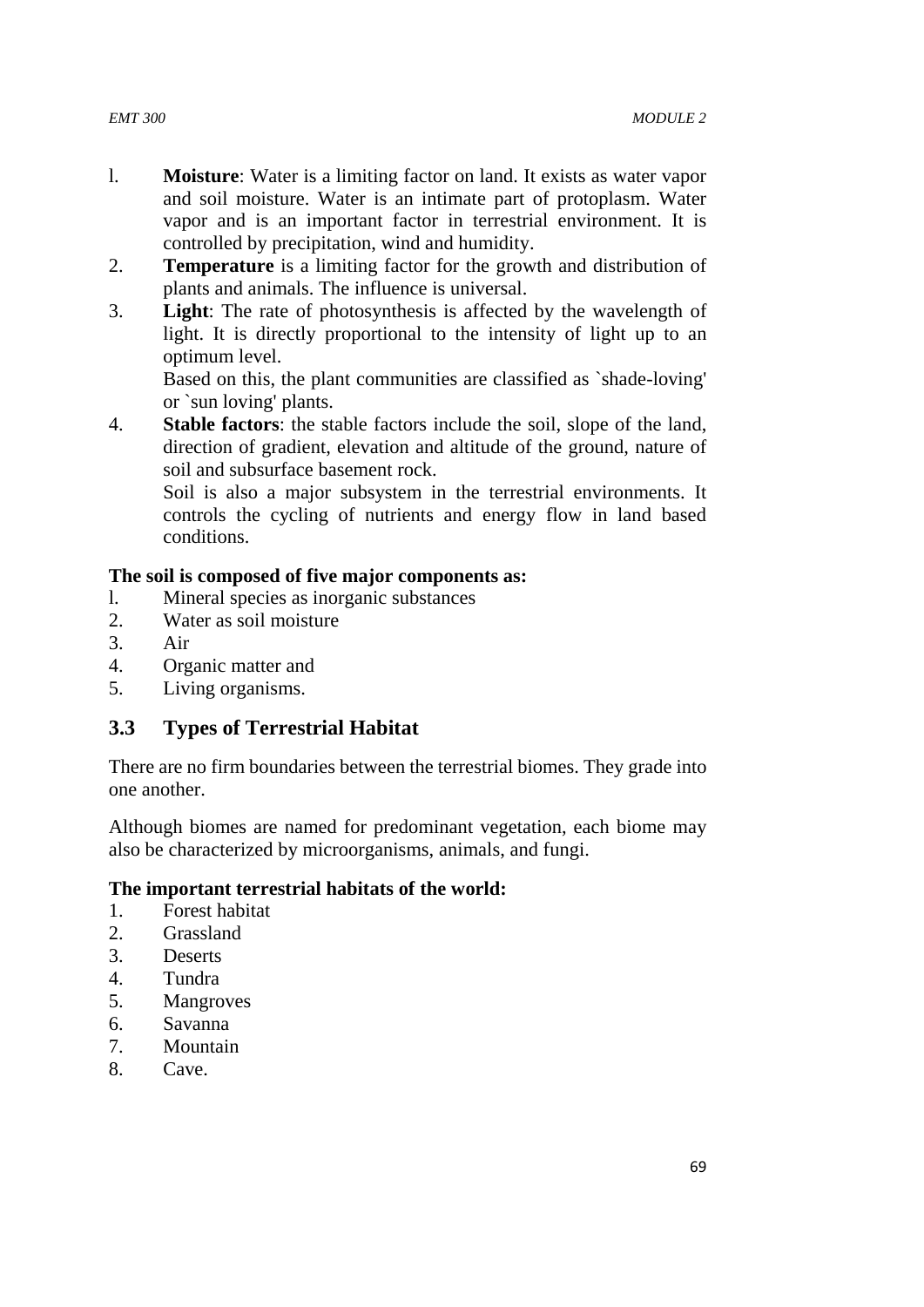1. **Moisture**: Water is a limiting factor on land. It exists as water vapor and soil moisture. Water is an intimate part of protoplasm. Water vapor and is an important factor in terrestrial environment. It is controlled by precipitation, wind and humidity.
2. **Temperature** is a limiting factor for the growth and distribution of plants and animals. The influence is universal.
3. **Light**: The rate of photosynthesis is affected by the wavelength of light. It is directly proportional to the intensity of light up to an optimum level.

   Based on this, the plant communities are classified as `shade-loving' or `sun loving' plants.
4. **Stable factors**: the stable factors include the soil, slope of the land, direction of gradient, elevation and altitude of the ground, nature of soil and subsurface basement rock.

   Soil is also a major subsystem in the terrestrial environments. It controls the cycling of nutrients and energy flow in land based conditions.

**The soil is composed of five major components as:**

1. Mineral species as inorganic substances
2. Water as soil moisture
3. Air
4. Organic matter and
5. Living organisms.

## 3.3 Types of Terrestrial Habitat

There are no firm boundaries between the terrestrial biomes. They grade into one another.

Although biomes are named for predominant vegetation, each biome may also be characterized by microorganisms, animals, and fungi.

**The important terrestrial habitats of the world:**

1. Forest habitat
2. Grassland
3. Deserts
4. Tundra
5. Mangroves
6. Savanna
7. Mountain
8. Cave.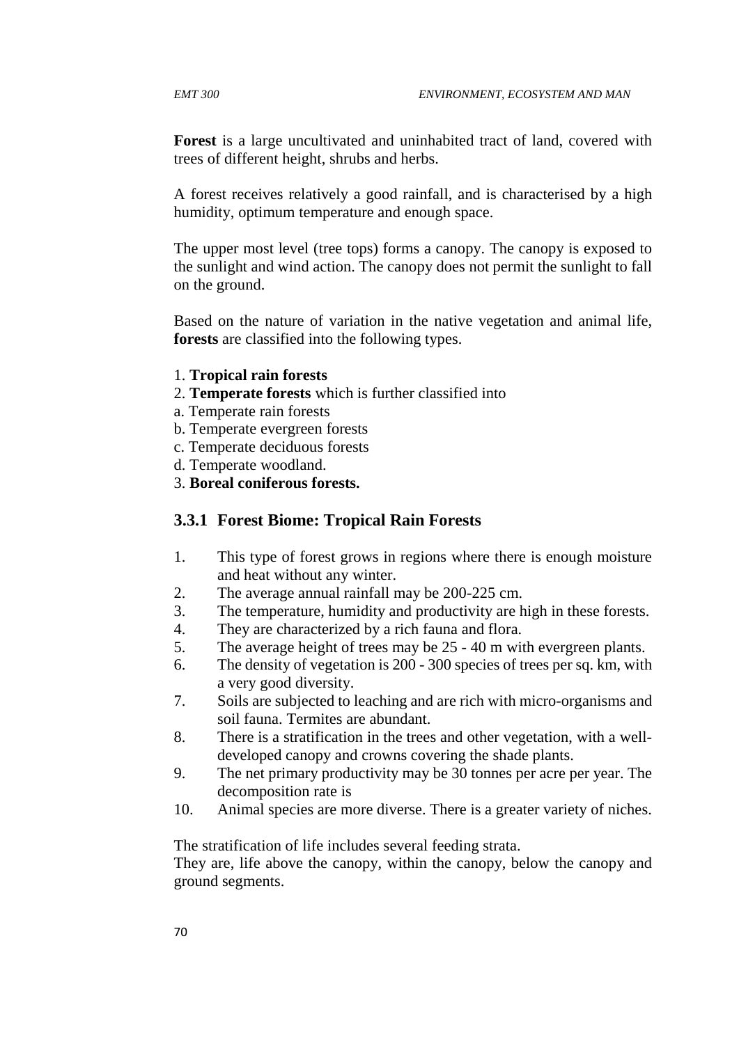**Forest** is a large uncultivated and uninhabited tract of land, covered with trees of different height, shrubs and herbs.

A forest receives relatively a good rainfall, and is characterised by a high humidity, optimum temperature and enough space.

The upper most level (tree tops) forms a canopy. The canopy is exposed to the sunlight and wind action. The canopy does not permit the sunlight to fall on the ground.

Based on the nature of variation in the native vegetation and animal life, **forests** are classified into the following types.

1. **Tropical rain forests**
2. **Temperate forests** which is further classified into
   a. Temperate rain forests
   b. Temperate evergreen forests
   c. Temperate deciduous forests
   d. Temperate woodland.
3. **Boreal coniferous forests.**

### 3.3.1 Forest Biome: Tropical Rain Forests

1. This type of forest grows in regions where there is enough moisture and heat without any winter.
2. The average annual rainfall may be 200-225 cm.
3. The temperature, humidity and productivity are high in these forests.
4. They are characterized by a rich fauna and flora.
5. The average height of trees may be 25 - 40 m with evergreen plants.
6. The density of vegetation is 200 - 300 species of trees per sq. km, with a very good diversity.
7. Soils are subjected to leaching and are rich with micro-organisms and soil fauna. Termites are abundant.
8. There is a stratification in the trees and other vegetation, with a well-developed canopy and crowns covering the shade plants.
9. The net primary productivity may be 30 tonnes per acre per year. The decomposition rate is
10. Animal species are more diverse. There is a greater variety of niches.

The stratification of life includes several feeding strata.
They are, life above the canopy, within the canopy, below the canopy and ground segments.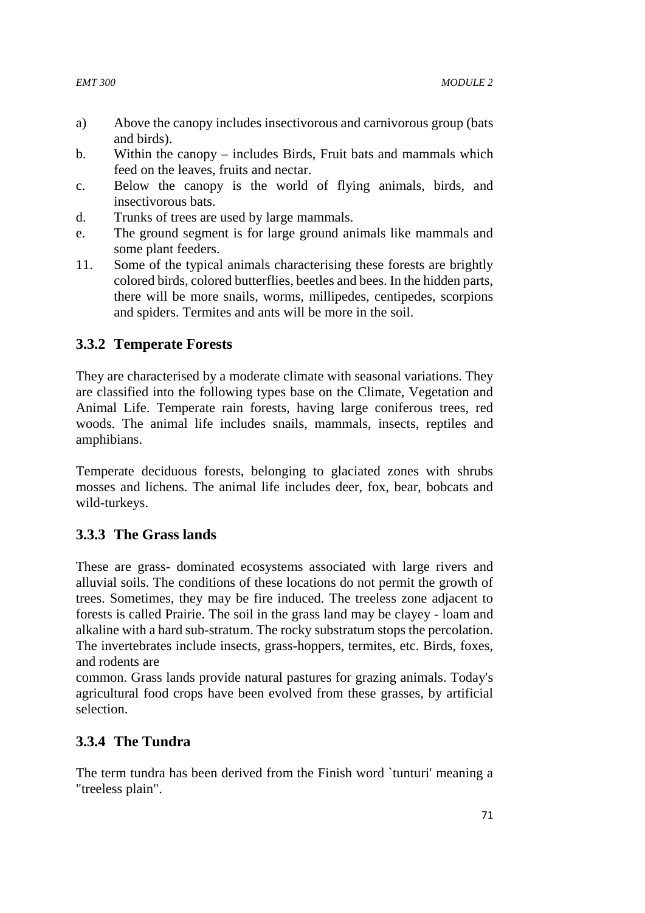a) Above the canopy includes insectivorous and carnivorous group (bats and birds).

b. Within the canopy – includes Birds, Fruit bats and mammals which feed on the leaves, fruits and nectar.

c. Below the canopy is the world of flying animals, birds, and insectivorous bats.

d. Trunks of trees are used by large mammals.

e. The ground segment is for large ground animals like mammals and some plant feeders.

11. Some of the typical animals characterising these forests are brightly colored birds, colored butterflies, beetles and bees. In the hidden parts, there will be more snails, worms, millipedes, centipedes, scorpions and spiders. Termites and ants will be more in the soil.

### 3.3.2 Temperate Forests

They are characterised by a moderate climate with seasonal variations. They are classified into the following types base on the Climate, Vegetation and Animal Life. Temperate rain forests, having large coniferous trees, red woods. The animal life includes snails, mammals, insects, reptiles and amphibians.

Temperate deciduous forests, belonging to glaciated zones with shrubs mosses and lichens. The animal life includes deer, fox, bear, bobcats and wild-turkeys.

### 3.3.3 The Grass lands

These are grass- dominated ecosystems associated with large rivers and alluvial soils. The conditions of these locations do not permit the growth of trees. Sometimes, they may be fire induced. The treeless zone adjacent to forests is called Prairie. The soil in the grass land may be clayey - loam and alkaline with a hard sub-stratum. The rocky substratum stops the percolation. The invertebrates include insects, grass-hoppers, termites, etc. Birds, foxes, and rodents are common. Grass lands provide natural pastures for grazing animals. Today's agricultural food crops have been evolved from these grasses, by artificial selection.

### 3.3.4 The Tundra

The term tundra has been derived from the Finish word `tunturi' meaning a "treeless plain".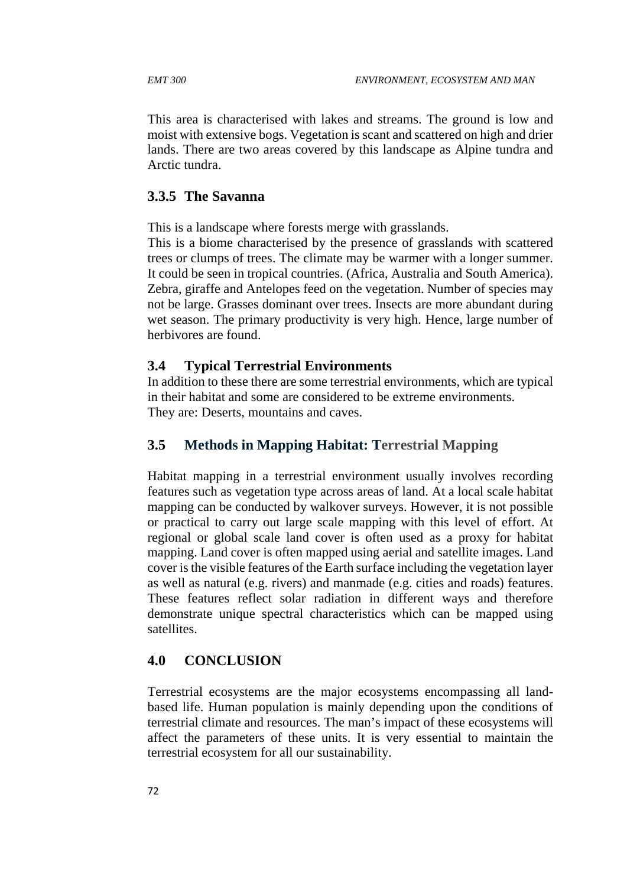This area is characterised with lakes and streams. The ground is low and moist with extensive bogs. Vegetation is scant and scattered on high and drier lands. There are two areas covered by this landscape as Alpine tundra and Arctic tundra.

### 3.3.5 The Savanna

This is a landscape where forests merge with grasslands.
This is a biome characterised by the presence of grasslands with scattered trees or clumps of trees. The climate may be warmer with a longer summer. It could be seen in tropical countries. (Africa, Australia and South America). Zebra, giraffe and Antelopes feed on the vegetation. Number of species may not be large. Grasses dominant over trees. Insects are more abundant during wet season. The primary productivity is very high. Hence, large number of herbivores are found.

## 3.4 Typical Terrestrial Environments

In addition to these there are some terrestrial environments, which are typical in their habitat and some are considered to be extreme environments.
They are: Deserts, mountains and caves.

## 3.5 Methods in Mapping Habitat: Terrestrial Mapping

Habitat mapping in a terrestrial environment usually involves recording features such as vegetation type across areas of land. At a local scale habitat mapping can be conducted by walkover surveys. However, it is not possible or practical to carry out large scale mapping with this level of effort. At regional or global scale land cover is often used as a proxy for habitat mapping. Land cover is often mapped using aerial and satellite images. Land cover is the visible features of the Earth surface including the vegetation layer as well as natural (e.g. rivers) and manmade (e.g. cities and roads) features. These features reflect solar radiation in different ways and therefore demonstrate unique spectral characteristics which can be mapped using satellites.

## 4.0 CONCLUSION

Terrestrial ecosystems are the major ecosystems encompassing all land-based life. Human population is mainly depending upon the conditions of terrestrial climate and resources. The man's impact of these ecosystems will affect the parameters of these units. It is very essential to maintain the terrestrial ecosystem for all our sustainability.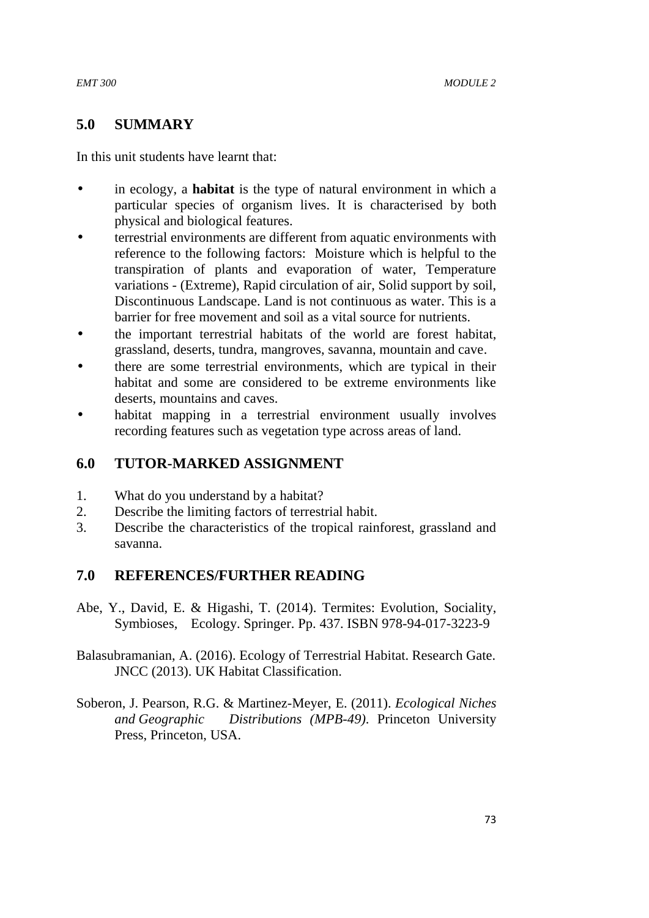## 5.0 SUMMARY

In this unit students have learnt that:

- in ecology, a **habitat** is the type of natural environment in which a particular species of organism lives. It is characterised by both physical and biological features.
- terrestrial environments are different from aquatic environments with reference to the following factors: Moisture which is helpful to the transpiration of plants and evaporation of water, Temperature variations - (Extreme), Rapid circulation of air, Solid support by soil, Discontinuous Landscape. Land is not continuous as water. This is a barrier for free movement and soil as a vital source for nutrients.
- the important terrestrial habitats of the world are forest habitat, grassland, deserts, tundra, mangroves, savanna, mountain and cave.
- there are some terrestrial environments, which are typical in their habitat and some are considered to be extreme environments like deserts, mountains and caves.
- habitat mapping in a terrestrial environment usually involves recording features such as vegetation type across areas of land.

## 6.0 TUTOR-MARKED ASSIGNMENT

1. What do you understand by a habitat?
2. Describe the limiting factors of terrestrial habit.
3. Describe the characteristics of the tropical rainforest, grassland and savanna.

## 7.0 REFERENCES/FURTHER READING

Abe, Y., David, E. & Higashi, T. (2014). Termites: Evolution, Sociality, Symbioses, Ecology. Springer. Pp. 437. ISBN 978-94-017-3223-9

Balasubramanian, A. (2016). Ecology of Terrestrial Habitat. Research Gate. JNCC (2013). UK Habitat Classification.

Soberon, J. Pearson, R.G. & Martinez-Meyer, E. (2011). *Ecological Niches and Geographic Distributions (MPB-49)*. Princeton University Press, Princeton, USA.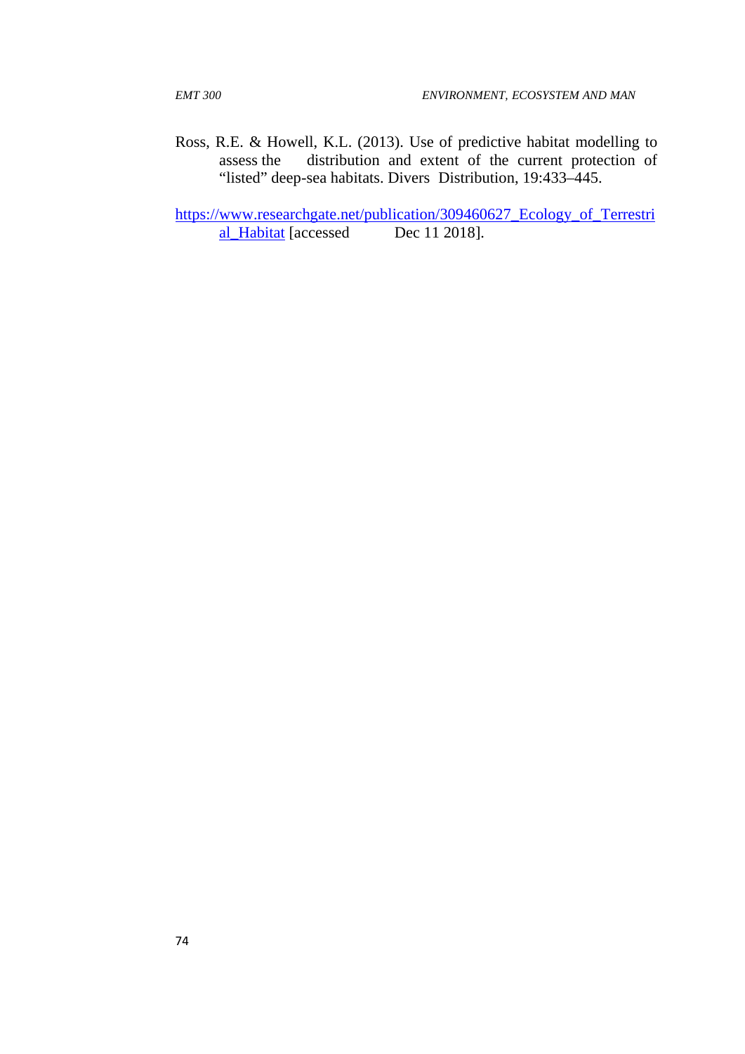Ross, R.E. & Howell, K.L. (2013). Use of predictive habitat modelling to assess the distribution and extent of the current protection of "listed" deep-sea habitats. Divers Distribution, 19:433–445.

https://www.researchgate.net/publication/309460627_Ecology_of_Terrestrial_Habitat [accessed Dec 11 2018].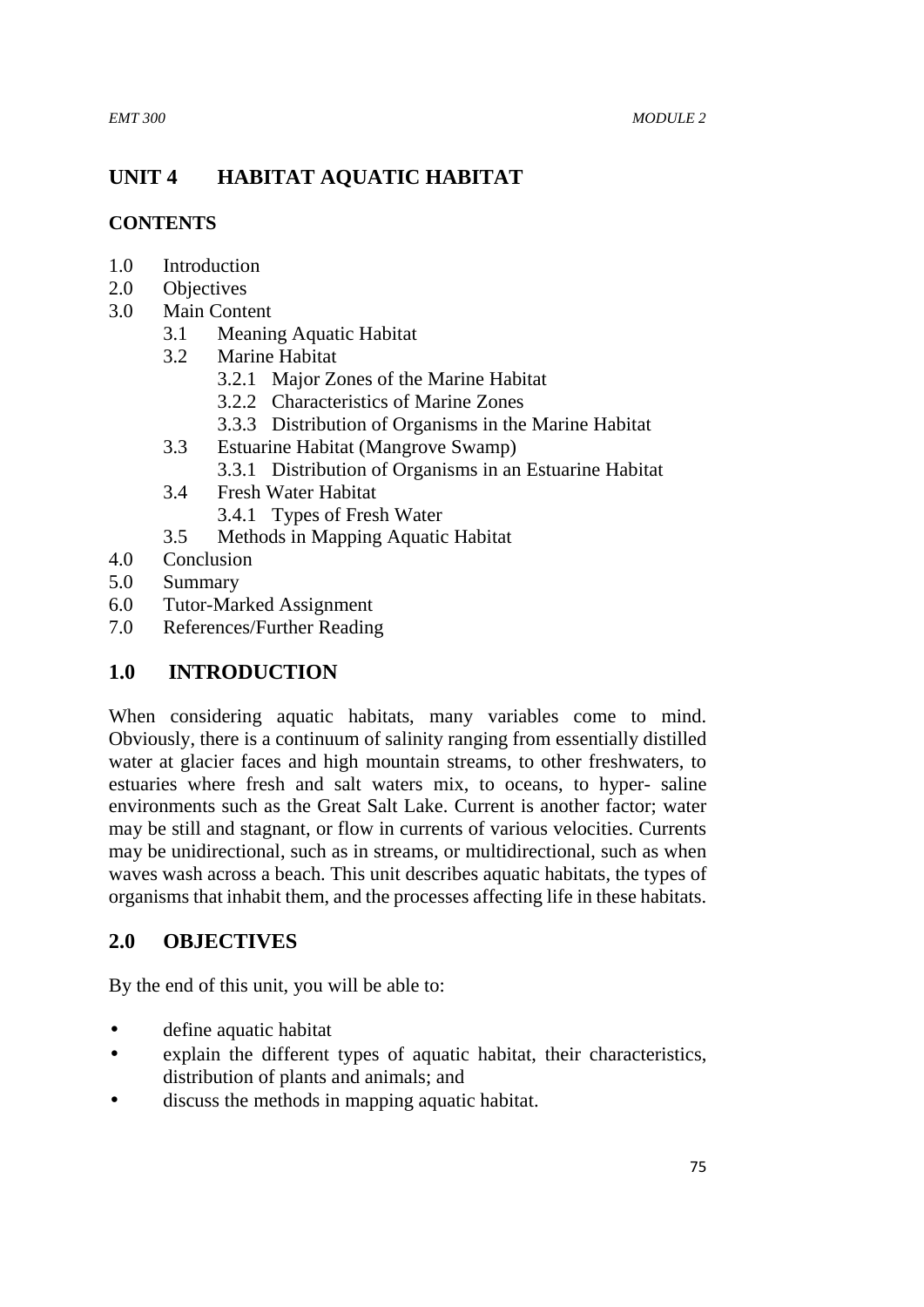# UNIT 4 HABITAT AQUATIC HABITAT

## CONTENTS

1.0 Introduction
2.0 Objectives
3.0 Main Content
  3.1 Meaning Aquatic Habitat
  3.2 Marine Habitat
    3.2.1 Major Zones of the Marine Habitat
    3.2.2 Characteristics of Marine Zones
    3.3.3 Distribution of Organisms in the Marine Habitat
  3.3 Estuarine Habitat (Mangrove Swamp)
    3.3.1 Distribution of Organisms in an Estuarine Habitat
  3.4 Fresh Water Habitat
    3.4.1 Types of Fresh Water
  3.5 Methods in Mapping Aquatic Habitat
4.0 Conclusion
5.0 Summary
6.0 Tutor-Marked Assignment
7.0 References/Further Reading

## 1.0 INTRODUCTION

When considering aquatic habitats, many variables come to mind. Obviously, there is a continuum of salinity ranging from essentially distilled water at glacier faces and high mountain streams, to other freshwaters, to estuaries where fresh and salt waters mix, to oceans, to hyper- saline environments such as the Great Salt Lake. Current is another factor; water may be still and stagnant, or flow in currents of various velocities. Currents may be unidirectional, such as in streams, or multidirectional, such as when waves wash across a beach. This unit describes aquatic habitats, the types of organisms that inhabit them, and the processes affecting life in these habitats.

## 2.0 OBJECTIVES

By the end of this unit, you will be able to:

- define aquatic habitat
- explain the different types of aquatic habitat, their characteristics, distribution of plants and animals; and
- discuss the methods in mapping aquatic habitat.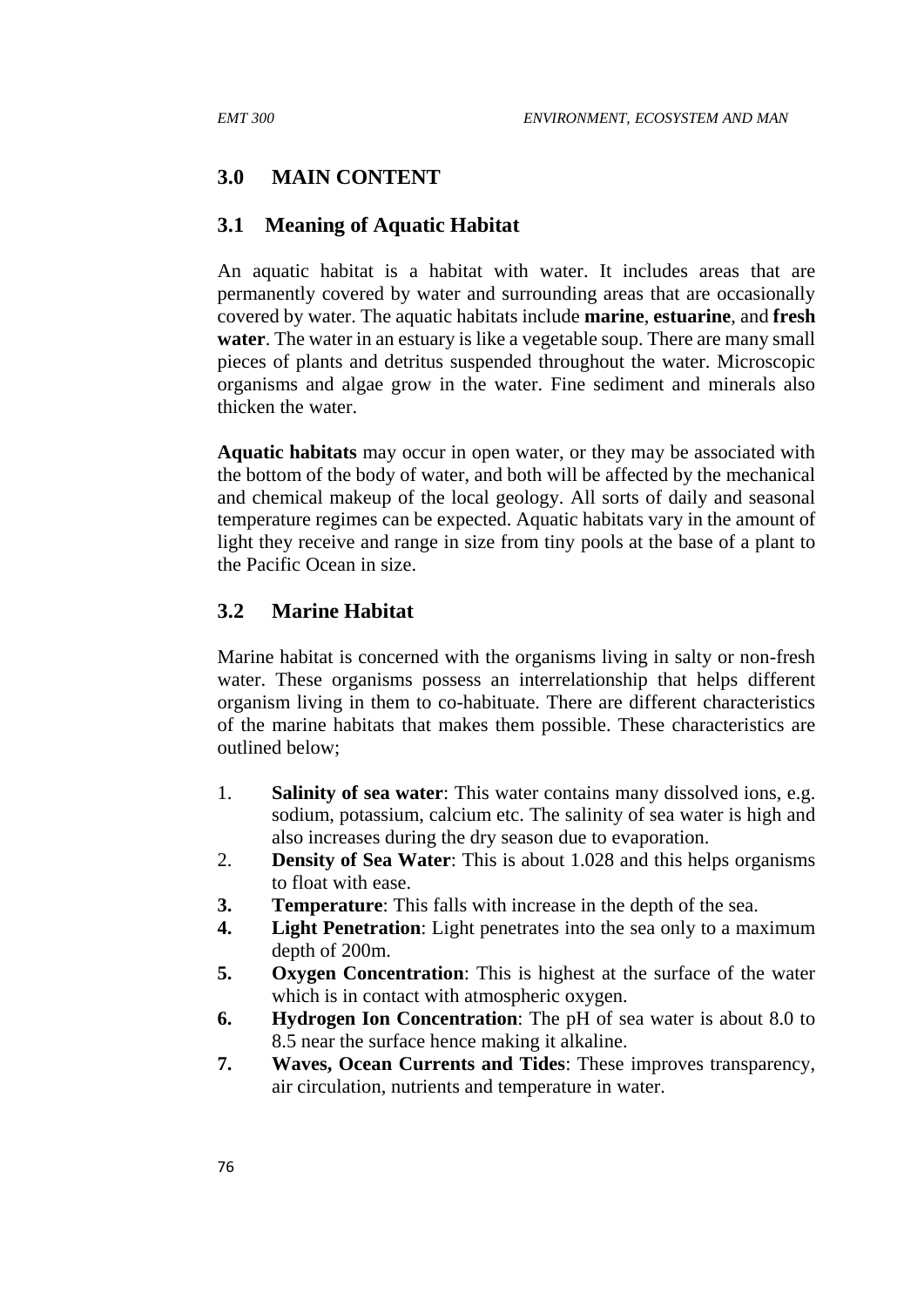## 3.0 MAIN CONTENT

### 3.1 Meaning of Aquatic Habitat

An aquatic habitat is a habitat with water. It includes areas that are permanently covered by water and surrounding areas that are occasionally covered by water. The aquatic habitats include **marine**, **estuarine**, and **fresh water**. The water in an estuary is like a vegetable soup. There are many small pieces of plants and detritus suspended throughout the water. Microscopic organisms and algae grow in the water. Fine sediment and minerals also thicken the water.

**Aquatic habitats** may occur in open water, or they may be associated with the bottom of the body of water, and both will be affected by the mechanical and chemical makeup of the local geology. All sorts of daily and seasonal temperature regimes can be expected. Aquatic habitats vary in the amount of light they receive and range in size from tiny pools at the base of a plant to the Pacific Ocean in size.

### 3.2 Marine Habitat

Marine habitat is concerned with the organisms living in salty or non-fresh water. These organisms possess an interrelationship that helps different organism living in them to co-habituate. There are different characteristics of the marine habitats that makes them possible. These characteristics are outlined below;

1. **Salinity of sea water**: This water contains many dissolved ions, e.g. sodium, potassium, calcium etc. The salinity of sea water is high and also increases during the dry season due to evaporation.
2. **Density of Sea Water**: This is about 1.028 and this helps organisms to float with ease.
3. **Temperature**: This falls with increase in the depth of the sea.
4. **Light Penetration**: Light penetrates into the sea only to a maximum depth of 200m.
5. **Oxygen Concentration**: This is highest at the surface of the water which is in contact with atmospheric oxygen.
6. **Hydrogen Ion Concentration**: The pH of sea water is about 8.0 to 8.5 near the surface hence making it alkaline.
7. **Waves, Ocean Currents and Tides**: These improves transparency, air circulation, nutrients and temperature in water.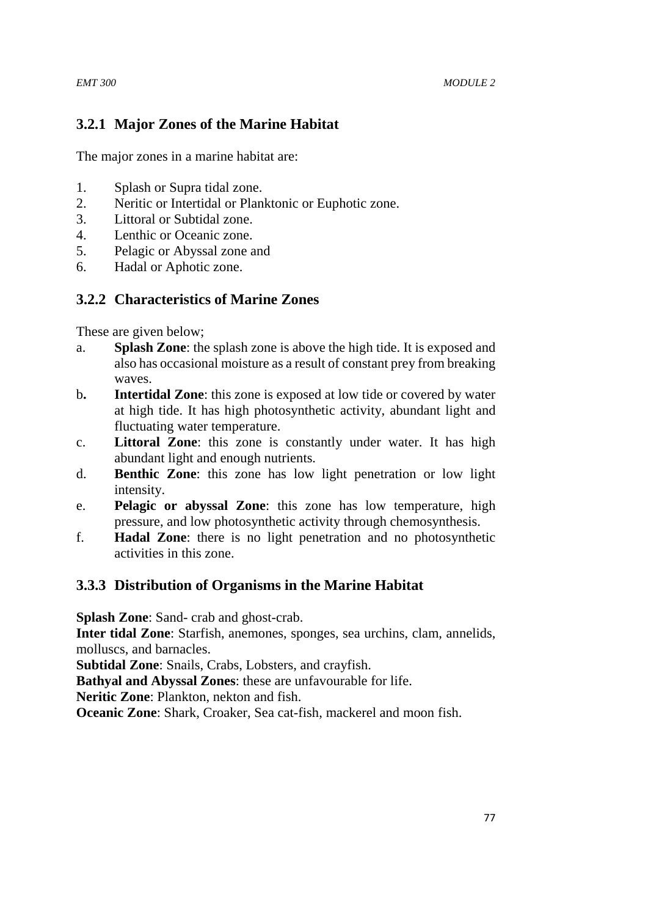### 3.2.1 Major Zones of the Marine Habitat

The major zones in a marine habitat are:

1. Splash or Supra tidal zone.
2. Neritic or Intertidal or Planktonic or Euphotic zone.
3. Littoral or Subtidal zone.
4. Lenthic or Oceanic zone.
5. Pelagic or Abyssal zone and
6. Hadal or Aphotic zone.

### 3.2.2 Characteristics of Marine Zones

These are given below;

a. **Splash Zone**: the splash zone is above the high tide. It is exposed and also has occasional moisture as a result of constant prey from breaking waves.
b. **Intertidal Zone**: this zone is exposed at low tide or covered by water at high tide. It has high photosynthetic activity, abundant light and fluctuating water temperature.
c. **Littoral Zone**: this zone is constantly under water. It has high abundant light and enough nutrients.
d. **Benthic Zone**: this zone has low light penetration or low light intensity.
e. **Pelagic or abyssal Zone**: this zone has low temperature, high pressure, and low photosynthetic activity through chemosynthesis.
f. **Hadal Zone**: there is no light penetration and no photosynthetic activities in this zone.

### 3.3.3 Distribution of Organisms in the Marine Habitat

**Splash Zone**: Sand- crab and ghost-crab.
**Inter tidal Zone**: Starfish, anemones, sponges, sea urchins, clam, annelids, molluscs, and barnacles.
**Subtidal Zone**: Snails, Crabs, Lobsters, and crayfish.
**Bathyal and Abyssal Zones**: these are unfavourable for life.
**Neritic Zone**: Plankton, nekton and fish.
**Oceanic Zone**: Shark, Croaker, Sea cat-fish, mackerel and moon fish.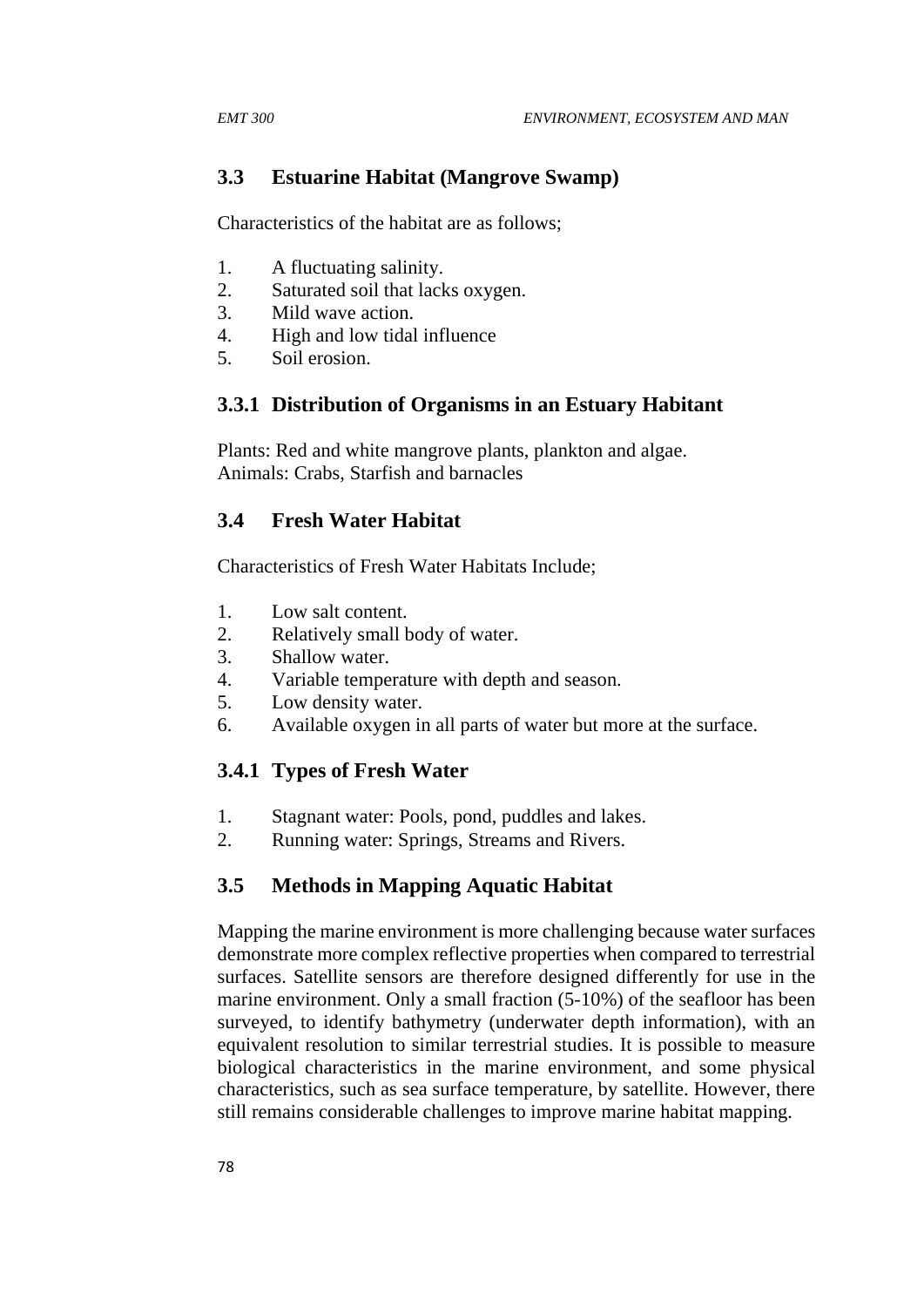## 3.3 Estuarine Habitat (Mangrove Swamp)

Characteristics of the habitat are as follows;

1. A fluctuating salinity.
2. Saturated soil that lacks oxygen.
3. Mild wave action.
4. High and low tidal influence
5. Soil erosion.

### 3.3.1 Distribution of Organisms in an Estuary Habitant

Plants: Red and white mangrove plants, plankton and algae.
Animals: Crabs, Starfish and barnacles

## 3.4 Fresh Water Habitat

Characteristics of Fresh Water Habitats Include;

1. Low salt content.
2. Relatively small body of water.
3. Shallow water.
4. Variable temperature with depth and season.
5. Low density water.
6. Available oxygen in all parts of water but more at the surface.

### 3.4.1 Types of Fresh Water

1. Stagnant water: Pools, pond, puddles and lakes.
2. Running water: Springs, Streams and Rivers.

## 3.5 Methods in Mapping Aquatic Habitat

Mapping the marine environment is more challenging because water surfaces demonstrate more complex reflective properties when compared to terrestrial surfaces. Satellite sensors are therefore designed differently for use in the marine environment. Only a small fraction (5-10%) of the seafloor has been surveyed, to identify bathymetry (underwater depth information), with an equivalent resolution to similar terrestrial studies. It is possible to measure biological characteristics in the marine environment, and some physical characteristics, such as sea surface temperature, by satellite. However, there still remains considerable challenges to improve marine habitat mapping.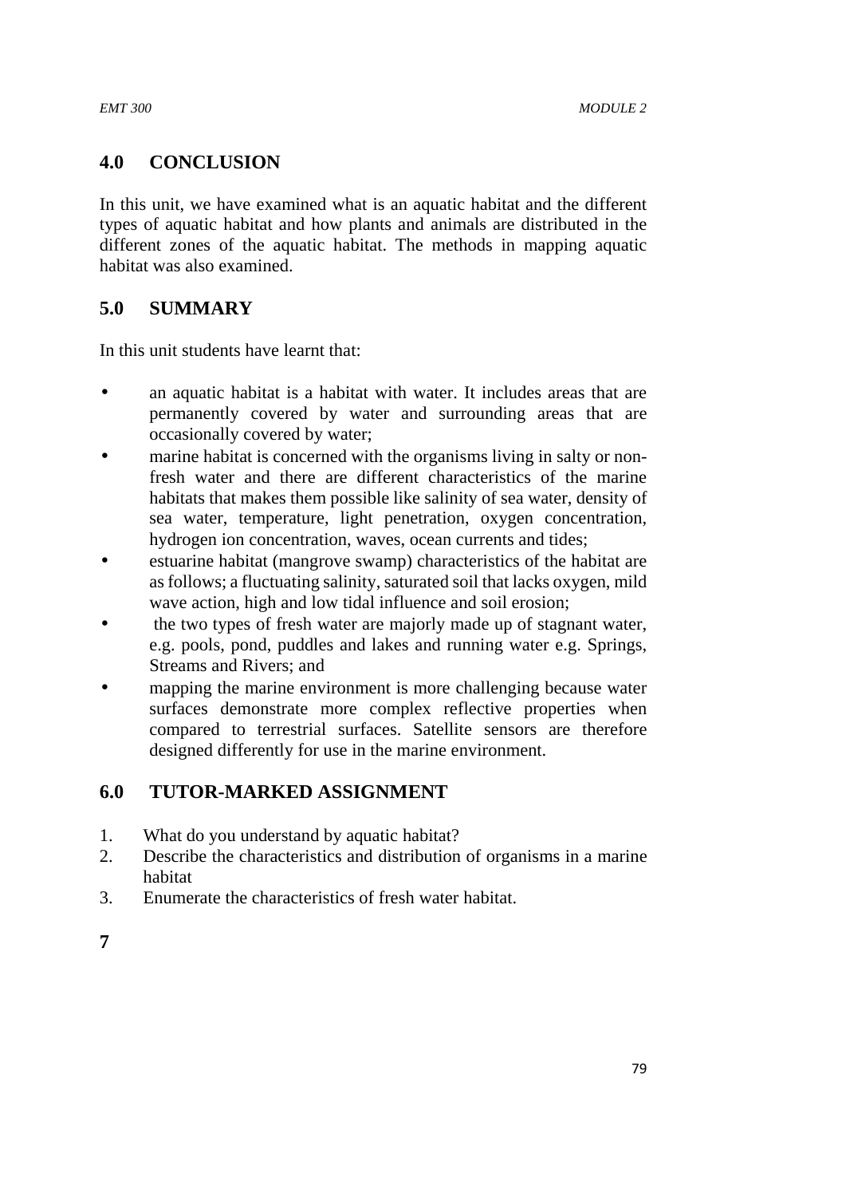## 4.0 CONCLUSION

In this unit, we have examined what is an aquatic habitat and the different types of aquatic habitat and how plants and animals are distributed in the different zones of the aquatic habitat. The methods in mapping aquatic habitat was also examined.

## 5.0 SUMMARY

In this unit students have learnt that:

- an aquatic habitat is a habitat with water. It includes areas that are permanently covered by water and surrounding areas that are occasionally covered by water;
- marine habitat is concerned with the organisms living in salty or non-fresh water and there are different characteristics of the marine habitats that makes them possible like salinity of sea water, density of sea water, temperature, light penetration, oxygen concentration, hydrogen ion concentration, waves, ocean currents and tides;
- estuarine habitat (mangrove swamp) characteristics of the habitat are as follows; a fluctuating salinity, saturated soil that lacks oxygen, mild wave action, high and low tidal influence and soil erosion;
- the two types of fresh water are majorly made up of stagnant water, e.g. pools, pond, puddles and lakes and running water e.g. Springs, Streams and Rivers; and
- mapping the marine environment is more challenging because water surfaces demonstrate more complex reflective properties when compared to terrestrial surfaces. Satellite sensors are therefore designed differently for use in the marine environment.

## 6.0 TUTOR-MARKED ASSIGNMENT

1. What do you understand by aquatic habitat?
2. Describe the characteristics and distribution of organisms in a marine habitat
3. Enumerate the characteristics of fresh water habitat.

**7**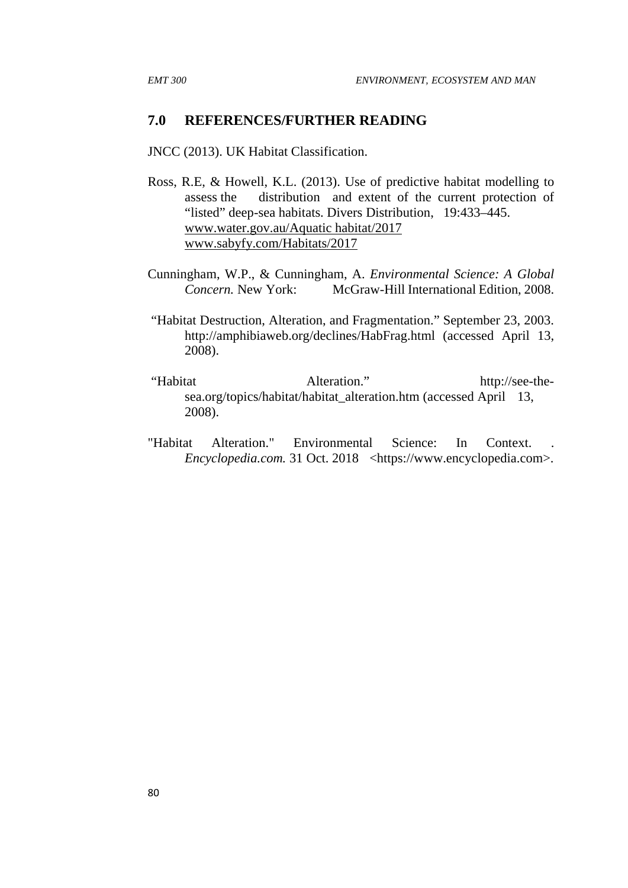## 7.0 REFERENCES/FURTHER READING

JNCC (2013). UK Habitat Classification.

Ross, R.E, & Howell, K.L. (2013). Use of predictive habitat modelling to assess the distribution and extent of the current protection of "listed" deep-sea habitats. Divers Distribution, 19:433–445.
www.water.gov.au/Aquatic habitat/2017
www.sabyfy.com/Habitats/2017

Cunningham, W.P., & Cunningham, A. *Environmental Science: A Global Concern.* New York: McGraw-Hill International Edition, 2008.

"Habitat Destruction, Alteration, and Fragmentation." September 23, 2003. http://amphibiaweb.org/declines/HabFrag.html (accessed April 13, 2008).

"Habitat Alteration." http://see-the-sea.org/topics/habitat/habitat_alteration.htm (accessed April 13, 2008).

"Habitat Alteration." Environmental Science: In Context. . *Encyclopedia.com.* 31 Oct. 2018 <https://www.encyclopedia.com>.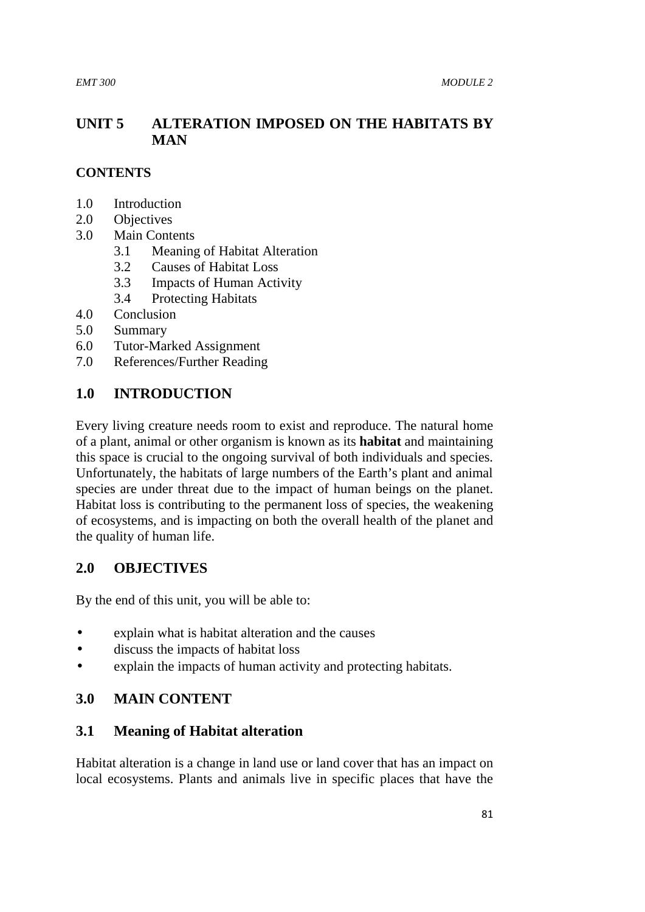## UNIT 5 ALTERATION IMPOSED ON THE HABITATS BY MAN

**CONTENTS**

- 1.0 Introduction
- 2.0 Objectives
- 3.0 Main Contents
    - 3.1 Meaning of Habitat Alteration
    - 3.2 Causes of Habitat Loss
    - 3.3 Impacts of Human Activity
    - 3.4 Protecting Habitats
- 4.0 Conclusion
- 5.0 Summary
- 6.0 Tutor-Marked Assignment
- 7.0 References/Further Reading

## 1.0 INTRODUCTION

Every living creature needs room to exist and reproduce. The natural home of a plant, animal or other organism is known as its **habitat** and maintaining this space is crucial to the ongoing survival of both individuals and species. Unfortunately, the habitats of large numbers of the Earth's plant and animal species are under threat due to the impact of human beings on the planet. Habitat loss is contributing to the permanent loss of species, the weakening of ecosystems, and is impacting on both the overall health of the planet and the quality of human life.

## 2.0 OBJECTIVES

By the end of this unit, you will be able to:

- explain what is habitat alteration and the causes
- discuss the impacts of habitat loss
- explain the impacts of human activity and protecting habitats.

## 3.0 MAIN CONTENT

### 3.1 Meaning of Habitat alteration

Habitat alteration is a change in land use or land cover that has an impact on local ecosystems. Plants and animals live in specific places that have the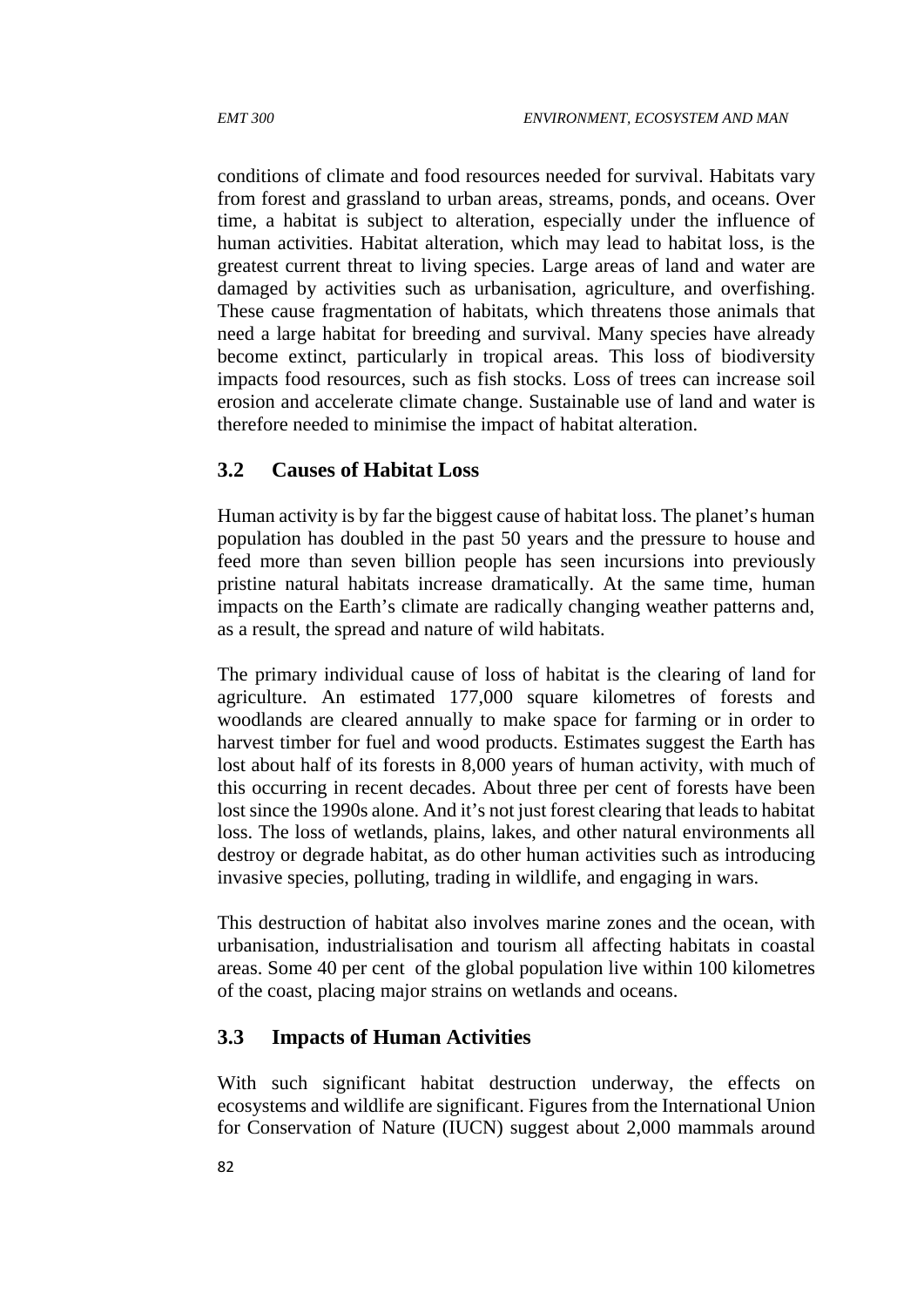conditions of climate and food resources needed for survival. Habitats vary from forest and grassland to urban areas, streams, ponds, and oceans. Over time, a habitat is subject to alteration, especially under the influence of human activities. Habitat alteration, which may lead to habitat loss, is the greatest current threat to living species. Large areas of land and water are damaged by activities such as urbanisation, agriculture, and overfishing. These cause fragmentation of habitats, which threatens those animals that need a large habitat for breeding and survival. Many species have already become extinct, particularly in tropical areas. This loss of biodiversity impacts food resources, such as fish stocks. Loss of trees can increase soil erosion and accelerate climate change. Sustainable use of land and water is therefore needed to minimise the impact of habitat alteration.

## 3.2 Causes of Habitat Loss

Human activity is by far the biggest cause of habitat loss. The planet's human population has doubled in the past 50 years and the pressure to house and feed more than seven billion people has seen incursions into previously pristine natural habitats increase dramatically. At the same time, human impacts on the Earth's climate are radically changing weather patterns and, as a result, the spread and nature of wild habitats.

The primary individual cause of loss of habitat is the clearing of land for agriculture. An estimated 177,000 square kilometres of forests and woodlands are cleared annually to make space for farming or in order to harvest timber for fuel and wood products. Estimates suggest the Earth has lost about half of its forests in 8,000 years of human activity, with much of this occurring in recent decades. About three per cent of forests have been lost since the 1990s alone. And it's not just forest clearing that leads to habitat loss. The loss of wetlands, plains, lakes, and other natural environments all destroy or degrade habitat, as do other human activities such as introducing invasive species, polluting, trading in wildlife, and engaging in wars.

This destruction of habitat also involves marine zones and the ocean, with urbanisation, industrialisation and tourism all affecting habitats in coastal areas. Some 40 per cent of the global population live within 100 kilometres of the coast, placing major strains on wetlands and oceans.

## 3.3 Impacts of Human Activities

With such significant habitat destruction underway, the effects on ecosystems and wildlife are significant. Figures from the International Union for Conservation of Nature (IUCN) suggest about 2,000 mammals around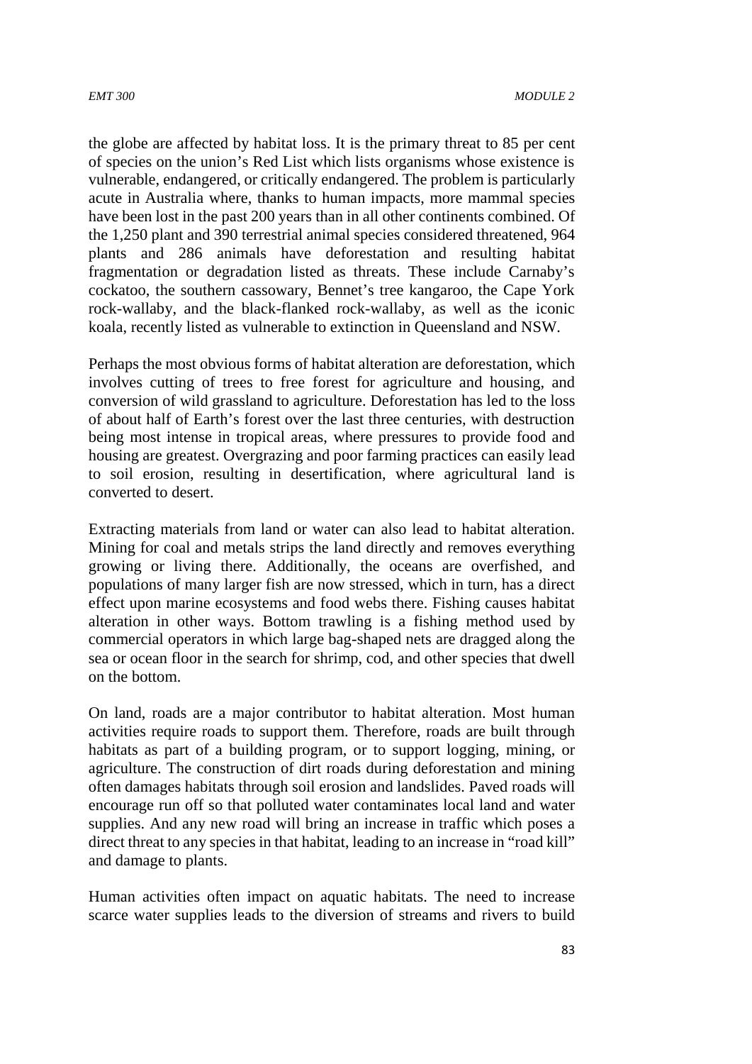the globe are affected by habitat loss. It is the primary threat to 85 per cent of species on the union's Red List which lists organisms whose existence is vulnerable, endangered, or critically endangered. The problem is particularly acute in Australia where, thanks to human impacts, more mammal species have been lost in the past 200 years than in all other continents combined. Of the 1,250 plant and 390 terrestrial animal species considered threatened, 964 plants and 286 animals have deforestation and resulting habitat fragmentation or degradation listed as threats. These include Carnaby's cockatoo, the southern cassowary, Bennet's tree kangaroo, the Cape York rock-wallaby, and the black-flanked rock-wallaby, as well as the iconic koala, recently listed as vulnerable to extinction in Queensland and NSW.

Perhaps the most obvious forms of habitat alteration are deforestation, which involves cutting of trees to free forest for agriculture and housing, and conversion of wild grassland to agriculture. Deforestation has led to the loss of about half of Earth's forest over the last three centuries, with destruction being most intense in tropical areas, where pressures to provide food and housing are greatest. Overgrazing and poor farming practices can easily lead to soil erosion, resulting in desertification, where agricultural land is converted to desert.

Extracting materials from land or water can also lead to habitat alteration. Mining for coal and metals strips the land directly and removes everything growing or living there. Additionally, the oceans are overfished, and populations of many larger fish are now stressed, which in turn, has a direct effect upon marine ecosystems and food webs there. Fishing causes habitat alteration in other ways. Bottom trawling is a fishing method used by commercial operators in which large bag-shaped nets are dragged along the sea or ocean floor in the search for shrimp, cod, and other species that dwell on the bottom.

On land, roads are a major contributor to habitat alteration. Most human activities require roads to support them. Therefore, roads are built through habitats as part of a building program, or to support logging, mining, or agriculture. The construction of dirt roads during deforestation and mining often damages habitats through soil erosion and landslides. Paved roads will encourage run off so that polluted water contaminates local land and water supplies. And any new road will bring an increase in traffic which poses a direct threat to any species in that habitat, leading to an increase in "road kill" and damage to plants.

Human activities often impact on aquatic habitats. The need to increase scarce water supplies leads to the diversion of streams and rivers to build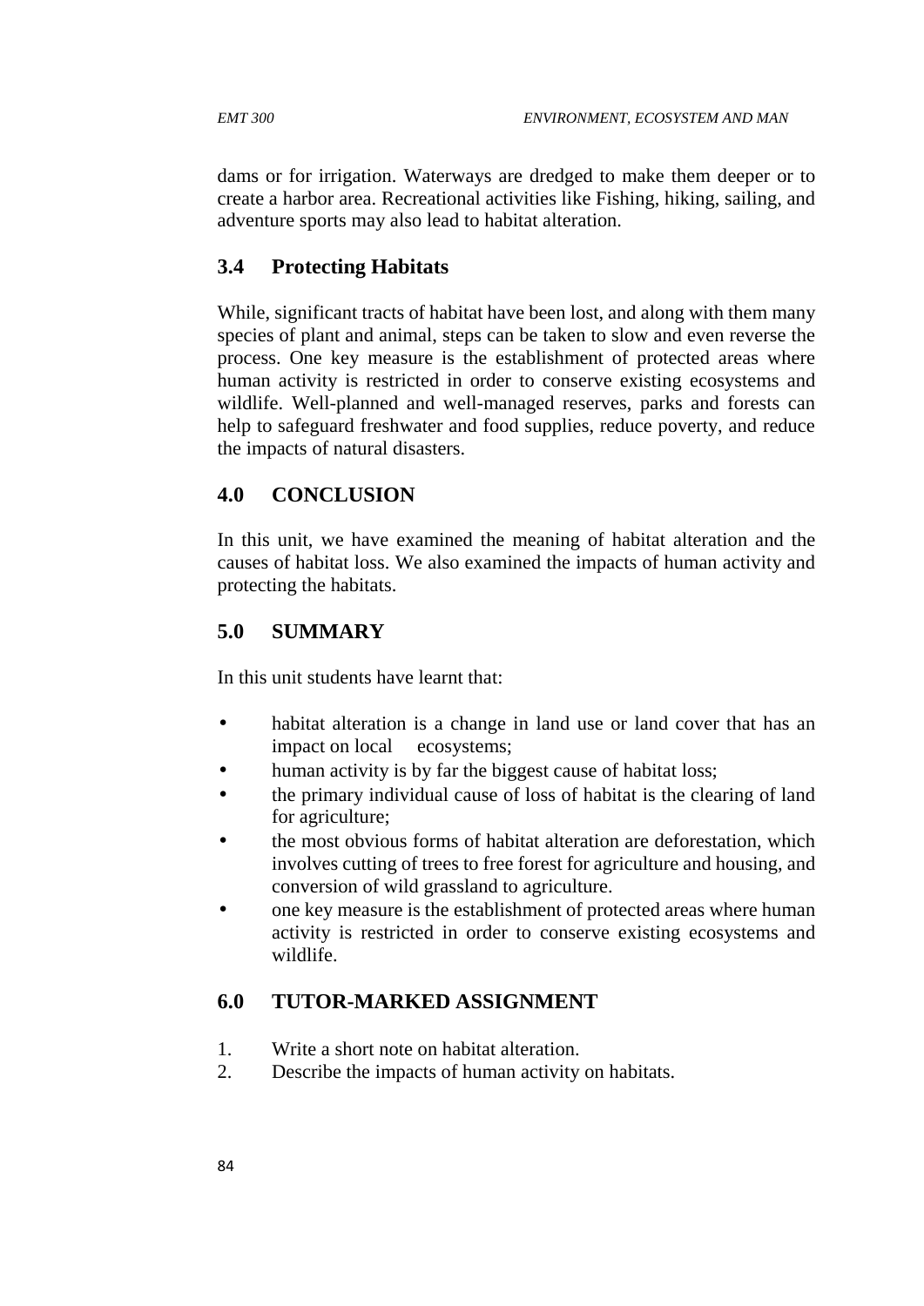dams or for irrigation. Waterways are dredged to make them deeper or to create a harbor area. Recreational activities like Fishing, hiking, sailing, and adventure sports may also lead to habitat alteration.

## 3.4 Protecting Habitats

While, significant tracts of habitat have been lost, and along with them many species of plant and animal, steps can be taken to slow and even reverse the process. One key measure is the establishment of protected areas where human activity is restricted in order to conserve existing ecosystems and wildlife. Well-planned and well-managed reserves, parks and forests can help to safeguard freshwater and food supplies, reduce poverty, and reduce the impacts of natural disasters.

# 4.0 CONCLUSION

In this unit, we have examined the meaning of habitat alteration and the causes of habitat loss. We also examined the impacts of human activity and protecting the habitats.

# 5.0 SUMMARY

In this unit students have learnt that:

- habitat alteration is a change in land use or land cover that has an impact on local ecosystems;
- human activity is by far the biggest cause of habitat loss;
- the primary individual cause of loss of habitat is the clearing of land for agriculture;
- the most obvious forms of habitat alteration are deforestation, which involves cutting of trees to free forest for agriculture and housing, and conversion of wild grassland to agriculture.
- one key measure is the establishment of protected areas where human activity is restricted in order to conserve existing ecosystems and wildlife.

# 6.0 TUTOR-MARKED ASSIGNMENT

1. Write a short note on habitat alteration.
2. Describe the impacts of human activity on habitats.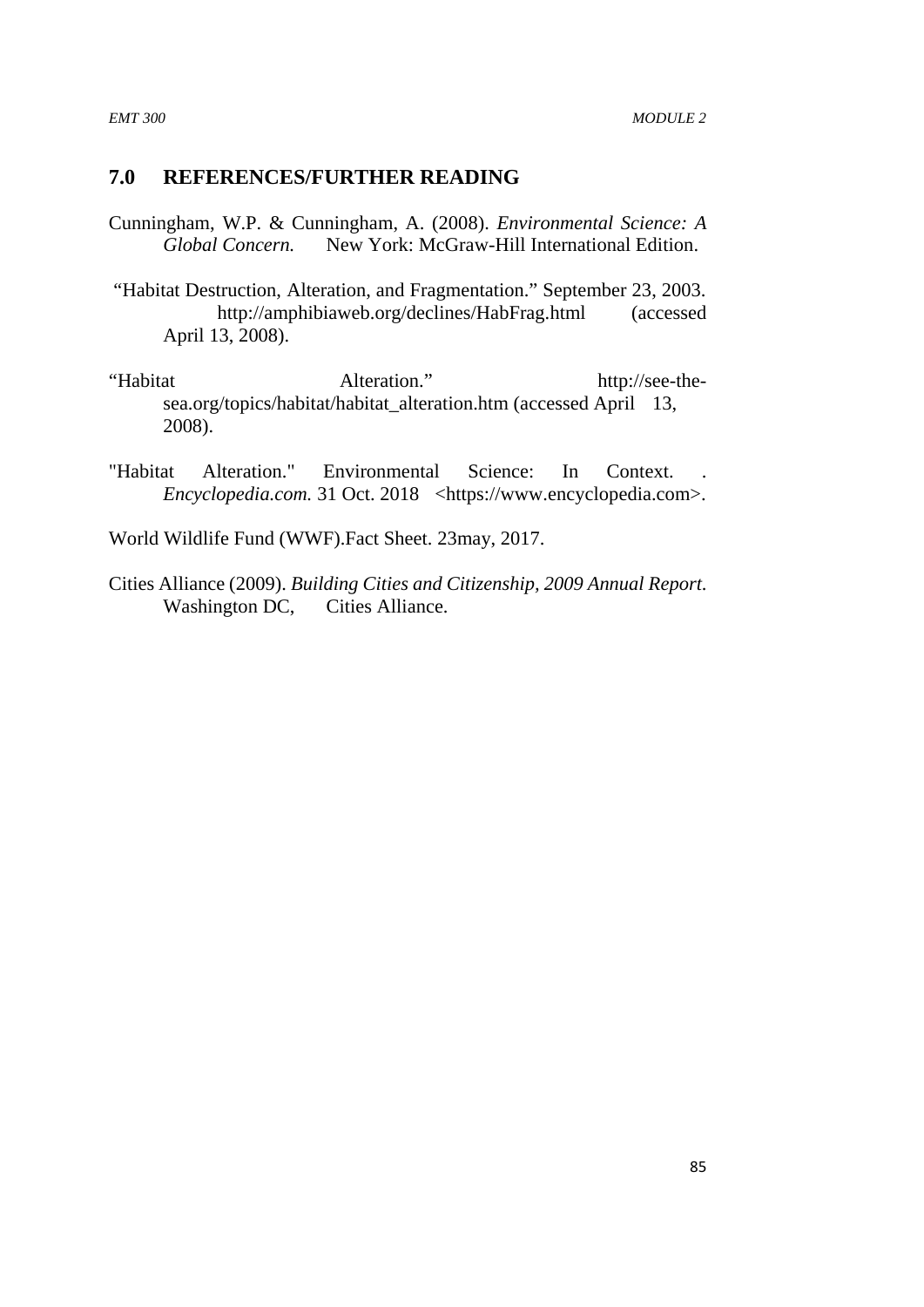## 7.0 REFERENCES/FURTHER READING

Cunningham, W.P. & Cunningham, A. (2008). *Environmental Science: A Global Concern.* New York: McGraw-Hill International Edition.

"Habitat Destruction, Alteration, and Fragmentation." September 23, 2003. http://amphibiaweb.org/declines/HabFrag.html (accessed April 13, 2008).

"Habitat Alteration." http://see-the-sea.org/topics/habitat/habitat_alteration.htm (accessed April 13, 2008).

"Habitat Alteration." Environmental Science: In Context. . *Encyclopedia.com.* 31 Oct. 2018 <https://www.encyclopedia.com>.

World Wildlife Fund (WWF).Fact Sheet. 23may, 2017.

Cities Alliance (2009). *Building Cities and Citizenship, 2009 Annual Report.* Washington DC, Cities Alliance.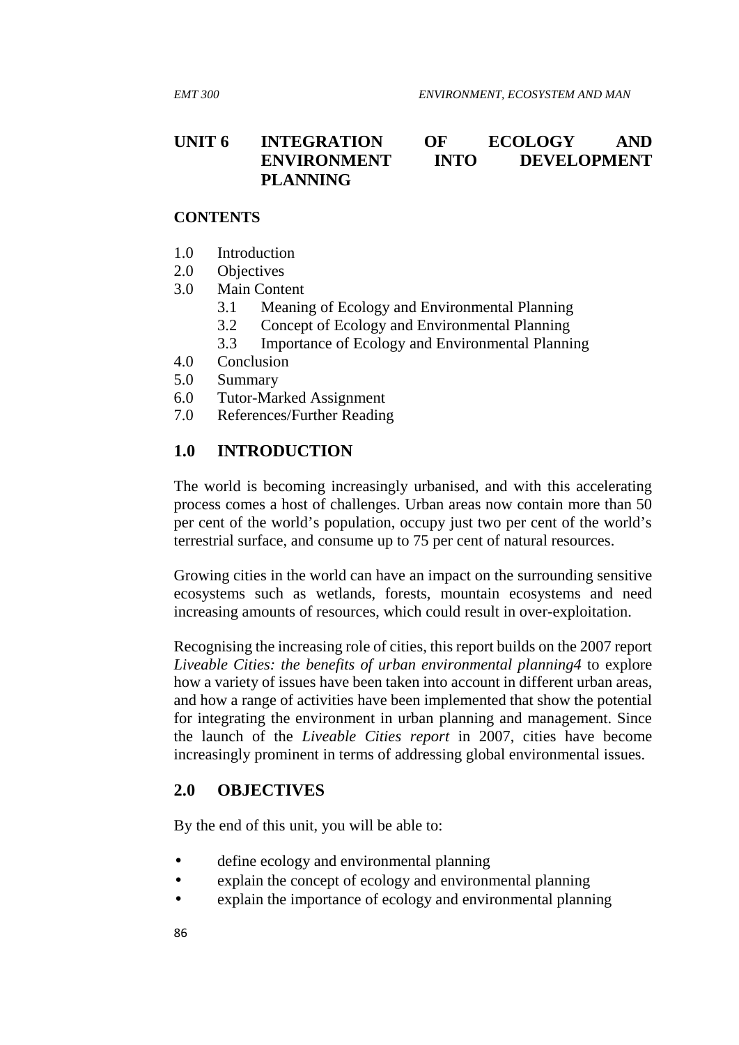# UNIT 6 INTEGRATION OF ECOLOGY AND ENVIRONMENT INTO DEVELOPMENT PLANNING

**CONTENTS**

1.0 Introduction
2.0 Objectives
3.0 Main Content
   3.1 Meaning of Ecology and Environmental Planning
   3.2 Concept of Ecology and Environmental Planning
   3.3 Importance of Ecology and Environmental Planning
4.0 Conclusion
5.0 Summary
6.0 Tutor-Marked Assignment
7.0 References/Further Reading

## 1.0 INTRODUCTION

The world is becoming increasingly urbanised, and with this accelerating process comes a host of challenges. Urban areas now contain more than 50 per cent of the world's population, occupy just two per cent of the world's terrestrial surface, and consume up to 75 per cent of natural resources.

Growing cities in the world can have an impact on the surrounding sensitive ecosystems such as wetlands, forests, mountain ecosystems and need increasing amounts of resources, which could result in over-exploitation.

Recognising the increasing role of cities, this report builds on the 2007 report *Liveable Cities: the benefits of urban environmental planning4* to explore how a variety of issues have been taken into account in different urban areas, and how a range of activities have been implemented that show the potential for integrating the environment in urban planning and management. Since the launch of the *Liveable Cities report* in 2007, cities have become increasingly prominent in terms of addressing global environmental issues.

## 2.0 OBJECTIVES

By the end of this unit, you will be able to:

- define ecology and environmental planning
- explain the concept of ecology and environmental planning
- explain the importance of ecology and environmental planning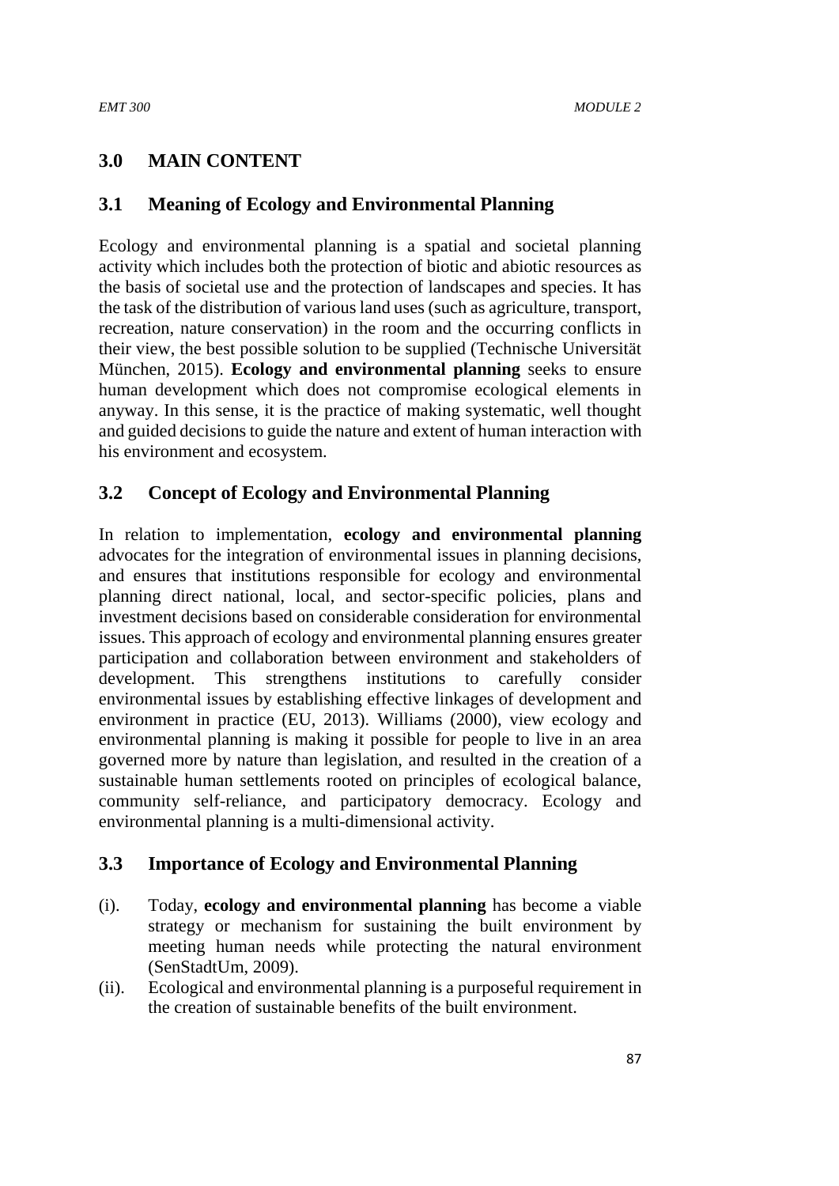## 3.0 MAIN CONTENT

### 3.1 Meaning of Ecology and Environmental Planning

Ecology and environmental planning is a spatial and societal planning activity which includes both the protection of biotic and abiotic resources as the basis of societal use and the protection of landscapes and species. It has the task of the distribution of various land uses (such as agriculture, transport, recreation, nature conservation) in the room and the occurring conflicts in their view, the best possible solution to be supplied (Technische Universität München, 2015). **Ecology and environmental planning** seeks to ensure human development which does not compromise ecological elements in anyway. In this sense, it is the practice of making systematic, well thought and guided decisions to guide the nature and extent of human interaction with his environment and ecosystem.

### 3.2 Concept of Ecology and Environmental Planning

In relation to implementation, **ecology and environmental planning** advocates for the integration of environmental issues in planning decisions, and ensures that institutions responsible for ecology and environmental planning direct national, local, and sector-specific policies, plans and investment decisions based on considerable consideration for environmental issues. This approach of ecology and environmental planning ensures greater participation and collaboration between environment and stakeholders of development. This strengthens institutions to carefully consider environmental issues by establishing effective linkages of development and environment in practice (EU, 2013). Williams (2000), view ecology and environmental planning is making it possible for people to live in an area governed more by nature than legislation, and resulted in the creation of a sustainable human settlements rooted on principles of ecological balance, community self-reliance, and participatory democracy. Ecology and environmental planning is a multi-dimensional activity.

### 3.3 Importance of Ecology and Environmental Planning

(i). Today, **ecology and environmental planning** has become a viable strategy or mechanism for sustaining the built environment by meeting human needs while protecting the natural environment (SenStadtUm, 2009).

(ii). Ecological and environmental planning is a purposeful requirement in the creation of sustainable benefits of the built environment.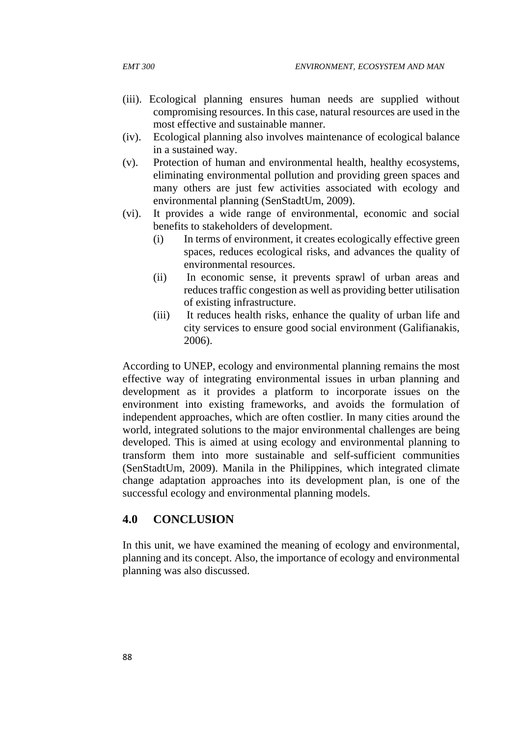(iii). Ecological planning ensures human needs are supplied without compromising resources. In this case, natural resources are used in the most effective and sustainable manner.

(iv). Ecological planning also involves maintenance of ecological balance in a sustained way.

(v). Protection of human and environmental health, healthy ecosystems, eliminating environmental pollution and providing green spaces and many others are just few activities associated with ecology and environmental planning (SenStadtUm, 2009).

(vi). It provides a wide range of environmental, economic and social benefits to stakeholders of development.

   (i) In terms of environment, it creates ecologically effective green spaces, reduces ecological risks, and advances the quality of environmental resources.

   (ii) In economic sense, it prevents sprawl of urban areas and reduces traffic congestion as well as providing better utilisation of existing infrastructure.

   (iii) It reduces health risks, enhance the quality of urban life and city services to ensure good social environment (Galifianakis, 2006).

According to UNEP, ecology and environmental planning remains the most effective way of integrating environmental issues in urban planning and development as it provides a platform to incorporate issues on the environment into existing frameworks, and avoids the formulation of independent approaches, which are often costlier. In many cities around the world, integrated solutions to the major environmental challenges are being developed. This is aimed at using ecology and environmental planning to transform them into more sustainable and self-sufficient communities (SenStadtUm, 2009). Manila in the Philippines, which integrated climate change adaptation approaches into its development plan, is one of the successful ecology and environmental planning models.

## 4.0 CONCLUSION

In this unit, we have examined the meaning of ecology and environmental, planning and its concept. Also, the importance of ecology and environmental planning was also discussed.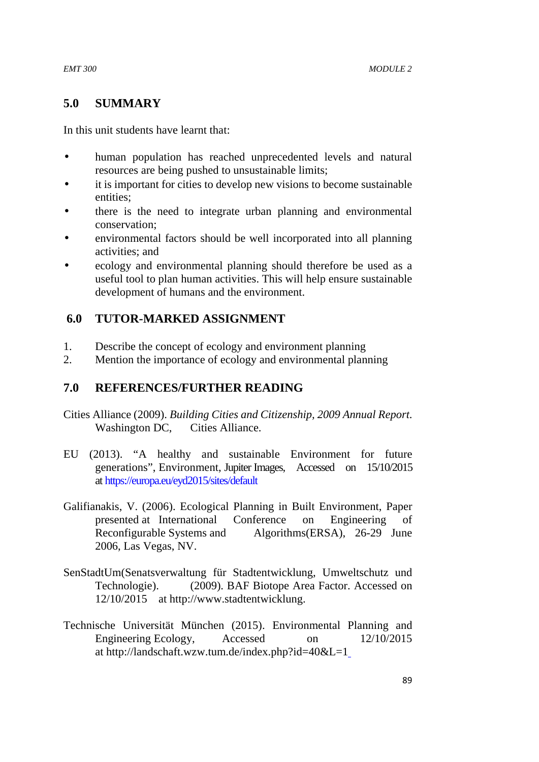## 5.0 SUMMARY

In this unit students have learnt that:

- human population has reached unprecedented levels and natural resources are being pushed to unsustainable limits;
- it is important for cities to develop new visions to become sustainable entities;
- there is the need to integrate urban planning and environmental conservation;
- environmental factors should be well incorporated into all planning activities; and
- ecology and environmental planning should therefore be used as a useful tool to plan human activities. This will help ensure sustainable development of humans and the environment.

## 6.0 TUTOR-MARKED ASSIGNMENT

1. Describe the concept of ecology and environment planning
2. Mention the importance of ecology and environmental planning

## 7.0 REFERENCES/FURTHER READING

Cities Alliance (2009). *Building Cities and Citizenship, 2009 Annual Report*. Washington DC, Cities Alliance.

EU (2013). "A healthy and sustainable Environment for future generations", Environment, Jupiter Images, Accessed on 15/10/2015 at https://europa.eu/eyd2015/sites/default

Galifianakis, V. (2006). Ecological Planning in Built Environment, Paper presented at International Conference on Engineering of Reconfigurable Systems and Algorithms(ERSA), 26-29 June 2006, Las Vegas, NV.

SenStadtUm(Senatsverwaltung für Stadtentwicklung, Umweltschutz und Technologie). (2009). BAF Biotope Area Factor. Accessed on 12/10/2015 at http://www.stadtentwicklung.

Technische Universität München (2015). Environmental Planning and Engineering Ecology, Accessed on 12/10/2015 at http://landschaft.wzw.tum.de/index.php?id=40&L=1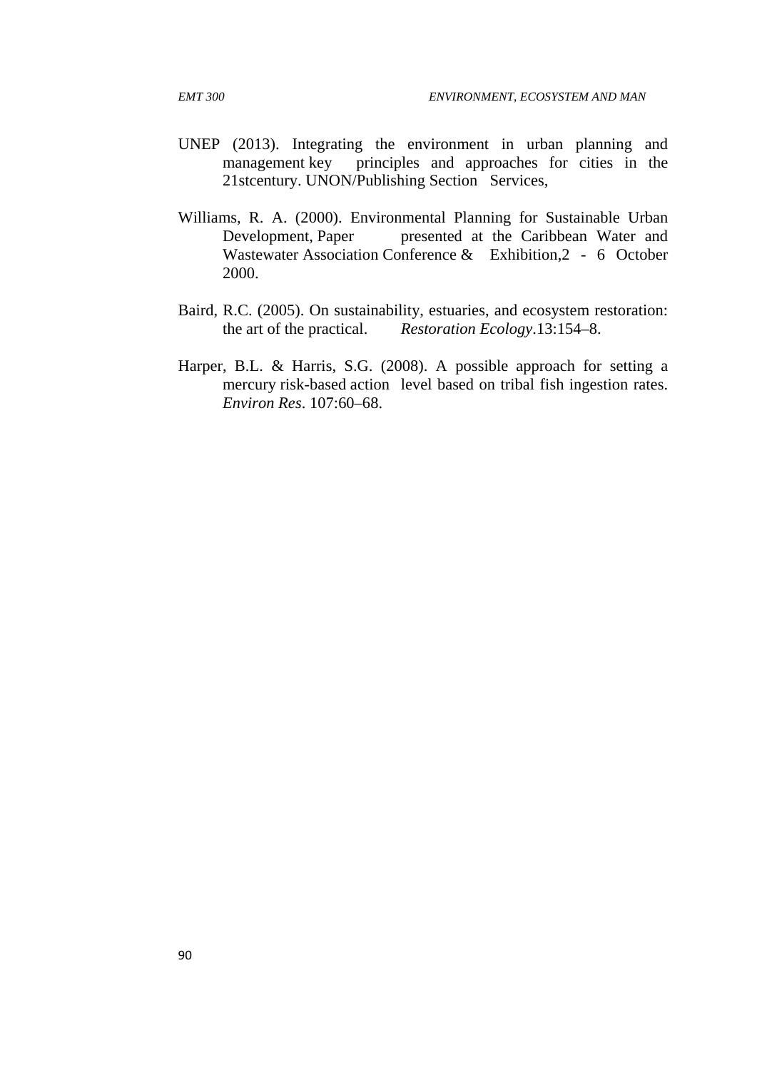UNEP (2013). Integrating the environment in urban planning and management key principles and approaches for cities in the 21stcentury. UNON/Publishing Section Services,

Williams, R. A. (2000). Environmental Planning for Sustainable Urban Development, Paper presented at the Caribbean Water and Wastewater Association Conference & Exhibition,2 - 6 October 2000.

Baird, R.C. (2005). On sustainability, estuaries, and ecosystem restoration: the art of the practical. *Restoration Ecology*.13:154–8.

Harper, B.L. & Harris, S.G. (2008). A possible approach for setting a mercury risk-based action level based on tribal fish ingestion rates. *Environ Res*. 107:60–68.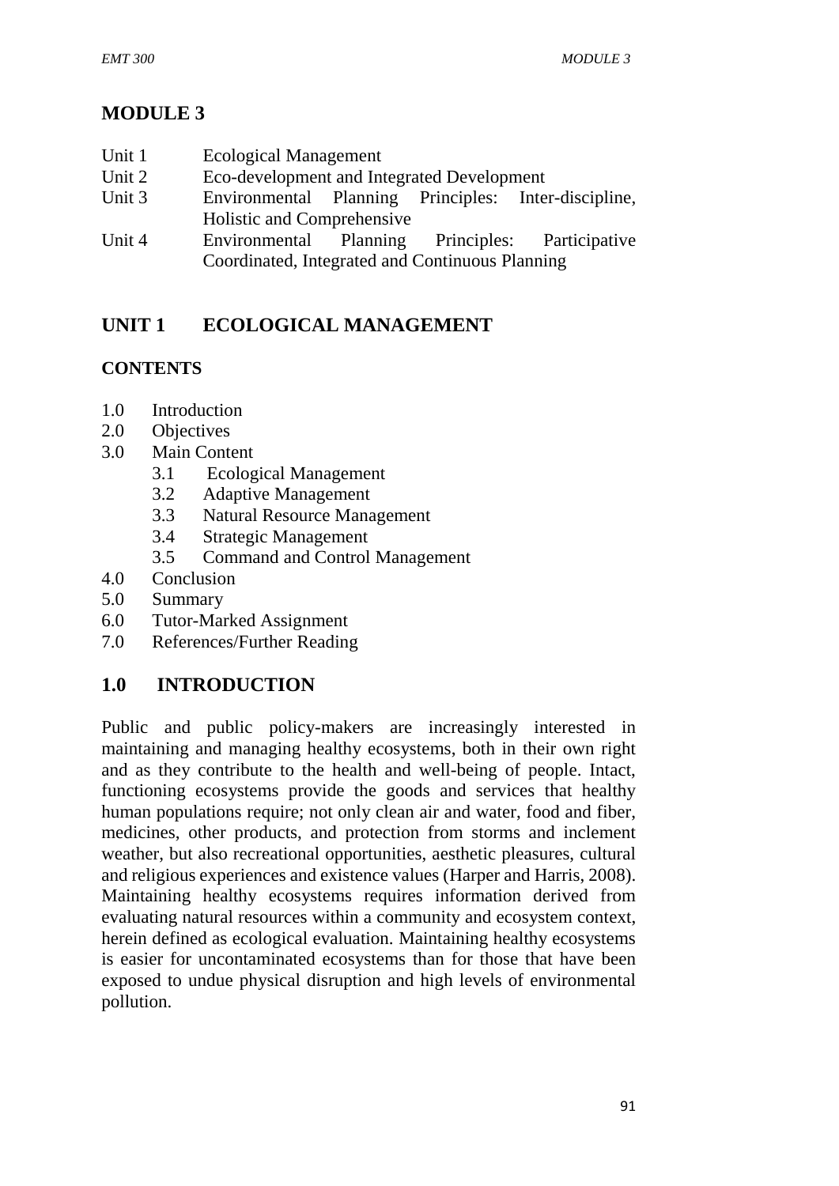# MODULE 3

- Unit 1 Ecological Management
- Unit 2 Eco-development and Integrated Development
- Unit 3 Environmental Planning Principles: Inter-discipline, Holistic and Comprehensive
- Unit 4 Environmental Planning Principles: Participative Coordinated, Integrated and Continuous Planning

## UNIT 1 ECOLOGICAL MANAGEMENT

### CONTENTS

- 1.0 Introduction
- 2.0 Objectives
- 3.0 Main Content
  - 3.1 Ecological Management
  - 3.2 Adaptive Management
  - 3.3 Natural Resource Management
  - 3.4 Strategic Management
  - 3.5 Command and Control Management
- 4.0 Conclusion
- 5.0 Summary
- 6.0 Tutor-Marked Assignment
- 7.0 References/Further Reading

## 1.0 INTRODUCTION

Public and public policy-makers are increasingly interested in maintaining and managing healthy ecosystems, both in their own right and as they contribute to the health and well-being of people. Intact, functioning ecosystems provide the goods and services that healthy human populations require; not only clean air and water, food and fiber, medicines, other products, and protection from storms and inclement weather, but also recreational opportunities, aesthetic pleasures, cultural and religious experiences and existence values (Harper and Harris, 2008). Maintaining healthy ecosystems requires information derived from evaluating natural resources within a community and ecosystem context, herein defined as ecological evaluation. Maintaining healthy ecosystems is easier for uncontaminated ecosystems than for those that have been exposed to undue physical disruption and high levels of environmental pollution.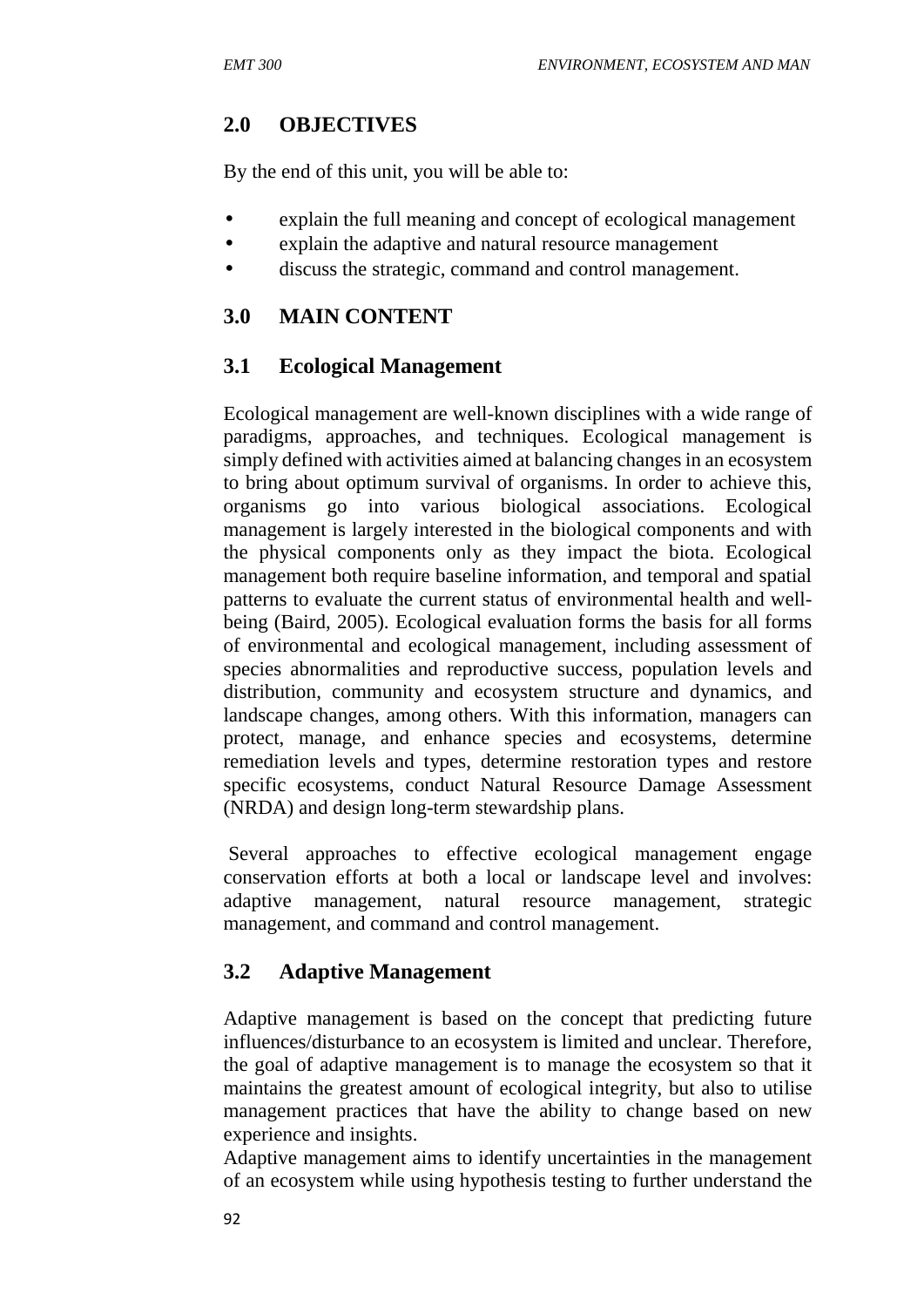## 2.0 OBJECTIVES

By the end of this unit, you will be able to:

- explain the full meaning and concept of ecological management
- explain the adaptive and natural resource management
- discuss the strategic, command and control management.

## 3.0 MAIN CONTENT

### 3.1 Ecological Management

Ecological management are well-known disciplines with a wide range of paradigms, approaches, and techniques. Ecological management is simply defined with activities aimed at balancing changes in an ecosystem to bring about optimum survival of organisms. In order to achieve this, organisms go into various biological associations. Ecological management is largely interested in the biological components and with the physical components only as they impact the biota. Ecological management both require baseline information, and temporal and spatial patterns to evaluate the current status of environmental health and well-being (Baird, 2005). Ecological evaluation forms the basis for all forms of environmental and ecological management, including assessment of species abnormalities and reproductive success, population levels and distribution, community and ecosystem structure and dynamics, and landscape changes, among others. With this information, managers can protect, manage, and enhance species and ecosystems, determine remediation levels and types, determine restoration types and restore specific ecosystems, conduct Natural Resource Damage Assessment (NRDA) and design long-term stewardship plans.

Several approaches to effective ecological management engage conservation efforts at both a local or landscape level and involves: adaptive management, natural resource management, strategic management, and command and control management.

### 3.2 Adaptive Management

Adaptive management is based on the concept that predicting future influences/disturbance to an ecosystem is limited and unclear. Therefore, the goal of adaptive management is to manage the ecosystem so that it maintains the greatest amount of ecological integrity, but also to utilise management practices that have the ability to change based on new experience and insights.

Adaptive management aims to identify uncertainties in the management of an ecosystem while using hypothesis testing to further understand the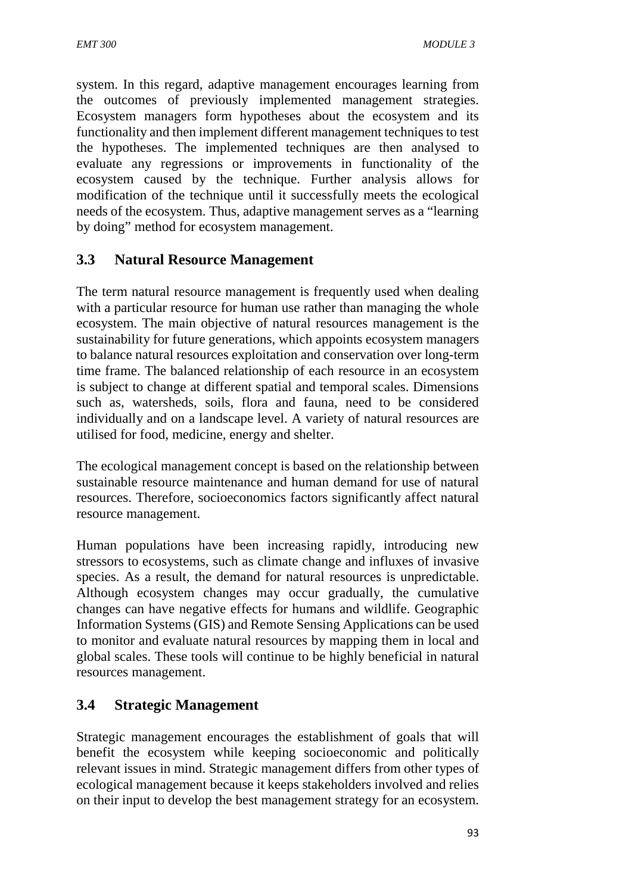system. In this regard, adaptive management encourages learning from the outcomes of previously implemented management strategies. Ecosystem managers form hypotheses about the ecosystem and its functionality and then implement different management techniques to test the hypotheses. The implemented techniques are then analysed to evaluate any regressions or improvements in functionality of the ecosystem caused by the technique. Further analysis allows for modification of the technique until it successfully meets the ecological needs of the ecosystem. Thus, adaptive management serves as a "learning by doing" method for ecosystem management.

## 3.3 Natural Resource Management

The term natural resource management is frequently used when dealing with a particular resource for human use rather than managing the whole ecosystem. The main objective of natural resources management is the sustainability for future generations, which appoints ecosystem managers to balance natural resources exploitation and conservation over long-term time frame. The balanced relationship of each resource in an ecosystem is subject to change at different spatial and temporal scales. Dimensions such as, watersheds, soils, flora and fauna, need to be considered individually and on a landscape level. A variety of natural resources are utilised for food, medicine, energy and shelter.

The ecological management concept is based on the relationship between sustainable resource maintenance and human demand for use of natural resources. Therefore, socioeconomics factors significantly affect natural resource management.

Human populations have been increasing rapidly, introducing new stressors to ecosystems, such as climate change and influxes of invasive species. As a result, the demand for natural resources is unpredictable. Although ecosystem changes may occur gradually, the cumulative changes can have negative effects for humans and wildlife. Geographic Information Systems (GIS) and Remote Sensing Applications can be used to monitor and evaluate natural resources by mapping them in local and global scales. These tools will continue to be highly beneficial in natural resources management.

## 3.4 Strategic Management

Strategic management encourages the establishment of goals that will benefit the ecosystem while keeping socioeconomic and politically relevant issues in mind. Strategic management differs from other types of ecological management because it keeps stakeholders involved and relies on their input to develop the best management strategy for an ecosystem.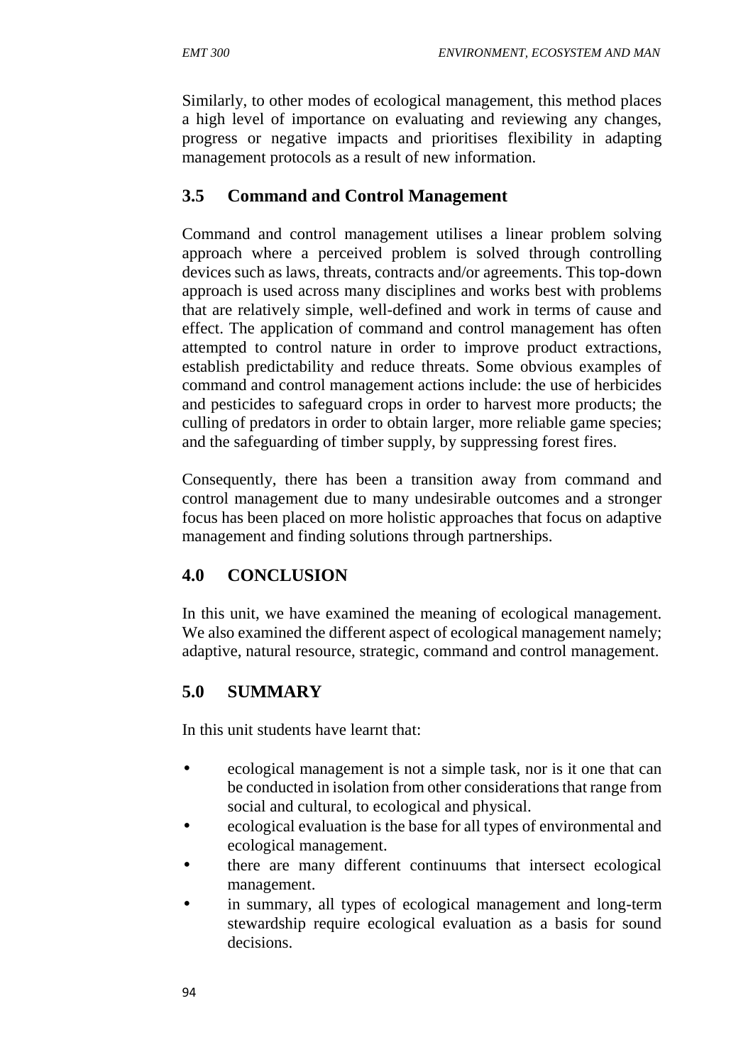Similarly, to other modes of ecological management, this method places a high level of importance on evaluating and reviewing any changes, progress or negative impacts and prioritises flexibility in adapting management protocols as a result of new information.

## 3.5 Command and Control Management

Command and control management utilises a linear problem solving approach where a perceived problem is solved through controlling devices such as laws, threats, contracts and/or agreements. This top-down approach is used across many disciplines and works best with problems that are relatively simple, well-defined and work in terms of cause and effect. The application of command and control management has often attempted to control nature in order to improve product extractions, establish predictability and reduce threats. Some obvious examples of command and control management actions include: the use of herbicides and pesticides to safeguard crops in order to harvest more products; the culling of predators in order to obtain larger, more reliable game species; and the safeguarding of timber supply, by suppressing forest fires.

Consequently, there has been a transition away from command and control management due to many undesirable outcomes and a stronger focus has been placed on more holistic approaches that focus on adaptive management and finding solutions through partnerships.

## 4.0 CONCLUSION

In this unit, we have examined the meaning of ecological management. We also examined the different aspect of ecological management namely; adaptive, natural resource, strategic, command and control management.

## 5.0 SUMMARY

In this unit students have learnt that:

- ecological management is not a simple task, nor is it one that can be conducted in isolation from other considerations that range from social and cultural, to ecological and physical.
- ecological evaluation is the base for all types of environmental and ecological management.
- there are many different continuums that intersect ecological management.
- in summary, all types of ecological management and long-term stewardship require ecological evaluation as a basis for sound decisions.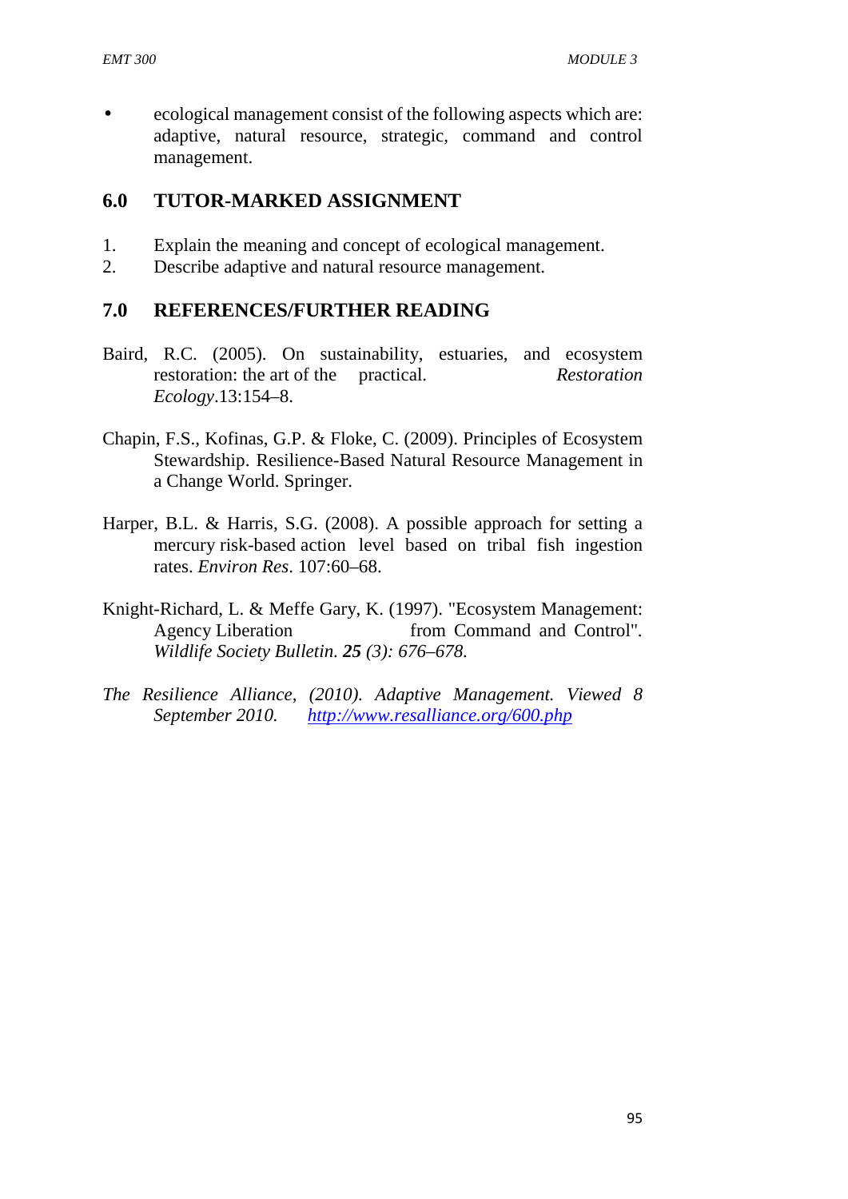- ecological management consist of the following aspects which are: adaptive, natural resource, strategic, command and control management.

## 6.0 TUTOR-MARKED ASSIGNMENT

1. Explain the meaning and concept of ecological management.
2. Describe adaptive and natural resource management.

## 7.0 REFERENCES/FURTHER READING

Baird, R.C. (2005). On sustainability, estuaries, and ecosystem restoration: the art of the practical. *Restoration Ecology*.13:154–8.

Chapin, F.S., Kofinas, G.P. & Floke, C. (2009). Principles of Ecosystem Stewardship. Resilience-Based Natural Resource Management in a Change World. Springer.

Harper, B.L. & Harris, S.G. (2008). A possible approach for setting a mercury risk-based action level based on tribal fish ingestion rates. *Environ Res*. 107:60–68.

Knight-Richard, L. & Meffe Gary, K. (1997). "Ecosystem Management: Agency Liberation from Command and Control". *Wildlife Society Bulletin. **25** (3): 676–678.*

*The Resilience Alliance, (2010). Adaptive Management. Viewed 8 September 2010.* *http://www.resalliance.org/600.php*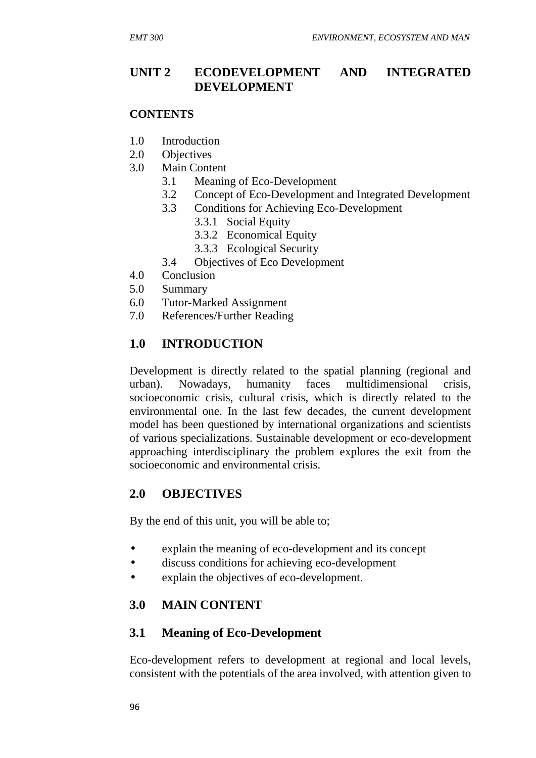## UNIT 2 ECODEVELOPMENT AND INTEGRATED DEVELOPMENT

**CONTENTS**

1.0 Introduction
2.0 Objectives
3.0 Main Content
 3.1 Meaning of Eco-Development
 3.2 Concept of Eco-Development and Integrated Development
 3.3 Conditions for Achieving Eco-Development
  3.3.1 Social Equity
  3.3.2 Economical Equity
  3.3.3 Ecological Security
 3.4 Objectives of Eco Development
4.0 Conclusion
5.0 Summary
6.0 Tutor-Marked Assignment
7.0 References/Further Reading

### 1.0 INTRODUCTION

Development is directly related to the spatial planning (regional and urban). Nowadays, humanity faces multidimensional crisis, socioeconomic crisis, cultural crisis, which is directly related to the environmental one. In the last few decades, the current development model has been questioned by international organizations and scientists of various specializations. Sustainable development or eco-development approaching interdisciplinary the problem explores the exit from the socioeconomic and environmental crisis.

### 2.0 OBJECTIVES

By the end of this unit, you will be able to;

- explain the meaning of eco-development and its concept
- discuss conditions for achieving eco-development
- explain the objectives of eco-development.

### 3.0 MAIN CONTENT

### 3.1 Meaning of Eco-Development

Eco-development refers to development at regional and local levels, consistent with the potentials of the area involved, with attention given to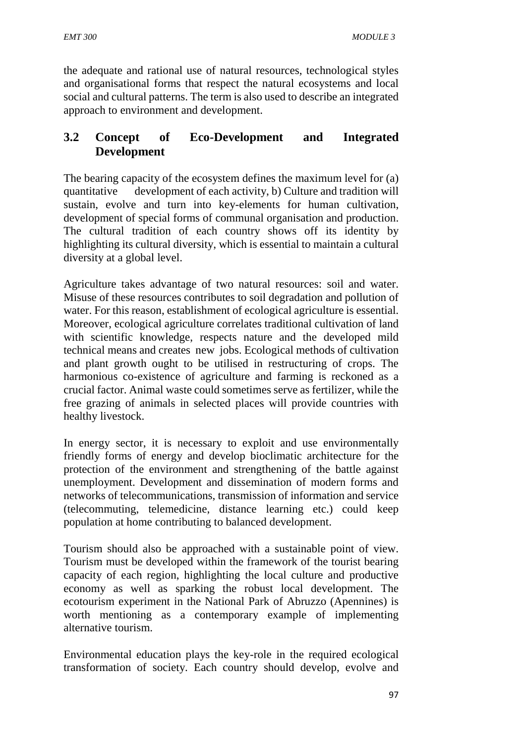the adequate and rational use of natural resources, technological styles and organisational forms that respect the natural ecosystems and local social and cultural patterns. The term is also used to describe an integrated approach to environment and development.

## 3.2 Concept of Eco-Development and Integrated Development

The bearing capacity of the ecosystem defines the maximum level for (a) quantitative development of each activity, b) Culture and tradition will sustain, evolve and turn into key-elements for human cultivation, development of special forms of communal organisation and production. The cultural tradition of each country shows off its identity by highlighting its cultural diversity, which is essential to maintain a cultural diversity at a global level.

Agriculture takes advantage of two natural resources: soil and water. Misuse of these resources contributes to soil degradation and pollution of water. For this reason, establishment of ecological agriculture is essential. Moreover, ecological agriculture correlates traditional cultivation of land with scientific knowledge, respects nature and the developed mild technical means and creates new jobs. Ecological methods of cultivation and plant growth ought to be utilised in restructuring of crops. The harmonious co-existence of agriculture and farming is reckoned as a crucial factor. Animal waste could sometimes serve as fertilizer, while the free grazing of animals in selected places will provide countries with healthy livestock.

In energy sector, it is necessary to exploit and use environmentally friendly forms of energy and develop bioclimatic architecture for the protection of the environment and strengthening of the battle against unemployment. Development and dissemination of modern forms and networks of telecommunications, transmission of information and service (telecommuting, telemedicine, distance learning etc.) could keep population at home contributing to balanced development.

Tourism should also be approached with a sustainable point of view. Tourism must be developed within the framework of the tourist bearing capacity of each region, highlighting the local culture and productive economy as well as sparking the robust local development. The ecotourism experiment in the National Park of Abruzzo (Apennines) is worth mentioning as a contemporary example of implementing alternative tourism.

Environmental education plays the key-role in the required ecological transformation of society. Each country should develop, evolve and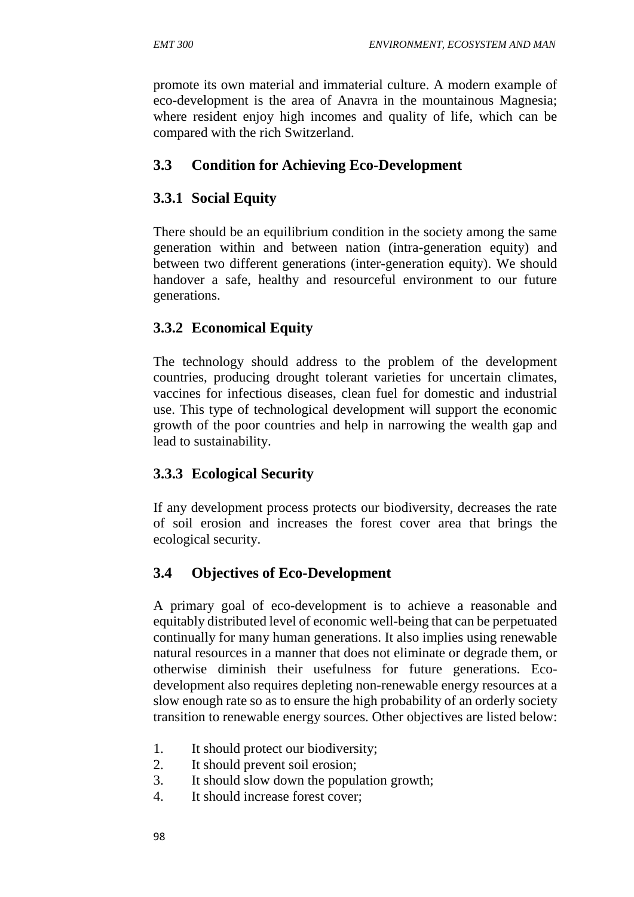promote its own material and immaterial culture. A modern example of eco-development is the area of Anavra in the mountainous Magnesia; where resident enjoy high incomes and quality of life, which can be compared with the rich Switzerland.

## 3.3 Condition for Achieving Eco-Development

### 3.3.1 Social Equity

There should be an equilibrium condition in the society among the same generation within and between nation (intra-generation equity) and between two different generations (inter-generation equity). We should handover a safe, healthy and resourceful environment to our future generations.

### 3.3.2 Economical Equity

The technology should address to the problem of the development countries, producing drought tolerant varieties for uncertain climates, vaccines for infectious diseases, clean fuel for domestic and industrial use. This type of technological development will support the economic growth of the poor countries and help in narrowing the wealth gap and lead to sustainability.

### 3.3.3 Ecological Security

If any development process protects our biodiversity, decreases the rate of soil erosion and increases the forest cover area that brings the ecological security.

## 3.4 Objectives of Eco-Development

A primary goal of eco-development is to achieve a reasonable and equitably distributed level of economic well-being that can be perpetuated continually for many human generations. It also implies using renewable natural resources in a manner that does not eliminate or degrade them, or otherwise diminish their usefulness for future generations. Eco-development also requires depleting non-renewable energy resources at a slow enough rate so as to ensure the high probability of an orderly society transition to renewable energy sources. Other objectives are listed below:

1. It should protect our biodiversity;
2. It should prevent soil erosion;
3. It should slow down the population growth;
4. It should increase forest cover;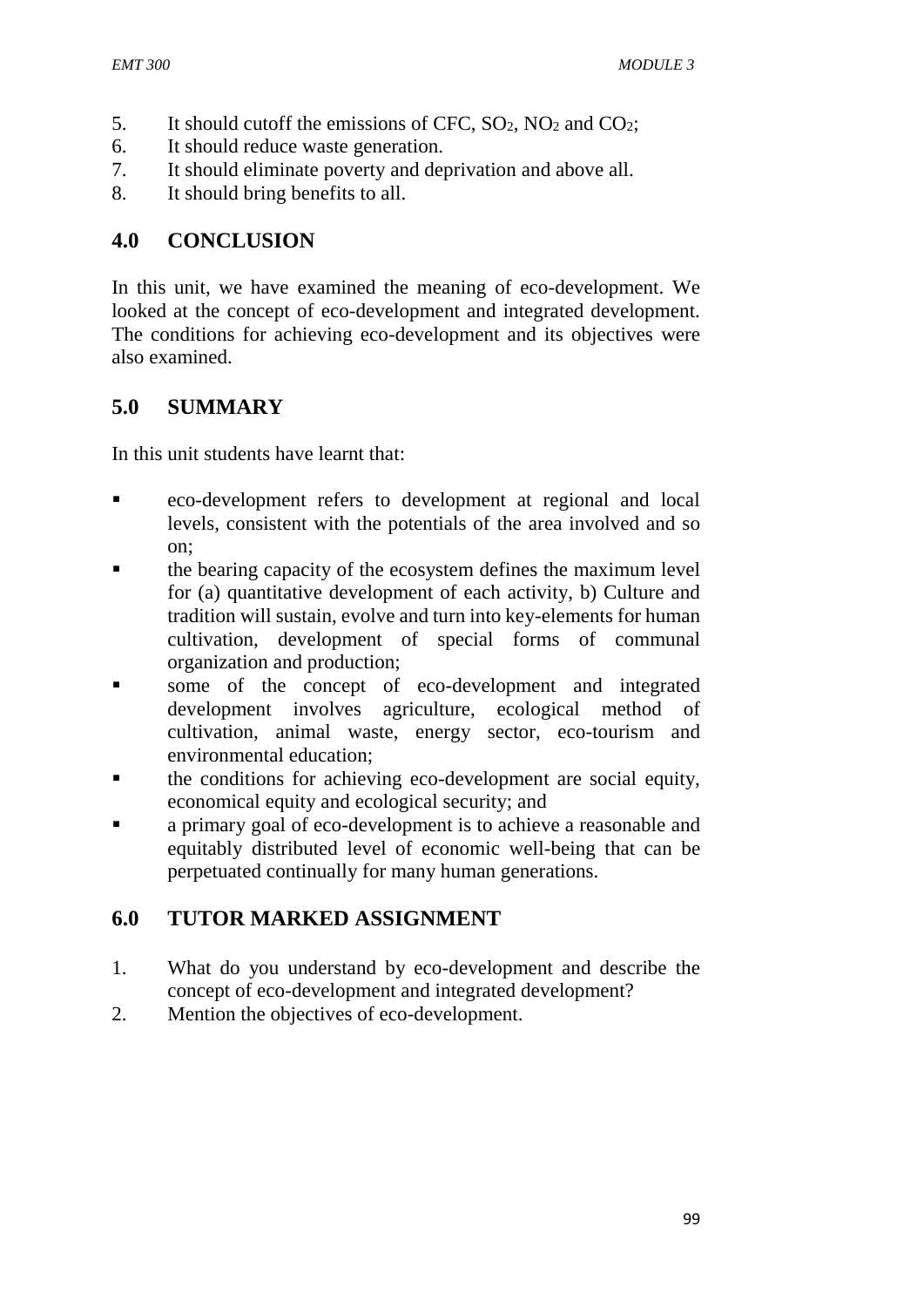5. It should cutoff the emissions of CFC, $SO_2$, $NO_2$ and $CO_2$;
6. It should reduce waste generation.
7. It should eliminate poverty and deprivation and above all.
8. It should bring benefits to all.

## 4.0 CONCLUSION

In this unit, we have examined the meaning of eco-development. We looked at the concept of eco-development and integrated development. The conditions for achieving eco-development and its objectives were also examined.

## 5.0 SUMMARY

In this unit students have learnt that:

- eco-development refers to development at regional and local levels, consistent with the potentials of the area involved and so on;
- the bearing capacity of the ecosystem defines the maximum level for (a) quantitative development of each activity, b) Culture and tradition will sustain, evolve and turn into key-elements for human cultivation, development of special forms of communal organization and production;
- some of the concept of eco-development and integrated development involves agriculture, ecological method of cultivation, animal waste, energy sector, eco-tourism and environmental education;
- the conditions for achieving eco-development are social equity, economical equity and ecological security; and
- a primary goal of eco-development is to achieve a reasonable and equitably distributed level of economic well-being that can be perpetuated continually for many human generations.

## 6.0 TUTOR MARKED ASSIGNMENT

1. What do you understand by eco-development and describe the concept of eco-development and integrated development?
2. Mention the objectives of eco-development.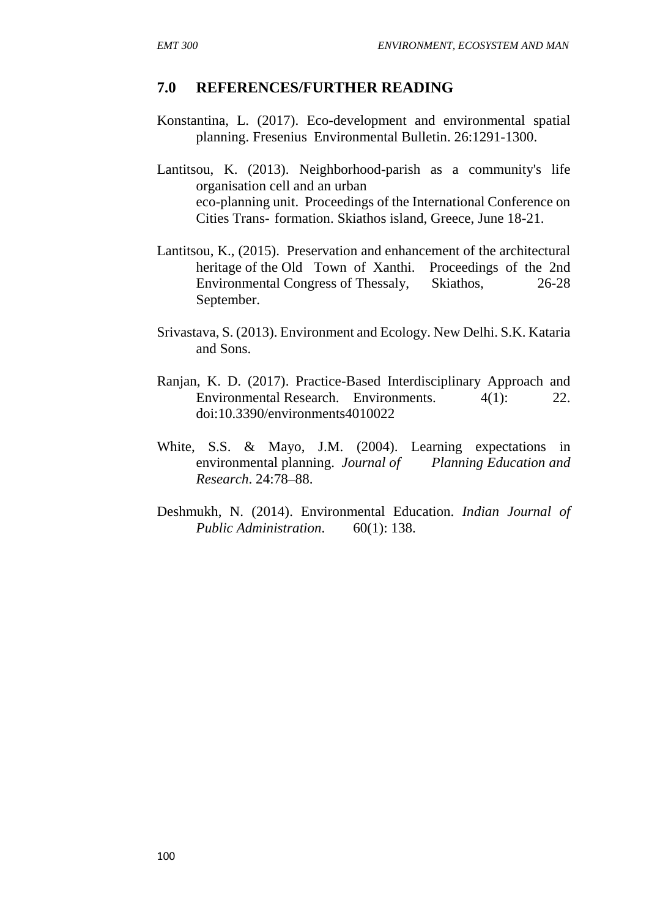## 7.0 REFERENCES/FURTHER READING

Konstantina, L. (2017). Eco-development and environmental spatial planning. Fresenius Environmental Bulletin. 26:1291-1300.

Lantitsou, K. (2013). Neighborhood-parish as a community's life organisation cell and an urban eco-planning unit. Proceedings of the International Conference on Cities Trans- formation. Skiathos island, Greece, June 18-21.

Lantitsou, K., (2015). Preservation and enhancement of the architectural heritage of the Old Town of Xanthi. Proceedings of the 2nd Environmental Congress of Thessaly, Skiathos, 26-28 September.

Srivastava, S. (2013). Environment and Ecology. New Delhi. S.K. Kataria and Sons.

Ranjan, K. D. (2017). Practice-Based Interdisciplinary Approach and Environmental Research. Environments. 4(1): 22. doi:10.3390/environments4010022

White, S.S. & Mayo, J.M. (2004). Learning expectations in environmental planning. *Journal of Planning Education and Research*. 24:78–88.

Deshmukh, N. (2014). Environmental Education. *Indian Journal of Public Administration*. 60(1): 138.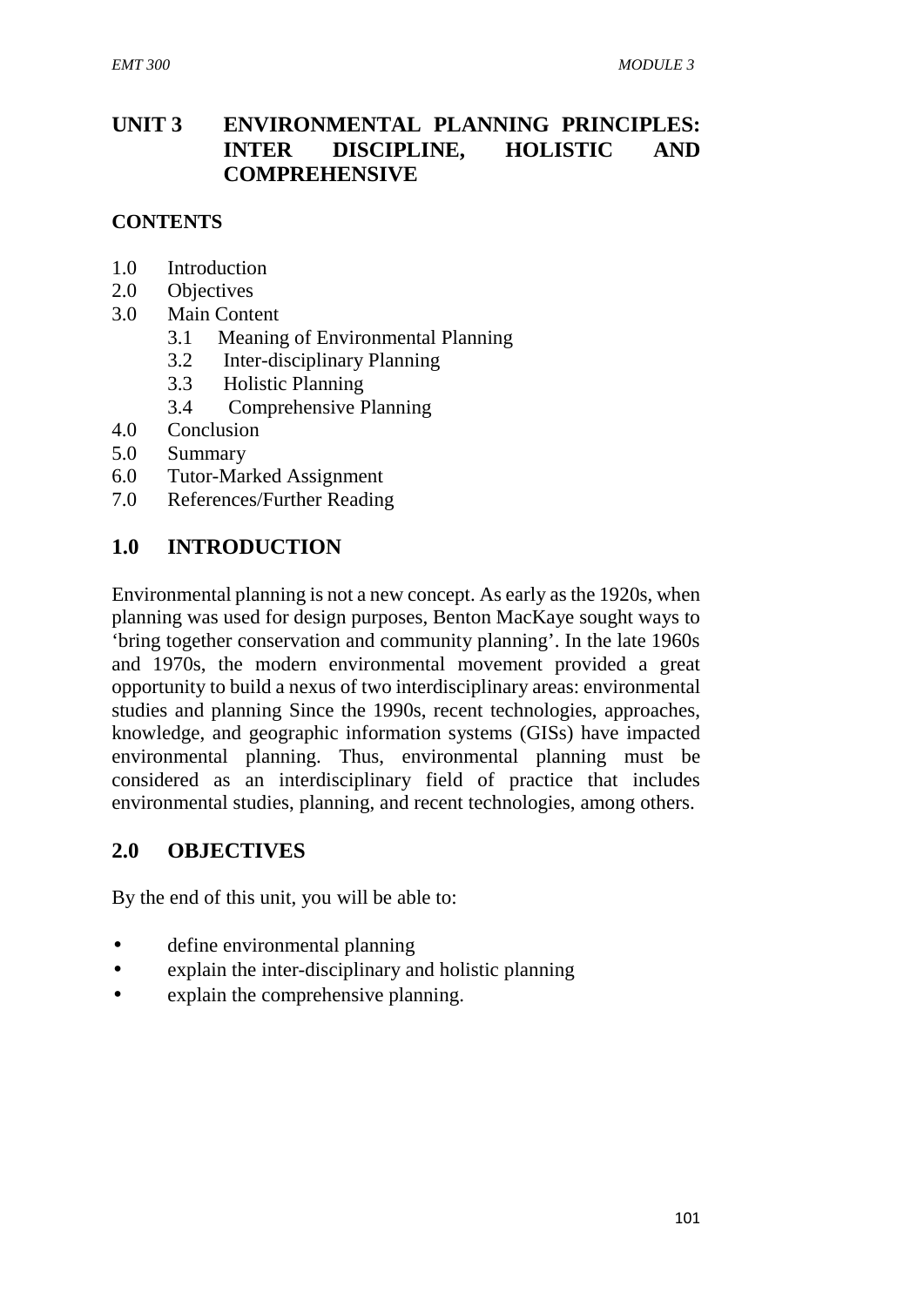# UNIT 3 ENVIRONMENTAL PLANNING PRINCIPLES: INTER DISCIPLINE, HOLISTIC AND COMPREHENSIVE

**CONTENTS**

1.0 Introduction
2.0 Objectives
3.0 Main Content
   3.1 Meaning of Environmental Planning
   3.2 Inter-disciplinary Planning
   3.3 Holistic Planning
   3.4 Comprehensive Planning
4.0 Conclusion
5.0 Summary
6.0 Tutor-Marked Assignment
7.0 References/Further Reading

## 1.0 INTRODUCTION

Environmental planning is not a new concept. As early as the 1920s, when planning was used for design purposes, Benton MacKaye sought ways to 'bring together conservation and community planning'. In the late 1960s and 1970s, the modern environmental movement provided a great opportunity to build a nexus of two interdisciplinary areas: environmental studies and planning Since the 1990s, recent technologies, approaches, knowledge, and geographic information systems (GISs) have impacted environmental planning. Thus, environmental planning must be considered as an interdisciplinary field of practice that includes environmental studies, planning, and recent technologies, among others.

## 2.0 OBJECTIVES

By the end of this unit, you will be able to:

- define environmental planning
- explain the inter-disciplinary and holistic planning
- explain the comprehensive planning.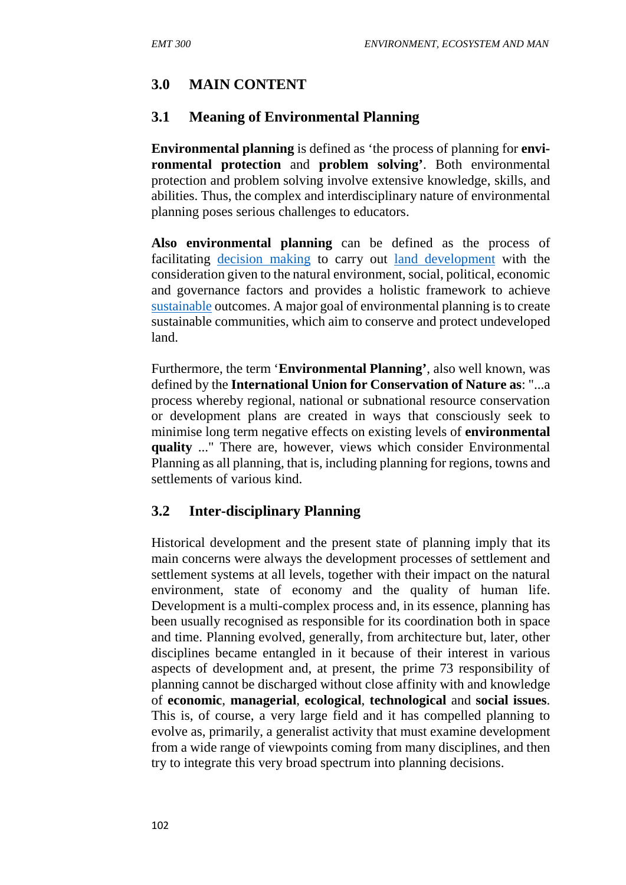## 3.0 MAIN CONTENT

### 3.1 Meaning of Environmental Planning

**Environmental planning** is defined as 'the process of planning for **environmental protection** and **problem solving'**. Both environmental protection and problem solving involve extensive knowledge, skills, and abilities. Thus, the complex and interdisciplinary nature of environmental planning poses serious challenges to educators.

**Also environmental planning** can be defined as the process of facilitating decision making to carry out land development with the consideration given to the natural environment, social, political, economic and governance factors and provides a holistic framework to achieve sustainable outcomes. A major goal of environmental planning is to create sustainable communities, which aim to conserve and protect undeveloped land.

Furthermore, the term '**Environmental Planning'**, also well known, was defined by the **International Union for Conservation of Nature as**: "...a process whereby regional, national or subnational resource conservation or development plans are created in ways that consciously seek to minimise long term negative effects on existing levels of **environmental quality** ..." There are, however, views which consider Environmental Planning as all planning, that is, including planning for regions, towns and settlements of various kind.

### 3.2 Inter-disciplinary Planning

Historical development and the present state of planning imply that its main concerns were always the development processes of settlement and settlement systems at all levels, together with their impact on the natural environment, state of economy and the quality of human life. Development is a multi-complex process and, in its essence, planning has been usually recognised as responsible for its coordination both in space and time. Planning evolved, generally, from architecture but, later, other disciplines became entangled in it because of their interest in various aspects of development and, at present, the prime 73 responsibility of planning cannot be discharged without close affinity with and knowledge of **economic**, **managerial**, **ecological**, **technological** and **social issues**. This is, of course, a very large field and it has compelled planning to evolve as, primarily, a generalist activity that must examine development from a wide range of viewpoints coming from many disciplines, and then try to integrate this very broad spectrum into planning decisions.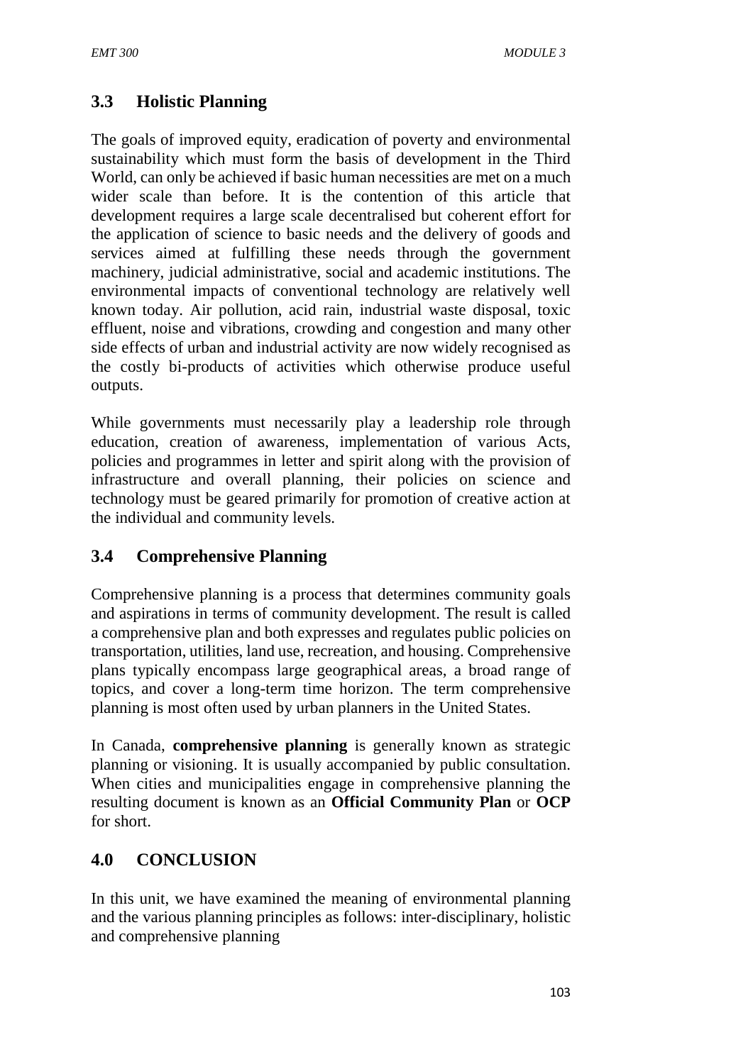## 3.3 Holistic Planning

The goals of improved equity, eradication of poverty and environmental sustainability which must form the basis of development in the Third World, can only be achieved if basic human necessities are met on a much wider scale than before. It is the contention of this article that development requires a large scale decentralised but coherent effort for the application of science to basic needs and the delivery of goods and services aimed at fulfilling these needs through the government machinery, judicial administrative, social and academic institutions. The environmental impacts of conventional technology are relatively well known today. Air pollution, acid rain, industrial waste disposal, toxic effluent, noise and vibrations, crowding and congestion and many other side effects of urban and industrial activity are now widely recognised as the costly bi-products of activities which otherwise produce useful outputs.

While governments must necessarily play a leadership role through education, creation of awareness, implementation of various Acts, policies and programmes in letter and spirit along with the provision of infrastructure and overall planning, their policies on science and technology must be geared primarily for promotion of creative action at the individual and community levels.

## 3.4 Comprehensive Planning

Comprehensive planning is a process that determines community goals and aspirations in terms of community development. The result is called a comprehensive plan and both expresses and regulates public policies on transportation, utilities, land use, recreation, and housing. Comprehensive plans typically encompass large geographical areas, a broad range of topics, and cover a long-term time horizon. The term comprehensive planning is most often used by urban planners in the United States.

In Canada, **comprehensive planning** is generally known as strategic planning or visioning. It is usually accompanied by public consultation. When cities and municipalities engage in comprehensive planning the resulting document is known as an **Official Community Plan** or **OCP** for short.

## 4.0 CONCLUSION

In this unit, we have examined the meaning of environmental planning and the various planning principles as follows: inter-disciplinary, holistic and comprehensive planning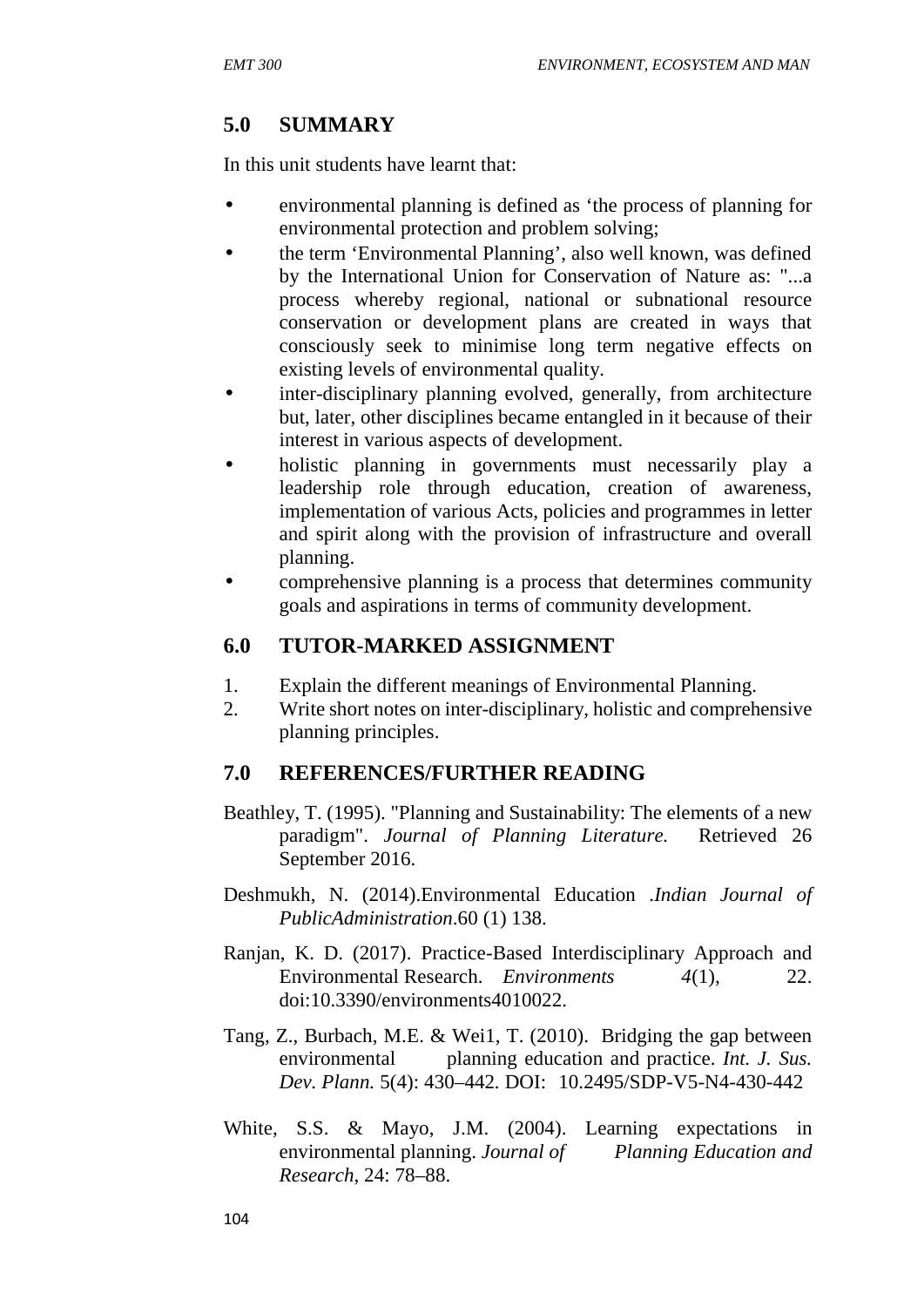## 5.0 SUMMARY

In this unit students have learnt that:

- environmental planning is defined as 'the process of planning for environmental protection and problem solving;
- the term 'Environmental Planning', also well known, was defined by the International Union for Conservation of Nature as: "...a process whereby regional, national or subnational resource conservation or development plans are created in ways that consciously seek to minimise long term negative effects on existing levels of environmental quality.
- inter-disciplinary planning evolved, generally, from architecture but, later, other disciplines became entangled in it because of their interest in various aspects of development.
- holistic planning in governments must necessarily play a leadership role through education, creation of awareness, implementation of various Acts, policies and programmes in letter and spirit along with the provision of infrastructure and overall planning.
- comprehensive planning is a process that determines community goals and aspirations in terms of community development.

## 6.0 TUTOR-MARKED ASSIGNMENT

1. Explain the different meanings of Environmental Planning.
2. Write short notes on inter-disciplinary, holistic and comprehensive planning principles.

## 7.0 REFERENCES/FURTHER READING

Beathley, T. (1995). "Planning and Sustainability: The elements of a new paradigm". *Journal of Planning Literature.* Retrieved 26 September 2016.

Deshmukh, N. (2014).Environmental Education .*Indian Journal of PublicAdministration*.60 (1) 138.

Ranjan, K. D. (2017). Practice-Based Interdisciplinary Approach and Environmental Research. *Environments* *4*(1), 22. doi:10.3390/environments4010022.

Tang, Z., Burbach, M.E. & Wei1, T. (2010). Bridging the gap between environmental planning education and practice. *Int. J. Sus. Dev. Plann.* 5(4): 430–442. DOI: 10.2495/SDP-V5-N4-430-442

White, S.S. & Mayo, J.M. (2004). Learning expectations in environmental planning. *Journal of Planning Education and Research*, 24: 78–88.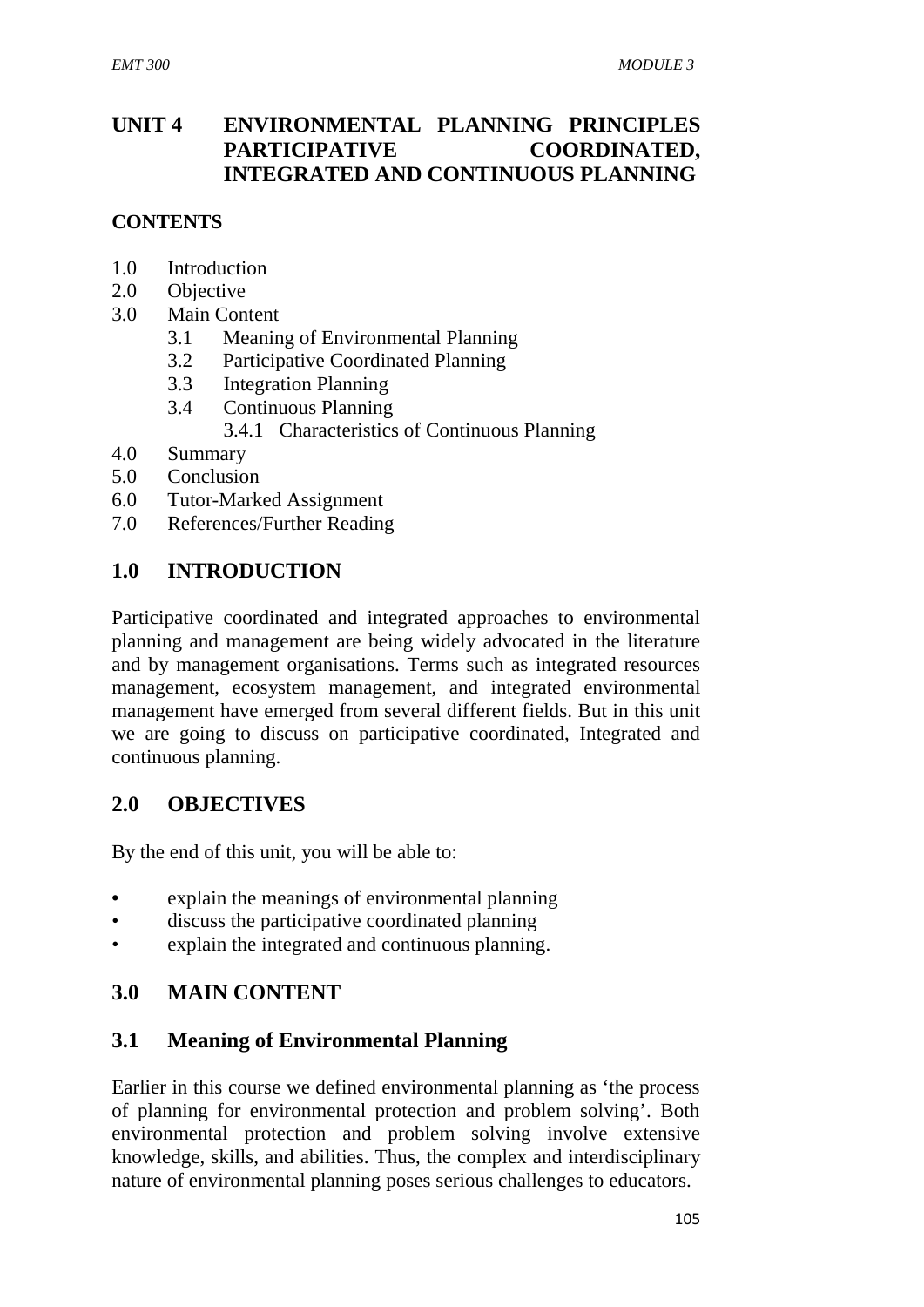# UNIT 4 ENVIRONMENTAL PLANNING PRINCIPLES PARTICIPATIVE COORDINATED, INTEGRATED AND CONTINUOUS PLANNING

## CONTENTS

1.0 Introduction
2.0 Objective
3.0 Main Content
    3.1 Meaning of Environmental Planning
    3.2 Participative Coordinated Planning
    3.3 Integration Planning
    3.4 Continuous Planning
        3.4.1 Characteristics of Continuous Planning
4.0 Summary
5.0 Conclusion
6.0 Tutor-Marked Assignment
7.0 References/Further Reading

## 1.0 INTRODUCTION

Participative coordinated and integrated approaches to environmental planning and management are being widely advocated in the literature and by management organisations. Terms such as integrated resources management, ecosystem management, and integrated environmental management have emerged from several different fields. But in this unit we are going to discuss on participative coordinated, Integrated and continuous planning.

## 2.0 OBJECTIVES

By the end of this unit, you will be able to:

- explain the meanings of environmental planning
- discuss the participative coordinated planning
- explain the integrated and continuous planning.

## 3.0 MAIN CONTENT

### 3.1 Meaning of Environmental Planning

Earlier in this course we defined environmental planning as 'the process of planning for environmental protection and problem solving'. Both environmental protection and problem solving involve extensive knowledge, skills, and abilities. Thus, the complex and interdisciplinary nature of environmental planning poses serious challenges to educators.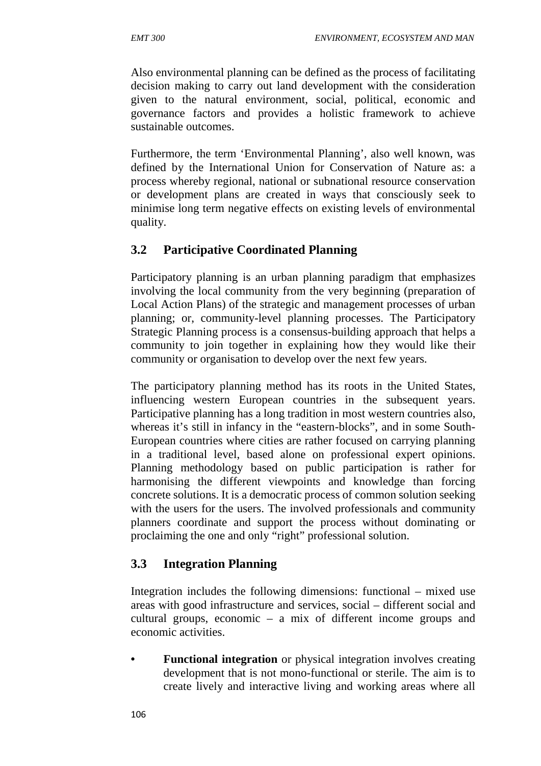Also environmental planning can be defined as the process of facilitating decision making to carry out land development with the consideration given to the natural environment, social, political, economic and governance factors and provides a holistic framework to achieve sustainable outcomes.

Furthermore, the term 'Environmental Planning', also well known, was defined by the International Union for Conservation of Nature as: a process whereby regional, national or subnational resource conservation or development plans are created in ways that consciously seek to minimise long term negative effects on existing levels of environmental quality.

## 3.2 Participative Coordinated Planning

Participatory planning is an urban planning paradigm that emphasizes involving the local community from the very beginning (preparation of Local Action Plans) of the strategic and management processes of urban planning; or, community-level planning processes. The Participatory Strategic Planning process is a consensus-building approach that helps a community to join together in explaining how they would like their community or organisation to develop over the next few years.

The participatory planning method has its roots in the United States, influencing western European countries in the subsequent years. Participative planning has a long tradition in most western countries also, whereas it's still in infancy in the "eastern-blocks", and in some South-European countries where cities are rather focused on carrying planning in a traditional level, based alone on professional expert opinions. Planning methodology based on public participation is rather for harmonising the different viewpoints and knowledge than forcing concrete solutions. It is a democratic process of common solution seeking with the users for the users. The involved professionals and community planners coordinate and support the process without dominating or proclaiming the one and only "right" professional solution.

## 3.3 Integration Planning

Integration includes the following dimensions: functional – mixed use areas with good infrastructure and services, social – different social and cultural groups, economic – a mix of different income groups and economic activities.

- **Functional integration** or physical integration involves creating development that is not mono-functional or sterile. The aim is to create lively and interactive living and working areas where all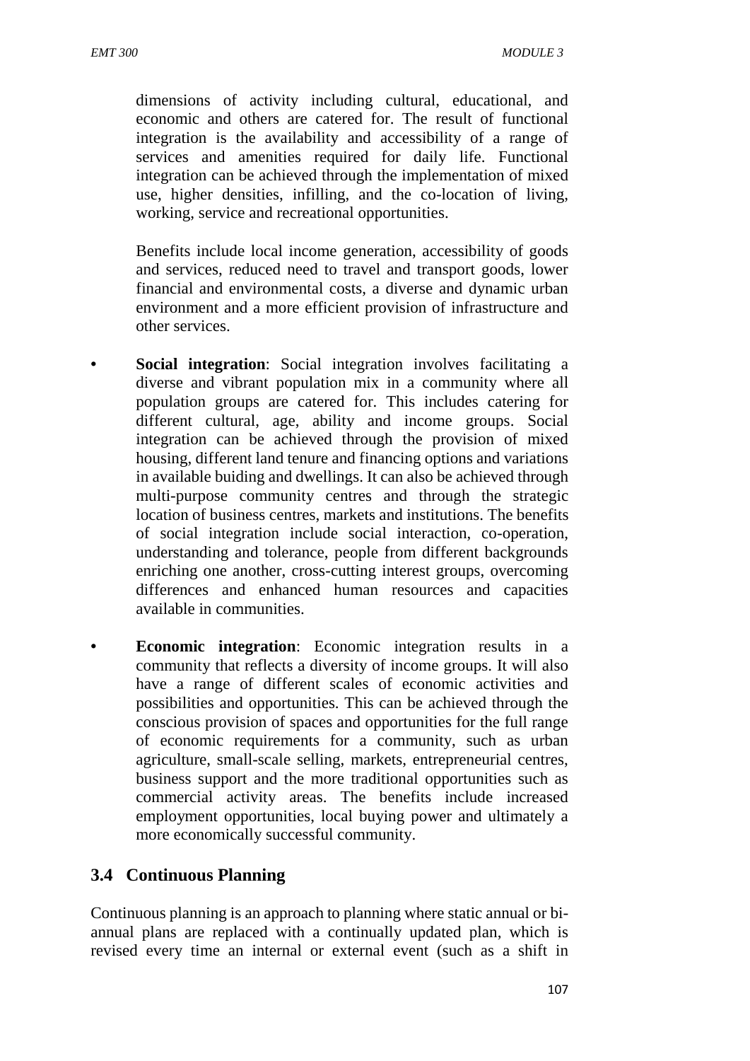dimensions of activity including cultural, educational, and economic and others are catered for. The result of functional integration is the availability and accessibility of a range of services and amenities required for daily life. Functional integration can be achieved through the implementation of mixed use, higher densities, infilling, and the co-location of living, working, service and recreational opportunities.

Benefits include local income generation, accessibility of goods and services, reduced need to travel and transport goods, lower financial and environmental costs, a diverse and dynamic urban environment and a more efficient provision of infrastructure and other services.

- **Social integration**: Social integration involves facilitating a diverse and vibrant population mix in a community where all population groups are catered for. This includes catering for different cultural, age, ability and income groups. Social integration can be achieved through the provision of mixed housing, different land tenure and financing options and variations in available buiding and dwellings. It can also be achieved through multi-purpose community centres and through the strategic location of business centres, markets and institutions. The benefits of social integration include social interaction, co-operation, understanding and tolerance, people from different backgrounds enriching one another, cross-cutting interest groups, overcoming differences and enhanced human resources and capacities available in communities.

- **Economic integration**: Economic integration results in a community that reflects a diversity of income groups. It will also have a range of different scales of economic activities and possibilities and opportunities. This can be achieved through the conscious provision of spaces and opportunities for the full range of economic requirements for a community, such as urban agriculture, small-scale selling, markets, entrepreneurial centres, business support and the more traditional opportunities such as commercial activity areas. The benefits include increased employment opportunities, local buying power and ultimately a more economically successful community.

## 3.4 Continuous Planning

Continuous planning is an approach to planning where static annual or bi-annual plans are replaced with a continually updated plan, which is revised every time an internal or external event (such as a shift in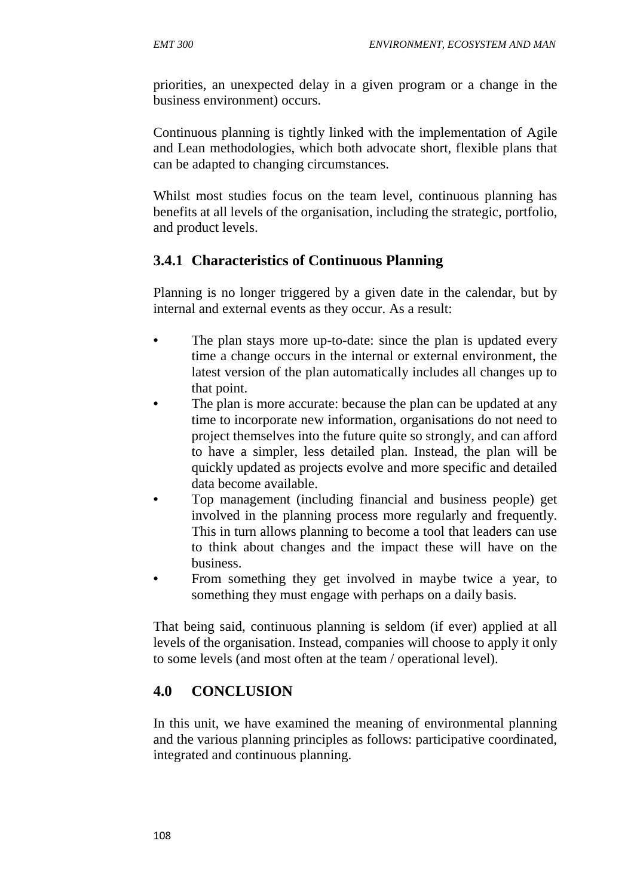priorities, an unexpected delay in a given program or a change in the business environment) occurs.

Continuous planning is tightly linked with the implementation of Agile and Lean methodologies, which both advocate short, flexible plans that can be adapted to changing circumstances.

Whilst most studies focus on the team level, continuous planning has benefits at all levels of the organisation, including the strategic, portfolio, and product levels.

### 3.4.1 Characteristics of Continuous Planning

Planning is no longer triggered by a given date in the calendar, but by internal and external events as they occur. As a result:

- The plan stays more up-to-date: since the plan is updated every time a change occurs in the internal or external environment, the latest version of the plan automatically includes all changes up to that point.
- The plan is more accurate: because the plan can be updated at any time to incorporate new information, organisations do not need to project themselves into the future quite so strongly, and can afford to have a simpler, less detailed plan. Instead, the plan will be quickly updated as projects evolve and more specific and detailed data become available.
- Top management (including financial and business people) get involved in the planning process more regularly and frequently. This in turn allows planning to become a tool that leaders can use to think about changes and the impact these will have on the business.
- From something they get involved in maybe twice a year, to something they must engage with perhaps on a daily basis.

That being said, continuous planning is seldom (if ever) applied at all levels of the organisation. Instead, companies will choose to apply it only to some levels (and most often at the team / operational level).

## 4.0 CONCLUSION

In this unit, we have examined the meaning of environmental planning and the various planning principles as follows: participative coordinated, integrated and continuous planning.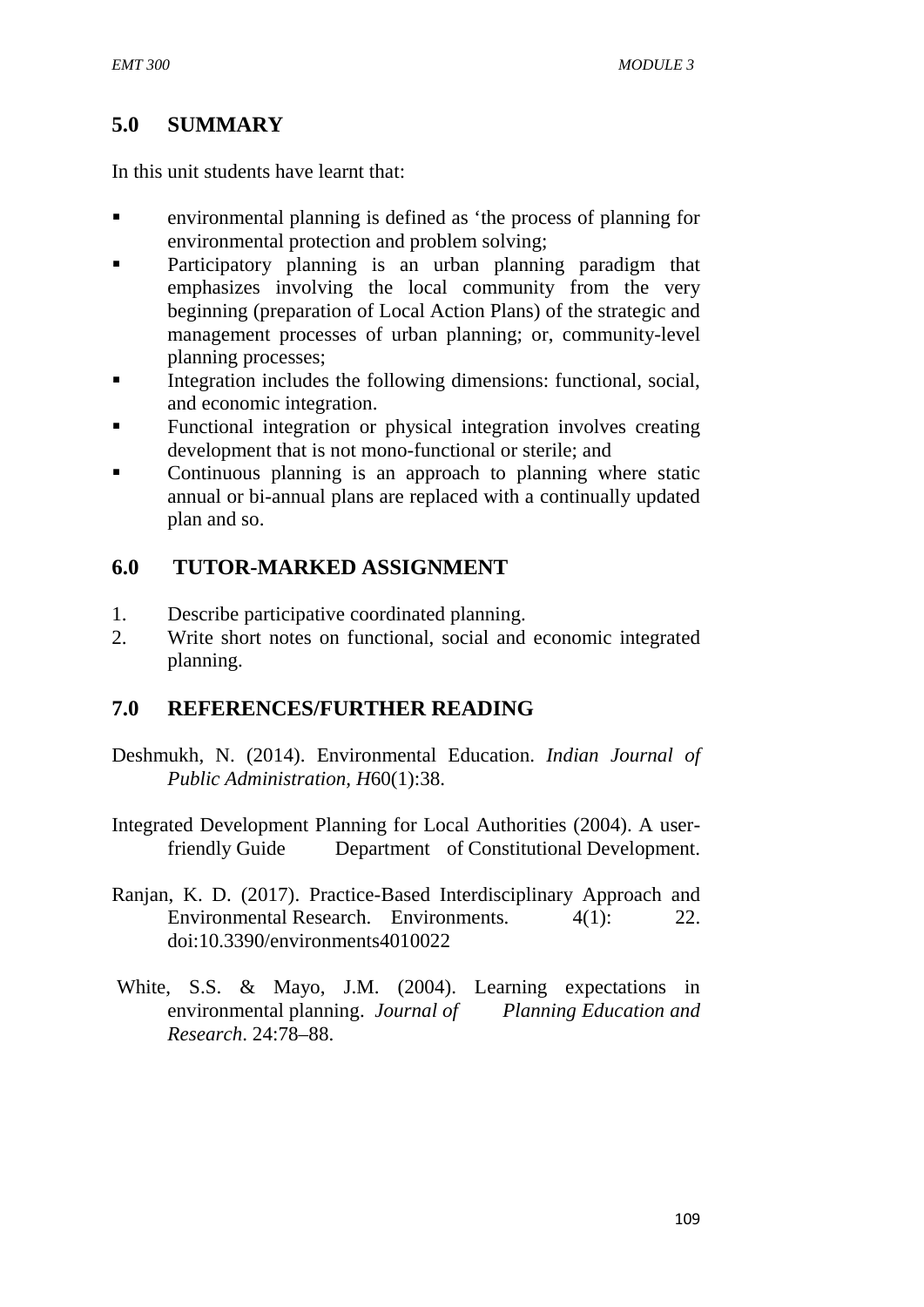## 5.0 SUMMARY

In this unit students have learnt that:

- environmental planning is defined as 'the process of planning for environmental protection and problem solving;
- Participatory planning is an urban planning paradigm that emphasizes involving the local community from the very beginning (preparation of Local Action Plans) of the strategic and management processes of urban planning; or, community-level planning processes;
- Integration includes the following dimensions: functional, social, and economic integration.
- Functional integration or physical integration involves creating development that is not mono-functional or sterile; and
- Continuous planning is an approach to planning where static annual or bi-annual plans are replaced with a continually updated plan and so.

## 6.0 TUTOR-MARKED ASSIGNMENT

1. Describe participative coordinated planning.
2. Write short notes on functional, social and economic integrated planning.

## 7.0 REFERENCES/FURTHER READING

Deshmukh, N. (2014). Environmental Education. *Indian Journal of Public Administration, H*60(1):38.

Integrated Development Planning for Local Authorities (2004). A user-friendly Guide Department of Constitutional Development.

Ranjan, K. D. (2017). Practice-Based Interdisciplinary Approach and Environmental Research. Environments. 4(1): 22. doi:10.3390/environments4010022

White, S.S. & Mayo, J.M. (2004). Learning expectations in environmental planning. *Journal of Planning Education and Research*. 24:78–88.